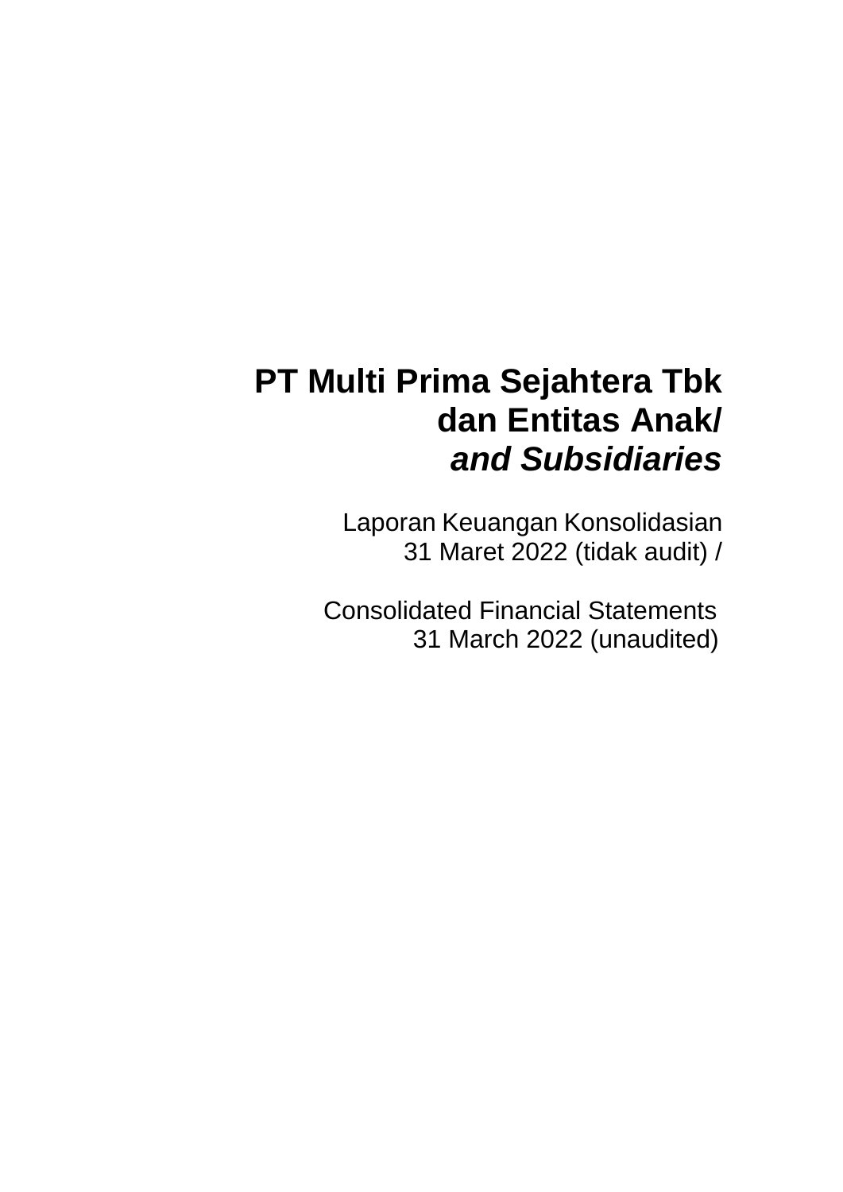# PT Multi Prima Sejahtera Tbk
# dan Entitas Anak/
# *and Subsidiaries*

Laporan Keuangan Konsolidasian
31 Maret 2022 (tidak audit) /

Consolidated Financial Statements
31 March 2022 (unaudited)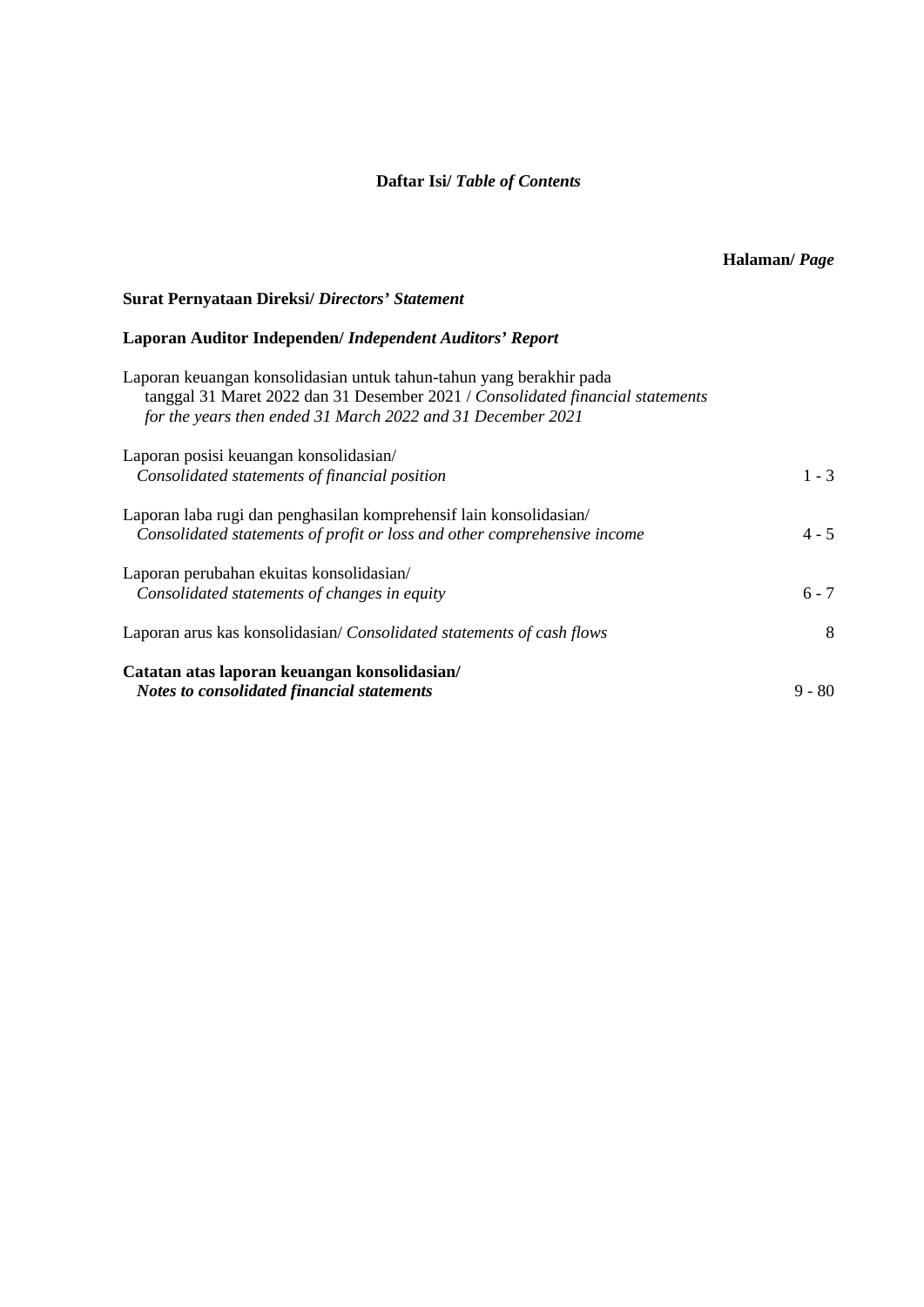## **Daftar Isi/ *Table of Contents***

| | **Halaman/ *Page*** |
|---|---|
| **Surat Pernyataan Direksi/ *Directors' Statement*** | |
| **Laporan Auditor Independen/ *Independent Auditors' Report*** | |
| Laporan keuangan konsolidasian untuk tahun-tahun yang berakhir pada tanggal 31 Maret 2022 dan 31 Desember 2021 / *Consolidated financial statements for the years then ended 31 March 2022 and 31 December 2021* | |
| Laporan posisi keuangan konsolidasian/ *Consolidated statements of financial position* | 1 - 3 |
| Laporan laba rugi dan penghasilan komprehensif lain konsolidasian/ *Consolidated statements of profit or loss and other comprehensive income* | 4 - 5 |
| Laporan perubahan ekuitas konsolidasian/ *Consolidated statements of changes in equity* | 6 - 7 |
| Laporan arus kas konsolidasian/ *Consolidated statements of cash flows* | 8 |
| **Catatan atas laporan keuangan konsolidasian/ *Notes to consolidated financial statements*** | 9 - 80 |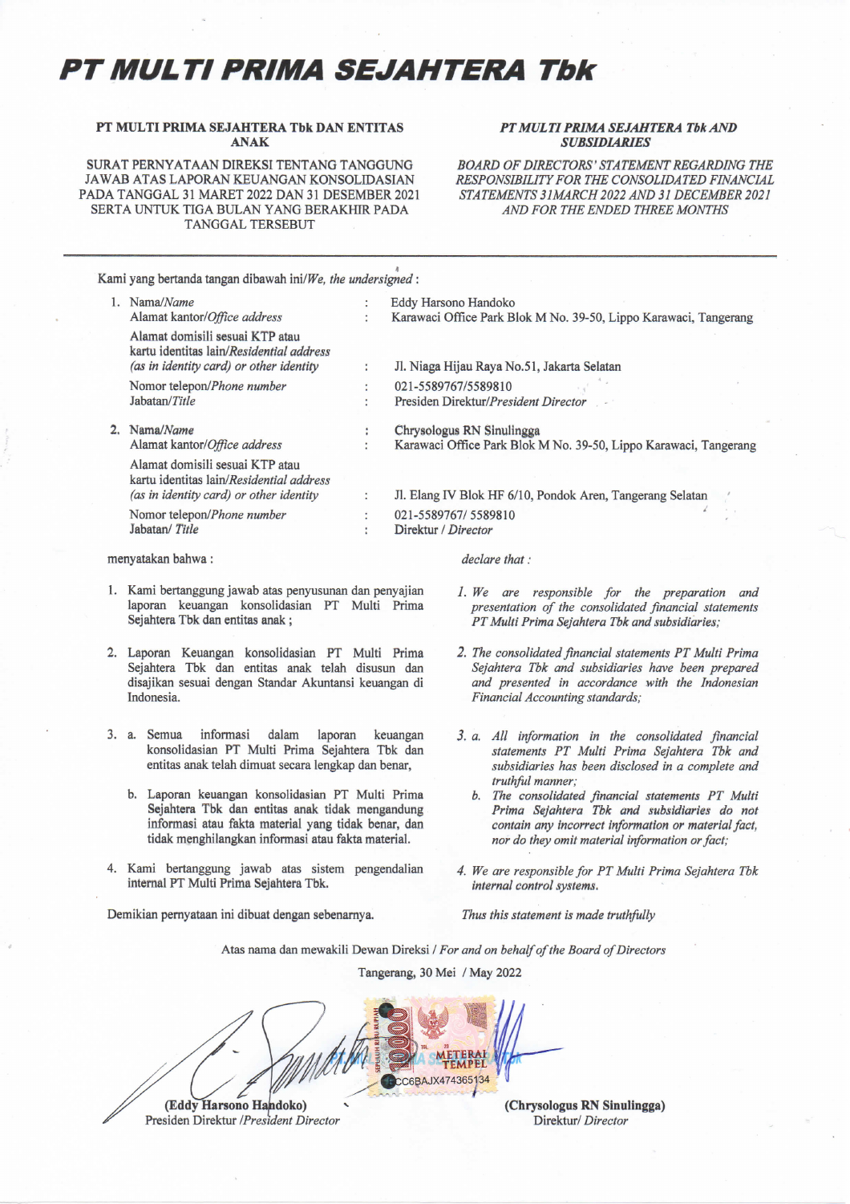# PT MULTI PRIMA SEJAHTERA Tbk

**PT MULTI PRIMA SEJAHTERA Tbk DAN ENTITAS ANAK**

SURAT PERNYATAAN DIREKSI TENTANG TANGGUNG JAWAB ATAS LAPORAN KEUANGAN KONSOLIDASIAN PADA TANGGAL 31 MARET 2022 DAN 31 DESEMBER 2021 SERTA UNTUK TIGA BULAN YANG BERAKHIR PADA TANGGAL TERSEBUT

***PT MULTI PRIMA SEJAHTERA Tbk AND SUBSIDIARIES***

*BOARD OF DIRECTORS' STATEMENT REGARDING THE RESPONSIBILITY FOR THE CONSOLIDATED FINANCIAL STATEMENTS 31MARCH 2022 AND 31 DECEMBER 2021 AND FOR THE ENDED THREE MONTHS*

---

Kami yang bertanda tangan dibawah ini/*We, the undersigned* :

1. Nama/*Name* : Eddy Harsono Handoko
   Alamat kantor/*Office address* : Karawaci Office Park Blok M No. 39-50, Lippo Karawaci, Tangerang
   Alamat domisili sesuai KTP atau kartu identitas lain/*Residential address (as in identity card) or other identity* : Jl. Niaga Hijau Raya No.51, Jakarta Selatan
   Nomor telepon/*Phone number* : 021-5589767/5589810
   Jabatan/*Title* : Presiden Direktur/*President Director*

2. Nama/*Name* : Chrysologus RN Sinulingga
   Alamat kantor/*Office address* : Karawaci Office Park Blok M No. 39-50, Lippo Karawaci, Tangerang
   Alamat domisili sesuai KTP atau kartu identitas lain/*Residential address (as in identity card) or other identity* : Jl. Elang IV Blok HF 6/10, Pondok Aren, Tangerang Selatan
   Nomor telepon/*Phone number* : 021-5589767/ 5589810
   Jabatan/ *Title* : Direktur / *Director*

menyatakan bahwa :

1. Kami bertanggung jawab atas penyusunan dan penyajian laporan keuangan konsolidasian PT Multi Prima Sejahtera Tbk dan entitas anak ;
2. Laporan Keuangan konsolidasian PT Multi Prima Sejahtera Tbk dan entitas anak telah disusun dan disajikan sesuai dengan Standar Akuntansi keuangan di Indonesia.
3. a. Semua informasi dalam laporan keuangan konsolidasian PT Multi Prima Sejahtera Tbk dan entitas anak telah dimuat secara lengkap dan benar,
   b. Laporan keuangan konsolidasian PT Multi Prima Sejahtera Tbk dan entitas anak tidak mengandung informasi atau fakta material yang tidak benar, dan tidak menghilangkan informasi atau fakta material.
4. Kami bertanggung jawab atas sistem pengendalian internal PT Multi Prima Sejahtera Tbk.

Demikian pernyataan ini dibuat dengan sebenarnya.

*declare that :*

1. *We are responsible for the preparation and presentation of the consolidated financial statements PT Multi Prima Sejahtera Tbk and subsidiaries;*
2. *The consolidated financial statements PT Multi Prima Sejahtera Tbk and subsidiaries have been prepared and presented in accordance with the Indonesian Financial Accounting standards;*
3. *a. All information in the consolidated financial statements PT Multi Prima Sejahtera Tbk and subsidiaries has been disclosed in a complete and truthful manner;*
   *b. The consolidated financial statements PT Multi Prima Sejahtera Tbk and subsidiaries do not contain any incorrect information or material fact, nor do they omit material information or fact;*
4. *We are responsible for PT Multi Prima Sejahtera Tbk internal control systems.*

*Thus this statement is made truthfully*

Atas nama dan mewakili Dewan Direksi / *For and on behalf of the Board of Directors*

Tangerang, 30 Mei / May 2022

METERAI TEMPEL CC6BAJX474365134

**(Eddy Harsono Handoko)**
Presiden Direktur /*President Director*

**(Chrysologus RN Sinulingga)**
Direktur/ *Director*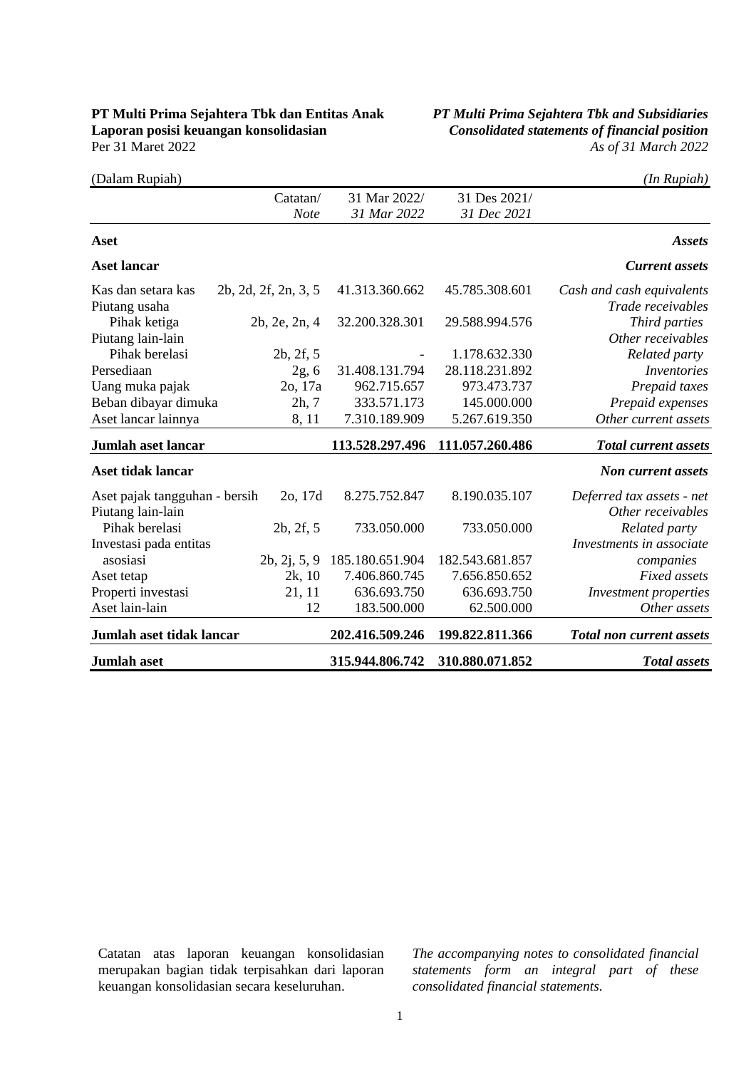**PT Multi Prima Sejahtera Tbk dan Entitas Anak**
**Laporan posisi keuangan konsolidasian**
Per 31 Maret 2022

***PT Multi Prima Sejahtera Tbk and Subsidiaries***
***Consolidated statements of financial position***
*As of 31 March 2022*

(Dalam Rupiah) / *(In Rupiah)*

| | Catatan/ *Note* | 31 Mar 2022/ *31 Mar 2022* | 31 Des 2021/ *31 Dec 2021* | |
|---|---|---|---|---|
| **Aset** | | | | ***Assets*** |
| **Aset lancar** | | | | ***Current assets*** |
| Kas dan setara kas | 2b, 2d, 2f, 2n, 3, 5 | 41.313.360.662 | 45.785.308.601 | *Cash and cash equivalents* |
| Piutang usaha | | | | *Trade receivables* |
| Pihak ketiga | 2b, 2e, 2n, 4 | 32.200.328.301 | 29.588.994.576 | *Third parties* |
| Piutang lain-lain | | | | *Other receivables* |
| Pihak berelasi | 2b, 2f, 5 | - | 1.178.632.330 | *Related party* |
| Persediaan | 2g, 6 | 31.408.131.794 | 28.118.231.892 | *Inventories* |
| Uang muka pajak | 2o, 17a | 962.715.657 | 973.473.737 | *Prepaid taxes* |
| Beban dibayar dimuka | 2h, 7 | 333.571.173 | 145.000.000 | *Prepaid expenses* |
| Aset lancar lainnya | 8, 11 | 7.310.189.909 | 5.267.619.350 | *Other current assets* |
| **Jumlah aset lancar** | | **113.528.297.496** | **111.057.260.486** | ***Total current assets*** |
| **Aset tidak lancar** | | | | ***Non current assets*** |
| Aset pajak tangguhan - bersih | 2o, 17d | 8.275.752.847 | 8.190.035.107 | *Deferred tax assets - net* |
| Piutang lain-lain | | | | *Other receivables* |
| Pihak berelasi | 2b, 2f, 5 | 733.050.000 | 733.050.000 | *Related party* |
| Investasi pada entitas asosiasi | 2b, 2j, 5, 9 | 185.180.651.904 | 182.543.681.857 | *Investments in associate companies* |
| Aset tetap | 2k, 10 | 7.406.860.745 | 7.656.850.652 | *Fixed assets* |
| Properti investasi | 21, 11 | 636.693.750 | 636.693.750 | *Investment properties* |
| Aset lain-lain | 12 | 183.500.000 | 62.500.000 | *Other assets* |
| **Jumlah aset tidak lancar** | | **202.416.509.246** | **199.822.811.366** | ***Total non current assets*** |
| **Jumlah aset** | | **315.944.806.742** | **310.880.071.852** | ***Total assets*** |

Catatan atas laporan keuangan konsolidasian merupakan bagian tidak terpisahkan dari laporan keuangan konsolidasian secara keseluruhan.

*The accompanying notes to consolidated financial statements form an integral part of these consolidated financial statements.*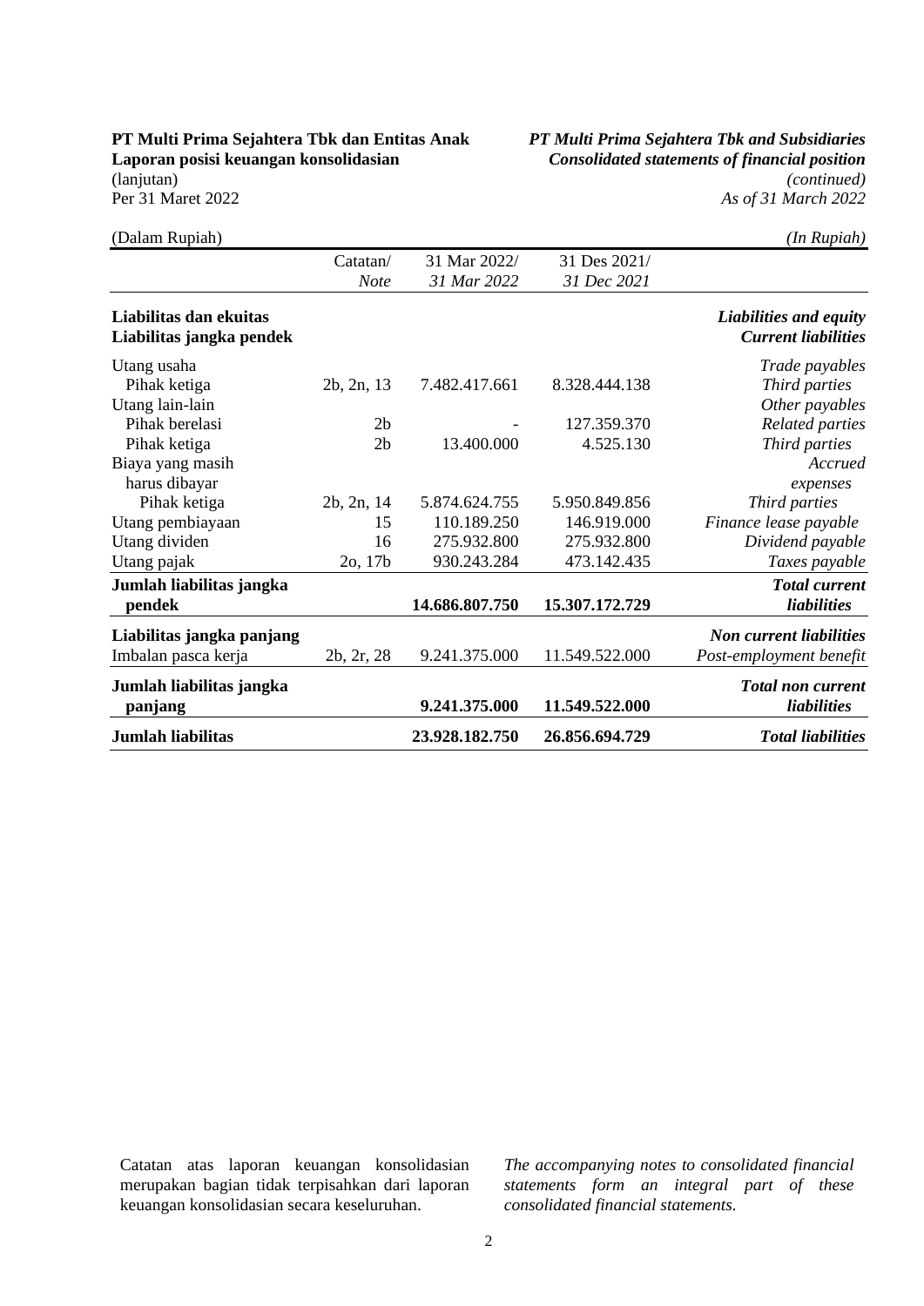**PT Multi Prima Sejahtera Tbk dan Entitas Anak**
**Laporan posisi keuangan konsolidasian**
(lanjutan)
Per 31 Maret 2022

***PT Multi Prima Sejahtera Tbk and Subsidiaries***
***Consolidated statements of financial position***
*(continued)*
*As of 31 March 2022*

(Dalam Rupiah) *(In Rupiah)*

| | Catatan/ *Note* | 31 Mar 2022/ *31 Mar 2022* | 31 Des 2021/ *31 Dec 2021* | |
|---|---|---|---|---|
| **Liabilitas dan ekuitas** | | | | ***Liabilities and equity*** |
| **Liabilitas jangka pendek** | | | | ***Current liabilities*** |
| Utang usaha | | | | *Trade payables* |
| Pihak ketiga | 2b, 2n, 13 | 7.482.417.661 | 8.328.444.138 | *Third parties* |
| Utang lain-lain | | | | *Other payables* |
| Pihak berelasi | 2b | - | 127.359.370 | *Related parties* |
| Pihak ketiga | 2b | 13.400.000 | 4.525.130 | *Third parties* |
| Biaya yang masih harus dibayar | | | | *Accrued expenses* |
| Pihak ketiga | 2b, 2n, 14 | 5.874.624.755 | 5.950.849.856 | *Third parties* |
| Utang pembiayaan | 15 | 110.189.250 | 146.919.000 | *Finance lease payable* |
| Utang dividen | 16 | 275.932.800 | 275.932.800 | *Dividend payable* |
| Utang pajak | 2o, 17b | 930.243.284 | 473.142.435 | *Taxes payable* |
| **Jumlah liabilitas jangka pendek** | | **14.686.807.750** | **15.307.172.729** | ***Total current liabilities*** |
| **Liabilitas jangka panjang** | | | | ***Non current liabilities*** |
| Imbalan pasca kerja | 2b, 2r, 28 | 9.241.375.000 | 11.549.522.000 | *Post-employment benefit* |
| **Jumlah liabilitas jangka panjang** | | **9.241.375.000** | **11.549.522.000** | ***Total non current liabilities*** |
| **Jumlah liabilitas** | | **23.928.182.750** | **26.856.694.729** | ***Total liabilities*** |

Catatan atas laporan keuangan konsolidasian merupakan bagian tidak terpisahkan dari laporan keuangan konsolidasian secara keseluruhan.

*The accompanying notes to consolidated financial statements form an integral part of these consolidated financial statements.*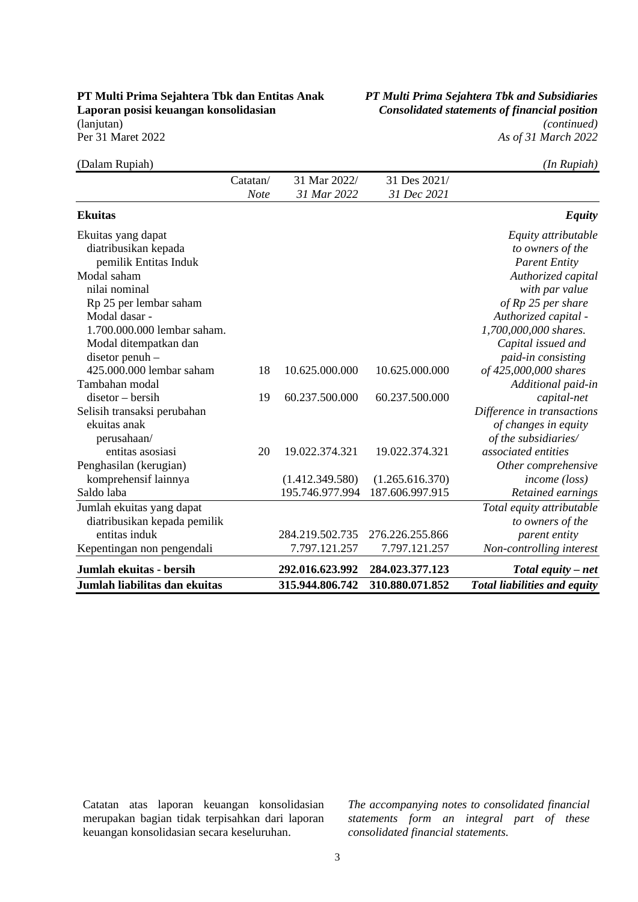**PT Multi Prima Sejahtera Tbk dan Entitas Anak**
**Laporan posisi keuangan konsolidasian**
(lanjutan)
Per 31 Maret 2022

***PT Multi Prima Sejahtera Tbk and Subsidiaries***
***Consolidated statements of financial position***
*(continued)*
*As of 31 March 2022*

(Dalam Rupiah) *(In Rupiah)*

| | Catatan/ *Note* | 31 Mar 2022/ *31 Mar 2022* | 31 Des 2021/ *31 Dec 2021* | |
|---|---|---|---|---|
| **Ekuitas** | | | | ***Equity*** |
| Ekuitas yang dapat diatribusikan kepada pemilik Entitas Induk | | | | *Equity attributable to owners of the Parent Entity* |
| Modal saham nilai nominal Rp 25 per lembar saham | | | | *Authorized capital with par value of Rp 25 per share* |
| Modal dasar - 1.700.000.000 lembar saham. | | | | *Authorized capital - 1,700,000,000 shares.* |
| Modal ditempatkan dan disetor penuh – 425.000.000 lembar saham | 18 | 10.625.000.000 | 10.625.000.000 | *Capital issued and paid-in consisting of 425,000,000 shares* |
| Tambahan modal disetor – bersih | 19 | 60.237.500.000 | 60.237.500.000 | *Additional paid-in capital-net* |
| Selisih transaksi perubahan ekuitas anak perusahaan/ entitas asosiasi | 20 | 19.022.374.321 | 19.022.374.321 | *Difference in transactions of changes in equity of the subsidiaries/ associated entities* |
| Penghasilan (kerugian) komprehensif lainnya | | (1.412.349.580) | (1.265.616.370) | *Other comprehensive income (loss)* |
| Saldo laba | | 195.746.977.994 | 187.606.997.915 | *Retained earnings* |
| Jumlah ekuitas yang dapat diatribusikan kepada pemilik entitas induk | | 284.219.502.735 | 276.226.255.866 | *Total equity attributable to owners of the parent entity* |
| Kepentingan non pengendali | | 7.797.121.257 | 7.797.121.257 | *Non-controlling interest* |
| **Jumlah ekuitas - bersih** | | **292.016.623.992** | **284.023.377.123** | ***Total equity – net*** |
| **Jumlah liabilitas dan ekuitas** | | **315.944.806.742** | **310.880.071.852** | ***Total liabilities and equity*** |

Catatan atas laporan keuangan konsolidasian merupakan bagian tidak terpisahkan dari laporan keuangan konsolidasian secara keseluruhan.

*The accompanying notes to consolidated financial statements form an integral part of these consolidated financial statements.*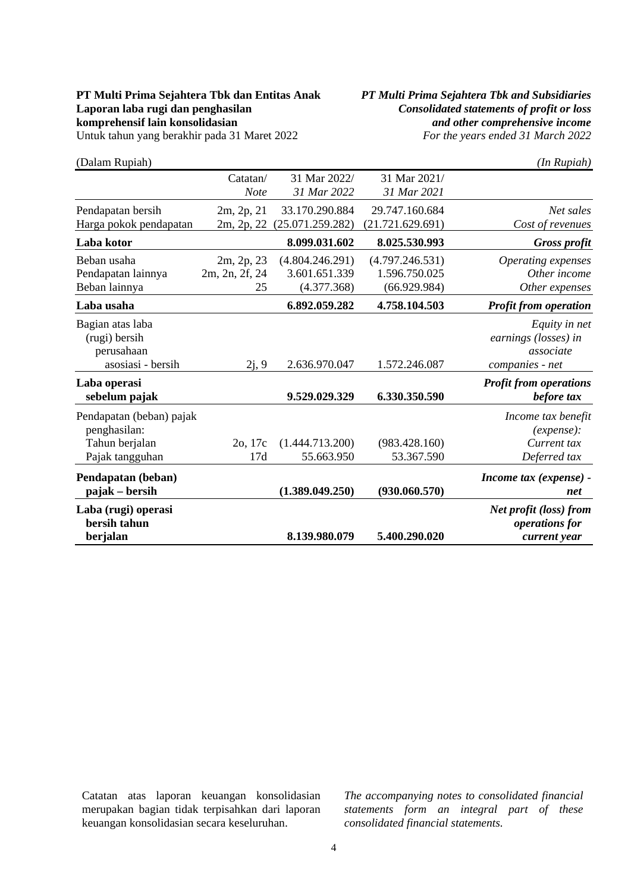**PT Multi Prima Sejahtera Tbk dan Entitas Anak**
**Laporan laba rugi dan penghasilan komprehensif lain konsolidasian**
Untuk tahun yang berakhir pada 31 Maret 2022

***PT Multi Prima Sejahtera Tbk and Subsidiaries***
***Consolidated statements of profit or loss and other comprehensive income***
*For the years ended 31 March 2022*

(Dalam Rupiah) *(In Rupiah)*

| | Catatan/ *Note* | 31 Mar 2022/ *31 Mar 2022* | 31 Mar 2021/ *31 Mar 2021* | |
|---|---|---|---|---|
| Pendapatan bersih | 2m, 2p, 21 | 33.170.290.884 | 29.747.160.684 | *Net sales* |
| Harga pokok pendapatan | 2m, 2p, 22 | (25.071.259.282) | (21.721.629.691) | *Cost of revenues* |
| **Laba kotor** | | **8.099.031.602** | **8.025.530.993** | ***Gross profit*** |
| Beban usaha | 2m, 2p, 23 | (4.804.246.291) | (4.797.246.531) | *Operating expenses* |
| Pendapatan lainnya | 2m, 2n, 2f, 24 | 3.601.651.339 | 1.596.750.025 | *Other income* |
| Beban lainnya | 25 | (4.377.368) | (66.929.984) | *Other expenses* |
| **Laba usaha** | | **6.892.059.282** | **4.758.104.503** | ***Profit from operation*** |
| Bagian atas laba (rugi) bersih perusahaan asosiasi - bersih | 2j, 9 | 2.636.970.047 | 1.572.246.087 | *Equity in net earnings (losses) in associate companies - net* |
| **Laba operasi sebelum pajak** | | **9.529.029.329** | **6.330.350.590** | ***Profit from operations before tax*** |
| Pendapatan (beban) pajak penghasilan: | | | | *Income tax benefit (expense):* |
| Tahun berjalan | 2o, 17c | (1.444.713.200) | (983.428.160) | *Current tax* |
| Pajak tangguhan | 17d | 55.663.950 | 53.367.590 | *Deferred tax* |
| **Pendapatan (beban) pajak – bersih** | | **(1.389.049.250)** | **(930.060.570)** | ***Income tax (expense) - net*** |
| **Laba (rugi) operasi bersih tahun berjalan** | | **8.139.980.079** | **5.400.290.020** | ***Net profit (loss) from operations for current year*** |

Catatan atas laporan keuangan konsolidasian merupakan bagian tidak terpisahkan dari laporan keuangan konsolidasian secara keseluruhan.

*The accompanying notes to consolidated financial statements form an integral part of these consolidated financial statements.*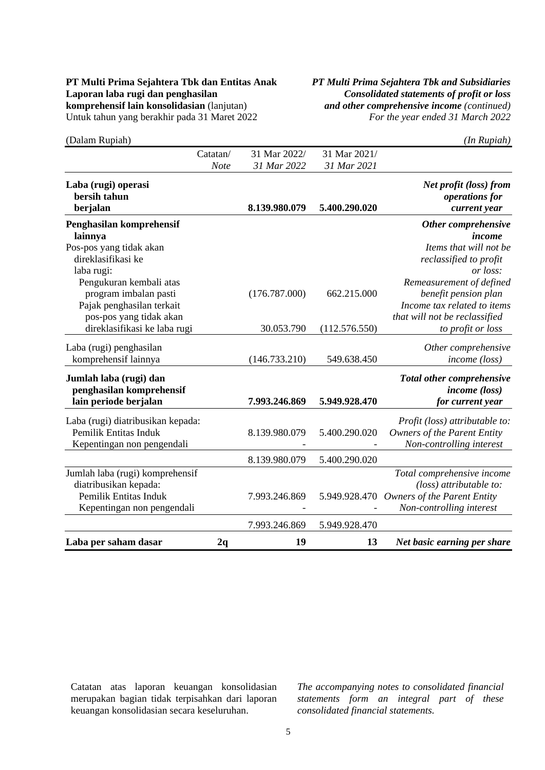**PT Multi Prima Sejahtera Tbk dan Entitas Anak**
**Laporan laba rugi dan penghasilan komprehensif lain konsolidasian** (lanjutan)
Untuk tahun yang berakhir pada 31 Maret 2022

***PT Multi Prima Sejahtera Tbk and Subsidiaries***
***Consolidated statements of profit or loss and other comprehensive income*** *(continued)*
*For the year ended 31 March 2022*

(Dalam Rupiah) *(In Rupiah)*

| | Catatan/ *Note* | 31 Mar 2022/ *31 Mar 2022* | 31 Mar 2021/ *31 Mar 2021* | |
|---|---|---|---|---|
| **Laba (rugi) operasi bersih tahun berjalan** | | **8.139.980.079** | **5.400.290.020** | ***Net profit (loss) from operations for current year*** |
| **Penghasilan komprehensif lainnya** | | | | ***Other comprehensive income*** |
| Pos-pos yang tidak akan direklasifikasi ke laba rugi: | | | | *Items that will not be reclassified to profit or loss:* |
| Pengukuran kembali atas program imbalan pasti | | (176.787.000) | 662.215.000 | *Remeasurement of defined benefit pension plan* |
| Pajak penghasilan terkait pos-pos yang tidak akan direklasifikasi ke laba rugi | | 30.053.790 | (112.576.550) | *Income tax related to items that will not be reclassified to profit or loss* |
| Laba (rugi) penghasilan komprehensif lainnya | | (146.733.210) | 549.638.450 | *Other comprehensive income (loss)* |
| **Jumlah laba (rugi) dan penghasilan komprehensif lain periode berjalan** | | **7.993.246.869** | **5.949.928.470** | ***Total other comprehensive income (loss) for current year*** |
| Laba (rugi) diatribusikan kepada: | | | | *Profit (loss) attributable to:* |
| Pemilik Entitas Induk | | 8.139.980.079 | 5.400.290.020 | *Owners of the Parent Entity* |
| Kepentingan non pengendali | | - | - | *Non-controlling interest* |
| | | 8.139.980.079 | 5.400.290.020 | |
| Jumlah laba (rugi) komprehensif diatribusikan kepada: | | | | *Total comprehensive income (loss) attributable to:* |
| Pemilik Entitas Induk | | 7.993.246.869 | 5.949.928.470 | *Owners of the Parent Entity* |
| Kepentingan non pengendali | | - | - | *Non-controlling interest* |
| | | 7.993.246.869 | 5.949.928.470 | |
| **Laba per saham dasar** | **2q** | **19** | **13** | ***Net basic earning per share*** |

Catatan atas laporan keuangan konsolidasian merupakan bagian tidak terpisahkan dari laporan keuangan konsolidasian secara keseluruhan.

*The accompanying notes to consolidated financial statements form an integral part of these consolidated financial statements.*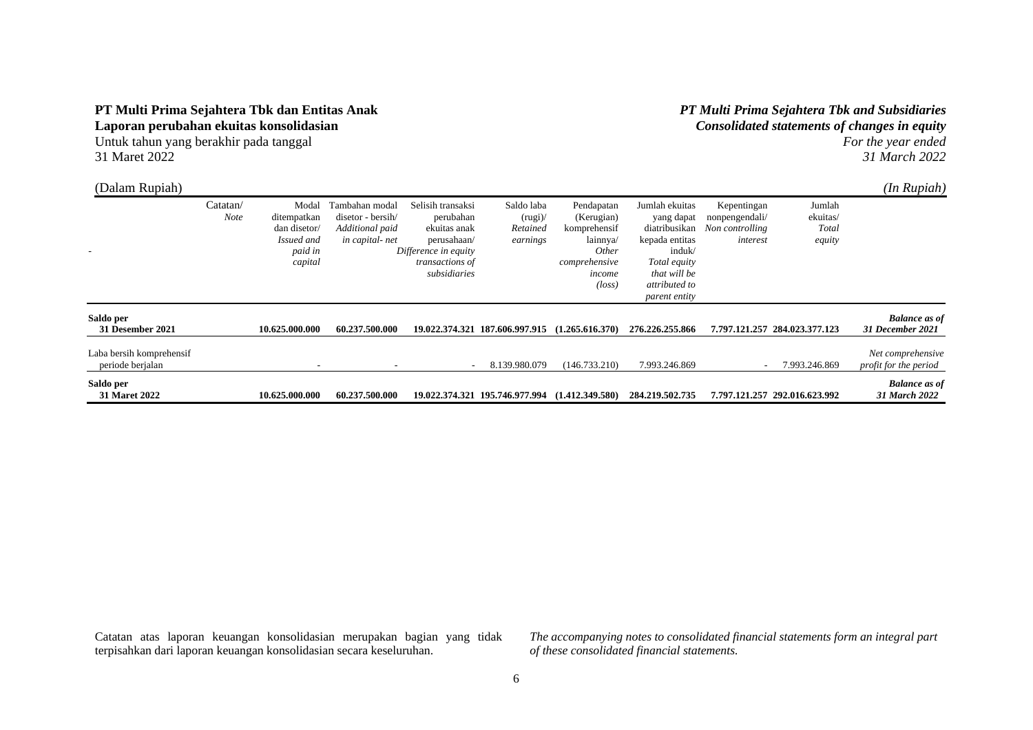**PT Multi Prima Sejahtera Tbk dan Entitas Anak**
**Laporan perubahan ekuitas konsolidasian**
Untuk tahun yang berakhir pada tanggal
31 Maret 2022

***PT Multi Prima Sejahtera Tbk and Subsidiaries***
***Consolidated statements of changes in equity***
*For the year ended*
*31 March 2022*

(Dalam Rupiah) | *(In Rupiah)*

| | Catatan/ *Note* | Modal ditempatkan dan disetor/ *Issued and paid in capital* | Tambahan modal disetor - bersih/ *Additional paid in capital- net* | Selisih transaksi perubahan ekuitas anak perusahaan/ *Difference in equity transactions of subsidiaries* | Saldo laba (rugi)/ *Retained earnings* | Pendapatan (Kerugian) komprehensif lainnya/ *Other comprehensive income (loss)* | Jumlah ekuitas yang dapat diatribusikan kepada entitas induk/ *Total equity that will be attributed to parent entity* | Kepentingan nonpengendali/ *Non controlling interest* | Jumlah ekuitas/ *Total equity* | |
|---|---|---|---|---|---|---|---|---|---|---|
| **Saldo per 31 Desember 2021** | | **10.625.000.000** | **60.237.500.000** | **19.022.374.321** | **187.606.997.915** | **(1.265.616.370)** | **276.226.255.866** | **7.797.121.257** | **284.023.377.123** | ***Balance as of 31 December 2021*** |
| Laba bersih komprehensif periode berjalan | | - | - | - | 8.139.980.079 | (146.733.210) | 7.993.246.869 | - | 7.993.246.869 | *Net comprehensive profit for the period* |
| **Saldo per 31 Maret 2022** | | **10.625.000.000** | **60.237.500.000** | **19.022.374.321** | **195.746.977.994** | **(1.412.349.580)** | **284.219.502.735** | **7.797.121.257** | **292.016.623.992** | ***Balance as of 31 March 2022*** |

Catatan atas laporan keuangan konsolidasian merupakan bagian yang tidak terpisahkan dari laporan keuangan konsolidasian secara keseluruhan.

*The accompanying notes to consolidated financial statements form an integral part of these consolidated financial statements.*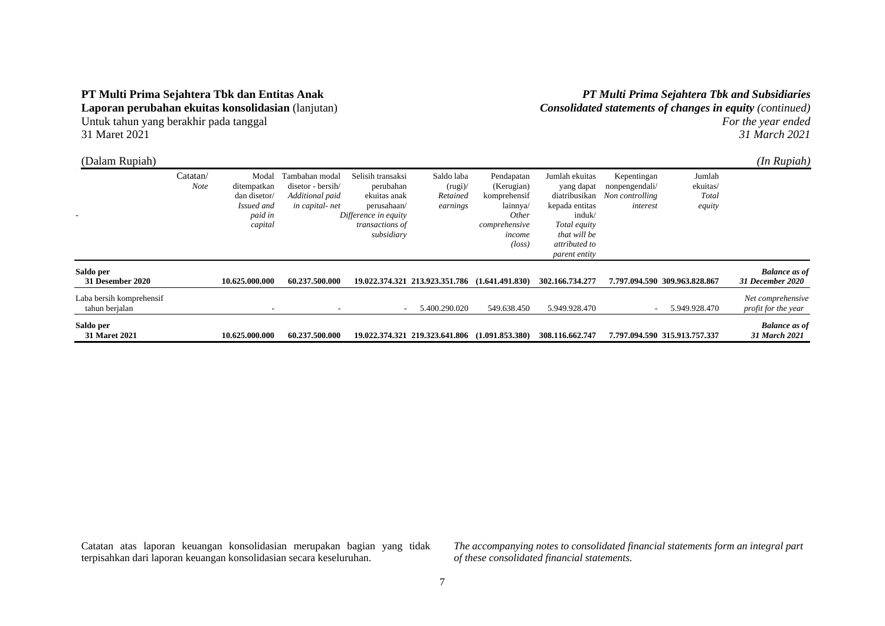**PT Multi Prima Sejahtera Tbk dan Entitas Anak**
**Laporan perubahan ekuitas konsolidasian** (lanjutan)
Untuk tahun yang berakhir pada tanggal
31 Maret 2021

***PT Multi Prima Sejahtera Tbk and Subsidiaries***
***Consolidated statements of changes in equity** (continued)*
*For the year ended*
*31 March 2021*

(Dalam Rupiah) *(In Rupiah)*

| | Catatan/ *Note* | Modal ditempatkan dan disetor/ *Issued and paid in capital* | Tambahan modal disetor - bersih/ *Additional paid in capital- net* | Selisih transaksi perubahan ekuitas anak perusahaan/ *Difference in equity transactions of subsidiary* | Saldo laba (rugi)/ *Retained earnings* | Pendapatan (Kerugian) komprehensif lainnya/ *Other comprehensive income (loss)* | Jumlah ekuitas yang dapat diatribusikan kepada entitas induk/ *Total equity that will be attributed to parent entity* | Kepentingan nonpengendali/ *Non controlling interest* | Jumlah ekuitas/ *Total equity* | |
|---|---|---|---|---|---|---|---|---|---|---|
| **Saldo per 31 Desember 2020** | | **10.625.000.000** | **60.237.500.000** | **19.022.374.321** | **213.923.351.786** | **(1.641.491.830)** | **302.166.734.277** | **7.797.094.590** | **309.963.828.867** | ***Balance as of 31 December 2020*** |
| Laba bersih komprehensif tahun berjalan | | - | - | - | 5.400.290.020 | 549.638.450 | 5.949.928.470 | - | 5.949.928.470 | *Net comprehensive profit for the year* |
| **Saldo per 31 Maret 2021** | | **10.625.000.000** | **60.237.500.000** | **19.022.374.321** | **219.323.641.806** | **(1.091.853.380)** | **308.116.662.747** | **7.797.094.590** | **315.913.757.337** | ***Balance as of 31 March 2021*** |

Catatan atas laporan keuangan konsolidasian merupakan bagian yang tidak terpisahkan dari laporan keuangan konsolidasian secara keseluruhan.

*The accompanying notes to consolidated financial statements form an integral part of these consolidated financial statements.*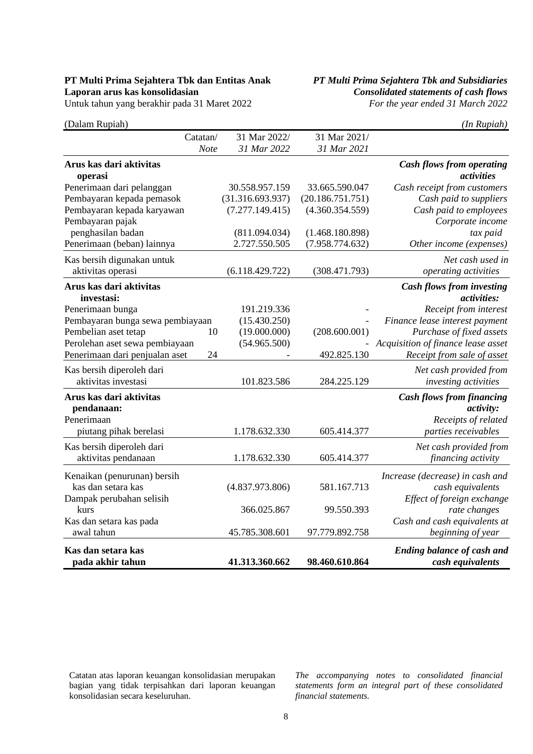**PT Multi Prima Sejahtera Tbk dan Entitas Anak**
**Laporan arus kas konsolidasian**
Untuk tahun yang berakhir pada 31 Maret 2022

***PT Multi Prima Sejahtera Tbk and Subsidiaries***
***Consolidated statements of cash flows***
*For the year ended 31 March 2022*

(Dalam Rupiah) *(In Rupiah)*

| | Catatan/ *Note* | 31 Mar 2022/ *31 Mar 2022* | 31 Mar 2021/ *31 Mar 2021* | |
|---|---|---|---|---|
| **Arus kas dari aktivitas operasi** | | | | ***Cash flows from operating activities*** |
| Penerimaan dari pelanggan | | 30.558.957.159 | 33.665.590.047 | *Cash receipt from customers* |
| Pembayaran kepada pemasok | | (31.316.693.937) | (20.186.751.751) | *Cash paid to suppliers* |
| Pembayaran kepada karyawan | | (7.277.149.415) | (4.360.354.559) | *Cash paid to employees* |
| Pembayaran pajak penghasilan badan | | (811.094.034) | (1.468.180.898) | *Corporate income tax paid* |
| Penerimaan (beban) lainnya | | 2.727.550.505 | (7.958.774.632) | *Other income (expenses)* |
| Kas bersih digunakan untuk aktivitas operasi | | (6.118.429.722) | (308.471.793) | *Net cash used in operating activities* |
| **Arus kas dari aktivitas investasi:** | | | | ***Cash flows from investing activities:*** |
| Penerimaan bunga | | 191.219.336 | - | *Receipt from interest* |
| Pembayaran bunga sewa pembiayaan | | (15.430.250) | - | *Finance lease interest payment* |
| Pembelian aset tetap | 10 | (19.000.000) | (208.600.001) | *Purchase of fixed assets* |
| Perolehan aset sewa pembiayaan | | (54.965.500) | - | *Acquisition of finance lease asset* |
| Penerimaan dari penjualan aset | 24 | - | 492.825.130 | *Receipt from sale of asset* |
| Kas bersih diperoleh dari aktivitas investasi | | 101.823.586 | 284.225.129 | *Net cash provided from investing activities* |
| **Arus kas dari aktivitas pendanaan:** | | | | ***Cash flows from financing activity:*** |
| Penerimaan piutang pihak berelasi | | 1.178.632.330 | 605.414.377 | *Receipts of related parties receivables* |
| Kas bersih diperoleh dari aktivitas pendanaan | | 1.178.632.330 | 605.414.377 | *Net cash provided from financing activity* |
| Kenaikan (penurunan) bersih kas dan setara kas | | (4.837.973.806) | 581.167.713 | *Increase (decrease) in cash and cash equivalents* |
| Dampak perubahan selisih kurs | | 366.025.867 | 99.550.393 | *Effect of foreign exchange rate changes* |
| Kas dan setara kas pada awal tahun | | 45.785.308.601 | 97.779.892.758 | *Cash and cash equivalents at beginning of year* |
| **Kas dan setara kas pada akhir tahun** | | **41.313.360.662** | **98.460.610.864** | ***Ending balance of cash and cash equivalents*** |

Catatan atas laporan keuangan konsolidasian merupakan bagian yang tidak terpisahkan dari laporan keuangan konsolidasian secara keseluruhan.

*The accompanying notes to consolidated financial statements form an integral part of these consolidated financial statements.*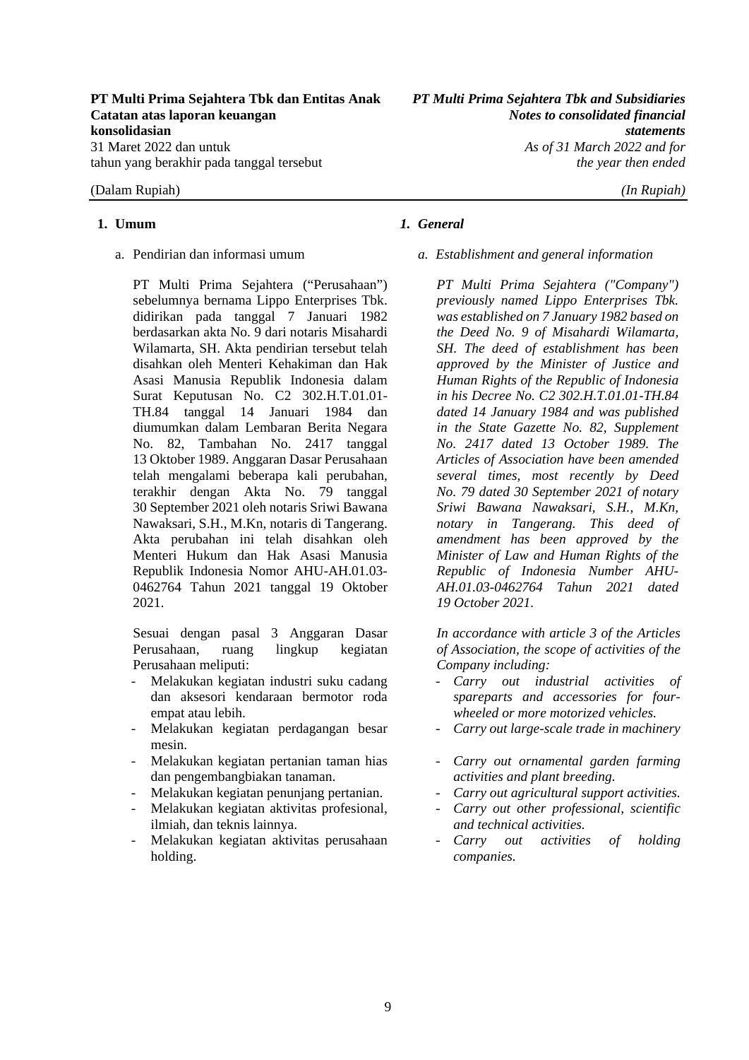## 1. Umum

a. Pendirian dan informasi umum

PT Multi Prima Sejahtera ("Perusahaan") sebelumnya bernama Lippo Enterprises Tbk. didirikan pada tanggal 7 Januari 1982 berdasarkan akta No. 9 dari notaris Misahardi Wilamarta, SH. Akta pendirian tersebut telah disahkan oleh Menteri Kehakiman dan Hak Asasi Manusia Republik Indonesia dalam Surat Keputusan No. C2 302.H.T.01.01-TH.84 tanggal 14 Januari 1984 dan diumumkan dalam Lembaran Berita Negara No. 82, Tambahan No. 2417 tanggal 13 Oktober 1989. Anggaran Dasar Perusahaan telah mengalami beberapa kali perubahan, terakhir dengan Akta No. 79 tanggal 30 September 2021 oleh notaris Sriwi Bawana Nawaksari, S.H., M.Kn, notaris di Tangerang. Akta perubahan ini telah disahkan oleh Menteri Hukum dan Hak Asasi Manusia Republik Indonesia Nomor AHU-AH.01.03-0462764 Tahun 2021 tanggal 19 Oktober 2021.

Sesuai dengan pasal 3 Anggaran Dasar Perusahaan, ruang lingkup kegiatan Perusahaan meliputi:

- Melakukan kegiatan industri suku cadang dan aksesori kendaraan bermotor roda empat atau lebih.
- Melakukan kegiatan perdagangan besar mesin.
- Melakukan kegiatan pertanian taman hias dan pengembangbiakan tanaman.
- Melakukan kegiatan penunjang pertanian.
- Melakukan kegiatan aktivitas profesional, ilmiah, dan teknis lainnya.
- Melakukan kegiatan aktivitas perusahaan holding.

## *1. General*

*a. Establishment and general information*

*PT Multi Prima Sejahtera ("Company") previously named Lippo Enterprises Tbk. was established on 7 January 1982 based on the Deed No. 9 of Misahardi Wilamarta, SH. The deed of establishment has been approved by the Minister of Justice and Human Rights of the Republic of Indonesia in his Decree No. C2 302.H.T.01.01-TH.84 dated 14 January 1984 and was published in the State Gazette No. 82, Supplement No. 2417 dated 13 October 1989. The Articles of Association have been amended several times, most recently by Deed No. 79 dated 30 September 2021 of notary Sriwi Bawana Nawaksari, S.H., M.Kn, notary in Tangerang. This deed of amendment has been approved by the Minister of Law and Human Rights of the Republic of Indonesia Number AHU-AH.01.03-0462764 Tahun 2021 dated 19 October 2021.*

*In accordance with article 3 of the Articles of Association, the scope of activities of the Company including:*

- *Carry out industrial activities of spareparts and accessories for four-wheeled or more motorized vehicles.*
- *Carry out large-scale trade in machinery*
- *Carry out ornamental garden farming activities and plant breeding.*
- *Carry out agricultural support activities.*
- *Carry out other professional, scientific and technical activities.*
- *Carry out activities of holding companies.*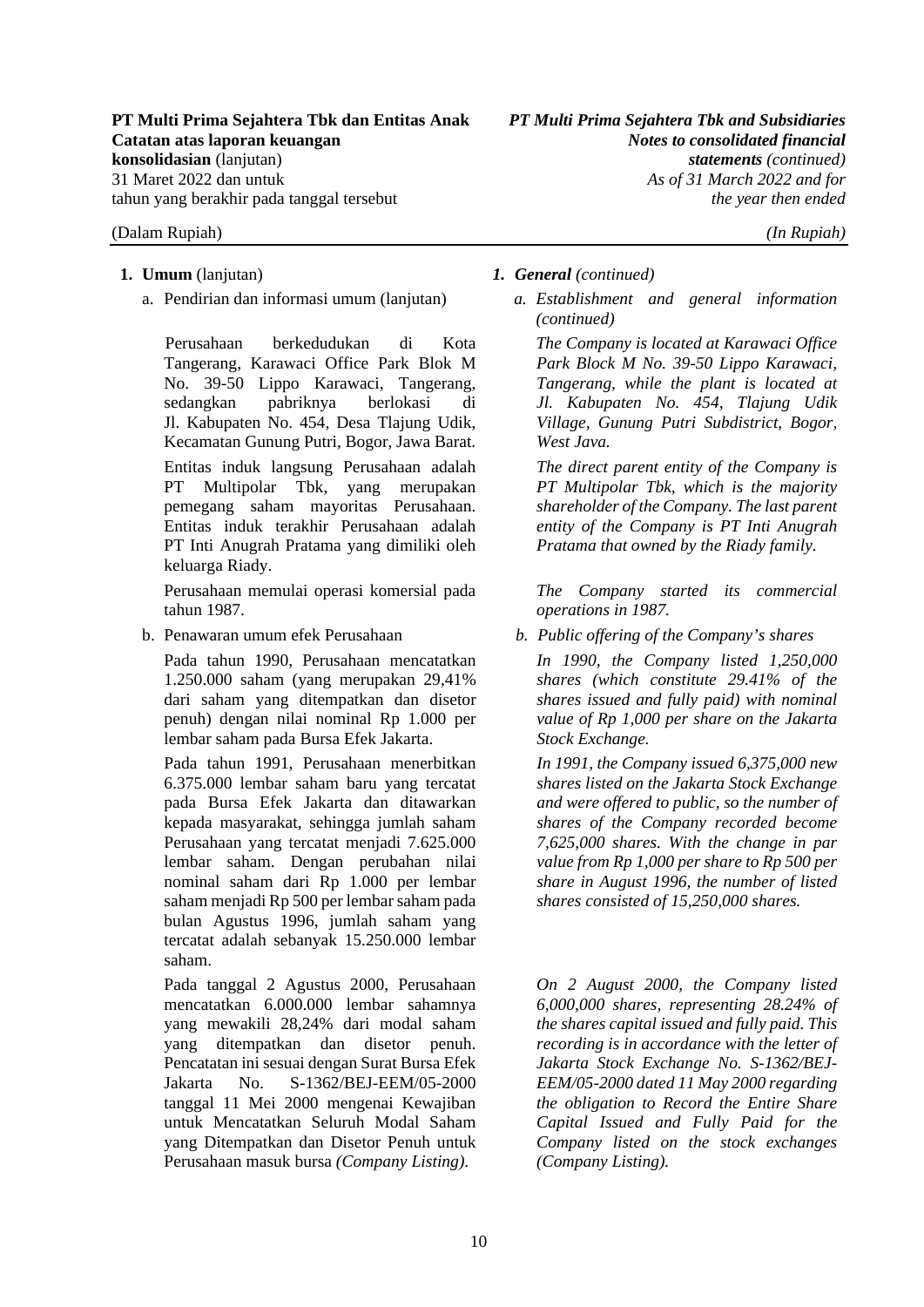**1. Umum** (lanjutan)

a. Pendirian dan informasi umum (lanjutan)

Perusahaan berkedudukan di Kota Tangerang, Karawaci Office Park Blok M No. 39-50 Lippo Karawaci, Tangerang, sedangkan pabriknya berlokasi di Jl. Kabupaten No. 454, Desa Tlajung Udik, Kecamatan Gunung Putri, Bogor, Jawa Barat.

Entitas induk langsung Perusahaan adalah PT Multipolar Tbk, yang merupakan pemegang saham mayoritas Perusahaan. Entitas induk terakhir Perusahaan adalah PT Inti Anugrah Pratama yang dimiliki oleh keluarga Riady.

Perusahaan memulai operasi komersial pada tahun 1987.

b. Penawaran umum efek Perusahaan

Pada tahun 1990, Perusahaan mencatatkan 1.250.000 saham (yang merupakan 29,41% dari saham yang ditempatkan dan disetor penuh) dengan nilai nominal Rp 1.000 per lembar saham pada Bursa Efek Jakarta.

Pada tahun 1991, Perusahaan menerbitkan 6.375.000 lembar saham baru yang tercatat pada Bursa Efek Jakarta dan ditawarkan kepada masyarakat, sehingga jumlah saham Perusahaan yang tercatat menjadi 7.625.000 lembar saham. Dengan perubahan nilai nominal saham dari Rp 1.000 per lembar saham menjadi Rp 500 per lembar saham pada bulan Agustus 1996, jumlah saham yang tercatat adalah sebanyak 15.250.000 lembar saham.

Pada tanggal 2 Agustus 2000, Perusahaan mencatatkan 6.000.000 lembar sahamnya yang mewakili 28,24% dari modal saham yang ditempatkan dan disetor penuh. Pencatatan ini sesuai dengan Surat Bursa Efek Jakarta No. S-1362/BEJ-EEM/05-2000 tanggal 11 Mei 2000 mengenai Kewajiban untuk Mencatatkan Seluruh Modal Saham yang Ditempatkan dan Disetor Penuh untuk Perusahaan masuk bursa *(Company Listing)*.

***1. General** (continued)*

*a. Establishment and general information (continued)*

*The Company is located at Karawaci Office Park Block M No. 39-50 Lippo Karawaci, Tangerang, while the plant is located at Jl. Kabupaten No. 454, Tlajung Udik Village, Gunung Putri Subdistrict, Bogor, West Java.*

*The direct parent entity of the Company is PT Multipolar Tbk, which is the majority shareholder of the Company. The last parent entity of the Company is PT Inti Anugrah Pratama that owned by the Riady family.*

*The Company started its commercial operations in 1987.*

*b. Public offering of the Company's shares*

*In 1990, the Company listed 1,250,000 shares (which constitute 29.41% of the shares issued and fully paid) with nominal value of Rp 1,000 per share on the Jakarta Stock Exchange.*

*In 1991, the Company issued 6,375,000 new shares listed on the Jakarta Stock Exchange and were offered to public, so the number of shares of the Company recorded become 7,625,000 shares. With the change in par value from Rp 1,000 per share to Rp 500 per share in August 1996, the number of listed shares consisted of 15,250,000 shares.*

*On 2 August 2000, the Company listed 6,000,000 shares, representing 28.24% of the shares capital issued and fully paid. This recording is in accordance with the letter of Jakarta Stock Exchange No. S-1362/BEJ-EEM/05-2000 dated 11 May 2000 regarding the obligation to Record the Entire Share Capital Issued and Fully Paid for the Company listed on the stock exchanges (Company Listing).*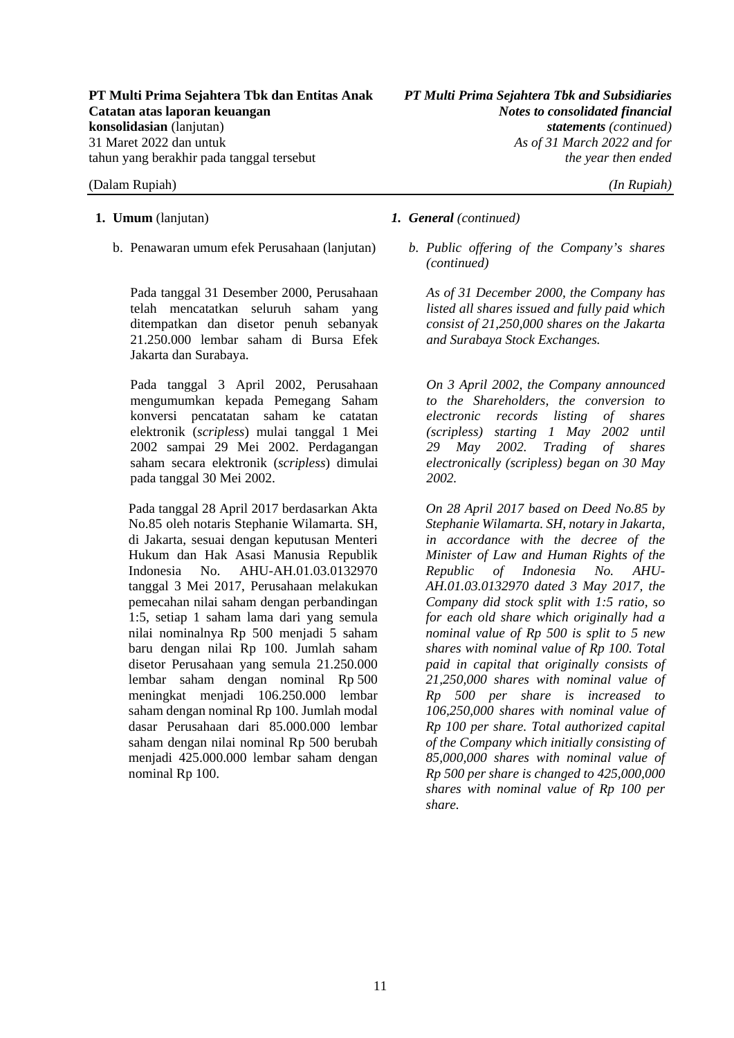**1. Umum** (lanjutan)

*1. General (continued)*

b. Penawaran umum efek Perusahaan (lanjutan)

*b. Public offering of the Company's shares (continued)*

Pada tanggal 31 Desember 2000, Perusahaan telah mencatatkan seluruh saham yang ditempatkan dan disetor penuh sebanyak 21.250.000 lembar saham di Bursa Efek Jakarta dan Surabaya.

*As of 31 December 2000, the Company has listed all shares issued and fully paid which consist of 21,250,000 shares on the Jakarta and Surabaya Stock Exchanges.*

Pada tanggal 3 April 2002, Perusahaan mengumumkan kepada Pemegang Saham konversi pencatatan saham ke catatan elektronik (*scripless*) mulai tanggal 1 Mei 2002 sampai 29 Mei 2002. Perdagangan saham secara elektronik (*scripless*) dimulai pada tanggal 30 Mei 2002.

*On 3 April 2002, the Company announced to the Shareholders, the conversion to electronic records listing of shares (scripless) starting 1 May 2002 until 29 May 2002. Trading of shares electronically (scripless) began on 30 May 2002.*

Pada tanggal 28 April 2017 berdasarkan Akta No.85 oleh notaris Stephanie Wilamarta. SH, di Jakarta, sesuai dengan keputusan Menteri Hukum dan Hak Asasi Manusia Republik Indonesia No. AHU-AH.01.03.0132970 tanggal 3 Mei 2017, Perusahaan melakukan pemecahan nilai saham dengan perbandingan 1:5, setiap 1 saham lama dari yang semula nilai nominalnya Rp 500 menjadi 5 saham baru dengan nilai Rp 100. Jumlah saham disetor Perusahaan yang semula 21.250.000 lembar saham dengan nominal Rp 500 meningkat menjadi 106.250.000 lembar saham dengan nominal Rp 100. Jumlah modal dasar Perusahaan dari 85.000.000 lembar saham dengan nilai nominal Rp 500 berubah menjadi 425.000.000 lembar saham dengan nominal Rp 100.

*On 28 April 2017 based on Deed No.85 by Stephanie Wilamarta. SH, notary in Jakarta, in accordance with the decree of the Minister of Law and Human Rights of the Republic of Indonesia No. AHU-AH.01.03.0132970 dated 3 May 2017, the Company did stock split with 1:5 ratio, so for each old share which originally had a nominal value of Rp 500 is split to 5 new shares with nominal value of Rp 100. Total paid in capital that originally consists of 21,250,000 shares with nominal value of Rp 500 per share is increased to 106,250,000 shares with nominal value of Rp 100 per share. Total authorized capital of the Company which initially consisting of 85,000,000 shares with nominal value of Rp 500 per share is changed to 425,000,000 shares with nominal value of Rp 100 per share.*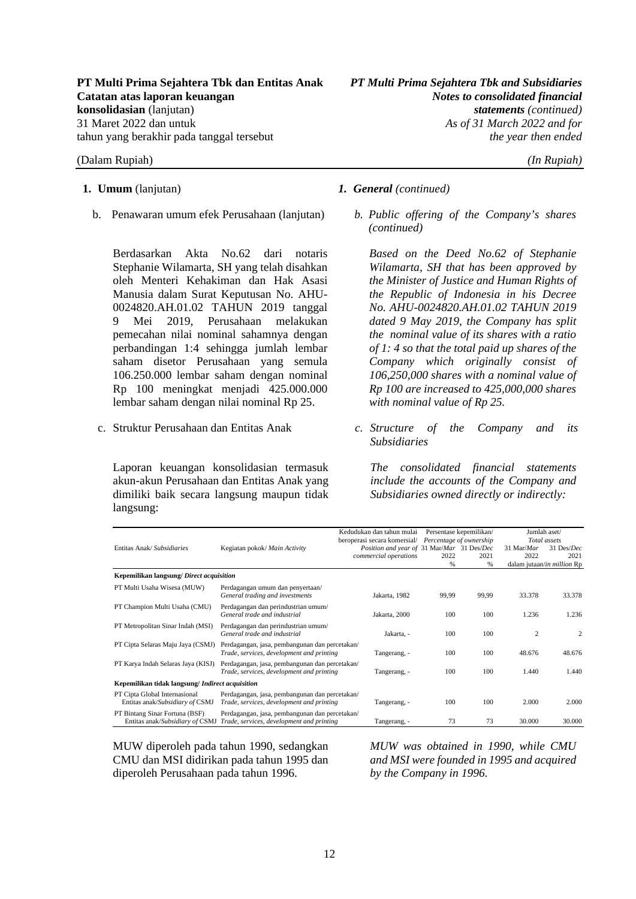## 1. Umum (lanjutan)

*1. General (continued)*

b. Penawaran umum efek Perusahaan (lanjutan)

*b. Public offering of the Company's shares (continued)*

Berdasarkan Akta No.62 dari notaris Stephanie Wilamarta, SH yang telah disahkan oleh Menteri Kehakiman dan Hak Asasi Manusia dalam Surat Keputusan No. AHU-0024820.AH.01.02 TAHUN 2019 tanggal 9 Mei 2019, Perusahaan melakukan pemecahan nilai nominal sahamnya dengan perbandingan 1:4 sehingga jumlah lembar saham disetor Perusahaan yang semula 106.250.000 lembar saham dengan nominal Rp 100 meningkat menjadi 425.000.000 lembar saham dengan nilai nominal Rp 25.

*Based on the Deed No.62 of Stephanie Wilamarta, SH that has been approved by the Minister of Justice and Human Rights of the Republic of Indonesia in his Decree No. AHU-0024820.AH.01.02 TAHUN 2019 dated 9 May 2019, the Company has split the nominal value of its shares with a ratio of 1: 4 so that the total paid up shares of the Company which originally consist of 106,250,000 shares with a nominal value of Rp 100 are increased to 425,000,000 shares with nominal value of Rp 25.*

c. Struktur Perusahaan dan Entitas Anak

*c. Structure of the Company and its Subsidiaries*

Laporan keuangan konsolidasian termasuk akun-akun Perusahaan dan Entitas Anak yang dimiliki baik secara langsung maupun tidak langsung:

*The consolidated financial statements include the accounts of the Company and Subsidiaries owned directly or indirectly:*

| Entitas Anak/ *Subsidiaries* | Kegiatan pokok/ *Main Activity* | Kedudukan dan tahun mulai beroperasi secara komersial/ *Position and year of commercial operations* | Persentase kepemilikan/ *Percentage of ownership* 31 Mar/*Mar* 2022 % | 31 Des/*Dec* 2021 % | Jumlah aset/ *Total assets* 31 Mar/*Mar* 2022 dalam jutaan/*in million* Rp | 31 Des/*Dec* 2021 |
|---|---|---|---|---|---|---|
| **Kepemilikan langsung/ *Direct acquisition*** | | | | | | |
| PT Multi Usaha Wisesa (MUW) | Perdagangan umum dan penyertaan/ *General trading and investments* | Jakarta, 1982 | 99,99 | 99,99 | 33.378 | 33.378 |
| PT Champion Multi Usaha (CMU) | Perdagangan dan perindustrian umum/ *General trade and industrial* | Jakarta, 2000 | 100 | 100 | 1.236 | 1.236 |
| PT Metropolitan Sinar Indah (MSI) | Perdagangan dan perindustrian umum/ *General trade and industrial* | Jakarta, - | 100 | 100 | 2 | 2 |
| PT Cipta Selaras Maju Jaya (CSMJ) | Perdagangan, jasa, pembangunan dan percetakan/ *Trade, services, development and printing* | Tangerang, - | 100 | 100 | 48.676 | 48.676 |
| PT Karya Indah Selaras Jaya (KISJ) | Perdagangan, jasa, pembangunan dan percetakan/ *Trade, services, development and printing* | Tangerang, - | 100 | 100 | 1.440 | 1.440 |
| **Kepemilikan tidak langsung/ *Indirect acquisition*** | | | | | | |
| PT Cipta Global Internasional Entitas anak/*Subsidiary of* CSMJ | Perdagangan, jasa, pembangunan dan percetakan/ *Trade, services, development and printing* | Tangerang, - | 100 | 100 | 2.000 | 2.000 |
| PT Bintang Sinar Fortuna (BSF) Entitas anak/*Subsidiary of* CSMJ | Perdagangan, jasa, pembangunan dan percetakan/ *Trade, services, development and printing* | Tangerang, - | 73 | 73 | 30.000 | 30.000 |

MUW diperoleh pada tahun 1990, sedangkan CMU dan MSI didirikan pada tahun 1995 dan diperoleh Perusahaan pada tahun 1996.

*MUW was obtained in 1990, while CMU and MSI were founded in 1995 and acquired by the Company in 1996.*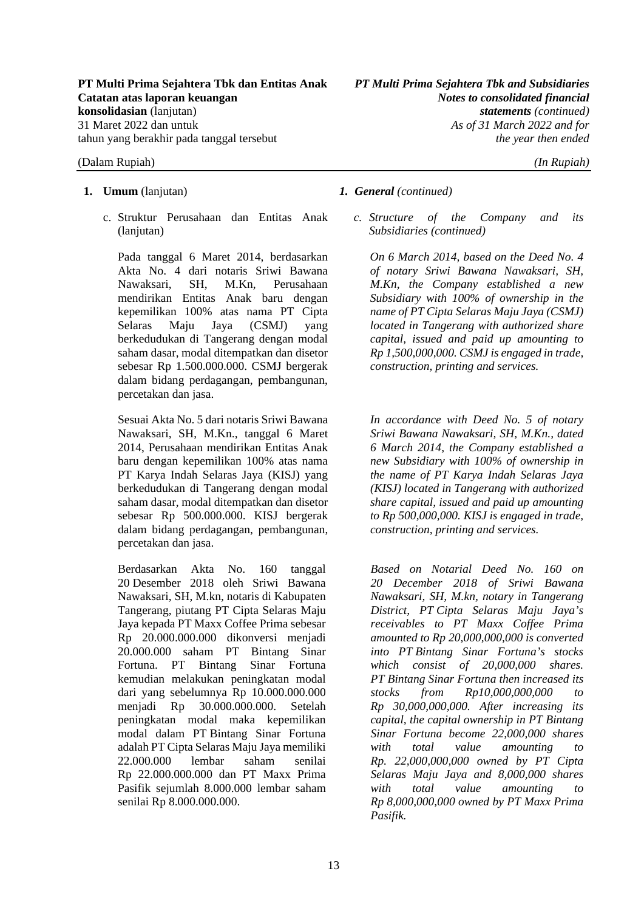**1. Umum** (lanjutan)

c. Struktur Perusahaan dan Entitas Anak (lanjutan)

Pada tanggal 6 Maret 2014, berdasarkan Akta No. 4 dari notaris Sriwi Bawana Nawaksari, SH, M.Kn, Perusahaan mendirikan Entitas Anak baru dengan kepemilikan 100% atas nama PT Cipta Selaras Maju Jaya (CSMJ) yang berkedudukan di Tangerang dengan modal saham dasar, modal ditempatkan dan disetor sebesar Rp 1.500.000.000. CSMJ bergerak dalam bidang perdagangan, pembangunan, percetakan dan jasa.

Sesuai Akta No. 5 dari notaris Sriwi Bawana Nawaksari, SH, M.Kn., tanggal 6 Maret 2014, Perusahaan mendirikan Entitas Anak baru dengan kepemilikan 100% atas nama PT Karya Indah Selaras Jaya (KISJ) yang berkedudukan di Tangerang dengan modal saham dasar, modal ditempatkan dan disetor sebesar Rp 500.000.000. KISJ bergerak dalam bidang perdagangan, pembangunan, percetakan dan jasa.

Berdasarkan Akta No. 160 tanggal 20 Desember 2018 oleh Sriwi Bawana Nawaksari, SH, M.kn, notaris di Kabupaten Tangerang, piutang PT Cipta Selaras Maju Jaya kepada PT Maxx Coffee Prima sebesar Rp 20.000.000.000 dikonversi menjadi 20.000.000 saham PT Bintang Sinar Fortuna. PT Bintang Sinar Fortuna kemudian melakukan peningkatan modal dari yang sebelumnya Rp 10.000.000.000 menjadi Rp 30.000.000.000. Setelah peningkatan modal maka kepemilikan modal dalam PT Bintang Sinar Fortuna adalah PT Cipta Selaras Maju Jaya memiliki 22.000.000 lembar saham senilai Rp 22.000.000.000 dan PT Maxx Prima Pasifik sejumlah 8.000.000 lembar saham senilai Rp 8.000.000.000.

***1. General** (continued)*

*c. Structure of the Company and its Subsidiaries (continued)*

*On 6 March 2014, based on the Deed No. 4 of notary Sriwi Bawana Nawaksari, SH, M.Kn, the Company established a new Subsidiary with 100% of ownership in the name of PT Cipta Selaras Maju Jaya (CSMJ) located in Tangerang with authorized share capital, issued and paid up amounting to Rp 1,500,000,000. CSMJ is engaged in trade, construction, printing and services.*

*In accordance with Deed No. 5 of notary Sriwi Bawana Nawaksari, SH, M.Kn., dated 6 March 2014, the Company established a new Subsidiary with 100% of ownership in the name of PT Karya Indah Selaras Jaya (KISJ) located in Tangerang with authorized share capital, issued and paid up amounting to Rp 500,000,000. KISJ is engaged in trade, construction, printing and services.*

*Based on Notarial Deed No. 160 on 20 December 2018 of Sriwi Bawana Nawaksari, SH, M.kn, notary in Tangerang District, PT Cipta Selaras Maju Jaya's receivables to PT Maxx Coffee Prima amounted to Rp 20,000,000,000 is converted into PT Bintang Sinar Fortuna's stocks which consist of 20,000,000 shares. PT Bintang Sinar Fortuna then increased its stocks from Rp10,000,000,000 to Rp 30,000,000,000. After increasing its capital, the capital ownership in PT Bintang Sinar Fortuna become 22,000,000 shares with total value amounting to Rp. 22,000,000,000 owned by PT Cipta Selaras Maju Jaya and 8,000,000 shares with total value amounting to Rp 8,000,000,000 owned by PT Maxx Prima Pasifik.*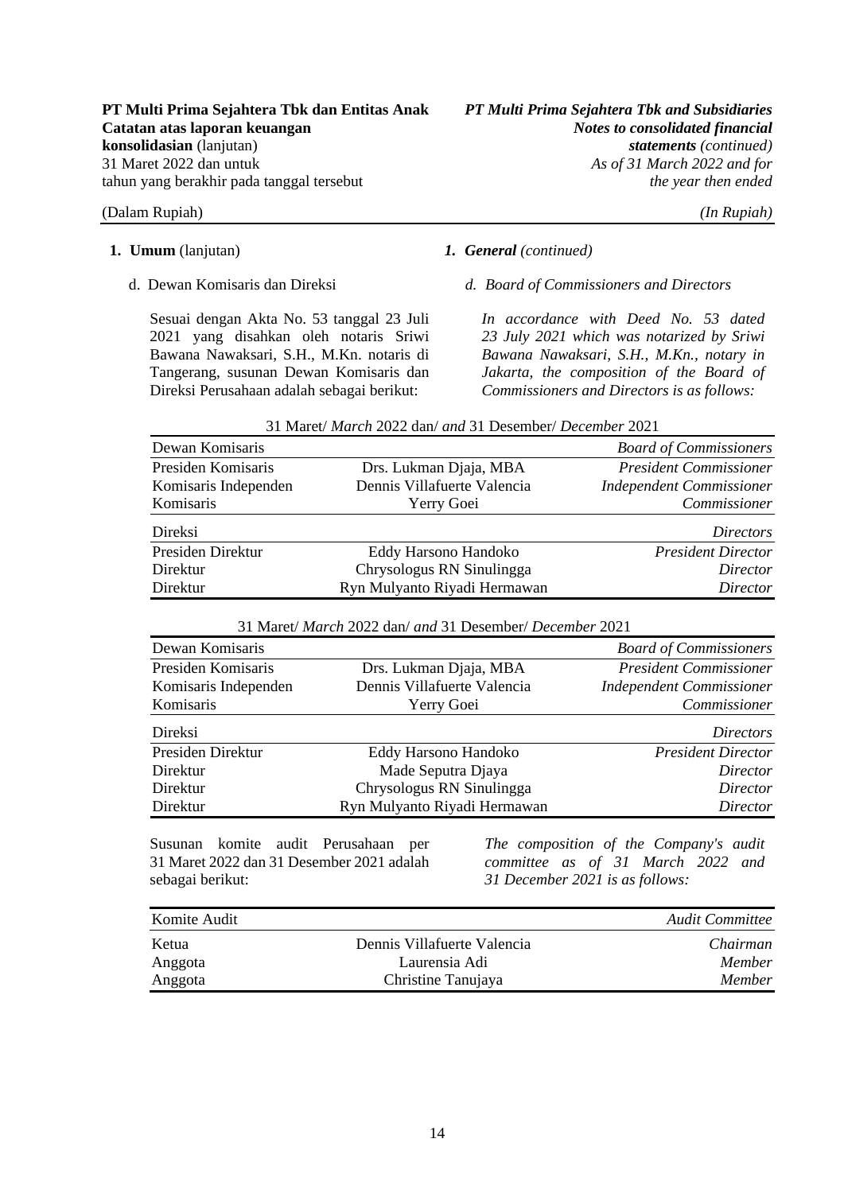**1. Umum** (lanjutan)

***1. General** (continued)*

d. Dewan Komisaris dan Direksi

*d. Board of Commissioners and Directors*

Sesuai dengan Akta No. 53 tanggal 23 Juli 2021 yang disahkan oleh notaris Sriwi Bawana Nawaksari, S.H., M.Kn. notaris di Tangerang, susunan Dewan Komisaris dan Direksi Perusahaan adalah sebagai berikut:

*In accordance with Deed No. 53 dated 23 July 2021 which was notarized by Sriwi Bawana Nawaksari, S.H., M.Kn., notary in Jakarta, the composition of the Board of Commissioners and Directors is as follows:*

| | 31 Maret/ *March* 2022 dan/ *and* 31 Desember/ *December* 2021 | |
|---|---|---|
| Dewan Komisaris | | *Board of Commissioners* |
| Presiden Komisaris | Drs. Lukman Djaja, MBA | *President Commissioner* |
| Komisaris Independen | Dennis Villafuerte Valencia | *Independent Commissioner* |
| Komisaris | Yerry Goei | *Commissioner* |
| Direksi | | *Directors* |
| Presiden Direktur | Eddy Harsono Handoko | *President Director* |
| Direktur | Chrysologus RN Sinulingga | *Director* |
| Direktur | Ryn Mulyanto Riyadi Hermawan | *Director* |

| | 31 Maret/ *March* 2022 dan/ *and* 31 Desember/ *December* 2021 | |
|---|---|---|
| Dewan Komisaris | | *Board of Commissioners* |
| Presiden Komisaris | Drs. Lukman Djaja, MBA | *President Commissioner* |
| Komisaris Independen | Dennis Villafuerte Valencia | *Independent Commissioner* |
| Komisaris | Yerry Goei | *Commissioner* |
| Direksi | | *Directors* |
| Presiden Direktur | Eddy Harsono Handoko | *President Director* |
| Direktur | Made Seputra Djaya | *Director* |
| Direktur | Chrysologus RN Sinulingga | *Director* |
| Direktur | Ryn Mulyanto Riyadi Hermawan | *Director* |

Susunan komite audit Perusahaan per 31 Maret 2022 dan 31 Desember 2021 adalah sebagai berikut:

*The composition of the Company's audit committee as of 31 March 2022 and 31 December 2021 is as follows:*

| Komite Audit | | *Audit Committee* |
|---|---|---|
| Ketua | Dennis Villafuerte Valencia | *Chairman* |
| Anggota | Laurensia Adi | *Member* |
| Anggota | Christine Tanujaya | *Member* |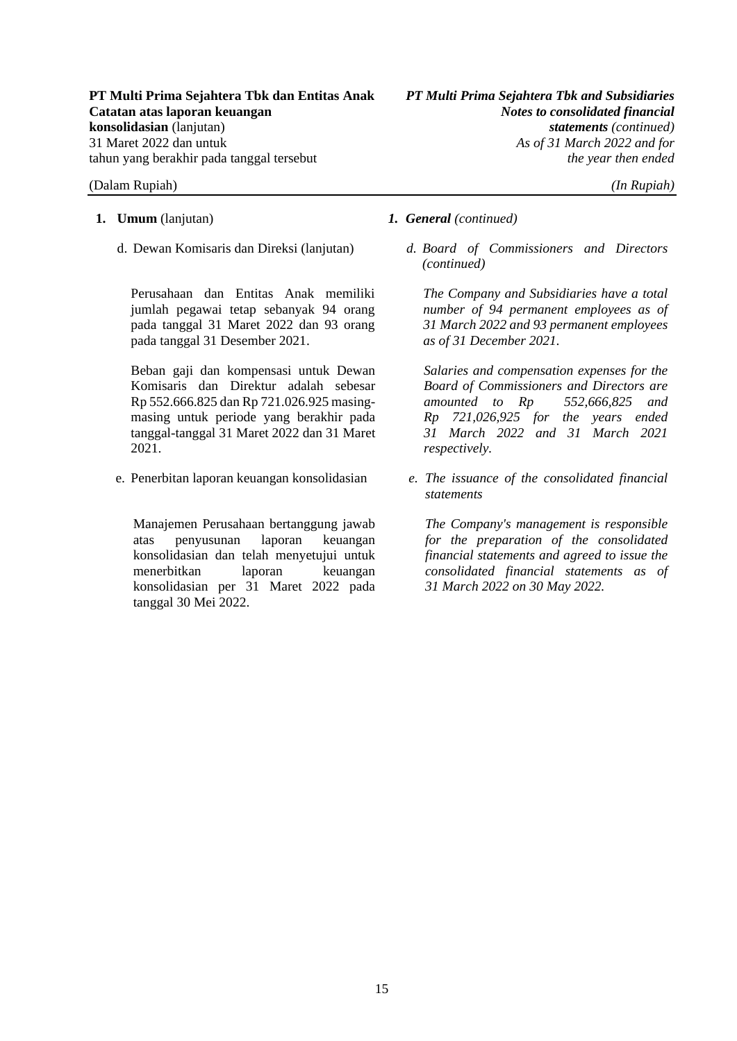**1. Umum** (lanjutan)

*1. General (continued)*

d. Dewan Komisaris dan Direksi (lanjutan)

*d. Board of Commissioners and Directors (continued)*

Perusahaan dan Entitas Anak memiliki jumlah pegawai tetap sebanyak 94 orang pada tanggal 31 Maret 2022 dan 93 orang pada tanggal 31 Desember 2021.

*The Company and Subsidiaries have a total number of 94 permanent employees as of 31 March 2022 and 93 permanent employees as of 31 December 2021.*

Beban gaji dan kompensasi untuk Dewan Komisaris dan Direktur adalah sebesar Rp 552.666.825 dan Rp 721.026.925 masing-masing untuk periode yang berakhir pada tanggal-tanggal 31 Maret 2022 dan 31 Maret 2021.

*Salaries and compensation expenses for the Board of Commissioners and Directors are amounted to Rp 552,666,825 and Rp 721,026,925 for the years ended 31 March 2022 and 31 March 2021 respectively.*

e. Penerbitan laporan keuangan konsolidasian

*e. The issuance of the consolidated financial statements*

Manajemen Perusahaan bertanggung jawab atas penyusunan laporan keuangan konsolidasian dan telah menyetujui untuk menerbitkan laporan keuangan konsolidasian per 31 Maret 2022 pada tanggal 30 Mei 2022.

*The Company's management is responsible for the preparation of the consolidated financial statements and agreed to issue the consolidated financial statements as of 31 March 2022 on 30 May 2022.*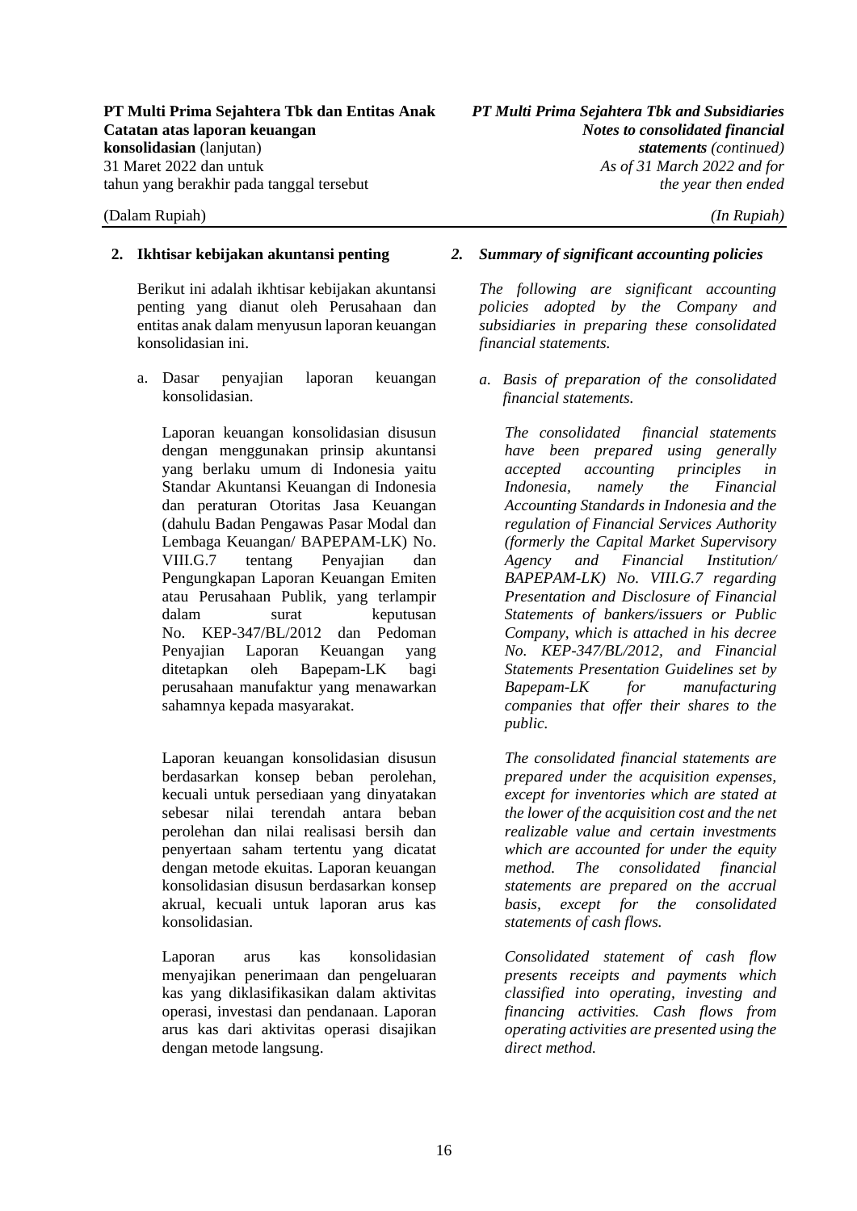## 2. Ikhtisar kebijakan akuntansi penting

Berikut ini adalah ikhtisar kebijakan akuntansi penting yang dianut oleh Perusahaan dan entitas anak dalam menyusun laporan keuangan konsolidasian ini.

a. Dasar penyajian laporan keuangan konsolidasian.

Laporan keuangan konsolidasian disusun dengan menggunakan prinsip akuntansi yang berlaku umum di Indonesia yaitu Standar Akuntansi Keuangan di Indonesia dan peraturan Otoritas Jasa Keuangan (dahulu Badan Pengawas Pasar Modal dan Lembaga Keuangan/ BAPEPAM-LK) No. VIII.G.7 tentang Penyajian dan Pengungkapan Laporan Keuangan Emiten atau Perusahaan Publik, yang terlampir dalam surat keputusan No. KEP-347/BL/2012 dan Pedoman Penyajian Laporan Keuangan yang ditetapkan oleh Bapepam-LK bagi perusahaan manufaktur yang menawarkan sahamnya kepada masyarakat.

Laporan keuangan konsolidasian disusun berdasarkan konsep beban perolehan, kecuali untuk persediaan yang dinyatakan sebesar nilai terendah antara beban perolehan dan nilai realisasi bersih dan penyertaan saham tertentu yang dicatat dengan metode ekuitas. Laporan keuangan konsolidasian disusun berdasarkan konsep akrual, kecuali untuk laporan arus kas konsolidasian.

Laporan arus kas konsolidasian menyajikan penerimaan dan pengeluaran kas yang diklasifikasikan dalam aktivitas operasi, investasi dan pendanaan. Laporan arus kas dari aktivitas operasi disajikan dengan metode langsung.

## *2. Summary of significant accounting policies*

*The following are significant accounting policies adopted by the Company and subsidiaries in preparing these consolidated financial statements.*

*a. Basis of preparation of the consolidated financial statements.*

*The consolidated financial statements have been prepared using generally accepted accounting principles in Indonesia, namely the Financial Accounting Standards in Indonesia and the regulation of Financial Services Authority (formerly the Capital Market Supervisory Agency and Financial Institution/ BAPEPAM-LK) No. VIII.G.7 regarding Presentation and Disclosure of Financial Statements of bankers/issuers or Public Company, which is attached in his decree No. KEP-347/BL/2012, and Financial Statements Presentation Guidelines set by Bapepam-LK for manufacturing companies that offer their shares to the public.*

*The consolidated financial statements are prepared under the acquisition expenses, except for inventories which are stated at the lower of the acquisition cost and the net realizable value and certain investments which are accounted for under the equity method. The consolidated financial statements are prepared on the accrual basis, except for the consolidated statements of cash flows.*

*Consolidated statement of cash flow presents receipts and payments which classified into operating, investing and financing activities. Cash flows from operating activities are presented using the direct method.*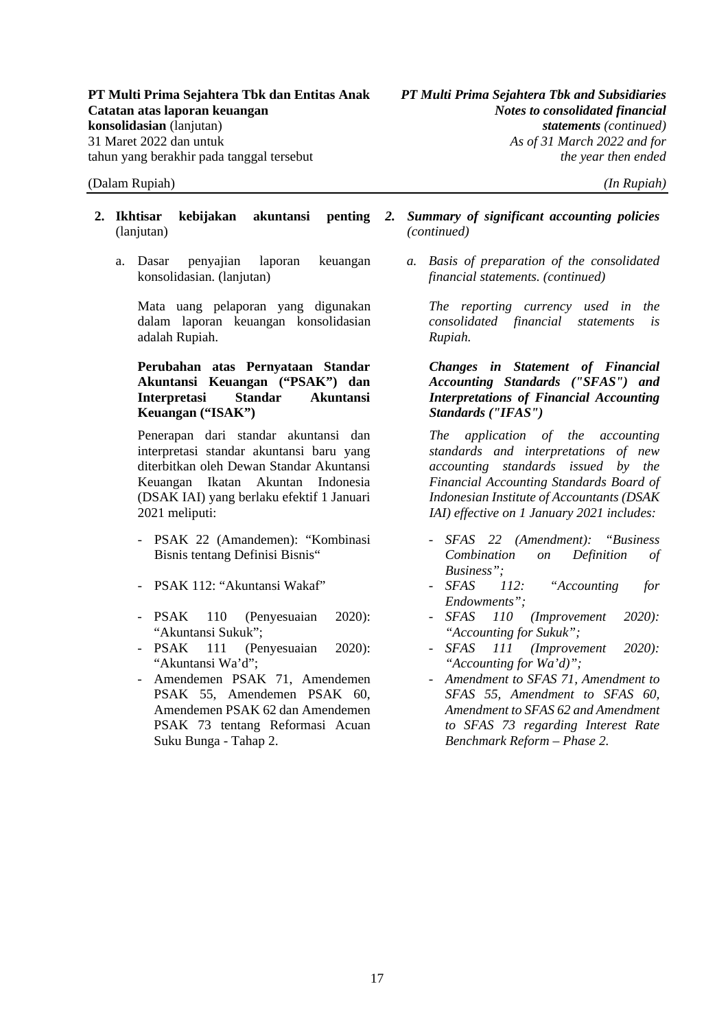**2. Ikhtisar kebijakan akuntansi penting** (lanjutan)

a. Dasar penyajian laporan keuangan konsolidasian. (lanjutan)

Mata uang pelaporan yang digunakan dalam laporan keuangan konsolidasian adalah Rupiah.

**Perubahan atas Pernyataan Standar Akuntansi Keuangan ("PSAK") dan Interpretasi Standar Akuntansi Keuangan ("ISAK")**

Penerapan dari standar akuntansi dan interpretasi standar akuntansi baru yang diterbitkan oleh Dewan Standar Akuntansi Keuangan Ikatan Akuntan Indonesia (DSAK IAI) yang berlaku efektif 1 Januari 2021 meliputi:

- PSAK 22 (Amandemen): "Kombinasi Bisnis tentang Definisi Bisnis"
- PSAK 112: "Akuntansi Wakaf"
- PSAK 110 (Penyesuaian 2020): "Akuntansi Sukuk";
- PSAK 111 (Penyesuaian 2020): "Akuntansi Wa'd";
- Amendemen PSAK 71, Amendemen PSAK 55, Amendemen PSAK 60, Amendemen PSAK 62 dan Amendemen PSAK 73 tentang Reformasi Acuan Suku Bunga - Tahap 2.

***2. Summary of significant accounting policies*** *(continued)*

*a. Basis of preparation of the consolidated financial statements. (continued)*

*The reporting currency used in the consolidated financial statements is Rupiah.*

***Changes in Statement of Financial Accounting Standards ("SFAS") and Interpretations of Financial Accounting Standards ("IFAS")***

*The application of the accounting standards and interpretations of new accounting standards issued by the Financial Accounting Standards Board of Indonesian Institute of Accountants (DSAK IAI) effective on 1 January 2021 includes:*

- *SFAS 22 (Amendment): "Business Combination on Definition of Business";*
- *SFAS 112: "Accounting for Endowments";*
- *SFAS 110 (Improvement 2020): "Accounting for Sukuk";*
- *SFAS 111 (Improvement 2020): "Accounting for Wa'd)";*
- *Amendment to SFAS 71, Amendment to SFAS 55, Amendment to SFAS 60, Amendment to SFAS 62 and Amendment to SFAS 73 regarding Interest Rate Benchmark Reform – Phase 2.*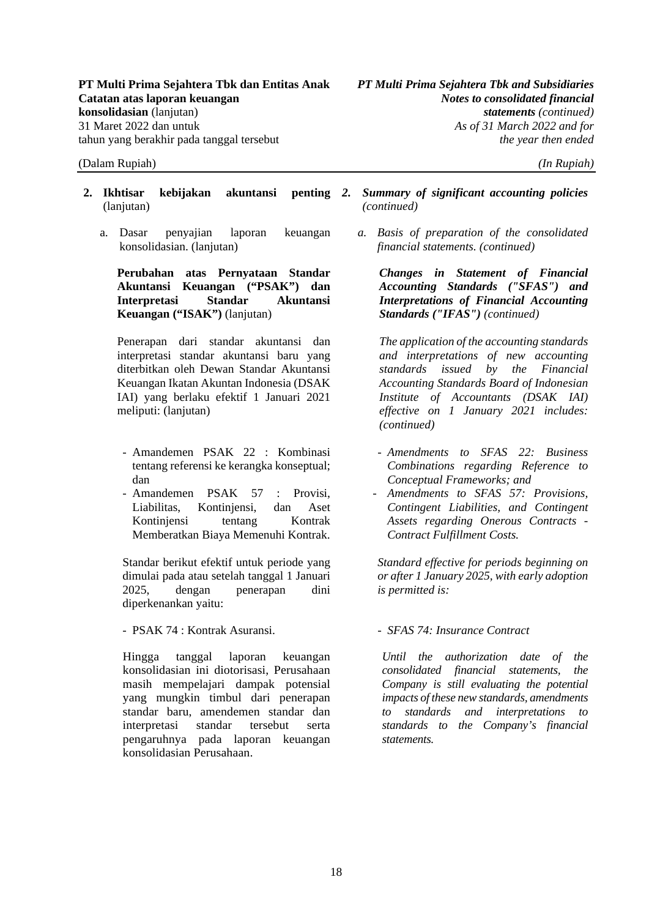**2. Ikhtisar kebijakan akuntansi penting** (lanjutan)

a. Dasar penyajian laporan keuangan konsolidasian. (lanjutan)

**Perubahan atas Pernyataan Standar Akuntansi Keuangan ("PSAK") dan Interpretasi Standar Akuntansi Keuangan ("ISAK")** (lanjutan)

Penerapan dari standar akuntansi dan interpretasi standar akuntansi baru yang diterbitkan oleh Dewan Standar Akuntansi Keuangan Ikatan Akuntan Indonesia (DSAK IAI) yang berlaku efektif 1 Januari 2021 meliputi: (lanjutan)

- Amandemen PSAK 22 : Kombinasi tentang referensi ke kerangka konseptual; dan
- Amandemen PSAK 57 : Provisi, Liabilitas, Kontinjensi, dan Aset Kontinjensi tentang Kontrak Memberatkan Biaya Memenuhi Kontrak.

Standar berikut efektif untuk periode yang dimulai pada atau setelah tanggal 1 Januari 2025, dengan penerapan dini diperkenankan yaitu:

- PSAK 74 : Kontrak Asuransi.

Hingga tanggal laporan keuangan konsolidasian ini diotorisasi, Perusahaan masih mempelajari dampak potensial yang mungkin timbul dari penerapan standar baru, amendemen standar dan interpretasi standar tersebut serta pengaruhnya pada laporan keuangan konsolidasian Perusahaan.

***2. Summary of significant accounting policies*** *(continued)*

*a. Basis of preparation of the consolidated financial statements. (continued)*

***Changes in Statement of Financial Accounting Standards ("SFAS") and Interpretations of Financial Accounting Standards ("IFAS")*** *(continued)*

*The application of the accounting standards and interpretations of new accounting standards issued by the Financial Accounting Standards Board of Indonesian Institute of Accountants (DSAK IAI) effective on 1 January 2021 includes: (continued)*

- *Amendments to SFAS 22: Business Combinations regarding Reference to Conceptual Frameworks; and*
- *Amendments to SFAS 57: Provisions, Contingent Liabilities, and Contingent Assets regarding Onerous Contracts - Contract Fulfillment Costs.*

*Standard effective for periods beginning on or after 1 January 2025, with early adoption is permitted is:*

- *SFAS 74: Insurance Contract*

*Until the authorization date of the consolidated financial statements, the Company is still evaluating the potential impacts of these new standards, amendments to standards and interpretations to standards to the Company's financial statements.*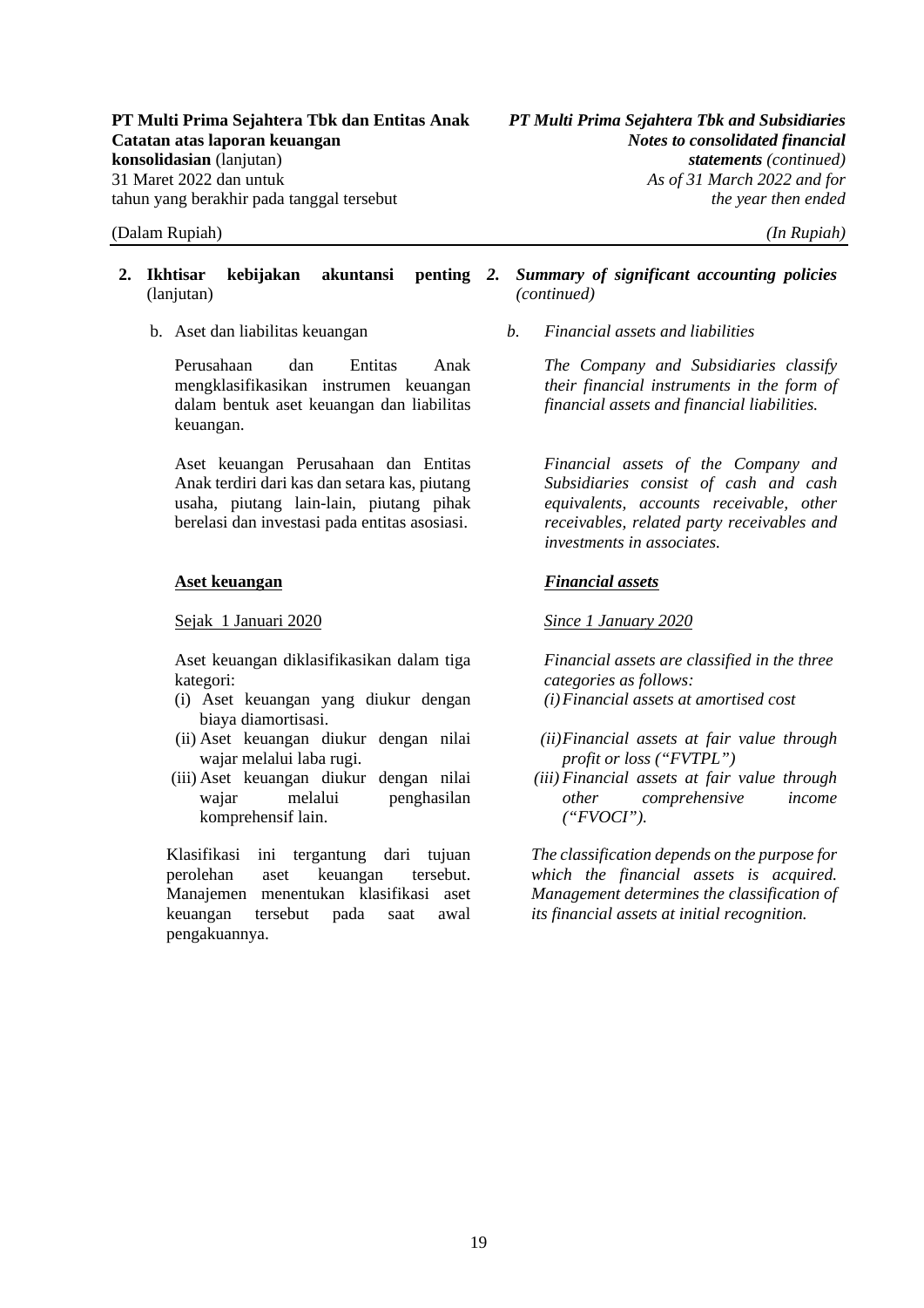## 2. Ikhtisar kebijakan akuntansi penting (lanjutan)

## *2. Summary of significant accounting policies (continued)*

b. Aset dan liabilitas keuangan

Perusahaan dan Entitas Anak mengklasifikasikan instrumen keuangan dalam bentuk aset keuangan dan liabilitas keuangan.

Aset keuangan Perusahaan dan Entitas Anak terdiri dari kas dan setara kas, piutang usaha, piutang lain-lain, piutang pihak berelasi dan investasi pada entitas asosiasi.

**Aset keuangan**

Sejak 1 Januari 2020

Aset keuangan diklasifikasikan dalam tiga kategori:

(i) Aset keuangan yang diukur dengan biaya diamortisasi.
(ii) Aset keuangan diukur dengan nilai wajar melalui laba rugi.
(iii) Aset keuangan diukur dengan nilai wajar melalui penghasilan komprehensif lain.

Klasifikasi ini tergantung dari tujuan perolehan aset keuangan tersebut. Manajemen menentukan klasifikasi aset keuangan tersebut pada saat awal pengakuannya.

*b. Financial assets and liabilities*

*The Company and Subsidiaries classify their financial instruments in the form of financial assets and financial liabilities.*

*Financial assets of the Company and Subsidiaries consist of cash and cash equivalents, accounts receivable, other receivables, related party receivables and investments in associates.*

***Financial assets***

*Since 1 January 2020*

*Financial assets are classified in the three categories as follows:*

*(i) Financial assets at amortised cost*
*(ii) Financial assets at fair value through profit or loss ("FVTPL")*
*(iii) Financial assets at fair value through other comprehensive income ("FVOCI").*

*The classification depends on the purpose for which the financial assets is acquired. Management determines the classification of its financial assets at initial recognition.*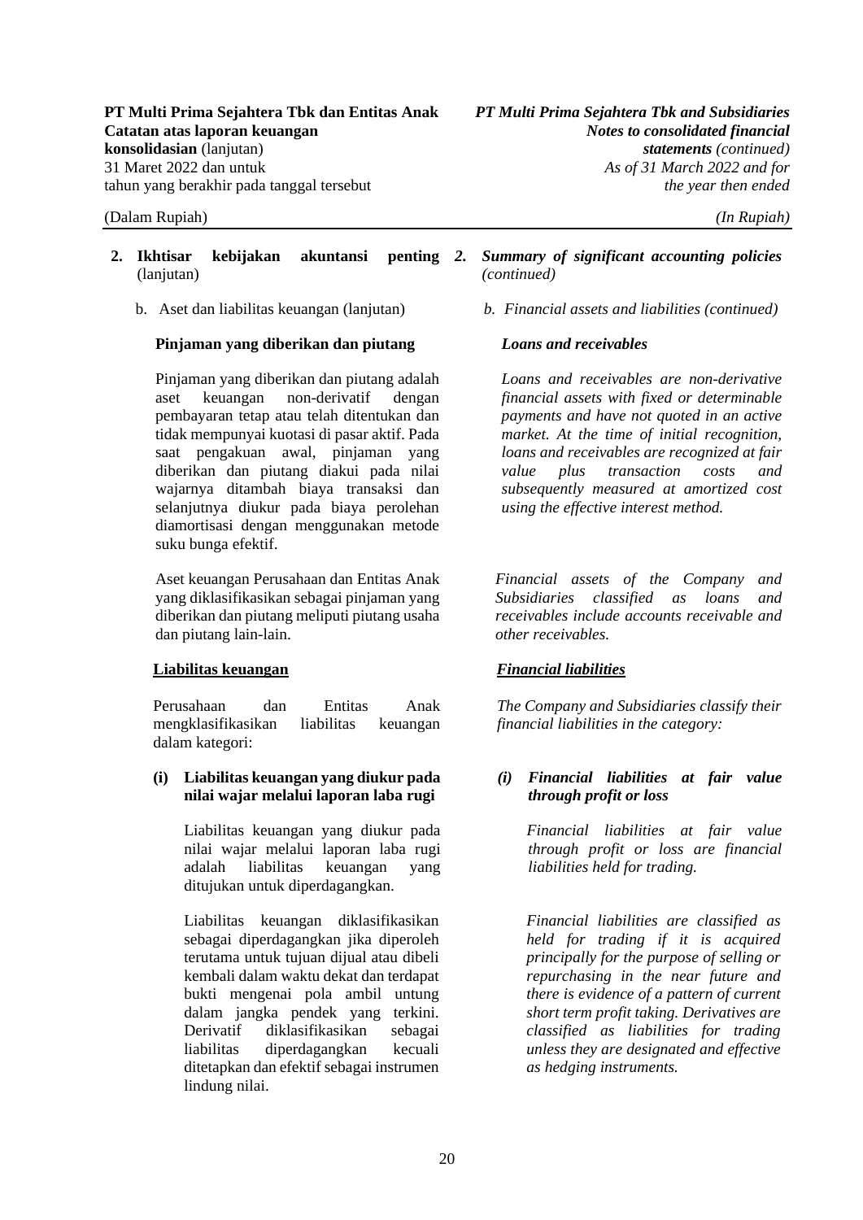## 2. Ikhtisar kebijakan akuntansi penting (lanjutan)

b. Aset dan liabilitas keuangan (lanjutan)

**Pinjaman yang diberikan dan piutang**

Pinjaman yang diberikan dan piutang adalah aset keuangan non-derivatif dengan pembayaran tetap atau telah ditentukan dan tidak mempunyai kuotasi di pasar aktif. Pada saat pengakuan awal, pinjaman yang diberikan dan piutang diakui pada nilai wajarnya ditambah biaya transaksi dan selanjutnya diukur pada biaya perolehan diamortisasi dengan menggunakan metode suku bunga efektif.

Aset keuangan Perusahaan dan Entitas Anak yang diklasifikasikan sebagai pinjaman yang diberikan dan piutang meliputi piutang usaha dan piutang lain-lain.

**Liabilitas keuangan**

Perusahaan dan Entitas Anak mengklasifikasikan liabilitas keuangan dalam kategori:

**(i) Liabilitas keuangan yang diukur pada nilai wajar melalui laporan laba rugi**

Liabilitas keuangan yang diukur pada nilai wajar melalui laporan laba rugi adalah liabilitas keuangan yang ditujukan untuk diperdagangkan.

Liabilitas keuangan diklasifikasikan sebagai diperdagangkan jika diperoleh terutama untuk tujuan dijual atau dibeli kembali dalam waktu dekat dan terdapat bukti mengenai pola ambil untung dalam jangka pendek yang terkini. Derivatif diklasifikasikan sebagai liabilitas diperdagangkan kecuali ditetapkan dan efektif sebagai instrumen lindung nilai.

## *2. Summary of significant accounting policies (continued)*

*b. Financial assets and liabilities (continued)*

***Loans and receivables***

*Loans and receivables are non-derivative financial assets with fixed or determinable payments and have not quoted in an active market. At the time of initial recognition, loans and receivables are recognized at fair value plus transaction costs and subsequently measured at amortized cost using the effective interest method.*

*Financial assets of the Company and Subsidiaries classified as loans and receivables include accounts receivable and other receivables.*

***Financial liabilities***

*The Company and Subsidiaries classify their financial liabilities in the category:*

***(i) Financial liabilities at fair value through profit or loss***

*Financial liabilities at fair value through profit or loss are financial liabilities held for trading.*

*Financial liabilities are classified as held for trading if it is acquired principally for the purpose of selling or repurchasing in the near future and there is evidence of a pattern of current short term profit taking. Derivatives are classified as liabilities for trading unless they are designated and effective as hedging instruments.*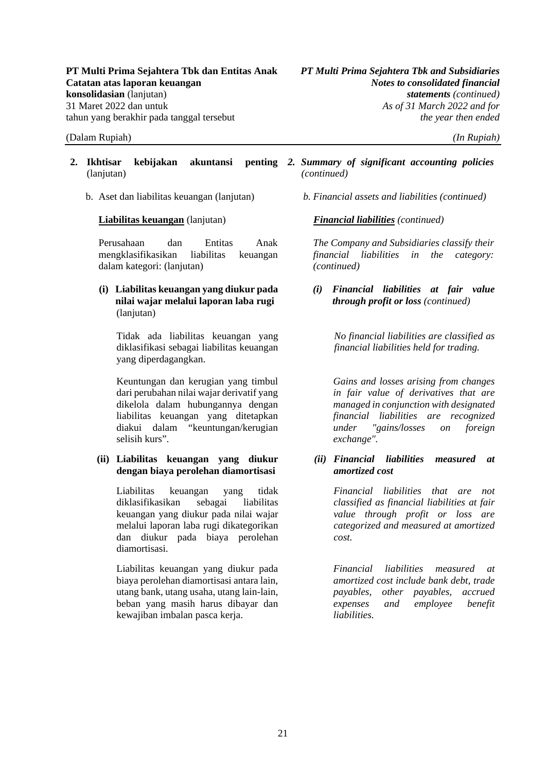**2. Ikhtisar kebijakan akuntansi penting** (lanjutan)

b. Aset dan liabilitas keuangan (lanjutan)

**Liabilitas keuangan** (lanjutan)

Perusahaan dan Entitas Anak mengklasifikasikan liabilitas keuangan dalam kategori: (lanjutan)

**(i) Liabilitas keuangan yang diukur pada nilai wajar melalui laporan laba rugi** (lanjutan)

Tidak ada liabilitas keuangan yang diklasifikasi sebagai liabilitas keuangan yang diperdagangkan.

Keuntungan dan kerugian yang timbul dari perubahan nilai wajar derivatif yang dikelola dalam hubungannya dengan liabilitas keuangan yang ditetapkan diakui dalam "keuntungan/kerugian selisih kurs".

**(ii) Liabilitas keuangan yang diukur dengan biaya perolehan diamortisasi**

Liabilitas keuangan yang tidak diklasifikasikan sebagai liabilitas keuangan yang diukur pada nilai wajar melalui laporan laba rugi dikategorikan dan diukur pada biaya perolehan diamortisasi.

Liabilitas keuangan yang diukur pada biaya perolehan diamortisasi antara lain, utang bank, utang usaha, utang lain-lain, beban yang masih harus dibayar dan kewajiban imbalan pasca kerja.

***2. Summary of significant accounting policies** (continued)*

*b. Financial assets and liabilities (continued)*

***Financial liabilities** (continued)*

*The Company and Subsidiaries classify their financial liabilities in the category: (continued)*

***(i) Financial liabilities at fair value through profit or loss** (continued)*

*No financial liabilities are classified as financial liabilities held for trading.*

*Gains and losses arising from changes in fair value of derivatives that are managed in conjunction with designated financial liabilities are recognized under "gains/losses on foreign exchange".*

***(ii) Financial liabilities measured at amortized cost***

*Financial liabilities that are not classified as financial liabilities at fair value through profit or loss are categorized and measured at amortized cost.*

*Financial liabilities measured at amortized cost include bank debt, trade payables, other payables, accrued expenses and employee benefit liabilities.*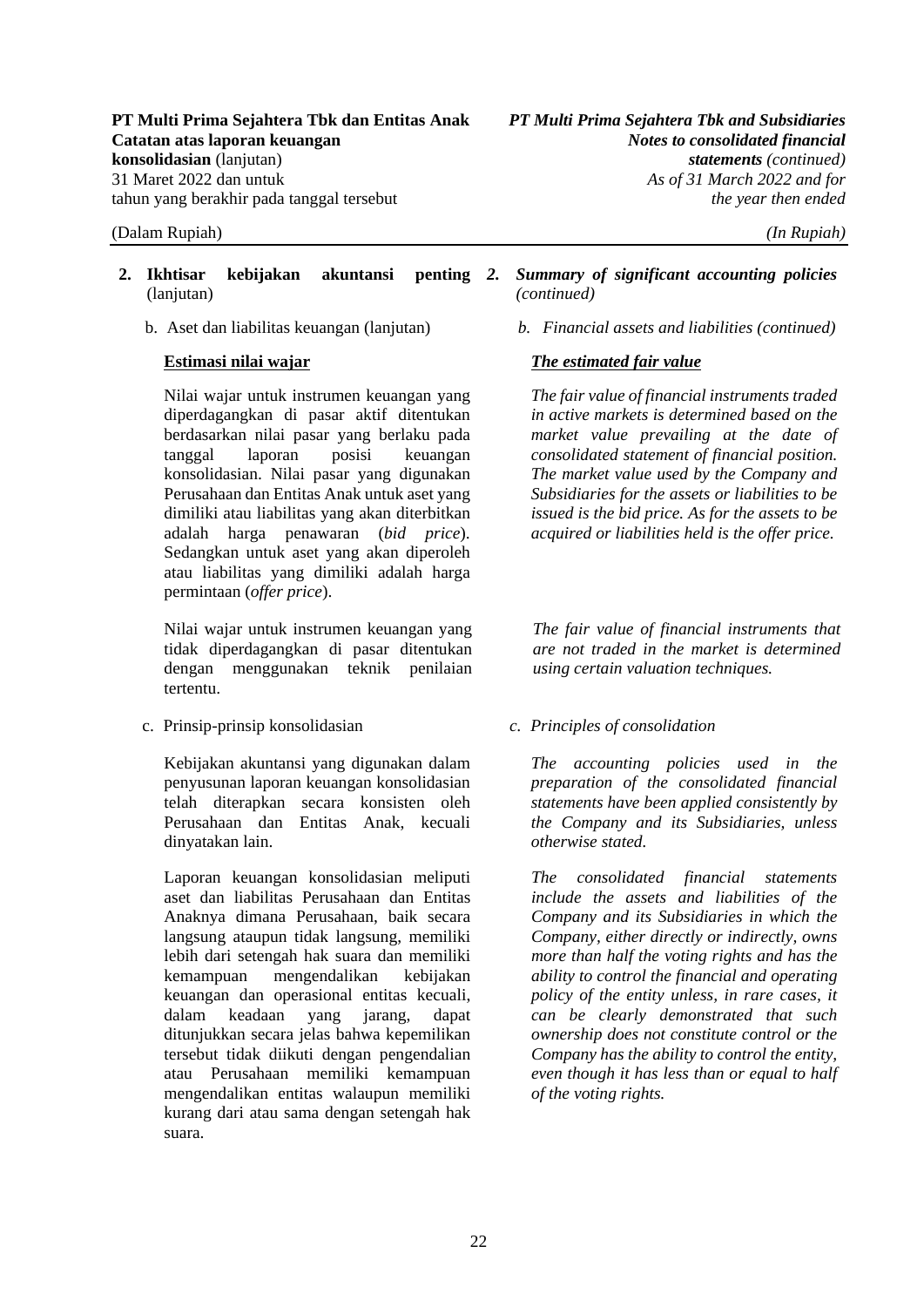## 2. Ikhtisar kebijakan akuntansi penting (lanjutan)

## *2. Summary of significant accounting policies (continued)*

b. Aset dan liabilitas keuangan (lanjutan)

*b. Financial assets and liabilities (continued)*

**Estimasi nilai wajar**

Nilai wajar untuk instrumen keuangan yang diperdagangkan di pasar aktif ditentukan berdasarkan nilai pasar yang berlaku pada tanggal laporan posisi keuangan konsolidasian. Nilai pasar yang digunakan Perusahaan dan Entitas Anak untuk aset yang dimiliki atau liabilitas yang akan diterbitkan adalah harga penawaran (*bid price*). Sedangkan untuk aset yang akan diperoleh atau liabilitas yang dimiliki adalah harga permintaan (*offer price*).

Nilai wajar untuk instrumen keuangan yang tidak diperdagangkan di pasar ditentukan dengan menggunakan teknik penilaian tertentu.

***The estimated fair value***

*The fair value of financial instruments traded in active markets is determined based on the market value prevailing at the date of consolidated statement of financial position. The market value used by the Company and Subsidiaries for the assets or liabilities to be issued is the bid price. As for the assets to be acquired or liabilities held is the offer price.*

*The fair value of financial instruments that are not traded in the market is determined using certain valuation techniques.*

c. Prinsip-prinsip konsolidasian

Kebijakan akuntansi yang digunakan dalam penyusunan laporan keuangan konsolidasian telah diterapkan secara konsisten oleh Perusahaan dan Entitas Anak, kecuali dinyatakan lain.

Laporan keuangan konsolidasian meliputi aset dan liabilitas Perusahaan dan Entitas Anaknya dimana Perusahaan, baik secara langsung ataupun tidak langsung, memiliki lebih dari setengah hak suara dan memiliki kemampuan mengendalikan kebijakan keuangan dan operasional entitas kecuali, dalam keadaan yang jarang, dapat ditunjukkan secara jelas bahwa kepemilikan tersebut tidak diikuti dengan pengendalian atau Perusahaan memiliki kemampuan mengendalikan entitas walaupun memiliki kurang dari atau sama dengan setengah hak suara.

*c. Principles of consolidation*

*The accounting policies used in the preparation of the consolidated financial statements have been applied consistently by the Company and its Subsidiaries, unless otherwise stated.*

*The consolidated financial statements include the assets and liabilities of the Company and its Subsidiaries in which the Company, either directly or indirectly, owns more than half the voting rights and has the ability to control the financial and operating policy of the entity unless, in rare cases, it can be clearly demonstrated that such ownership does not constitute control or the Company has the ability to control the entity, even though it has less than or equal to half of the voting rights.*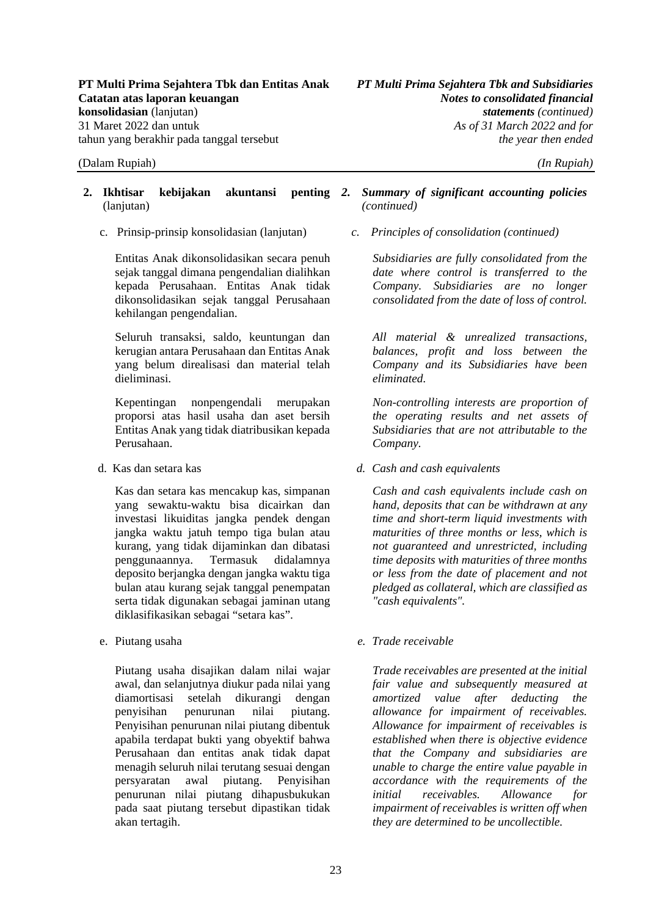## 2. Ikhtisar kebijakan akuntansi penting (lanjutan)

*2. Summary of significant accounting policies (continued)*

### c. Prinsip-prinsip konsolidasian (lanjutan)

*c. Principles of consolidation (continued)*

Entitas Anak dikonsolidasikan secara penuh sejak tanggal dimana pengendalian dialihkan kepada Perusahaan. Entitas Anak tidak dikonsolidasikan sejak tanggal Perusahaan kehilangan pengendalian.

*Subsidiaries are fully consolidated from the date where control is transferred to the Company. Subsidiaries are no longer consolidated from the date of loss of control.*

Seluruh transaksi, saldo, keuntungan dan kerugian antara Perusahaan dan Entitas Anak yang belum direalisasi dan material telah dieliminasi.

*All material & unrealized transactions, balances, profit and loss between the Company and its Subsidiaries have been eliminated.*

Kepentingan nonpengendali merupakan proporsi atas hasil usaha dan aset bersih Entitas Anak yang tidak diatribusikan kepada Perusahaan.

*Non-controlling interests are proportion of the operating results and net assets of Subsidiaries that are not attributable to the Company.*

### d. Kas dan setara kas

*d. Cash and cash equivalents*

Kas dan setara kas mencakup kas, simpanan yang sewaktu-waktu bisa dicairkan dan investasi likuiditas jangka pendek dengan jangka waktu jatuh tempo tiga bulan atau kurang, yang tidak dijaminkan dan dibatasi penggunaannya. Termasuk didalamnya deposito berjangka dengan jangka waktu tiga bulan atau kurang sejak tanggal penempatan serta tidak digunakan sebagai jaminan utang diklasifikasikan sebagai "setara kas".

*Cash and cash equivalents include cash on hand, deposits that can be withdrawn at any time and short-term liquid investments with maturities of three months or less, which is not guaranteed and unrestricted, including time deposits with maturities of three months or less from the date of placement and not pledged as collateral, which are classified as "cash equivalents".*

### e. Piutang usaha

*e. Trade receivable*

Piutang usaha disajikan dalam nilai wajar awal, dan selanjutnya diukur pada nilai yang diamortisasi setelah dikurangi dengan penyisihan penurunan nilai piutang. Penyisihan penurunan nilai piutang dibentuk apabila terdapat bukti yang obyektif bahwa Perusahaan dan entitas anak tidak dapat menagih seluruh nilai terutang sesuai dengan persyaratan awal piutang. Penyisihan penurunan nilai piutang dihapusbukukan pada saat piutang tersebut dipastikan tidak akan tertagih.

*Trade receivables are presented at the initial fair value and subsequently measured at amortized value after deducting the allowance for impairment of receivables. Allowance for impairment of receivables is established when there is objective evidence that the Company and subsidiaries are unable to charge the entire value payable in accordance with the requirements of the initial receivables. Allowance for impairment of receivables is written off when they are determined to be uncollectible.*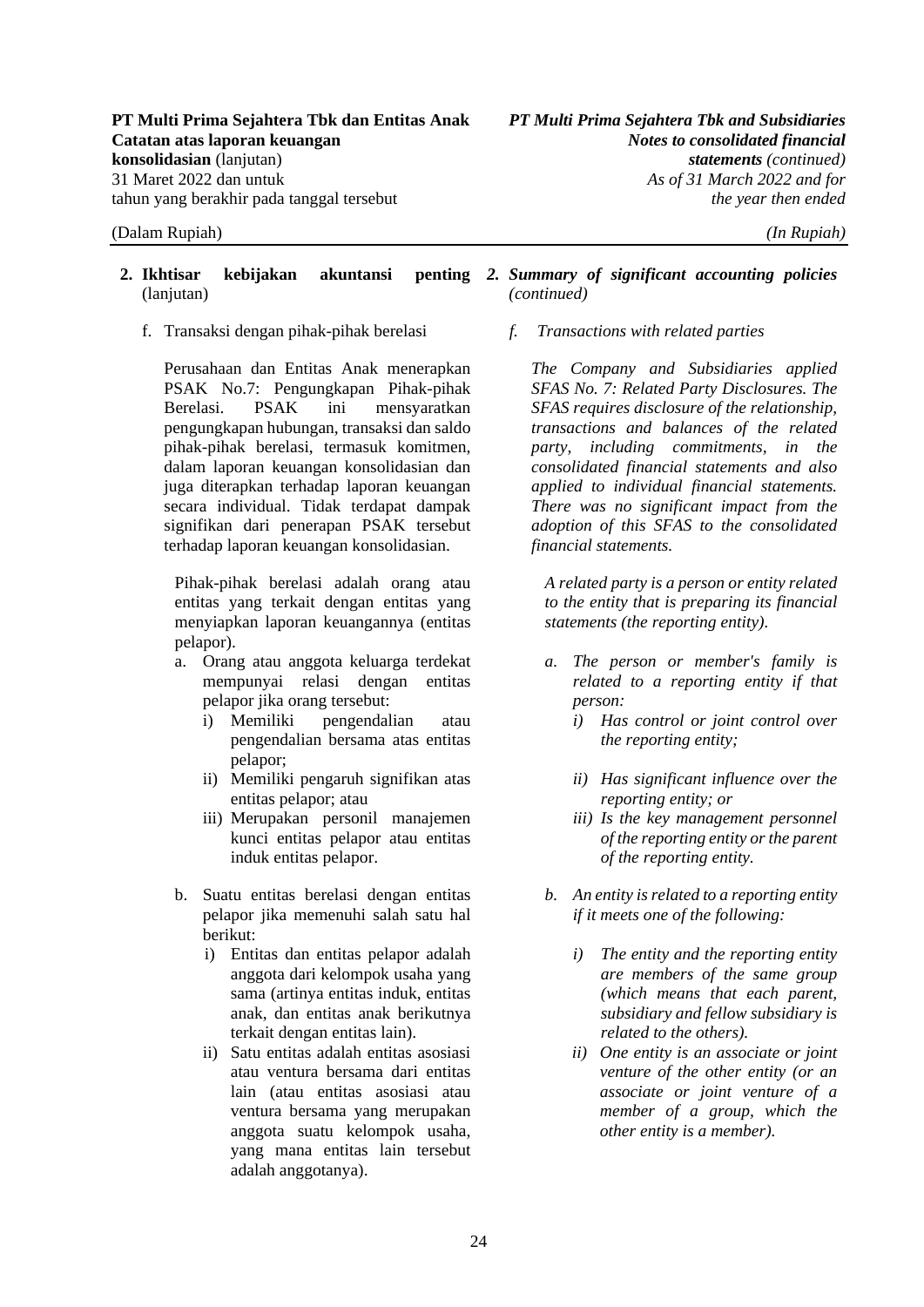**2. Ikhtisar kebijakan akuntansi penting** (lanjutan)

f. Transaksi dengan pihak-pihak berelasi

Perusahaan dan Entitas Anak menerapkan PSAK No.7: Pengungkapan Pihak-pihak Berelasi. PSAK ini mensyaratkan pengungkapan hubungan, transaksi dan saldo pihak-pihak berelasi, termasuk komitmen, dalam laporan keuangan konsolidasian dan juga diterapkan terhadap laporan keuangan secara individual. Tidak terdapat dampak signifikan dari penerapan PSAK tersebut terhadap laporan keuangan konsolidasian.

Pihak-pihak berelasi adalah orang atau entitas yang terkait dengan entitas yang menyiapkan laporan keuangannya (entitas pelapor).

a. Orang atau anggota keluarga terdekat mempunyai relasi dengan entitas pelapor jika orang tersebut:
   i) Memiliki pengendalian atau pengendalian bersama atas entitas pelapor;
   ii) Memiliki pengaruh signifikan atas entitas pelapor; atau
   iii) Merupakan personil manajemen kunci entitas pelapor atau entitas induk entitas pelapor.

b. Suatu entitas berelasi dengan entitas pelapor jika memenuhi salah satu hal berikut:
   i) Entitas dan entitas pelapor adalah anggota dari kelompok usaha yang sama (artinya entitas induk, entitas anak, dan entitas anak berikutnya terkait dengan entitas lain).
   ii) Satu entitas adalah entitas asosiasi atau ventura bersama dari entitas lain (atau entitas asosiasi atau ventura bersama yang merupakan anggota suatu kelompok usaha, yang mana entitas lain tersebut adalah anggotanya).

***2. Summary of significant accounting policies** (continued)*

*f. Transactions with related parties*

*The Company and Subsidiaries applied SFAS No. 7: Related Party Disclosures. The SFAS requires disclosure of the relationship, transactions and balances of the related party, including commitments, in the consolidated financial statements and also applied to individual financial statements. There was no significant impact from the adoption of this SFAS to the consolidated financial statements.*

*A related party is a person or entity related to the entity that is preparing its financial statements (the reporting entity).*

*a. The person or member's family is related to a reporting entity if that person:*
   *i) Has control or joint control over the reporting entity;*
   *ii) Has significant influence over the reporting entity; or*
   *iii) Is the key management personnel of the reporting entity or the parent of the reporting entity.*

*b. An entity is related to a reporting entity if it meets one of the following:*
   *i) The entity and the reporting entity are members of the same group (which means that each parent, subsidiary and fellow subsidiary is related to the others).*
   *ii) One entity is an associate or joint venture of the other entity (or an associate or joint venture of a member of a group, which the other entity is a member).*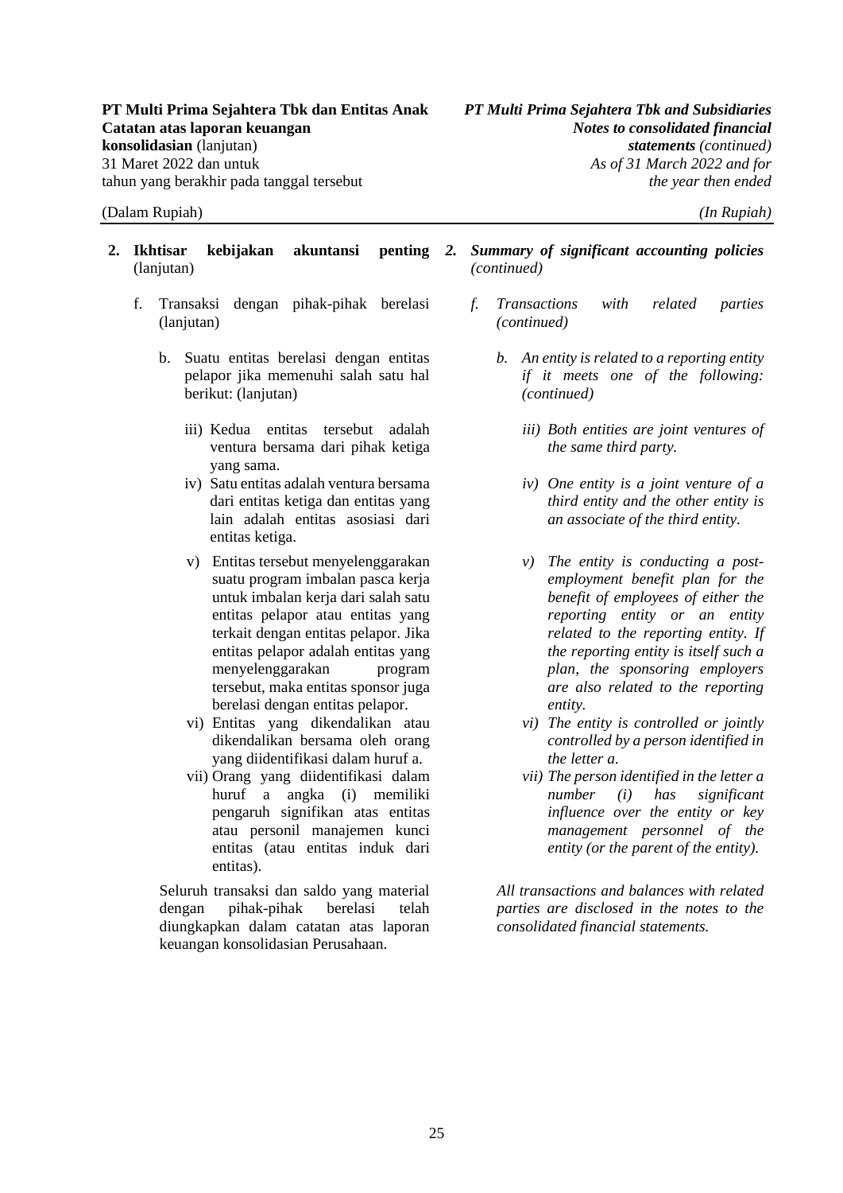**2. Ikhtisar kebijakan akuntansi penting** (lanjutan)

f. Transaksi dengan pihak-pihak berelasi (lanjutan)

b. Suatu entitas berelasi dengan entitas pelapor jika memenuhi salah satu hal berikut: (lanjutan)

iii) Kedua entitas tersebut adalah ventura bersama dari pihak ketiga yang sama.

iv) Satu entitas adalah ventura bersama dari entitas ketiga dan entitas yang lain adalah entitas asosiasi dari entitas ketiga.

v) Entitas tersebut menyelenggarakan suatu program imbalan pasca kerja untuk imbalan kerja dari salah satu entitas pelapor atau entitas yang terkait dengan entitas pelapor. Jika entitas pelapor adalah entitas yang menyelenggarakan program tersebut, maka entitas sponsor juga berelasi dengan entitas pelapor.

vi) Entitas yang dikendalikan atau dikendalikan bersama oleh orang yang diidentifikasi dalam huruf a.

vii) Orang yang diidentifikasi dalam huruf a angka (i) memiliki pengaruh signifikan atas entitas atau personil manajemen kunci entitas (atau entitas induk dari entitas).

Seluruh transaksi dan saldo yang material dengan pihak-pihak berelasi telah diungkapkan dalam catatan atas laporan keuangan konsolidasian Perusahaan.

***2. Summary of significant accounting policies*** *(continued)*

*f. Transactions with related parties (continued)*

*b. An entity is related to a reporting entity if it meets one of the following: (continued)*

*iii) Both entities are joint ventures of the same third party.*

*iv) One entity is a joint venture of a third entity and the other entity is an associate of the third entity.*

*v) The entity is conducting a post-employment benefit plan for the benefit of employees of either the reporting entity or an entity related to the reporting entity. If the reporting entity is itself such a plan, the sponsoring employers are also related to the reporting entity.*

*vi) The entity is controlled or jointly controlled by a person identified in the letter a.*

*vii) The person identified in the letter a number (i) has significant influence over the entity or key management personnel of the entity (or the parent of the entity).*

*All transactions and balances with related parties are disclosed in the notes to the consolidated financial statements.*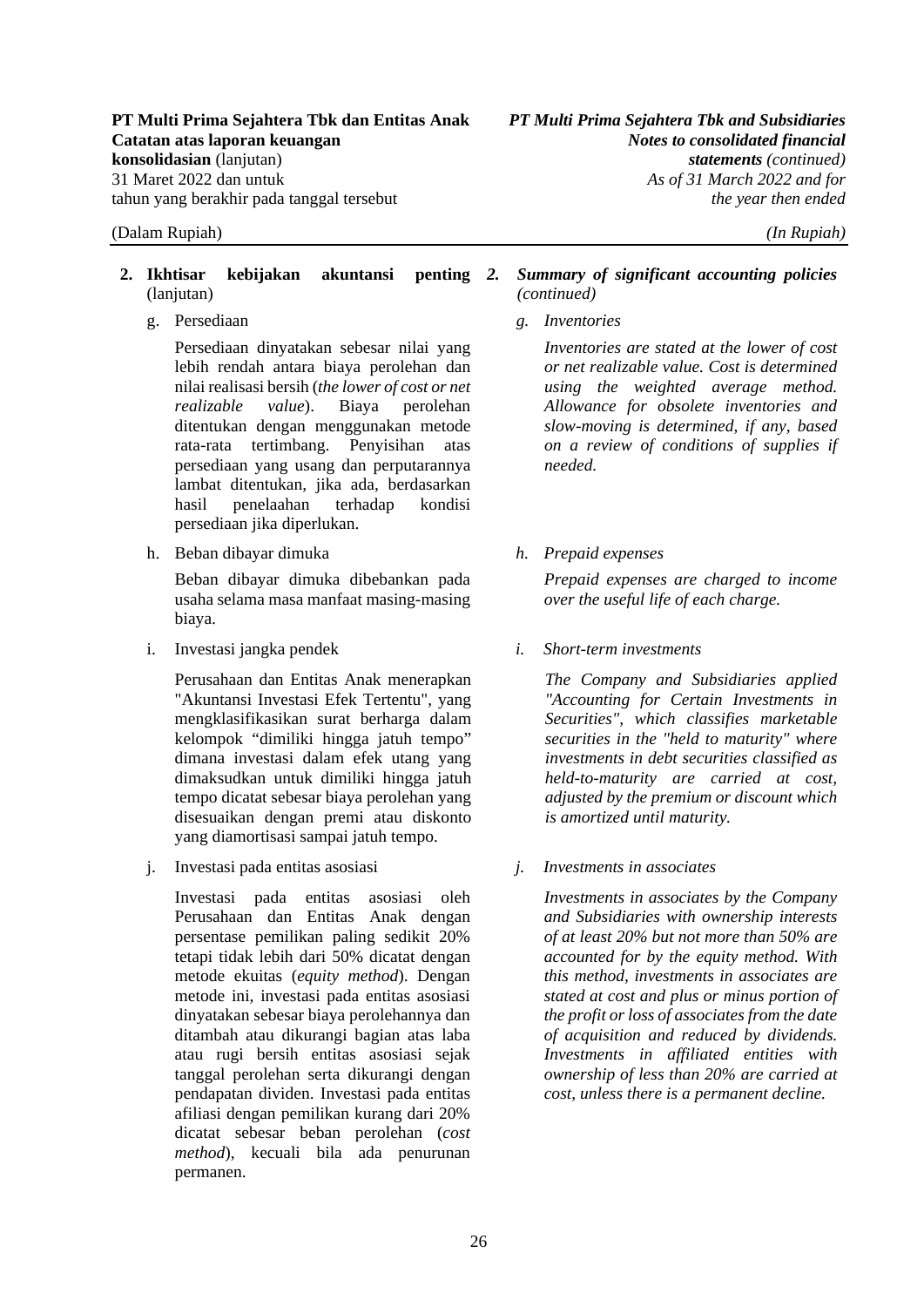## 2. Ikhtisar kebijakan akuntansi penting (lanjutan)

### g. Persediaan

Persediaan dinyatakan sebesar nilai yang lebih rendah antara biaya perolehan dan nilai realisasi bersih (*the lower of cost or net realizable value*). Biaya perolehan ditentukan dengan menggunakan metode rata-rata tertimbang. Penyisihan atas persediaan yang usang dan perputarannya lambat ditentukan, jika ada, berdasarkan hasil penelaahan terhadap kondisi persediaan jika diperlukan.

### h. Beban dibayar dimuka

Beban dibayar dimuka dibebankan pada usaha selama masa manfaat masing-masing biaya.

### i. Investasi jangka pendek

Perusahaan dan Entitas Anak menerapkan "Akuntansi Investasi Efek Tertentu", yang mengklasifikasikan surat berharga dalam kelompok "dimiliki hingga jatuh tempo" dimana investasi dalam efek utang yang dimaksudkan untuk dimiliki hingga jatuh tempo dicatat sebesar biaya perolehan yang disesuaikan dengan premi atau diskonto yang diamortisasi sampai jatuh tempo.

### j. Investasi pada entitas asosiasi

Investasi pada entitas asosiasi oleh Perusahaan dan Entitas Anak dengan persentase pemilikan paling sedikit 20% tetapi tidak lebih dari 50% dicatat dengan metode ekuitas (*equity method*). Dengan metode ini, investasi pada entitas asosiasi dinyatakan sebesar biaya perolehannya dan ditambah atau dikurangi bagian atas laba atau rugi bersih entitas asosiasi sejak tanggal perolehan serta dikurangi dengan pendapatan dividen. Investasi pada entitas afiliasi dengan pemilikan kurang dari 20% dicatat sebesar beban perolehan (*cost method*), kecuali bila ada penurunan permanen.

## *2. Summary of significant accounting policies (continued)*

### *g. Inventories*

*Inventories are stated at the lower of cost or net realizable value. Cost is determined using the weighted average method. Allowance for obsolete inventories and slow-moving is determined, if any, based on a review of conditions of supplies if needed.*

### *h. Prepaid expenses*

*Prepaid expenses are charged to income over the useful life of each charge.*

### *i. Short-term investments*

*The Company and Subsidiaries applied "Accounting for Certain Investments in Securities", which classifies marketable securities in the "held to maturity" where investments in debt securities classified as held-to-maturity are carried at cost, adjusted by the premium or discount which is amortized until maturity.*

### *j. Investments in associates*

*Investments in associates by the Company and Subsidiaries with ownership interests of at least 20% but not more than 50% are accounted for by the equity method. With this method, investments in associates are stated at cost and plus or minus portion of the profit or loss of associates from the date of acquisition and reduced by dividends. Investments in affiliated entities with ownership of less than 20% are carried at cost, unless there is a permanent decline.*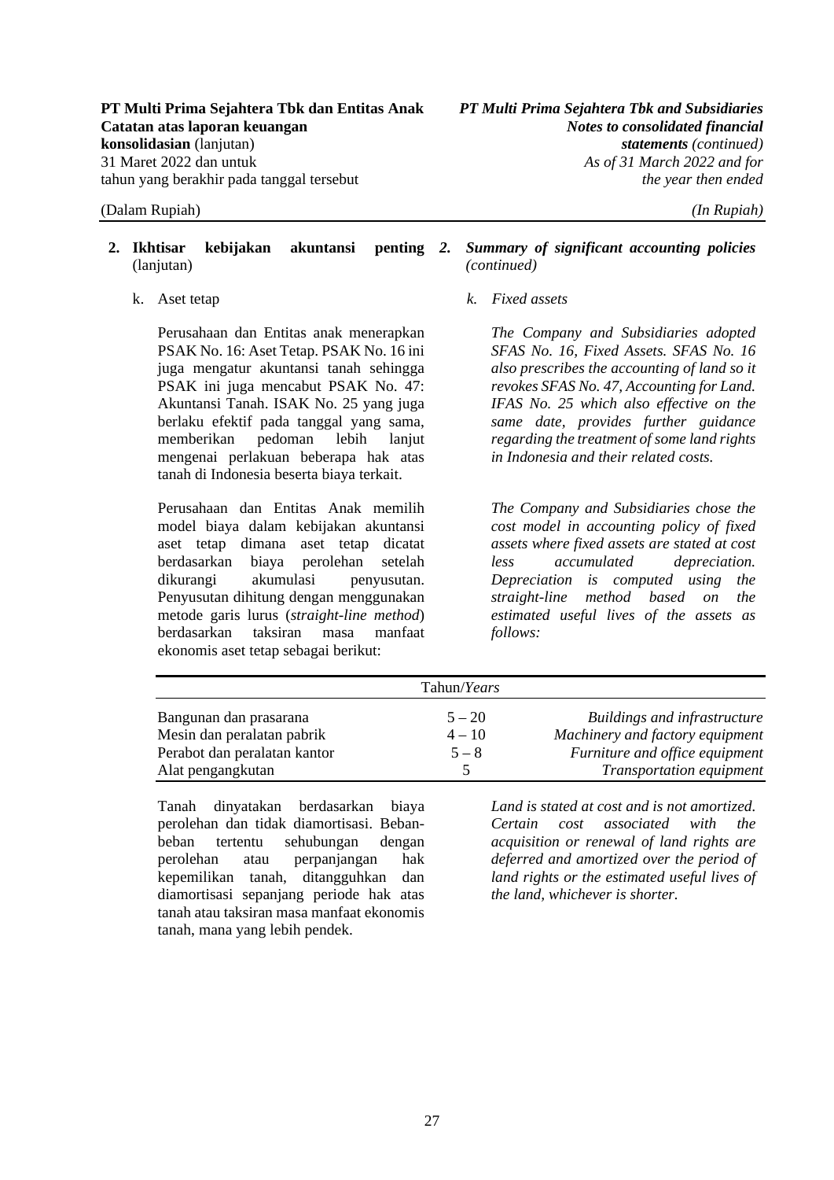## 2. Ikhtisar kebijakan akuntansi penting (lanjutan)

## *2. Summary of significant accounting policies (continued)*

### k. Aset tetap

Perusahaan dan Entitas anak menerapkan PSAK No. 16: Aset Tetap. PSAK No. 16 ini juga mengatur akuntansi tanah sehingga PSAK ini juga mencabut PSAK No. 47: Akuntansi Tanah. ISAK No. 25 yang juga berlaku efektif pada tanggal yang sama, memberikan pedoman lebih lanjut mengenai perlakuan beberapa hak atas tanah di Indonesia beserta biaya terkait.

Perusahaan dan Entitas Anak memilih model biaya dalam kebijakan akuntansi aset tetap dimana aset tetap dicatat berdasarkan biaya perolehan setelah dikurangi akumulasi penyusutan. Penyusutan dihitung dengan menggunakan metode garis lurus (*straight-line method*) berdasarkan taksiran masa manfaat ekonomis aset tetap sebagai berikut:

### *k. Fixed assets*

*The Company and Subsidiaries adopted SFAS No. 16, Fixed Assets. SFAS No. 16 also prescribes the accounting of land so it revokes SFAS No. 47, Accounting for Land. IFAS No. 25 which also effective on the same date, provides further guidance regarding the treatment of some land rights in Indonesia and their related costs.*

*The Company and Subsidiaries chose the cost model in accounting policy of fixed assets where fixed assets are stated at cost less accumulated depreciation. Depreciation is computed using the straight-line method based on the estimated useful lives of the assets as follows:*

| | Tahun/*Years* | |
|---|---|---|
| Bangunan dan prasarana | 5 – 20 | *Buildings and infrastructure* |
| Mesin dan peralatan pabrik | 4 – 10 | *Machinery and factory equipment* |
| Perabot dan peralatan kantor | 5 – 8 | *Furniture and office equipment* |
| Alat pengangkutan | 5 | *Transportation equipment* |

Tanah dinyatakan berdasarkan biaya perolehan dan tidak diamortisasi. Beban-beban tertentu sehubungan dengan perolehan atau perpanjangan hak kepemilikan tanah, ditangguhkan dan diamortisasi sepanjang periode hak atas tanah atau taksiran masa manfaat ekonomis tanah, mana yang lebih pendek.

*Land is stated at cost and is not amortized. Certain cost associated with the acquisition or renewal of land rights are deferred and amortized over the period of land rights or the estimated useful lives of the land, whichever is shorter.*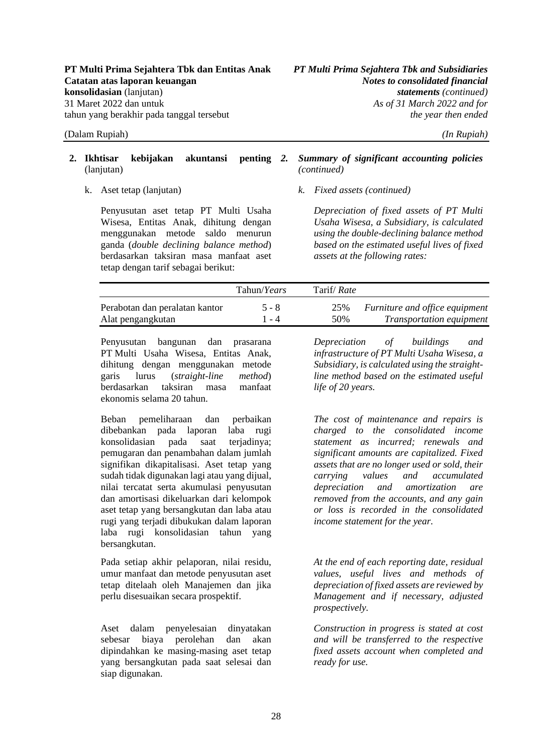**2. Ikhtisar kebijakan akuntansi penting** (lanjutan)

*2. Summary of significant accounting policies (continued)*

k. Aset tetap (lanjutan)

*k. Fixed assets (continued)*

Penyusutan aset tetap PT Multi Usaha Wisesa, Entitas Anak, dihitung dengan menggunakan metode saldo menurun ganda (*double declining balance method*) berdasarkan taksiran masa manfaat aset tetap dengan tarif sebagai berikut:

*Depreciation of fixed assets of PT Multi Usaha Wisesa, a Subsidiary, is calculated using the double-declining balance method based on the estimated useful lives of fixed assets at the following rates:*

| | Tahun/*Years* | Tarif/ *Rate* | |
|---|---|---|---|
| Perabotan dan peralatan kantor | 5 - 8 | 25% | *Furniture and office equipment* |
| Alat pengangkutan | 1 - 4 | 50% | *Transportation equipment* |

Penyusutan bangunan dan prasarana PT Multi Usaha Wisesa, Entitas Anak, dihitung dengan menggunakan metode garis lurus (*straight-line method*) berdasarkan taksiran masa manfaat ekonomis selama 20 tahun.

*Depreciation of buildings and infrastructure of PT Multi Usaha Wisesa, a Subsidiary, is calculated using the straight-line method based on the estimated useful life of 20 years.*

Beban pemeliharaan dan perbaikan dibebankan pada laporan laba rugi konsolidasian pada saat terjadinya; pemugaran dan penambahan dalam jumlah signifikan dikapitalisasi. Aset tetap yang sudah tidak digunakan lagi atau yang dijual, nilai tercatat serta akumulasi penyusutan dan amortisasi dikeluarkan dari kelompok aset tetap yang bersangkutan dan laba atau rugi yang terjadi dibukukan dalam laporan laba rugi konsolidasian tahun yang bersangkutan.

*The cost of maintenance and repairs is charged to the consolidated income statement as incurred; renewals and significant amounts are capitalized. Fixed assets that are no longer used or sold, their carrying values and accumulated depreciation and amortization are removed from the accounts, and any gain or loss is recorded in the consolidated income statement for the year.*

Pada setiap akhir pelaporan, nilai residu, umur manfaat dan metode penyusutan aset tetap ditelaah oleh Manajemen dan jika perlu disesuaikan secara prospektif.

*At the end of each reporting date, residual values, useful lives and methods of depreciation of fixed assets are reviewed by Management and if necessary, adjusted prospectively.*

Aset dalam penyelesaian dinyatakan sebesar biaya perolehan dan akan dipindahkan ke masing-masing aset tetap yang bersangkutan pada saat selesai dan siap digunakan.

*Construction in progress is stated at cost and will be transferred to the respective fixed assets account when completed and ready for use.*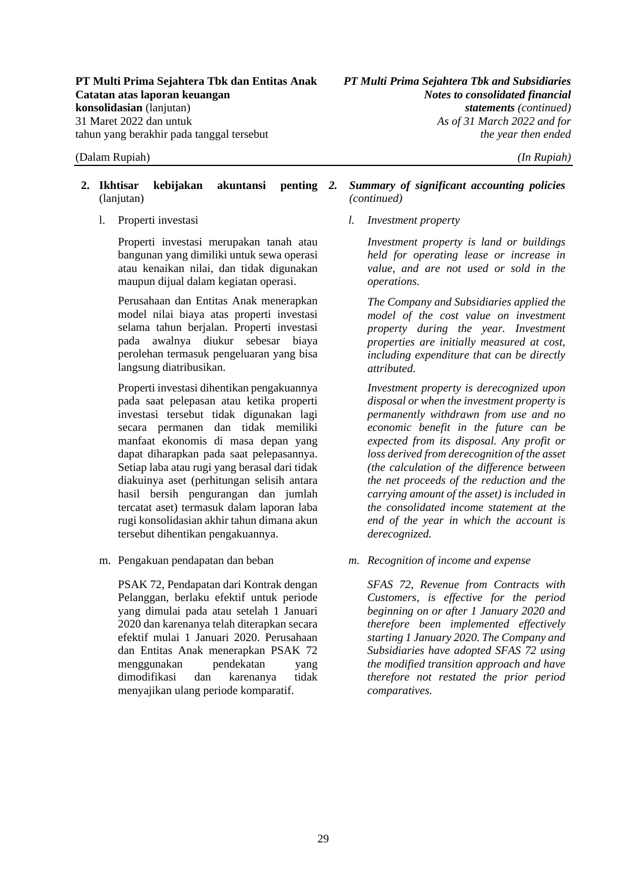**2. Ikhtisar kebijakan akuntansi penting** (lanjutan)

*2. Summary of significant accounting policies (continued)*

l. Properti investasi

*l. Investment property*

Properti investasi merupakan tanah atau bangunan yang dimiliki untuk sewa operasi atau kenaikan nilai, dan tidak digunakan maupun dijual dalam kegiatan operasi.

*Investment property is land or buildings held for operating lease or increase in value, and are not used or sold in the operations.*

Perusahaan dan Entitas Anak menerapkan model nilai biaya atas properti investasi selama tahun berjalan. Properti investasi pada awalnya diukur sebesar biaya perolehan termasuk pengeluaran yang bisa langsung diatribusikan.

*The Company and Subsidiaries applied the model of the cost value on investment property during the year. Investment properties are initially measured at cost, including expenditure that can be directly attributed.*

Properti investasi dihentikan pengakuannya pada saat pelepasan atau ketika properti investasi tersebut tidak digunakan lagi secara permanen dan tidak memiliki manfaat ekonomis di masa depan yang dapat diharapkan pada saat pelepasannya. Setiap laba atau rugi yang berasal dari tidak diakuinya aset (perhitungan selisih antara hasil bersih pengurangan dan jumlah tercatat aset) termasuk dalam laporan laba rugi konsolidasian akhir tahun dimana akun tersebut dihentikan pengakuannya.

*Investment property is derecognized upon disposal or when the investment property is permanently withdrawn from use and no economic benefit in the future can be expected from its disposal. Any profit or loss derived from derecognition of the asset (the calculation of the difference between the net proceeds of the reduction and the carrying amount of the asset) is included in the consolidated income statement at the end of the year in which the account is derecognized.*

m. Pengakuan pendapatan dan beban

*m. Recognition of income and expense*

PSAK 72, Pendapatan dari Kontrak dengan Pelanggan, berlaku efektif untuk periode yang dimulai pada atau setelah 1 Januari 2020 dan karenanya telah diterapkan secara efektif mulai 1 Januari 2020. Perusahaan dan Entitas Anak menerapkan PSAK 72 menggunakan pendekatan yang dimodifikasi dan karenanya tidak menyajikan ulang periode komparatif.

*SFAS 72, Revenue from Contracts with Customers, is effective for the period beginning on or after 1 January 2020 and therefore been implemented effectively starting 1 January 2020. The Company and Subsidiaries have adopted SFAS 72 using the modified transition approach and have therefore not restated the prior period comparatives.*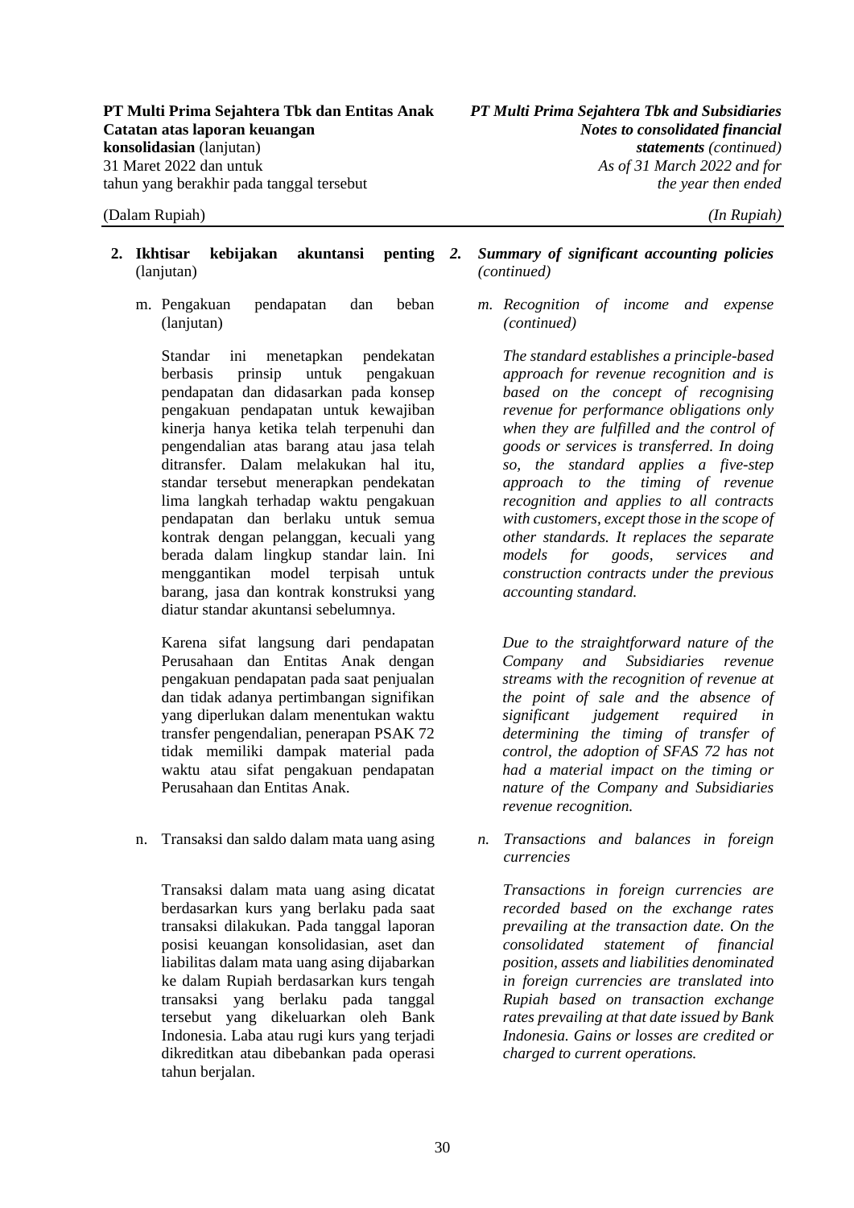**2. Ikhtisar kebijakan akuntansi penting** (lanjutan)

*2. Summary of significant accounting policies (continued)*

m. Pengakuan pendapatan dan beban (lanjutan)

*m. Recognition of income and expense (continued)*

Standar ini menetapkan pendekatan berbasis prinsip untuk pengakuan pendapatan dan didasarkan pada konsep pengakuan pendapatan untuk kewajiban kinerja hanya ketika telah terpenuhi dan pengendalian atas barang atau jasa telah ditransfer. Dalam melakukan hal itu, standar tersebut menerapkan pendekatan lima langkah terhadap waktu pengakuan pendapatan dan berlaku untuk semua kontrak dengan pelanggan, kecuali yang berada dalam lingkup standar lain. Ini menggantikan model terpisah untuk barang, jasa dan kontrak konstruksi yang diatur standar akuntansi sebelumnya.

*The standard establishes a principle-based approach for revenue recognition and is based on the concept of recognising revenue for performance obligations only when they are fulfilled and the control of goods or services is transferred. In doing so, the standard applies a five-step approach to the timing of revenue recognition and applies to all contracts with customers, except those in the scope of other standards. It replaces the separate models for goods, services and construction contracts under the previous accounting standard.*

Karena sifat langsung dari pendapatan Perusahaan dan Entitas Anak dengan pengakuan pendapatan pada saat penjualan dan tidak adanya pertimbangan signifikan yang diperlukan dalam menentukan waktu transfer pengendalian, penerapan PSAK 72 tidak memiliki dampak material pada waktu atau sifat pengakuan pendapatan Perusahaan dan Entitas Anak.

*Due to the straightforward nature of the Company and Subsidiaries revenue streams with the recognition of revenue at the point of sale and the absence of significant judgement required in determining the timing of transfer of control, the adoption of SFAS 72 has not had a material impact on the timing or nature of the Company and Subsidiaries revenue recognition.*

n. Transaksi dan saldo dalam mata uang asing

*n. Transactions and balances in foreign currencies*

Transaksi dalam mata uang asing dicatat berdasarkan kurs yang berlaku pada saat transaksi dilakukan. Pada tanggal laporan posisi keuangan konsolidasian, aset dan liabilitas dalam mata uang asing dijabarkan ke dalam Rupiah berdasarkan kurs tengah transaksi yang berlaku pada tanggal tersebut yang dikeluarkan oleh Bank Indonesia. Laba atau rugi kurs yang terjadi dikreditkan atau dibebankan pada operasi tahun berjalan.

*Transactions in foreign currencies are recorded based on the exchange rates prevailing at the transaction date. On the consolidated statement of financial position, assets and liabilities denominated in foreign currencies are translated into Rupiah based on transaction exchange rates prevailing at that date issued by Bank Indonesia. Gains or losses are credited or charged to current operations.*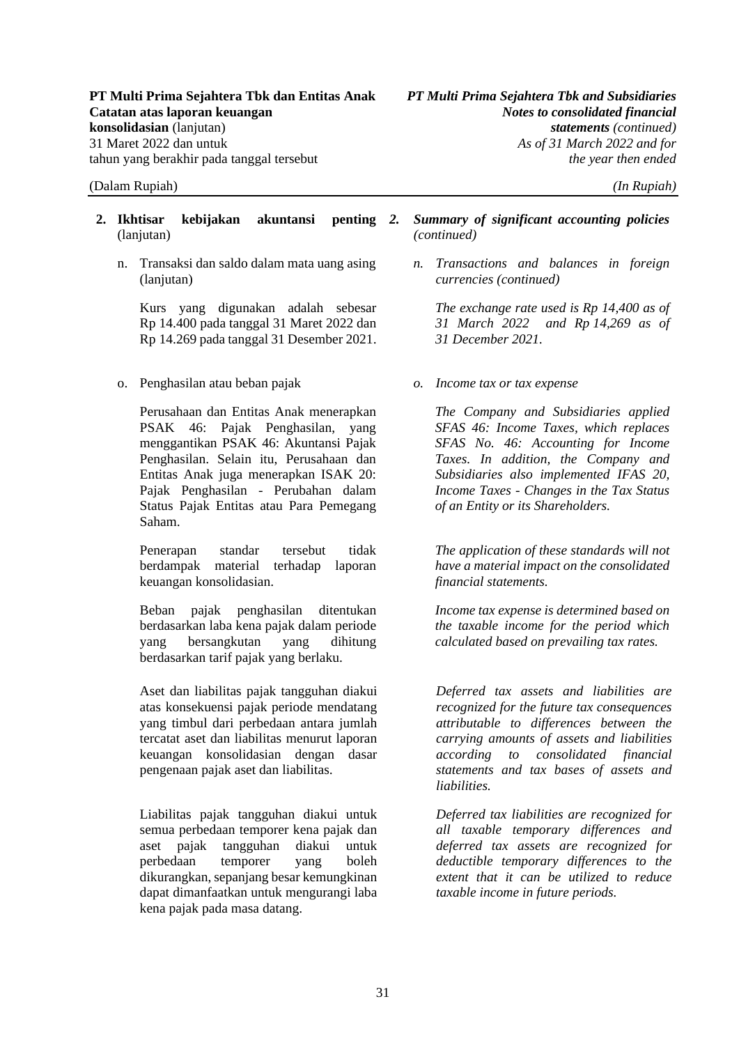**2. Ikhtisar kebijakan akuntansi penting** (lanjutan)

n. Transaksi dan saldo dalam mata uang asing (lanjutan)

Kurs yang digunakan adalah sebesar Rp 14.400 pada tanggal 31 Maret 2022 dan Rp 14.269 pada tanggal 31 Desember 2021.

o. Penghasilan atau beban pajak

Perusahaan dan Entitas Anak menerapkan PSAK 46: Pajak Penghasilan, yang menggantikan PSAK 46: Akuntansi Pajak Penghasilan. Selain itu, Perusahaan dan Entitas Anak juga menerapkan ISAK 20: Pajak Penghasilan - Perubahan dalam Status Pajak Entitas atau Para Pemegang Saham.

Penerapan standar tersebut tidak berdampak material terhadap laporan keuangan konsolidasian.

Beban pajak penghasilan ditentukan berdasarkan laba kena pajak dalam periode yang bersangkutan yang dihitung berdasarkan tarif pajak yang berlaku.

Aset dan liabilitas pajak tangguhan diakui atas konsekuensi pajak periode mendatang yang timbul dari perbedaan antara jumlah tercatat aset dan liabilitas menurut laporan keuangan konsolidasian dengan dasar pengenaan pajak aset dan liabilitas.

Liabilitas pajak tangguhan diakui untuk semua perbedaan temporer kena pajak dan aset pajak tangguhan diakui untuk perbedaan temporer yang boleh dikurangkan, sepanjang besar kemungkinan dapat dimanfaatkan untuk mengurangi laba kena pajak pada masa datang.

***2. Summary of significant accounting policies** (continued)*

*n. Transactions and balances in foreign currencies (continued)*

*The exchange rate used is Rp 14,400 as of 31 March 2022 and Rp 14,269 as of 31 December 2021.*

*o. Income tax or tax expense*

*The Company and Subsidiaries applied SFAS 46: Income Taxes, which replaces SFAS No. 46: Accounting for Income Taxes. In addition, the Company and Subsidiaries also implemented IFAS 20, Income Taxes - Changes in the Tax Status of an Entity or its Shareholders.*

*The application of these standards will not have a material impact on the consolidated financial statements.*

*Income tax expense is determined based on the taxable income for the period which calculated based on prevailing tax rates.*

*Deferred tax assets and liabilities are recognized for the future tax consequences attributable to differences between the carrying amounts of assets and liabilities according to consolidated financial statements and tax bases of assets and liabilities.*

*Deferred tax liabilities are recognized for all taxable temporary differences and deferred tax assets are recognized for deductible temporary differences to the extent that it can be utilized to reduce taxable income in future periods.*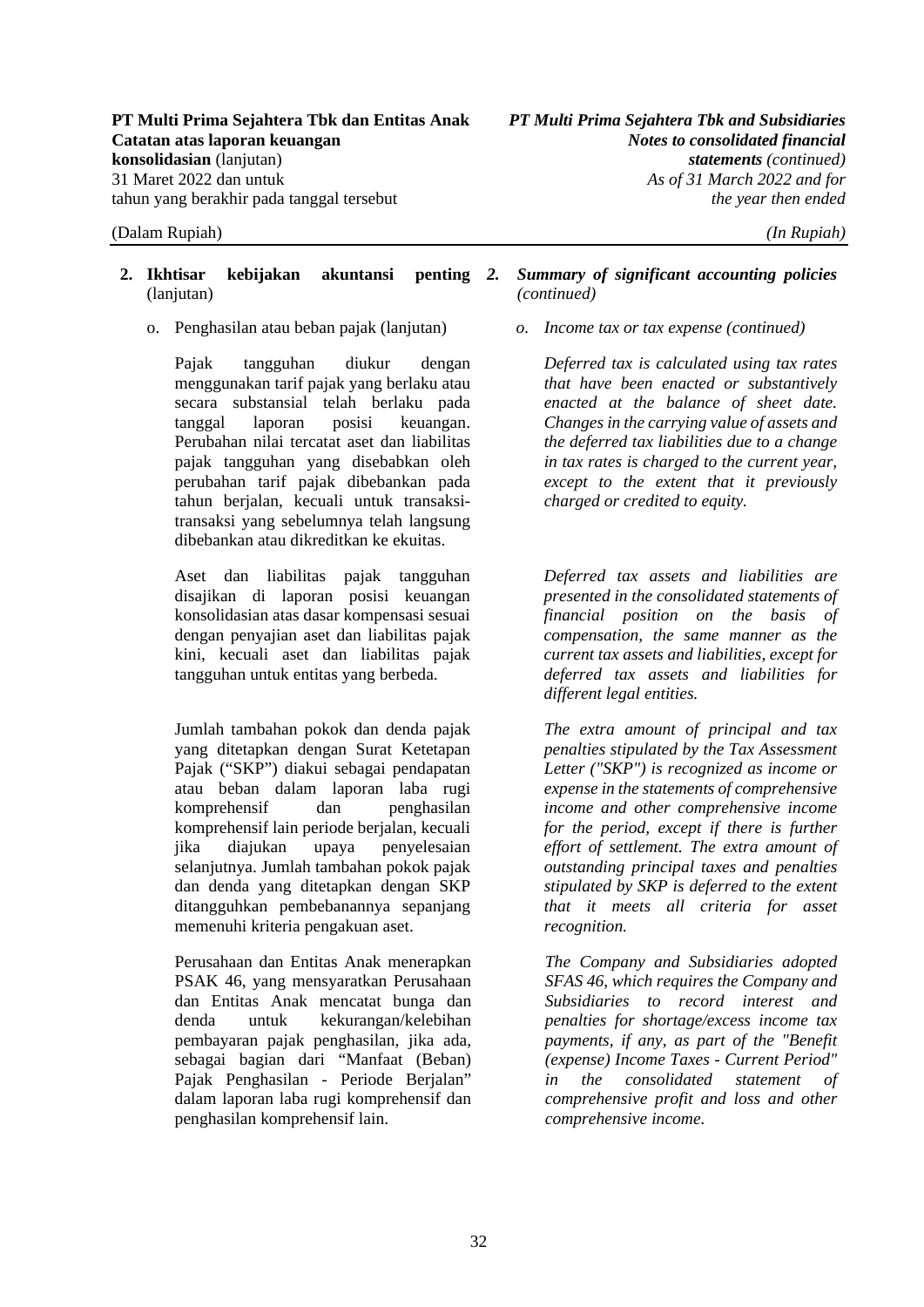## 2. Ikhtisar kebijakan akuntansi penting (lanjutan)

*2. Summary of significant accounting policies (continued)*

o. Penghasilan atau beban pajak (lanjutan)

*o. Income tax or tax expense (continued)*

Pajak tangguhan diukur dengan menggunakan tarif pajak yang berlaku atau secara substansial telah berlaku pada tanggal laporan posisi keuangan. Perubahan nilai tercatat aset dan liabilitas pajak tangguhan yang disebabkan oleh perubahan tarif pajak dibebankan pada tahun berjalan, kecuali untuk transaksi-transaksi yang sebelumnya telah langsung dibebankan atau dikreditkan ke ekuitas.

*Deferred tax is calculated using tax rates that have been enacted or substantively enacted at the balance of sheet date. Changes in the carrying value of assets and the deferred tax liabilities due to a change in tax rates is charged to the current year, except to the extent that it previously charged or credited to equity.*

Aset dan liabilitas pajak tangguhan disajikan di laporan posisi keuangan konsolidasian atas dasar kompensasi sesuai dengan penyajian aset dan liabilitas pajak kini, kecuali aset dan liabilitas pajak tangguhan untuk entitas yang berbeda.

*Deferred tax assets and liabilities are presented in the consolidated statements of financial position on the basis of compensation, the same manner as the current tax assets and liabilities, except for deferred tax assets and liabilities for different legal entities.*

Jumlah tambahan pokok dan denda pajak yang ditetapkan dengan Surat Ketetapan Pajak ("SKP") diakui sebagai pendapatan atau beban dalam laporan laba rugi komprehensif dan penghasilan komprehensif lain periode berjalan, kecuali jika diajukan upaya penyelesaian selanjutnya. Jumlah tambahan pokok pajak dan denda yang ditetapkan dengan SKP ditangguhkan pembebanannya sepanjang memenuhi kriteria pengakuan aset.

*The extra amount of principal and tax penalties stipulated by the Tax Assessment Letter ("SKP") is recognized as income or expense in the statements of comprehensive income and other comprehensive income for the period, except if there is further effort of settlement. The extra amount of outstanding principal taxes and penalties stipulated by SKP is deferred to the extent that it meets all criteria for asset recognition.*

Perusahaan dan Entitas Anak menerapkan PSAK 46, yang mensyaratkan Perusahaan dan Entitas Anak mencatat bunga dan denda untuk kekurangan/kelebihan pembayaran pajak penghasilan, jika ada, sebagai bagian dari "Manfaat (Beban) Pajak Penghasilan - Periode Berjalan" dalam laporan laba rugi komprehensif dan penghasilan komprehensif lain.

*The Company and Subsidiaries adopted SFAS 46, which requires the Company and Subsidiaries to record interest and penalties for shortage/excess income tax payments, if any, as part of the "Benefit (expense) Income Taxes - Current Period" in the consolidated statement of comprehensive profit and loss and other comprehensive income.*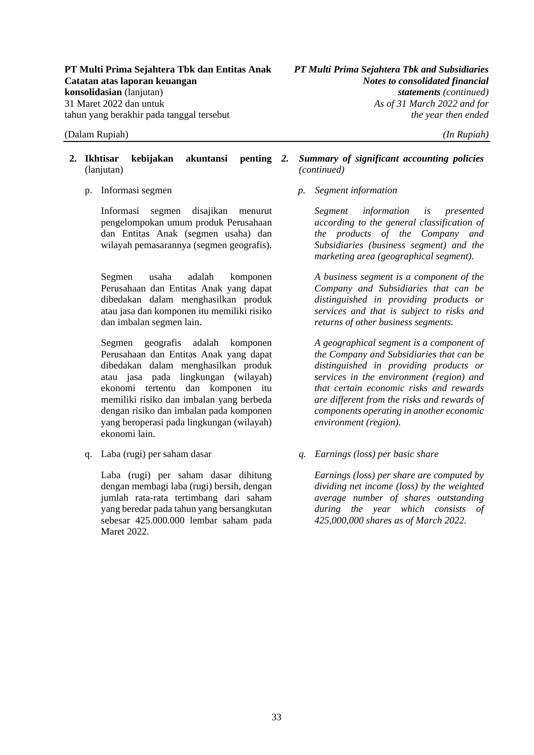**2. Ikhtisar kebijakan akuntansi penting** (lanjutan)

p. Informasi segmen

Informasi segmen disajikan menurut pengelompokan umum produk Perusahaan dan Entitas Anak (segmen usaha) dan wilayah pemasarannya (segmen geografis).

Segmen usaha adalah komponen Perusahaan dan Entitas Anak yang dapat dibedakan dalam menghasilkan produk atau jasa dan komponen itu memiliki risiko dan imbalan segmen lain.

Segmen geografis adalah komponen Perusahaan dan Entitas Anak yang dapat dibedakan dalam menghasilkan produk atau jasa pada lingkungan (wilayah) ekonomi tertentu dan komponen itu memiliki risiko dan imbalan yang berbeda dengan risiko dan imbalan pada komponen yang beroperasi pada lingkungan (wilayah) ekonomi lain.

q. Laba (rugi) per saham dasar

Laba (rugi) per saham dasar dihitung dengan membagi laba (rugi) bersih, dengan jumlah rata-rata tertimbang dari saham yang beredar pada tahun yang bersangkutan sebesar 425.000.000 lembar saham pada Maret 2022.

***2. Summary of significant accounting policies*** *(continued)*

*p. Segment information*

*Segment information is presented according to the general classification of the products of the Company and Subsidiaries (business segment) and the marketing area (geographical segment).*

*A business segment is a component of the Company and Subsidiaries that can be distinguished in providing products or services and that is subject to risks and returns of other business segments.*

*A geographical segment is a component of the Company and Subsidiaries that can be distinguished in providing products or services in the environment (region) and that certain economic risks and rewards are different from the risks and rewards of components operating in another economic environment (region).*

*q. Earnings (loss) per basic share*

*Earnings (loss) per share are computed by dividing net income (loss) by the weighted average number of shares outstanding during the year which consists of 425,000,000 shares as of March 2022.*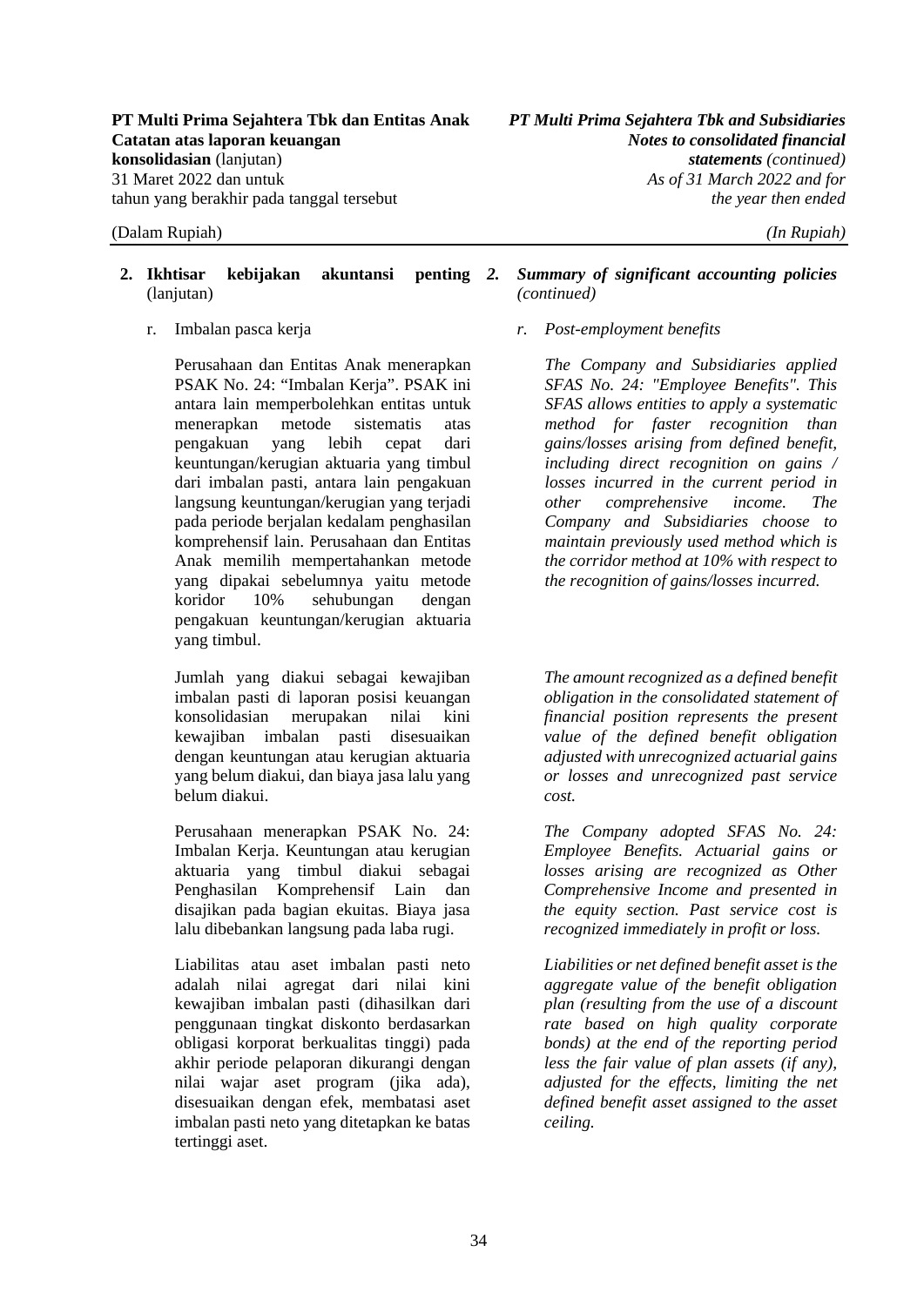## 2. Ikhtisar kebijakan akuntansi penting (lanjutan)

## *2. Summary of significant accounting policies (continued)*

### r. Imbalan pasca kerja

Perusahaan dan Entitas Anak menerapkan PSAK No. 24: "Imbalan Kerja". PSAK ini antara lain memperbolehkan entitas untuk menerapkan metode sistematis atas pengakuan yang lebih cepat dari keuntungan/kerugian aktuaria yang timbul dari imbalan pasti, antara lain pengakuan langsung keuntungan/kerugian yang terjadi pada periode berjalan kedalam penghasilan komprehensif lain. Perusahaan dan Entitas Anak memilih mempertahankan metode yang dipakai sebelumnya yaitu metode koridor 10% sehubungan dengan pengakuan keuntungan/kerugian aktuaria yang timbul.

Jumlah yang diakui sebagai kewajiban imbalan pasti di laporan posisi keuangan konsolidasian merupakan nilai kini kewajiban imbalan pasti disesuaikan dengan keuntungan atau kerugian aktuaria yang belum diakui, dan biaya jasa lalu yang belum diakui.

Perusahaan menerapkan PSAK No. 24: Imbalan Kerja. Keuntungan atau kerugian aktuaria yang timbul diakui sebagai Penghasilan Komprehensif Lain dan disajikan pada bagian ekuitas. Biaya jasa lalu dibebankan langsung pada laba rugi.

Liabilitas atau aset imbalan pasti neto adalah nilai agregat dari nilai kini kewajiban imbalan pasti (dihasilkan dari penggunaan tingkat diskonto berdasarkan obligasi korporat berkualitas tinggi) pada akhir periode pelaporan dikurangi dengan nilai wajar aset program (jika ada), disesuaikan dengan efek, membatasi aset imbalan pasti neto yang ditetapkan ke batas tertinggi aset.

### *r. Post-employment benefits*

*The Company and Subsidiaries applied SFAS No. 24: "Employee Benefits". This SFAS allows entities to apply a systematic method for faster recognition than gains/losses arising from defined benefit, including direct recognition on gains / losses incurred in the current period in other comprehensive income. The Company and Subsidiaries choose to maintain previously used method which is the corridor method at 10% with respect to the recognition of gains/losses incurred.*

*The amount recognized as a defined benefit obligation in the consolidated statement of financial position represents the present value of the defined benefit obligation adjusted with unrecognized actuarial gains or losses and unrecognized past service cost.*

*The Company adopted SFAS No. 24: Employee Benefits. Actuarial gains or losses arising are recognized as Other Comprehensive Income and presented in the equity section. Past service cost is recognized immediately in profit or loss.*

*Liabilities or net defined benefit asset is the aggregate value of the benefit obligation plan (resulting from the use of a discount rate based on high quality corporate bonds) at the end of the reporting period less the fair value of plan assets (if any), adjusted for the effects, limiting the net defined benefit asset assigned to the asset ceiling.*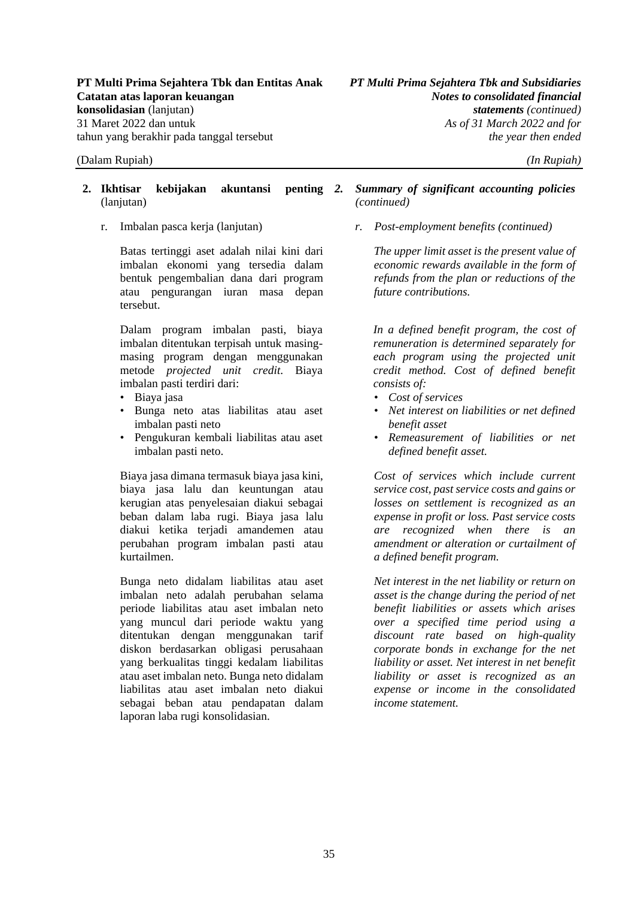**2. Ikhtisar kebijakan akuntansi penting** (lanjutan)

r. Imbalan pasca kerja (lanjutan)

Batas tertinggi aset adalah nilai kini dari imbalan ekonomi yang tersedia dalam bentuk pengembalian dana dari program atau pengurangan iuran masa depan tersebut.

Dalam program imbalan pasti, biaya imbalan ditentukan terpisah untuk masing-masing program dengan menggunakan metode *projected unit credit*. Biaya imbalan pasti terdiri dari:

- Biaya jasa
- Bunga neto atas liabilitas atau aset imbalan pasti neto
- Pengukuran kembali liabilitas atau aset imbalan pasti neto.

Biaya jasa dimana termasuk biaya jasa kini, biaya jasa lalu dan keuntungan atau kerugian atas penyelesaian diakui sebagai beban dalam laba rugi. Biaya jasa lalu diakui ketika terjadi amandemen atau perubahan program imbalan pasti atau kurtailmen.

Bunga neto didalam liabilitas atau aset imbalan neto adalah perubahan selama periode liabilitas atau aset imbalan neto yang muncul dari periode waktu yang ditentukan dengan menggunakan tarif diskon berdasarkan obligasi perusahaan yang berkualitas tinggi kedalam liabilitas atau aset imbalan neto. Bunga neto didalam liabilitas atau aset imbalan neto diakui sebagai beban atau pendapatan dalam laporan laba rugi konsolidasian.

***2. Summary of significant accounting policies*** *(continued)*

*r. Post-employment benefits (continued)*

*The upper limit asset is the present value of economic rewards available in the form of refunds from the plan or reductions of the future contributions.*

*In a defined benefit program, the cost of remuneration is determined separately for each program using the projected unit credit method. Cost of defined benefit consists of:*

- *Cost of services*
- *Net interest on liabilities or net defined benefit asset*
- *Remeasurement of liabilities or net defined benefit asset.*

*Cost of services which include current service cost, past service costs and gains or losses on settlement is recognized as an expense in profit or loss. Past service costs are recognized when there is an amendment or alteration or curtailment of a defined benefit program.*

*Net interest in the net liability or return on asset is the change during the period of net benefit liabilities or assets which arises over a specified time period using a discount rate based on high-quality corporate bonds in exchange for the net liability or asset. Net interest in net benefit liability or asset is recognized as an expense or income in the consolidated income statement.*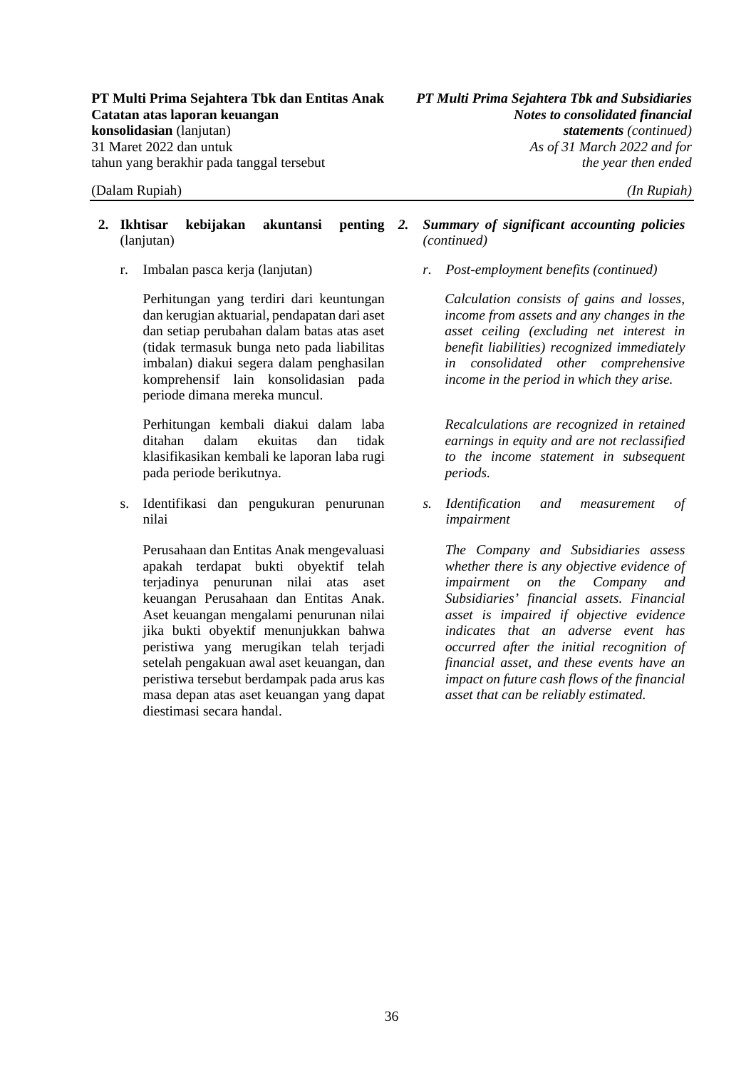**2. Ikhtisar kebijakan akuntansi penting** (lanjutan)

*2. Summary of significant accounting policies (continued)*

r. Imbalan pasca kerja (lanjutan)

*r. Post-employment benefits (continued)*

Perhitungan yang terdiri dari keuntungan dan kerugian aktuarial, pendapatan dari aset dan setiap perubahan dalam batas atas aset (tidak termasuk bunga neto pada liabilitas imbalan) diakui segera dalam penghasilan komprehensif lain konsolidasian pada periode dimana mereka muncul.

*Calculation consists of gains and losses, income from assets and any changes in the asset ceiling (excluding net interest in benefit liabilities) recognized immediately in consolidated other comprehensive income in the period in which they arise.*

Perhitungan kembali diakui dalam laba ditahan dalam ekuitas dan tidak klasifikasikan kembali ke laporan laba rugi pada periode berikutnya.

*Recalculations are recognized in retained earnings in equity and are not reclassified to the income statement in subsequent periods.*

s. Identifikasi dan pengukuran penurunan nilai

*s. Identification and measurement of impairment*

Perusahaan dan Entitas Anak mengevaluasi apakah terdapat bukti obyektif telah terjadinya penurunan nilai atas aset keuangan Perusahaan dan Entitas Anak. Aset keuangan mengalami penurunan nilai jika bukti obyektif menunjukkan bahwa peristiwa yang merugikan telah terjadi setelah pengakuan awal aset keuangan, dan peristiwa tersebut berdampak pada arus kas masa depan atas aset keuangan yang dapat diestimasi secara handal.

*The Company and Subsidiaries assess whether there is any objective evidence of impairment on the Company and Subsidiaries' financial assets. Financial asset is impaired if objective evidence indicates that an adverse event has occurred after the initial recognition of financial asset, and these events have an impact on future cash flows of the financial asset that can be reliably estimated.*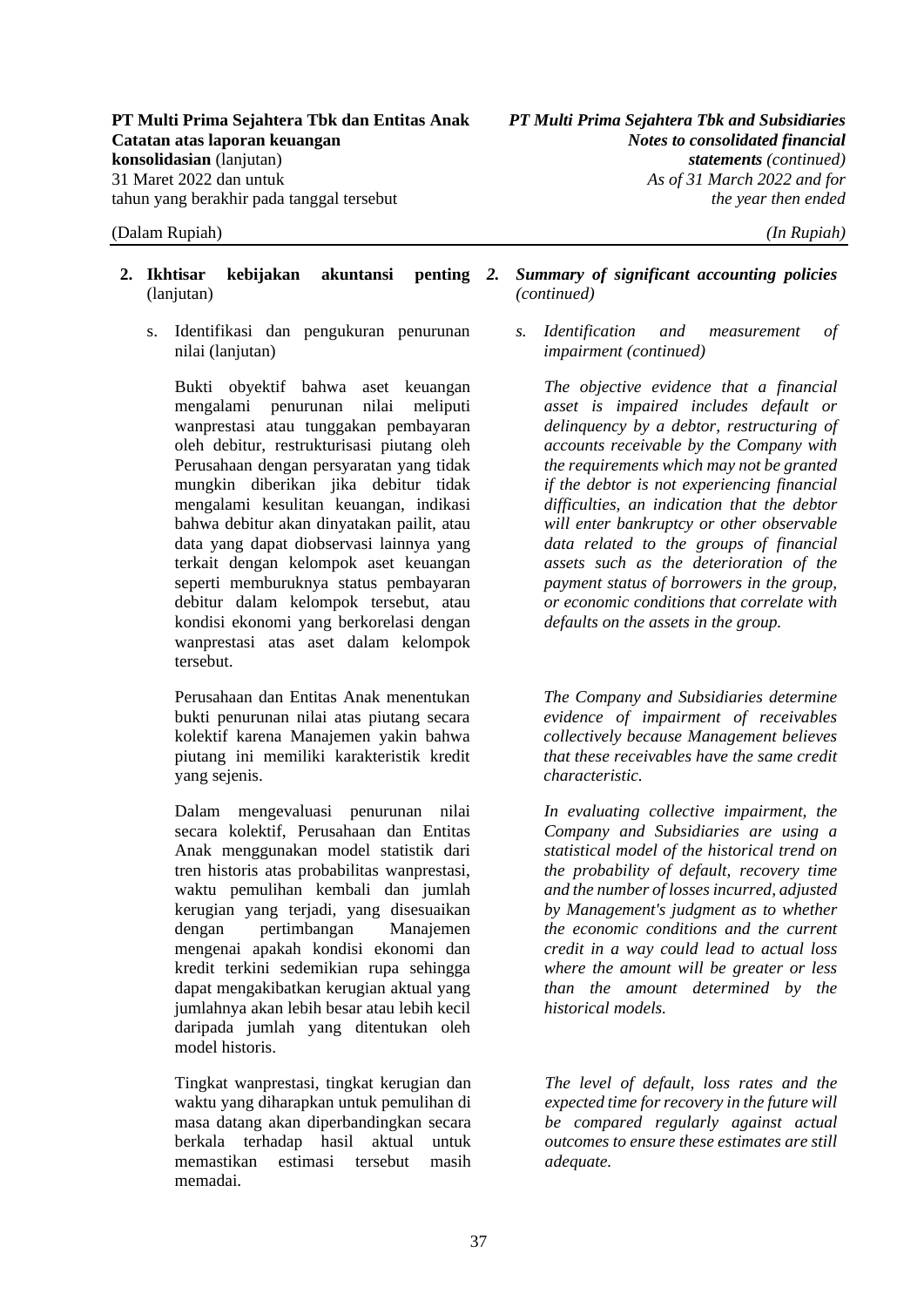## 2. Ikhtisar kebijakan akuntansi penting (lanjutan)

### s. Identifikasi dan pengukuran penurunan nilai (lanjutan)

Bukti obyektif bahwa aset keuangan mengalami penurunan nilai meliputi wanprestasi atau tunggakan pembayaran oleh debitur, restrukturisasi piutang oleh Perusahaan dengan persyaratan yang tidak mungkin diberikan jika debitur tidak mengalami kesulitan keuangan, indikasi bahwa debitur akan dinyatakan pailit, atau data yang dapat diobservasi lainnya yang terkait dengan kelompok aset keuangan seperti memburuknya status pembayaran debitur dalam kelompok tersebut, atau kondisi ekonomi yang berkorelasi dengan wanprestasi atas aset dalam kelompok tersebut.

Perusahaan dan Entitas Anak menentukan bukti penurunan nilai atas piutang secara kolektif karena Manajemen yakin bahwa piutang ini memiliki karakteristik kredit yang sejenis.

Dalam mengevaluasi penurunan nilai secara kolektif, Perusahaan dan Entitas Anak menggunakan model statistik dari tren historis atas probabilitas wanprestasi, waktu pemulihan kembali dan jumlah kerugian yang terjadi, yang disesuaikan dengan pertimbangan Manajemen mengenai apakah kondisi ekonomi dan kredit terkini sedemikian rupa sehingga dapat mengakibatkan kerugian aktual yang jumlahnya akan lebih besar atau lebih kecil daripada jumlah yang ditentukan oleh model historis.

Tingkat wanprestasi, tingkat kerugian dan waktu yang diharapkan untuk pemulihan di masa datang akan diperbandingkan secara berkala terhadap hasil aktual untuk memastikan estimasi tersebut masih memadai.

## *2. Summary of significant accounting policies (continued)*

### *s. Identification and measurement of impairment (continued)*

*The objective evidence that a financial asset is impaired includes default or delinquency by a debtor, restructuring of accounts receivable by the Company with the requirements which may not be granted if the debtor is not experiencing financial difficulties, an indication that the debtor will enter bankruptcy or other observable data related to the groups of financial assets such as the deterioration of the payment status of borrowers in the group, or economic conditions that correlate with defaults on the assets in the group.*

*The Company and Subsidiaries determine evidence of impairment of receivables collectively because Management believes that these receivables have the same credit characteristic.*

*In evaluating collective impairment, the Company and Subsidiaries are using a statistical model of the historical trend on the probability of default, recovery time and the number of losses incurred, adjusted by Management's judgment as to whether the economic conditions and the current credit in a way could lead to actual loss where the amount will be greater or less than the amount determined by the historical models.*

*The level of default, loss rates and the expected time for recovery in the future will be compared regularly against actual outcomes to ensure these estimates are still adequate.*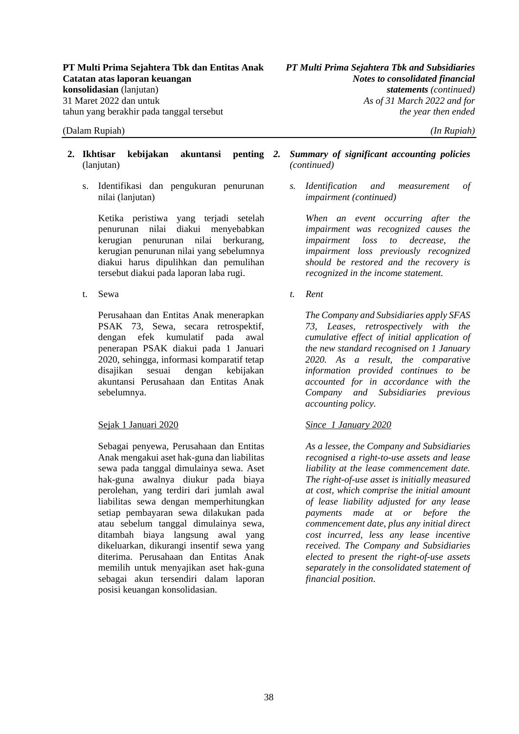## 2. Ikhtisar kebijakan akuntansi penting (lanjutan)

s. Identifikasi dan pengukuran penurunan nilai (lanjutan)

Ketika peristiwa yang terjadi setelah penurunan nilai diakui menyebabkan kerugian penurunan nilai berkurang, kerugian penurunan nilai yang sebelumnya diakui harus dipulihkan dan pemulihan tersebut diakui pada laporan laba rugi.

t. Sewa

Perusahaan dan Entitas Anak menerapkan PSAK 73, Sewa, secara retrospektif, dengan efek kumulatif pada awal penerapan PSAK diakui pada 1 Januari 2020, sehingga, informasi komparatif tetap disajikan sesuai dengan kebijakan akuntansi Perusahaan dan Entitas Anak sebelumnya.

Sejak 1 Januari 2020

Sebagai penyewa, Perusahaan dan Entitas Anak mengakui aset hak-guna dan liabilitas sewa pada tanggal dimulainya sewa. Aset hak-guna awalnya diukur pada biaya perolehan, yang terdiri dari jumlah awal liabilitas sewa dengan memperhitungkan setiap pembayaran sewa dilakukan pada atau sebelum tanggal dimulainya sewa, ditambah biaya langsung awal yang dikeluarkan, dikurangi insentif sewa yang diterima. Perusahaan dan Entitas Anak memilih untuk menyajikan aset hak-guna sebagai akun tersendiri dalam laporan posisi keuangan konsolidasian.

## *2. Summary of significant accounting policies (continued)*

*s. Identification and measurement of impairment (continued)*

*When an event occurring after the impairment was recognized causes the impairment loss to decrease, the impairment loss previously recognized should be restored and the recovery is recognized in the income statement.*

*t. Rent*

*The Company and Subsidiaries apply SFAS 73, Leases, retrospectively with the cumulative effect of initial application of the new standard recognised on 1 January 2020. As a result, the comparative information provided continues to be accounted for in accordance with the Company and Subsidiaries previous accounting policy.*

*Since 1 January 2020*

*As a lessee, the Company and Subsidiaries recognised a right-to-use assets and lease liability at the lease commencement date. The right-of-use asset is initially measured at cost, which comprise the initial amount of lease liability adjusted for any lease payments made at or before the commencement date, plus any initial direct cost incurred, less any lease incentive received. The Company and Subsidiaries elected to present the right-of-use assets separately in the consolidated statement of financial position.*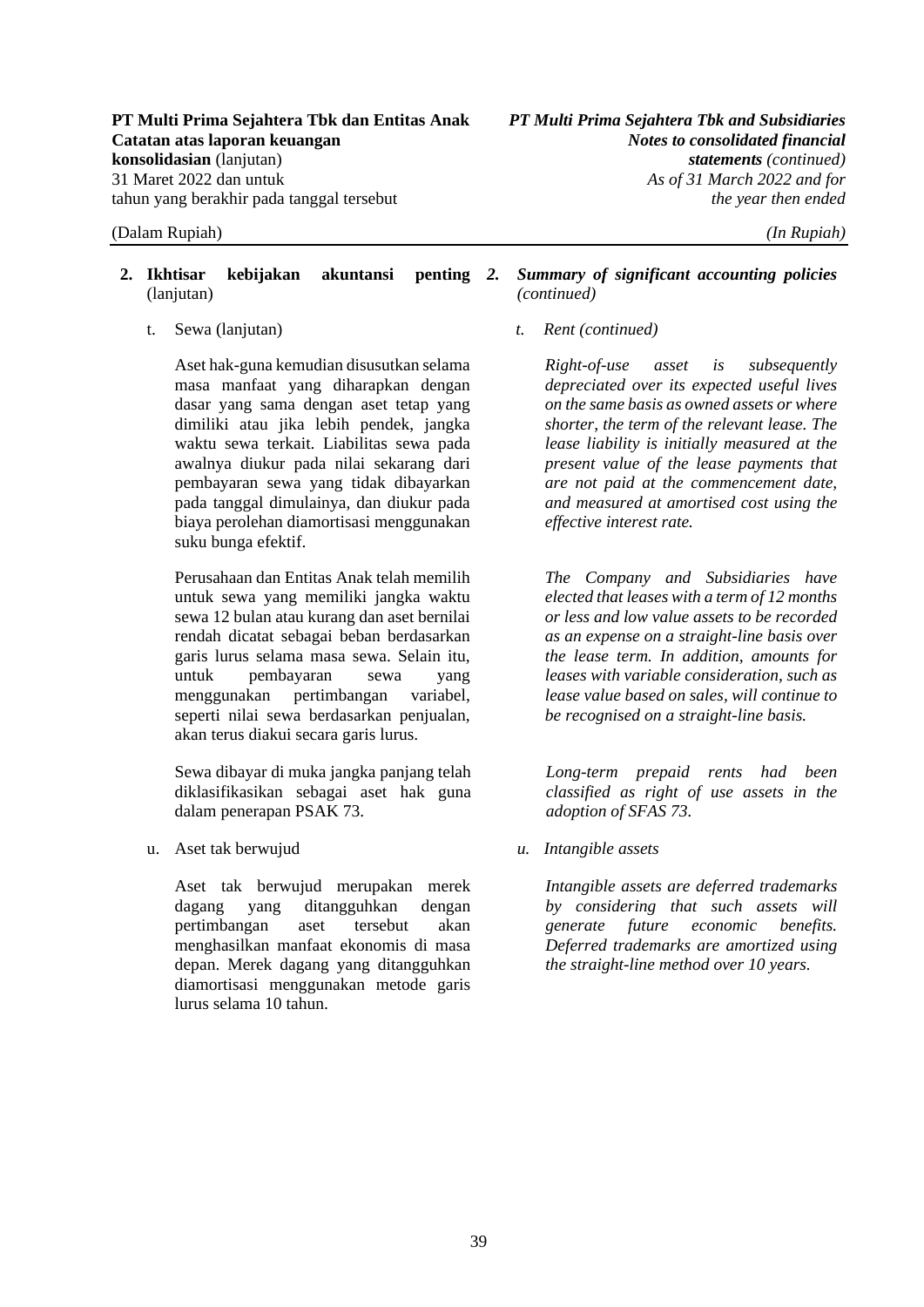## 2. Ikhtisar kebijakan akuntansi penting (lanjutan)

t. Sewa (lanjutan)

Aset hak-guna kemudian disusutkan selama masa manfaat yang diharapkan dengan dasar yang sama dengan aset tetap yang dimiliki atau jika lebih pendek, jangka waktu sewa terkait. Liabilitas sewa pada awalnya diukur pada nilai sekarang dari pembayaran sewa yang tidak dibayarkan pada tanggal dimulainya, dan diukur pada biaya perolehan diamortisasi menggunakan suku bunga efektif.

Perusahaan dan Entitas Anak telah memilih untuk sewa yang memiliki jangka waktu sewa 12 bulan atau kurang dan aset bernilai rendah dicatat sebagai beban berdasarkan garis lurus selama masa sewa. Selain itu, untuk pembayaran sewa yang menggunakan pertimbangan variabel, seperti nilai sewa berdasarkan penjualan, akan terus diakui secara garis lurus.

Sewa dibayar di muka jangka panjang telah diklasifikasikan sebagai aset hak guna dalam penerapan PSAK 73.

u. Aset tak berwujud

Aset tak berwujud merupakan merek dagang yang ditangguhkan dengan pertimbangan aset tersebut akan menghasilkan manfaat ekonomis di masa depan. Merek dagang yang ditangguhkan diamortisasi menggunakan metode garis lurus selama 10 tahun.

## *2. Summary of significant accounting policies (continued)*

*t. Rent (continued)*

*Right-of-use asset is subsequently depreciated over its expected useful lives on the same basis as owned assets or where shorter, the term of the relevant lease. The lease liability is initially measured at the present value of the lease payments that are not paid at the commencement date, and measured at amortised cost using the effective interest rate.*

*The Company and Subsidiaries have elected that leases with a term of 12 months or less and low value assets to be recorded as an expense on a straight-line basis over the lease term. In addition, amounts for leases with variable consideration, such as lease value based on sales, will continue to be recognised on a straight-line basis.*

*Long-term prepaid rents had been classified as right of use assets in the adoption of SFAS 73.*

*u. Intangible assets*

*Intangible assets are deferred trademarks by considering that such assets will generate future economic benefits. Deferred trademarks are amortized using the straight-line method over 10 years.*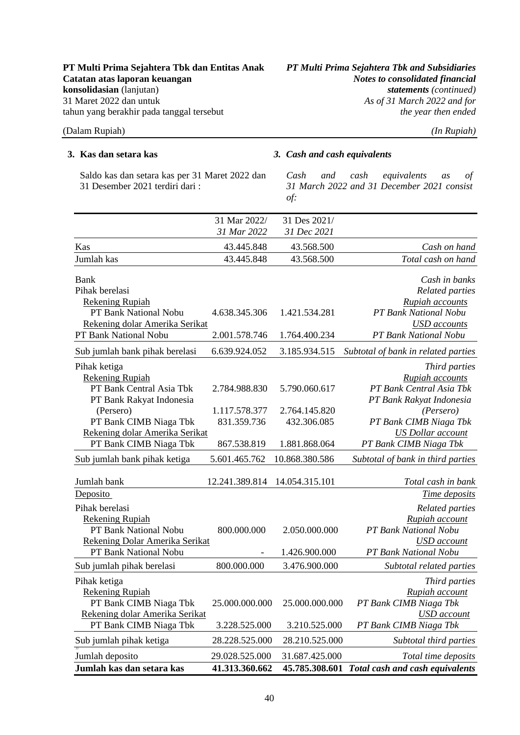### 3. Kas dan setara kas

### *3. Cash and cash equivalents*

Saldo kas dan setara kas per 31 Maret 2022 dan 31 Desember 2021 terdiri dari :

*Cash and cash equivalents as of 31 March 2022 and 31 December 2021 consist of:*

| | 31 Mar 2022/ *31 Mar 2022* | 31 Des 2021/ *31 Dec 2021* | |
|---|---|---|---|
| Kas | 43.445.848 | 43.568.500 | *Cash on hand* |
| Jumlah kas | 43.445.848 | 43.568.500 | *Total cash on hand* |
| Bank | | | *Cash in banks* |
| Pihak berelasi | | | *Related parties* |
| Rekening Rupiah | | | *Rupiah accounts* |
| PT Bank National Nobu | 4.638.345.306 | 1.421.534.281 | *PT Bank National Nobu* |
| Rekening dolar Amerika Serikat | | | *USD accounts* |
| PT Bank National Nobu | 2.001.578.746 | 1.764.400.234 | *PT Bank National Nobu* |
| Sub jumlah bank pihak berelasi | 6.639.924.052 | 3.185.934.515 | *Subtotal of bank in related parties* |
| Pihak ketiga | | | *Third parties* |
| Rekening Rupiah | | | *Rupiah accounts* |
| PT Bank Central Asia Tbk | 2.784.988.830 | 5.790.060.617 | *PT Bank Central Asia Tbk* |
| PT Bank Rakyat Indonesia (Persero) | 1.117.578.377 | 2.764.145.820 | *PT Bank Rakyat Indonesia (Persero)* |
| PT Bank CIMB Niaga Tbk | 831.359.736 | 432.306.085 | *PT Bank CIMB Niaga Tbk* |
| Rekening dolar Amerika Serikat | | | *US Dollar account* |
| PT Bank CIMB Niaga Tbk | 867.538.819 | 1.881.868.064 | *PT Bank CIMB Niaga Tbk* |
| Sub jumlah bank pihak ketiga | 5.601.465.762 | 10.868.380.586 | *Subtotal of bank in third parties* |
| Jumlah bank | 12.241.389.814 | 14.054.315.101 | *Total cash in bank* |
| Deposito | | | *Time deposits* |
| Pihak berelasi | | | *Related parties* |
| Rekening Rupiah | | | *Rupiah account* |
| PT Bank National Nobu | 800.000.000 | 2.050.000.000 | *PT Bank National Nobu* |
| Rekening Dolar Amerika Serikat | | | *USD account* |
| PT Bank National Nobu | - | 1.426.900.000 | *PT Bank National Nobu* |
| Sub jumlah pihak berelasi | 800.000.000 | 3.476.900.000 | *Subtotal related parties* |
| Pihak ketiga | | | *Third parties* |
| Rekening Rupiah | | | *Rupiah account* |
| PT Bank CIMB Niaga Tbk | 25.000.000.000 | 25.000.000.000 | *PT Bank CIMB Niaga Tbk* |
| Rekening dolar Amerika Serikat | | | *USD account* |
| PT Bank CIMB Niaga Tbk | 3.228.525.000 | 3.210.525.000 | *PT Bank CIMB Niaga Tbk* |
| Sub jumlah pihak ketiga | 28.228.525.000 | 28.210.525.000 | *Subtotal third parties* |
| Jumlah deposito | 29.028.525.000 | 31.687.425.000 | *Total time deposits* |
| **Jumlah kas dan setara kas** | **41.313.360.662** | **45.785.308.601** | ***Total cash and cash equivalents*** |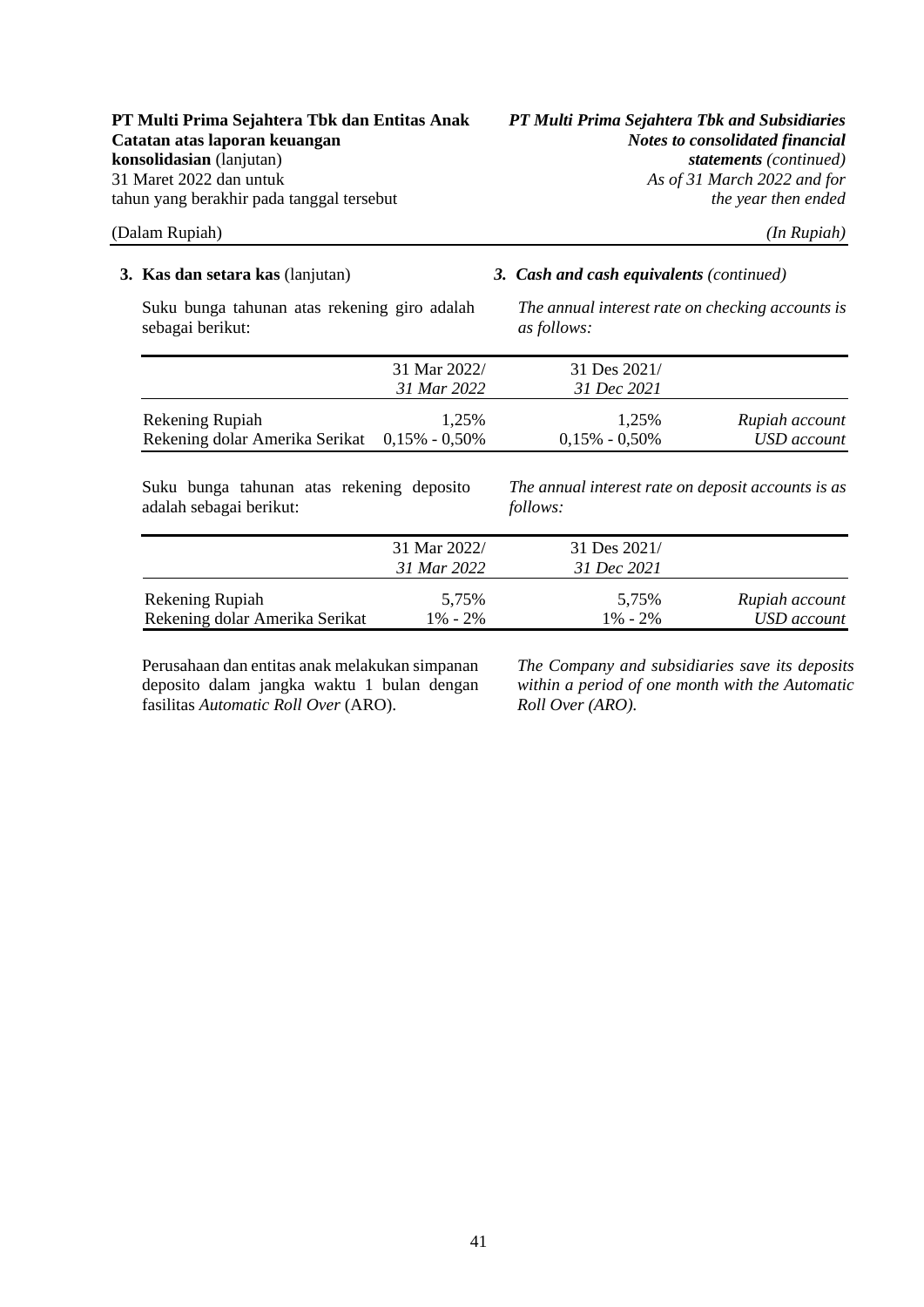**3. Kas dan setara kas** (lanjutan)

*3. Cash and cash equivalents (continued)*

Suku bunga tahunan atas rekening giro adalah sebagai berikut:

*The annual interest rate on checking accounts is as follows:*

| | 31 Mar 2022/ *31 Mar 2022* | 31 Des 2021/ *31 Dec 2021* | |
|---|---|---|---|
| Rekening Rupiah | 1,25% | 1,25% | *Rupiah account* |
| Rekening dolar Amerika Serikat | 0,15% - 0,50% | 0,15% - 0,50% | *USD account* |

Suku bunga tahunan atas rekening deposito adalah sebagai berikut:

*The annual interest rate on deposit accounts is as follows:*

| | 31 Mar 2022/ *31 Mar 2022* | 31 Des 2021/ *31 Dec 2021* | |
|---|---|---|---|
| Rekening Rupiah | 5,75% | 5,75% | *Rupiah account* |
| Rekening dolar Amerika Serikat | 1% - 2% | 1% - 2% | *USD account* |

Perusahaan dan entitas anak melakukan simpanan deposito dalam jangka waktu 1 bulan dengan fasilitas *Automatic Roll Over* (ARO).

*The Company and subsidiaries save its deposits within a period of one month with the Automatic Roll Over (ARO).*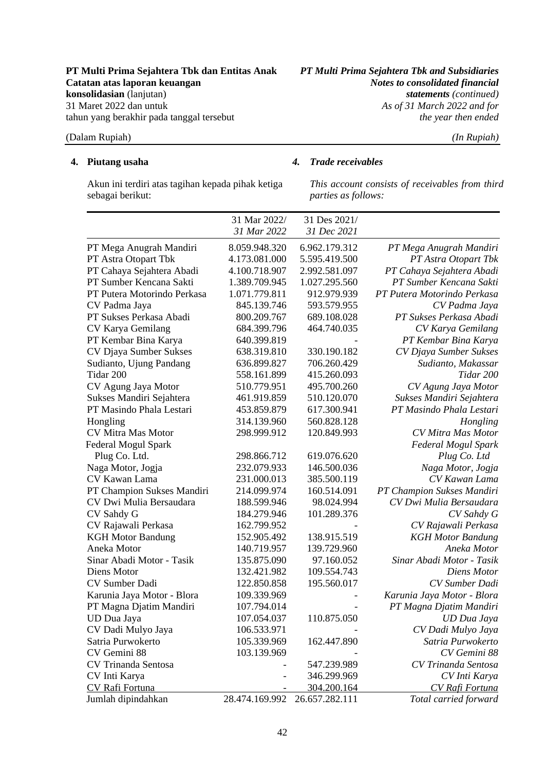## 4. Piutang usaha

## *4. Trade receivables*

Akun ini terdiri atas tagihan kepada pihak ketiga sebagai berikut:

*This account consists of receivables from third parties as follows:*

| | 31 Mar 2022/ *31 Mar 2022* | 31 Des 2021/ *31 Dec 2021* | |
|---|---|---|---|
| PT Mega Anugrah Mandiri | 8.059.948.320 | 6.962.179.312 | *PT Mega Anugrah Mandiri* |
| PT Astra Otopart Tbk | 4.173.081.000 | 5.595.419.500 | *PT Astra Otopart Tbk* |
| PT Cahaya Sejahtera Abadi | 4.100.718.907 | 2.992.581.097 | *PT Cahaya Sejahtera Abadi* |
| PT Sumber Kencana Sakti | 1.389.709.945 | 1.027.295.560 | *PT Sumber Kencana Sakti* |
| PT Putera Motorindo Perkasa | 1.071.779.811 | 912.979.939 | *PT Putera Motorindo Perkasa* |
| CV Padma Jaya | 845.139.746 | 593.579.955 | *CV Padma Jaya* |
| PT Sukses Perkasa Abadi | 800.209.767 | 689.108.028 | *PT Sukses Perkasa Abadi* |
| CV Karya Gemilang | 684.399.796 | 464.740.035 | *CV Karya Gemilang* |
| PT Kembar Bina Karya | 640.399.819 | - | *PT Kembar Bina Karya* |
| CV Djaya Sumber Sukses | 638.319.810 | 330.190.182 | *CV Djaya Sumber Sukses* |
| Sudianto, Ujung Pandang | 636.899.827 | 706.260.429 | *Sudianto, Makassar* |
| Tidar 200 | 558.161.899 | 415.260.093 | *Tidar 200* |
| CV Agung Jaya Motor | 510.779.951 | 495.700.260 | *CV Agung Jaya Motor* |
| Sukses Mandiri Sejahtera | 461.919.859 | 510.120.070 | *Sukses Mandiri Sejahtera* |
| PT Masindo Phala Lestari | 453.859.879 | 617.300.941 | *PT Masindo Phala Lestari* |
| Hongling | 314.139.960 | 560.828.128 | *Hongling* |
| CV Mitra Mas Motor | 298.999.912 | 120.849.993 | *CV Mitra Mas Motor* |
| Federal Mogul Spark Plug Co. Ltd. | 298.866.712 | 619.076.620 | *Federal Mogul Spark Plug Co. Ltd* |
| Naga Motor, Jogja | 232.079.933 | 146.500.036 | *Naga Motor, Jogja* |
| CV Kawan Lama | 231.000.013 | 385.500.119 | *CV Kawan Lama* |
| PT Champion Sukses Mandiri | 214.099.974 | 160.514.091 | *PT Champion Sukses Mandiri* |
| CV Dwi Mulia Bersaudara | 188.599.946 | 98.024.994 | *CV Dwi Mulia Bersaudara* |
| CV Sahdy G | 184.279.946 | 101.289.376 | *CV Sahdy G* |
| CV Rajawali Perkasa | 162.799.952 | - | *CV Rajawali Perkasa* |
| KGH Motor Bandung | 152.905.492 | 138.915.519 | *KGH Motor Bandung* |
| Aneka Motor | 140.719.957 | 139.729.960 | *Aneka Motor* |
| Sinar Abadi Motor - Tasik | 135.875.090 | 97.160.052 | *Sinar Abadi Motor - Tasik* |
| Diens Motor | 132.421.982 | 109.554.743 | *Diens Motor* |
| CV Sumber Dadi | 122.850.858 | 195.560.017 | *CV Sumber Dadi* |
| Karunia Jaya Motor - Blora | 109.339.969 | - | *Karunia Jaya Motor - Blora* |
| PT Magna Djatim Mandiri | 107.794.014 | - | *PT Magna Djatim Mandiri* |
| UD Dua Jaya | 107.054.037 | 110.875.050 | *UD Dua Jaya* |
| CV Dadi Mulyo Jaya | 106.533.971 | - | *CV Dadi Mulyo Jaya* |
| Satria Purwokerto | 105.339.969 | 162.447.890 | *Satria Purwokerto* |
| CV Gemini 88 | 103.139.969 | - | *CV Gemini 88* |
| CV Trinanda Sentosa | - | 547.239.989 | *CV Trinanda Sentosa* |
| CV Inti Karya | - | 346.299.969 | *CV Inti Karya* |
| CV Rafi Fortuna | - | 304.200.164 | *CV Rafi Fortuna* |
| Jumlah dipindahkan | 28.474.169.992 | 26.657.282.111 | *Total carried forward* |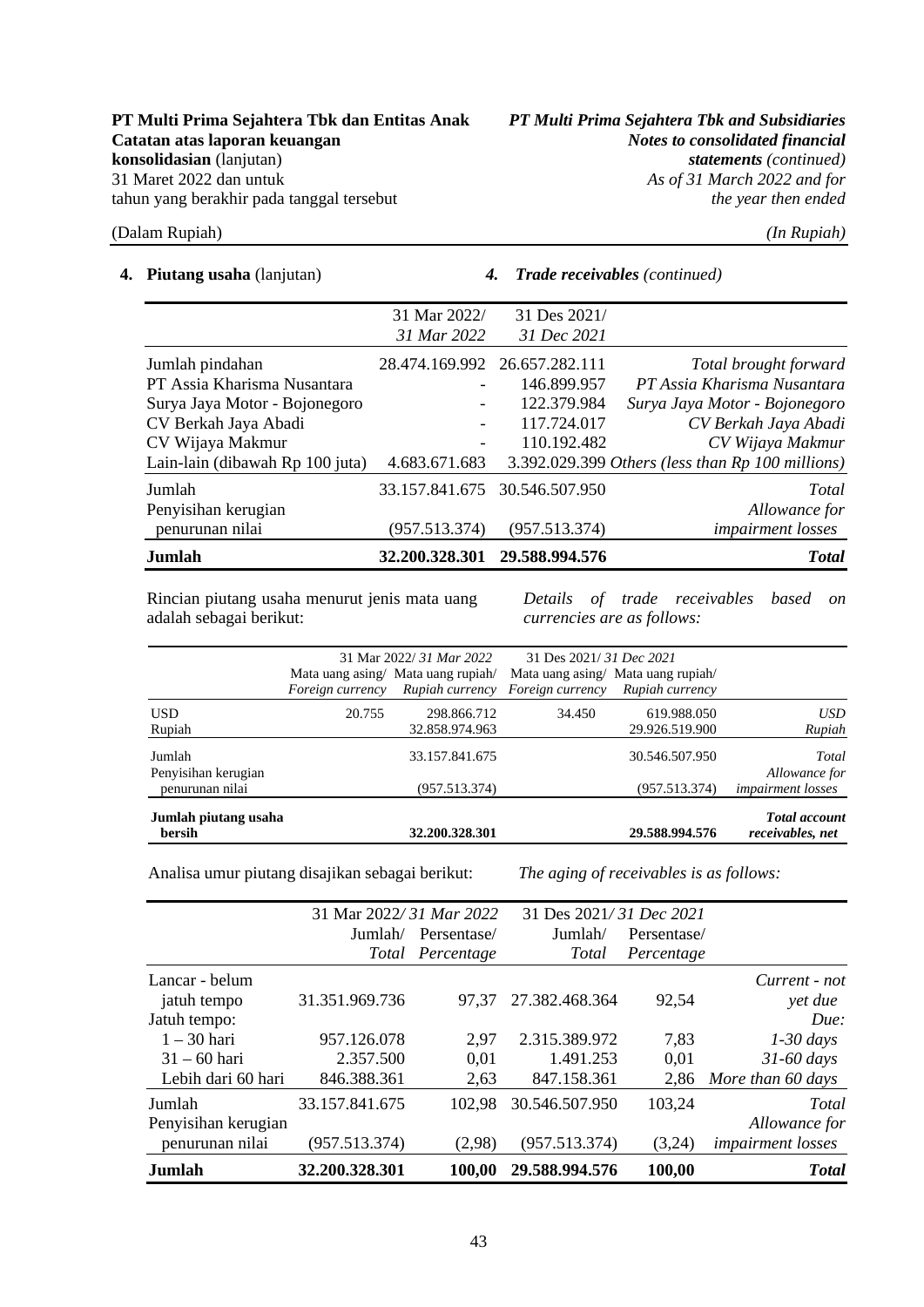**4. Piutang usaha** (lanjutan) / ***4. Trade receivables*** *(continued)*

| | 31 Mar 2022/ *31 Mar 2022* | 31 Des 2021/ *31 Dec 2021* | |
|---|---|---|---|
| Jumlah pindahan | 28.474.169.992 | 26.657.282.111 | *Total brought forward* |
| PT Assia Kharisma Nusantara | - | 146.899.957 | *PT Assia Kharisma Nusantara* |
| Surya Jaya Motor - Bojonegoro | - | 122.379.984 | *Surya Jaya Motor - Bojonegoro* |
| CV Berkah Jaya Abadi | - | 117.724.017 | *CV Berkah Jaya Abadi* |
| CV Wijaya Makmur | - | 110.192.482 | *CV Wijaya Makmur* |
| Lain-lain (dibawah Rp 100 juta) | 4.683.671.683 | 3.392.029.399 | *Others (less than Rp 100 millions)* |
| Jumlah | 33.157.841.675 | 30.546.507.950 | *Total* |
| Penyisihan kerugian penurunan nilai | (957.513.374) | (957.513.374) | *Allowance for impairment losses* |
| **Jumlah** | **32.200.328.301** | **29.588.994.576** | ***Total*** |

Rincian piutang usaha menurut jenis mata uang adalah sebagai berikut:

*Details of trade receivables based on currencies are as follows:*

| | 31 Mar 2022/ *31 Mar 2022* | | 31 Des 2021/ *31 Dec 2021* | | |
|---|---|---|---|---|---|
| | Mata uang asing/ *Foreign currency* | Mata uang rupiah/ *Rupiah currency* | Mata uang asing/ *Foreign currency* | Mata uang rupiah/ *Rupiah currency* | |
| USD | 20.755 | 298.866.712 | 34.450 | 619.988.050 | *USD* |
| Rupiah | | 32.858.974.963 | | 29.926.519.900 | *Rupiah* |
| Jumlah | | 33.157.841.675 | | 30.546.507.950 | *Total* |
| Penyisihan kerugian penurunan nilai | | (957.513.374) | | (957.513.374) | *Allowance for impairment losses* |
| **Jumlah piutang usaha bersih** | | **32.200.328.301** | | **29.588.994.576** | ***Total account receivables, net*** |

Analisa umur piutang disajikan sebagai berikut:

*The aging of receivables is as follows:*

| | 31 Mar 2022/ *31 Mar 2022* | | 31 Des 2021/ *31 Dec 2021* | | |
|---|---|---|---|---|---|
| | Jumlah/ *Total* | Persentase/ *Percentage* | Jumlah/ *Total* | Persentase/ *Percentage* | |
| Lancar - belum jatuh tempo | 31.351.969.736 | 97,37 | 27.382.468.364 | 92,54 | *Current - not yet due* |
| Jatuh tempo: | | | | | *Due:* |
| 1 – 30 hari | 957.126.078 | 2,97 | 2.315.389.972 | 7,83 | *1-30 days* |
| 31 – 60 hari | 2.357.500 | 0,01 | 1.491.253 | 0,01 | *31-60 days* |
| Lebih dari 60 hari | 846.388.361 | 2,63 | 847.158.361 | 2,86 | *More than 60 days* |
| Jumlah | 33.157.841.675 | 102,98 | 30.546.507.950 | 103,24 | *Total* |
| Penyisihan kerugian penurunan nilai | (957.513.374) | (2,98) | (957.513.374) | (3,24) | *Allowance for impairment losses* |
| **Jumlah** | **32.200.328.301** | **100,00** | **29.588.994.576** | **100,00** | ***Total*** |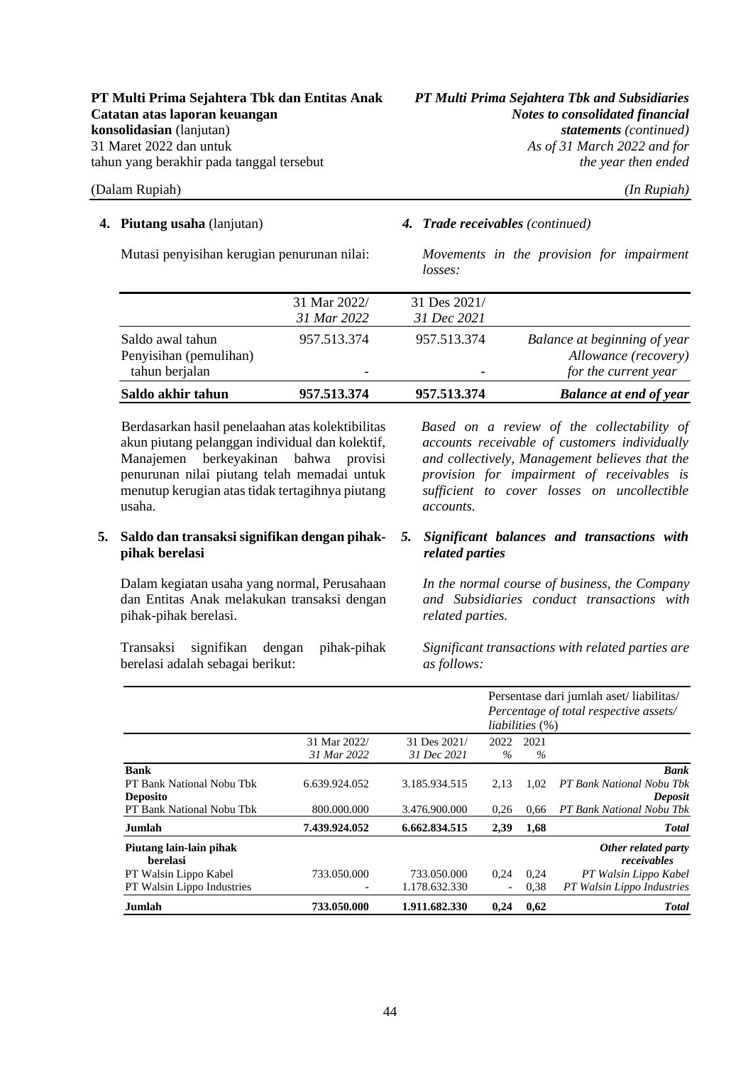**4. Piutang usaha** (lanjutan) / ***4. Trade receivables** (continued)*

Mutasi penyisihan kerugian penurunan nilai: / *Movements in the provision for impairment losses:*

| | 31 Mar 2022/ *31 Mar 2022* | 31 Des 2021/ *31 Dec 2021* | |
|---|---|---|---|
| Saldo awal tahun | 957.513.374 | 957.513.374 | *Balance at beginning of year* |
| Penyisihan (pemulihan) tahun berjalan | - | - | *Allowance (recovery) for the current year* |
| **Saldo akhir tahun** | **957.513.374** | **957.513.374** | ***Balance at end of year*** |

Berdasarkan hasil penelaahan atas kolektibilitas akun piutang pelanggan individual dan kolektif, Manajemen berkeyakinan bahwa provisi penurunan nilai piutang telah memadai untuk menutup kerugian atas tidak tertagihnya piutang usaha.

*Based on a review of the collectability of accounts receivable of customers individually and collectively, Management believes that the provision for impairment of receivables is sufficient to cover losses on uncollectible accounts.*

**5. Saldo dan transaksi signifikan dengan pihak-pihak berelasi** / ***5. Significant balances and transactions with related parties***

Dalam kegiatan usaha yang normal, Perusahaan dan Entitas Anak melakukan transaksi dengan pihak-pihak berelasi.

*In the normal course of business, the Company and Subsidiaries conduct transactions with related parties.*

Transaksi signifikan dengan pihak-pihak berelasi adalah sebagai berikut:

*Significant transactions with related parties are as follows:*

| | | | Persentase dari jumlah aset/ liabilitas/ *Percentage of total respective assets/ liabilities* (%) | | |
|---|---|---|---|---|---|
| | 31 Mar 2022/ *31 Mar 2022* | 31 Des 2021/ *31 Dec 2021* | 2022 *%* | 2021 *%* | |
| **Bank** | | | | | ***Bank*** |
| PT Bank National Nobu Tbk | 6.639.924.052 | 3.185.934.515 | 2,13 | 1,02 | *PT Bank National Nobu Tbk* |
| **Deposito** | | | | | ***Deposit*** |
| PT Bank National Nobu Tbk | 800.000.000 | 3.476.900.000 | 0,26 | 0,66 | *PT Bank National Nobu Tbk* |
| **Jumlah** | **7.439.924.052** | **6.662.834.515** | **2,39** | **1,68** | ***Total*** |
| **Piutang lain-lain pihak berelasi** | | | | | ***Other related party receivables*** |
| PT Walsin Lippo Kabel | 733.050.000 | 733.050.000 | 0,24 | 0,24 | *PT Walsin Lippo Kabel* |
| PT Walsin Lippo Industries | - | 1.178.632.330 | - | 0,38 | *PT Walsin Lippo Industries* |
| **Jumlah** | **733.050.000** | **1.911.682.330** | **0,24** | **0,62** | ***Total*** |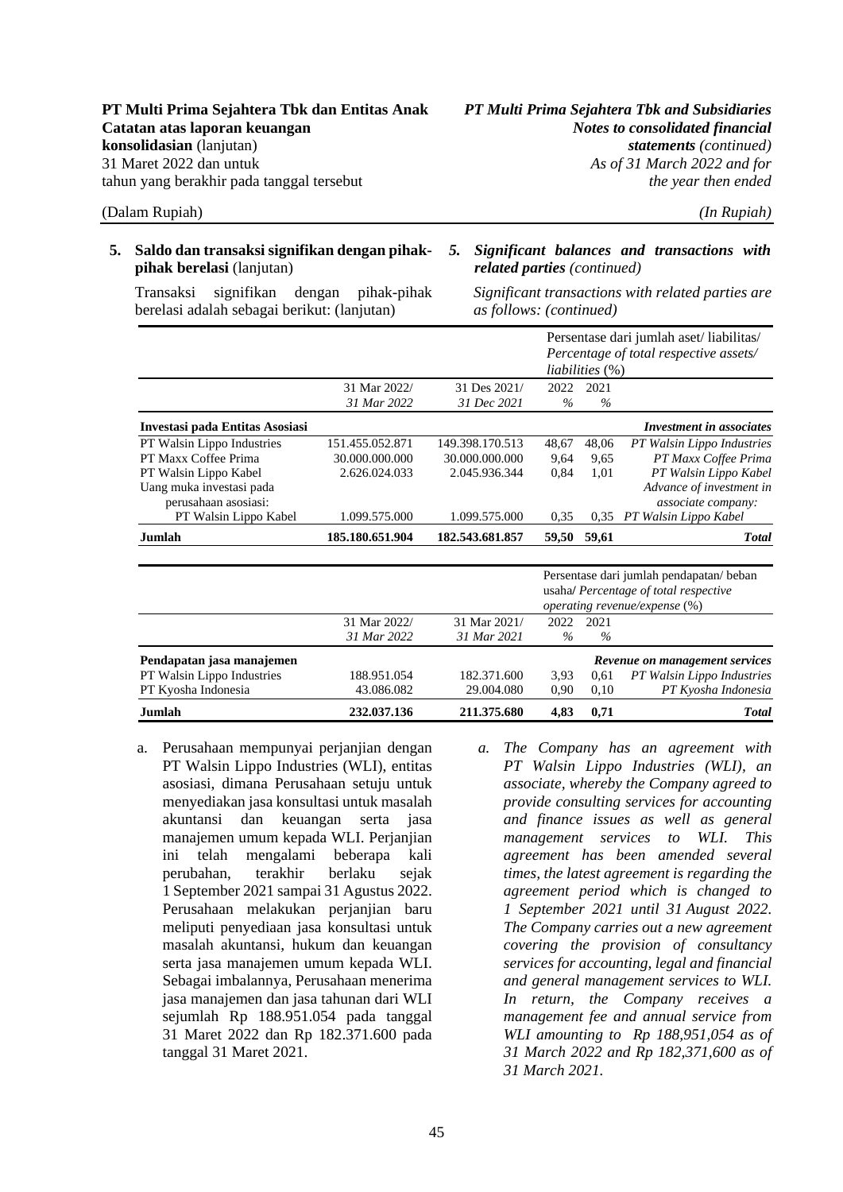**5. Saldo dan transaksi signifikan dengan pihak-pihak berelasi** (lanjutan)

*5. Significant balances and transactions with related parties (continued)*

Transaksi signifikan dengan pihak-pihak berelasi adalah sebagai berikut: (lanjutan)

*Significant transactions with related parties are as follows: (continued)*

| | 31 Mar 2022/ *31 Mar 2022* | 31 Des 2021/ *31 Dec 2021* | Persentase dari jumlah aset/ liabilitas/ *Percentage of total respective assets/ liabilities* (%) 2022 % | 2021 % | |
|---|---|---|---|---|---|
| **Investasi pada Entitas Asosiasi** | | | | | ***Investment in associates*** |
| PT Walsin Lippo Industries | 151.455.052.871 | 149.398.170.513 | 48,67 | 48,06 | *PT Walsin Lippo Industries* |
| PT Maxx Coffee Prima | 30.000.000.000 | 30.000.000.000 | 9,64 | 9,65 | *PT Maxx Coffee Prima* |
| PT Walsin Lippo Kabel | 2.626.024.033 | 2.045.936.344 | 0,84 | 1,01 | *PT Walsin Lippo Kabel* |
| Uang muka investasi pada perusahaan asosiasi: | | | | | *Advance of investment in associate company:* |
| PT Walsin Lippo Kabel | 1.099.575.000 | 1.099.575.000 | 0,35 | 0,35 | *PT Walsin Lippo Kabel* |
| **Jumlah** | **185.180.651.904** | **182.543.681.857** | **59,50** | **59,61** | ***Total*** |

| | 31 Mar 2022/ *31 Mar 2022* | 31 Mar 2021/ *31 Mar 2021* | Persentase dari jumlah pendapatan/ beban usaha/ *Percentage of total respective operating revenue/expense* (%) 2022 % | 2021 % | |
|---|---|---|---|---|---|
| **Pendapatan jasa manajemen** | | | | | ***Revenue on management services*** |
| PT Walsin Lippo Industries | 188.951.054 | 182.371.600 | 3,93 | 0,61 | *PT Walsin Lippo Industries* |
| PT Kyosha Indonesia | 43.086.082 | 29.004.080 | 0,90 | 0,10 | *PT Kyosha Indonesia* |
| **Jumlah** | **232.037.136** | **211.375.680** | **4,83** | **0,71** | ***Total*** |

a. Perusahaan mempunyai perjanjian dengan PT Walsin Lippo Industries (WLI), entitas asosiasi, dimana Perusahaan setuju untuk menyediakan jasa konsultasi untuk masalah akuntansi dan keuangan serta jasa manajemen umum kepada WLI. Perjanjian ini telah mengalami beberapa kali perubahan, terakhir berlaku sejak 1 September 2021 sampai 31 Agustus 2022. Perusahaan melakukan perjanjian baru meliputi penyediaan jasa konsultasi untuk masalah akuntansi, hukum dan keuangan serta jasa manajemen umum kepada WLI. Sebagai imbalannya, Perusahaan menerima jasa manajemen dan jasa tahunan dari WLI sejumlah Rp 188.951.054 pada tanggal 31 Maret 2022 dan Rp 182.371.600 pada tanggal 31 Maret 2021.

*a. The Company has an agreement with PT Walsin Lippo Industries (WLI), an associate, whereby the Company agreed to provide consulting services for accounting and finance issues as well as general management services to WLI. This agreement has been amended several times, the latest agreement is regarding the agreement period which is changed to 1 September 2021 until 31 August 2022. The Company carries out a new agreement covering the provision of consultancy services for accounting, legal and financial and general management services to WLI. In return, the Company receives a management fee and annual service from WLI amounting to Rp 188,951,054 as of 31 March 2022 and Rp 182,371,600 as of 31 March 2021.*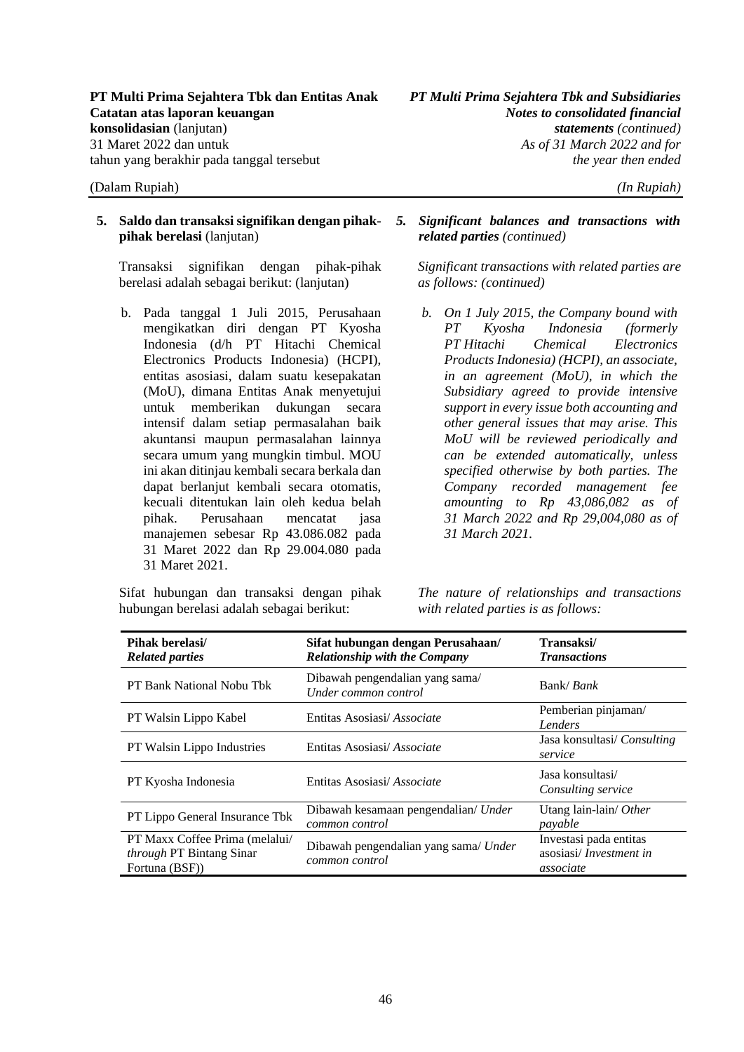**5. Saldo dan transaksi signifikan dengan pihak-pihak berelasi** (lanjutan)

Transaksi signifikan dengan pihak-pihak berelasi adalah sebagai berikut: (lanjutan)

b. Pada tanggal 1 Juli 2015, Perusahaan mengikatkan diri dengan PT Kyosha Indonesia (d/h PT Hitachi Chemical Electronics Products Indonesia) (HCPI), entitas asosiasi, dalam suatu kesepakatan (MoU), dimana Entitas Anak menyetujui untuk memberikan dukungan secara intensif dalam setiap permasalahan baik akuntansi maupun permasalahan lainnya secara umum yang mungkin timbul. MOU ini akan ditinjau kembali secara berkala dan dapat berlanjut kembali secara otomatis, kecuali ditentukan lain oleh kedua belah pihak. Perusahaan mencatat jasa manajemen sebesar Rp 43.086.082 pada 31 Maret 2022 dan Rp 29.004.080 pada 31 Maret 2021.

Sifat hubungan dan transaksi dengan pihak hubungan berelasi adalah sebagai berikut:

***5. Significant balances and transactions with related parties*** *(continued)*

*Significant transactions with related parties are as follows: (continued)*

*b. On 1 July 2015, the Company bound with PT Kyosha Indonesia (formerly PT Hitachi Chemical Electronics Products Indonesia) (HCPI), an associate, in an agreement (MoU), in which the Subsidiary agreed to provide intensive support in every issue both accounting and other general issues that may arise. This MoU will be reviewed periodically and can be extended automatically, unless specified otherwise by both parties. The Company recorded management fee amounting to Rp 43,086,082 as of 31 March 2022 and Rp 29,004,080 as of 31 March 2021.*

*The nature of relationships and transactions with related parties is as follows:*

| **Pihak berelasi/** ***Related parties*** | **Sifat hubungan dengan Perusahaan/** ***Relationship with the Company*** | **Transaksi/** ***Transactions*** |
|---|---|---|
| PT Bank National Nobu Tbk | Dibawah pengendalian yang sama/ *Under common control* | Bank/ *Bank* |
| PT Walsin Lippo Kabel | Entitas Asosiasi/ *Associate* | Pemberian pinjaman/ *Lenders* |
| PT Walsin Lippo Industries | Entitas Asosiasi/ *Associate* | Jasa konsultasi/ *Consulting service* |
| PT Kyosha Indonesia | Entitas Asosiasi/ *Associate* | Jasa konsultasi/ *Consulting service* |
| PT Lippo General Insurance Tbk | Dibawah kesamaan pengendalian/ *Under common control* | Utang lain-lain/ *Other payable* |
| PT Maxx Coffee Prima (melalui/ *through* PT Bintang Sinar Fortuna (BSF)) | Dibawah pengendalian yang sama/ *Under common control* | Investasi pada entitas asosiasi/ *Investment in associate* |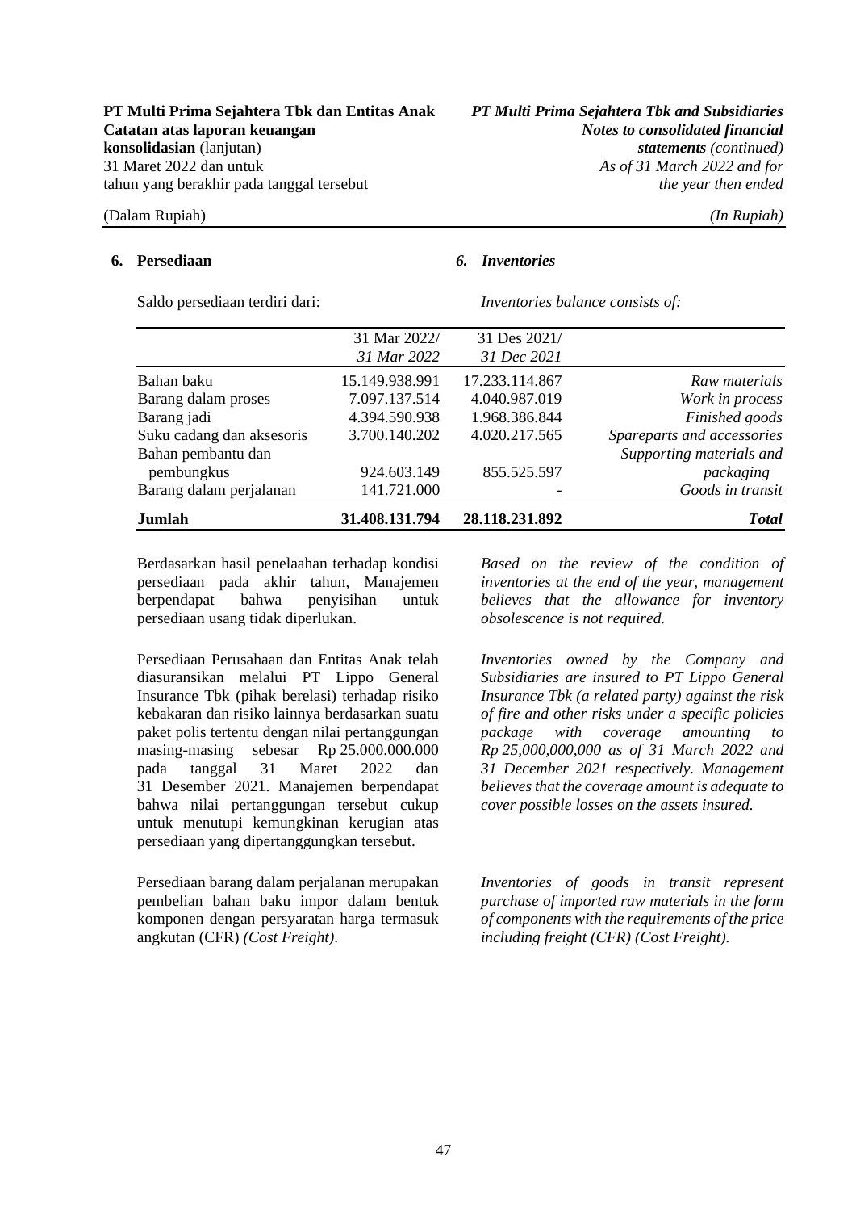## 6. Persediaan

## 6. *Inventories*

Saldo persediaan terdiri dari:

*Inventories balance consists of:*

| | 31 Mar 2022/ *31 Mar 2022* | 31 Des 2021/ *31 Dec 2021* | |
|---|---|---|---|
| Bahan baku | 15.149.938.991 | 17.233.114.867 | *Raw materials* |
| Barang dalam proses | 7.097.137.514 | 4.040.987.019 | *Work in process* |
| Barang jadi | 4.394.590.938 | 1.968.386.844 | *Finished goods* |
| Suku cadang dan aksesoris | 3.700.140.202 | 4.020.217.565 | *Spareparts and accessories* |
| Bahan pembantu dan pembungkus | 924.603.149 | 855.525.597 | *Supporting materials and packaging* |
| Barang dalam perjalanan | 141.721.000 | - | *Goods in transit* |
| **Jumlah** | **31.408.131.794** | **28.118.231.892** | ***Total*** |

Berdasarkan hasil penelaahan terhadap kondisi persediaan pada akhir tahun, Manajemen berpendapat bahwa penyisihan untuk persediaan usang tidak diperlukan.

*Based on the review of the condition of inventories at the end of the year, management believes that the allowance for inventory obsolescence is not required.*

Persediaan Perusahaan dan Entitas Anak telah diasuransikan melalui PT Lippo General Insurance Tbk (pihak berelasi) terhadap risiko kebakaran dan risiko lainnya berdasarkan suatu paket polis tertentu dengan nilai pertanggungan masing-masing sebesar Rp 25.000.000.000 pada tanggal 31 Maret 2022 dan 31 Desember 2021. Manajemen berpendapat bahwa nilai pertanggungan tersebut cukup untuk menutupi kemungkinan kerugian atas persediaan yang dipertanggungkan tersebut.

*Inventories owned by the Company and Subsidiaries are insured to PT Lippo General Insurance Tbk (a related party) against the risk of fire and other risks under a specific policies package with coverage amounting to Rp 25,000,000,000 as of 31 March 2022 and 31 December 2021 respectively. Management believes that the coverage amount is adequate to cover possible losses on the assets insured.*

Persediaan barang dalam perjalanan merupakan pembelian bahan baku impor dalam bentuk komponen dengan persyaratan harga termasuk angkutan (CFR) *(Cost Freight)*.

*Inventories of goods in transit represent purchase of imported raw materials in the form of components with the requirements of the price including freight (CFR) (Cost Freight).*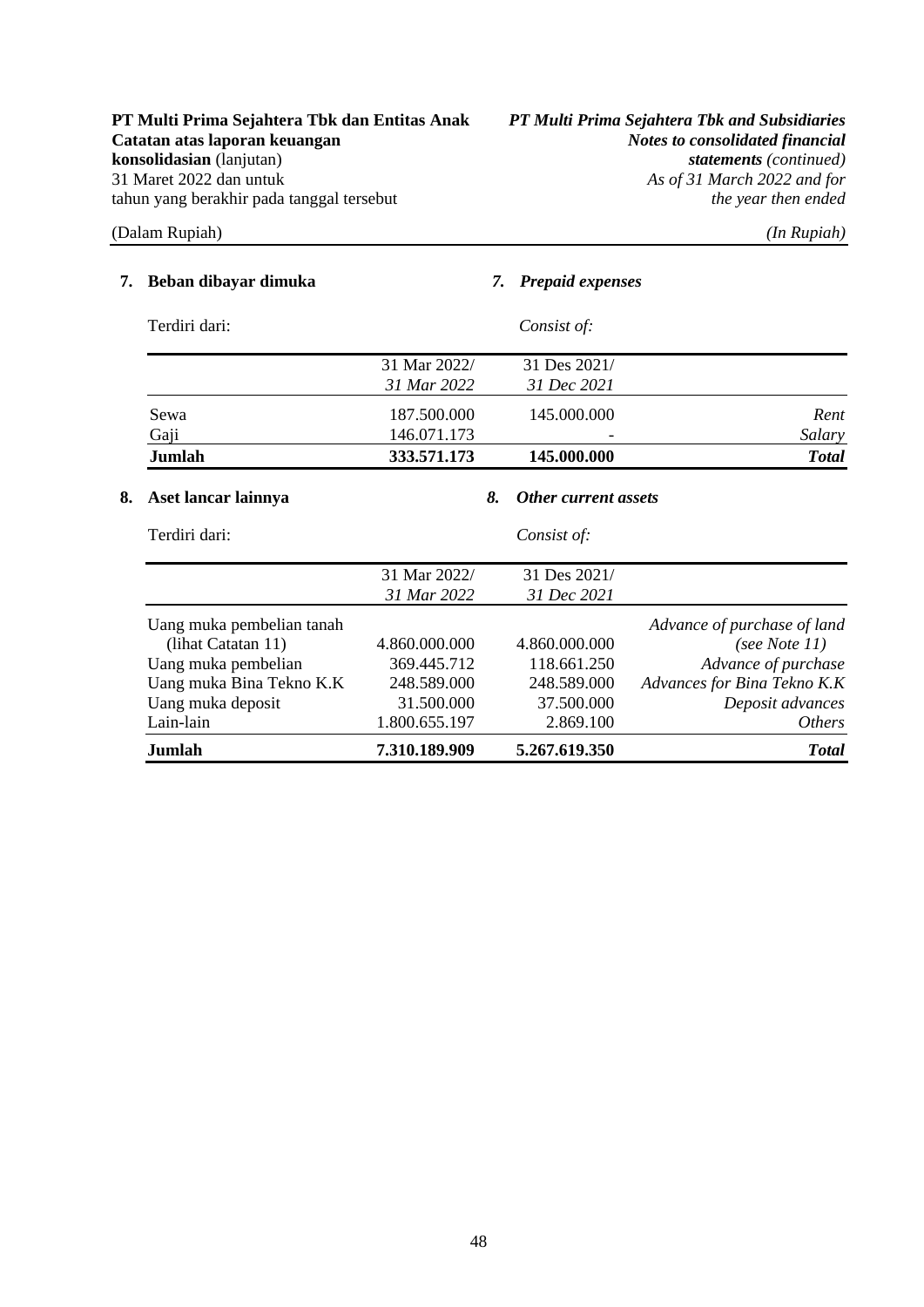## 7. Beban dibayar dimuka / *7. Prepaid expenses*

Terdiri dari: / *Consist of:*

| | 31 Mar 2022/ *31 Mar 2022* | 31 Des 2021/ *31 Dec 2021* | |
|---|---|---|---|
| Sewa | 187.500.000 | 145.000.000 | *Rent* |
| Gaji | 146.071.173 | - | *Salary* |
| **Jumlah** | **333.571.173** | **145.000.000** | ***Total*** |

## 8. Aset lancar lainnya / *8. Other current assets*

Terdiri dari: / *Consist of:*

| | 31 Mar 2022/ *31 Mar 2022* | 31 Des 2021/ *31 Dec 2021* | |
|---|---|---|---|
| Uang muka pembelian tanah (lihat Catatan 11) | 4.860.000.000 | 4.860.000.000 | *Advance of purchase of land (see Note 11)* |
| Uang muka pembelian | 369.445.712 | 118.661.250 | *Advance of purchase* |
| Uang muka Bina Tekno K.K | 248.589.000 | 248.589.000 | *Advances for Bina Tekno K.K* |
| Uang muka deposit | 31.500.000 | 37.500.000 | *Deposit advances* |
| Lain-lain | 1.800.655.197 | 2.869.100 | *Others* |
| **Jumlah** | **7.310.189.909** | **5.267.619.350** | ***Total*** |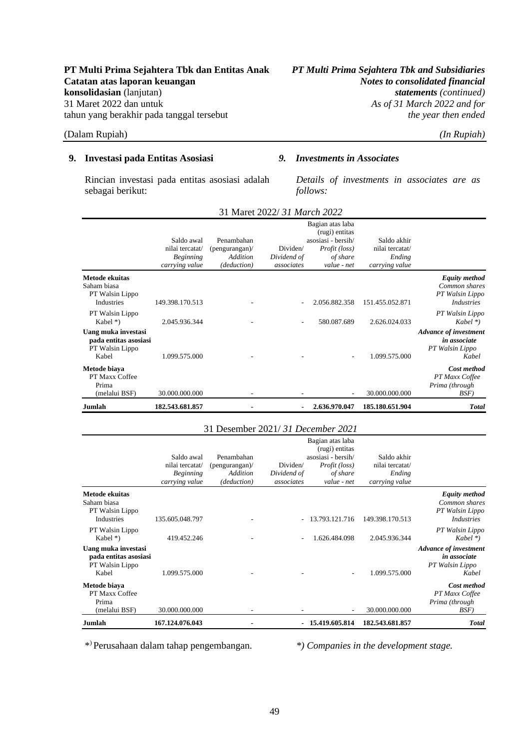## 9. Investasi pada Entitas Asosiasi

## *9. Investments in Associates*

Rincian investasi pada entitas asosiasi adalah sebagai berikut:

*Details of investments in associates are as follows:*

31 Maret 2022/ *31 March 2022*

| | Saldo awal nilai tercatat/ *Beginning carrying value* | Penambahan (pengurangan)/ *Addition (deduction)* | Dividen/ *Dividend of associates* | Bagian atas laba (rugi) entitas asosiasi - bersih/ *Profit (loss) of share value - net* | Saldo akhir nilai tercatat/ *Ending carrying value* | |
|---|---|---|---|---|---|---|
| **Metode ekuitas** | | | | | | ***Equity method*** |
| Saham biasa | | | | | | *Common shares* |
| PT Walsin Lippo Industries | 149.398.170.513 | - | - | 2.056.882.358 | 151.455.052.871 | *PT Walsin Lippo Industries* |
| PT Walsin Lippo Kabel *) | 2.045.936.344 | - | - | 580.087.689 | 2.626.024.033 | *PT Walsin Lippo Kabel *)* |
| **Uang muka investasi pada entitas asosiasi** | | | | | | ***Advance of investment in associate*** |
| PT Walsin Lippo Kabel | 1.099.575.000 | - | - | - | 1.099.575.000 | *PT Walsin Lippo Kabel* |
| **Metode biaya** | | | | | | ***Cost method*** |
| PT Maxx Coffee Prima (melalui BSF) | 30.000.000.000 | - | - | - | 30.000.000.000 | *PT Maxx Coffee Prima (through BSF)* |
| **Jumlah** | **182.543.681.857** | **-** | **-** | **2.636.970.047** | **185.180.651.904** | ***Total*** |

31 Desember 2021/ *31 December 2021*

| | Saldo awal nilai tercatat/ *Beginning carrying value* | Penambahan (pengurangan)/ *Addition (deduction)* | Dividen/ *Dividend of associates* | Bagian atas laba (rugi) entitas asosiasi - bersih/ *Profit (loss) of share value - net* | Saldo akhir nilai tercatat/ *Ending carrying value* | |
|---|---|---|---|---|---|---|
| **Metode ekuitas** | | | | | | ***Equity method*** |
| Saham biasa | | | | | | *Common shares* |
| PT Walsin Lippo Industries | 135.605.048.797 | - | - | 13.793.121.716 | 149.398.170.513 | *PT Walsin Lippo Industries* |
| PT Walsin Lippo Kabel *) | 419.452.246 | - | - | 1.626.484.098 | 2.045.936.344 | *PT Walsin Lippo Kabel *)* |
| **Uang muka investasi pada entitas asosiasi** | | | | | | ***Advance of investment in associate*** |
| PT Walsin Lippo Kabel | 1.099.575.000 | - | - | - | 1.099.575.000 | *PT Walsin Lippo Kabel* |
| **Metode biaya** | | | | | | ***Cost method*** |
| PT Maxx Coffee Prima (melalui BSF) | 30.000.000.000 | - | - | - | 30.000.000.000 | *PT Maxx Coffee Prima (through BSF)* |
| **Jumlah** | **167.124.076.043** | **-** | **-** | **15.419.605.814** | **182.543.681.857** | ***Total*** |

*) Perusahaan dalam tahap pengembangan.

*\*) Companies in the development stage.*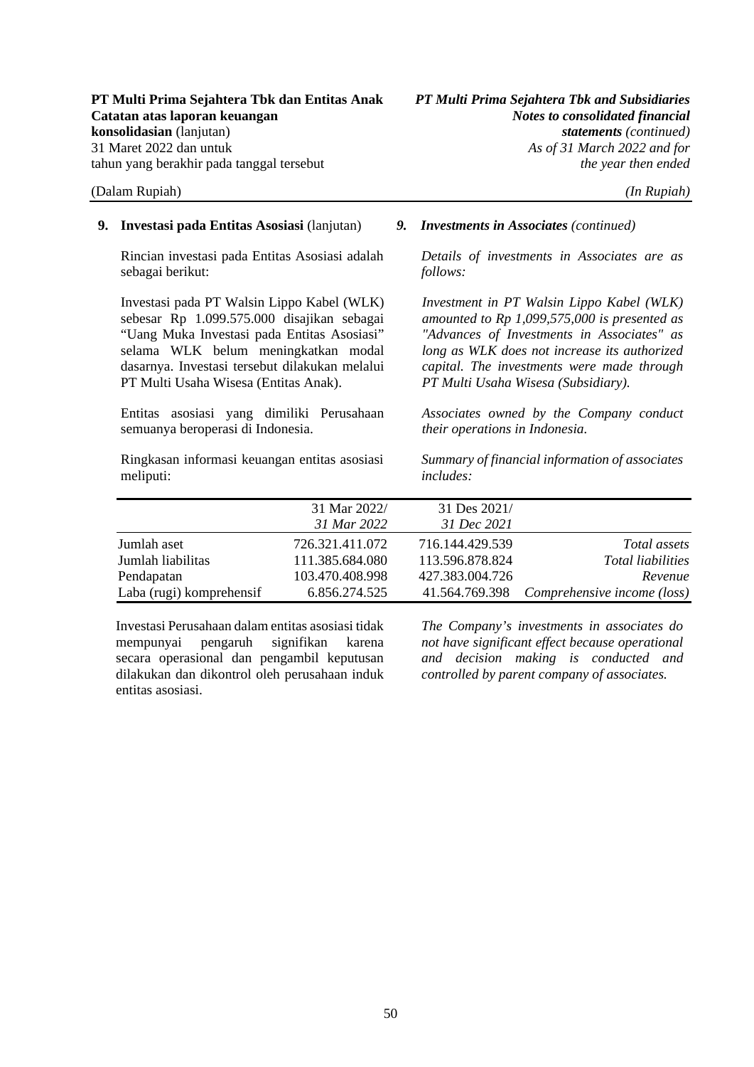## 9. Investasi pada Entitas Asosiasi (lanjutan)

Rincian investasi pada Entitas Asosiasi adalah sebagai berikut:

Investasi pada PT Walsin Lippo Kabel (WLK) sebesar Rp 1.099.575.000 disajikan sebagai "Uang Muka Investasi pada Entitas Asosiasi" selama WLK belum meningkatkan modal dasarnya. Investasi tersebut dilakukan melalui PT Multi Usaha Wisesa (Entitas Anak).

Entitas asosiasi yang dimiliki Perusahaan semuanya beroperasi di Indonesia.

Ringkasan informasi keuangan entitas asosiasi meliputi:

## *9. Investments in Associates (continued)*

*Details of investments in Associates are as follows:*

*Investment in PT Walsin Lippo Kabel (WLK) amounted to Rp 1,099,575,000 is presented as "Advances of Investments in Associates" as long as WLK does not increase its authorized capital. The investments were made through PT Multi Usaha Wisesa (Subsidiary).*

*Associates owned by the Company conduct their operations in Indonesia.*

*Summary of financial information of associates includes:*

| | 31 Mar 2022/ *31 Mar 2022* | 31 Des 2021/ *31 Dec 2021* | |
|---|---|---|---|
| Jumlah aset | 726.321.411.072 | 716.144.429.539 | *Total assets* |
| Jumlah liabilitas | 111.385.684.080 | 113.596.878.824 | *Total liabilities* |
| Pendapatan | 103.470.408.998 | 427.383.004.726 | *Revenue* |
| Laba (rugi) komprehensif | 6.856.274.525 | 41.564.769.398 | *Comprehensive income (loss)* |

Investasi Perusahaan dalam entitas asosiasi tidak mempunyai pengaruh signifikan karena secara operasional dan pengambil keputusan dilakukan dan dikontrol oleh perusahaan induk entitas asosiasi.

*The Company's investments in associates do not have significant effect because operational and decision making is conducted and controlled by parent company of associates.*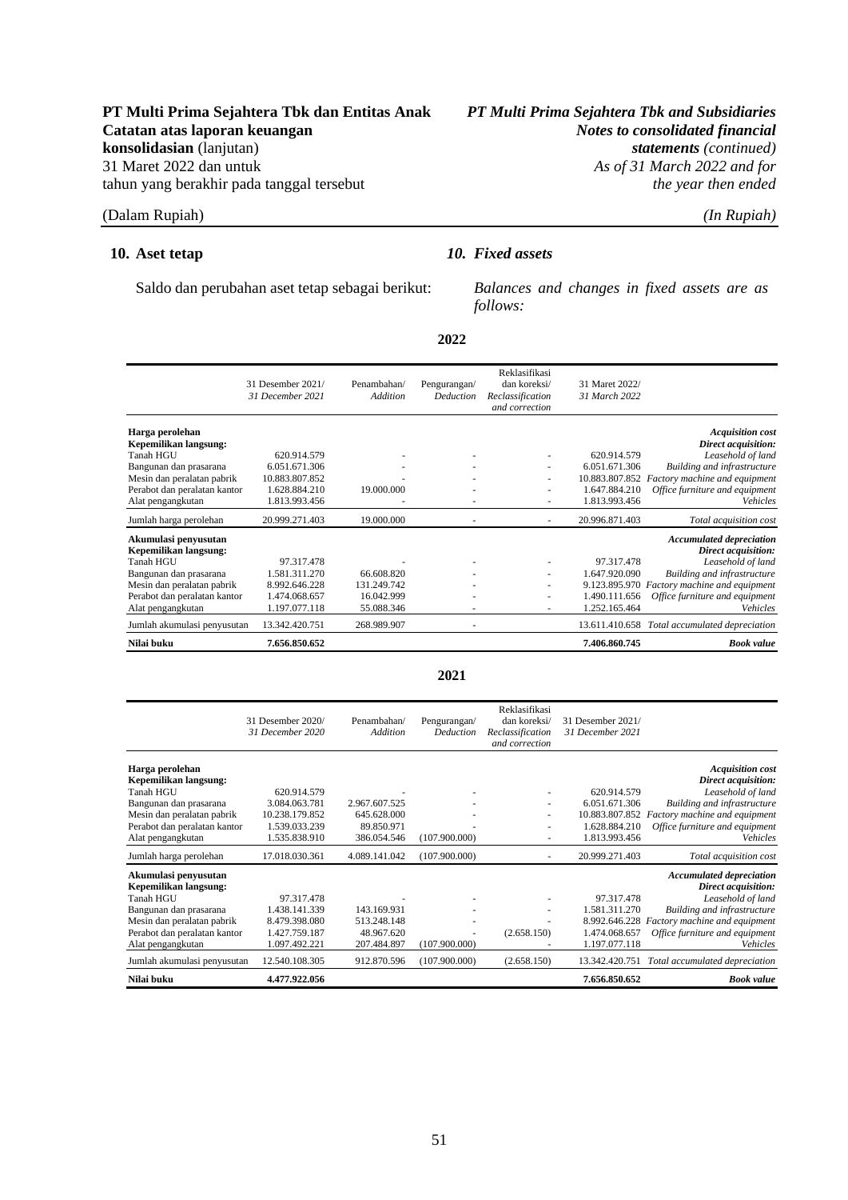## 10. Aset tetap

## *10. Fixed assets*

Saldo dan perubahan aset tetap sebagai berikut:

*Balances and changes in fixed assets are as follows:*

**2022**

| | 31 Desember 2021/ *31 December 2021* | Penambahan/ *Addition* | Pengurangan/ *Deduction* | Reklasifikasi dan koreksi/ *Reclassification and correction* | 31 Maret 2022/ *31 March 2022* | |
|---|---|---|---|---|---|---|
| **Harga perolehan** | | | | | | ***Acquisition cost*** |
| **Kepemilikan langsung:** | | | | | | ***Direct acquisition:*** |
| Tanah HGU | 620.914.579 | - | - | - | 620.914.579 | *Leasehold of land* |
| Bangunan dan prasarana | 6.051.671.306 | - | - | - | 6.051.671.306 | *Building and infrastructure* |
| Mesin dan peralatan pabrik | 10.883.807.852 | - | - | - | 10.883.807.852 | *Factory machine and equipment* |
| Perabot dan peralatan kantor | 1.628.884.210 | 19.000.000 | - | - | 1.647.884.210 | *Office furniture and equipment* |
| Alat pengangkutan | 1.813.993.456 | - | - | - | 1.813.993.456 | *Vehicles* |
| Jumlah harga perolehan | 20.999.271.403 | 19.000.000 | - | - | 20.996.871.403 | *Total acquisition cost* |
| **Akumulasi penyusutan** | | | | | | ***Accumulated depreciation*** |
| **Kepemilikan langsung:** | | | | | | ***Direct acquisition:*** |
| Tanah HGU | 97.317.478 | - | - | - | 97.317.478 | *Leasehold of land* |
| Bangunan dan prasarana | 1.581.311.270 | 66.608.820 | - | - | 1.647.920.090 | *Building and infrastructure* |
| Mesin dan peralatan pabrik | 8.992.646.228 | 131.249.742 | - | - | 9.123.895.970 | *Factory machine and equipment* |
| Perabot dan peralatan kantor | 1.474.068.657 | 16.042.999 | - | - | 1.490.111.656 | *Office furniture and equipment* |
| Alat pengangkutan | 1.197.077.118 | 55.088.346 | - | - | 1.252.165.464 | *Vehicles* |
| Jumlah akumulasi penyusutan | 13.342.420.751 | 268.989.907 | - | | 13.611.410.658 | *Total accumulated depreciation* |
| **Nilai buku** | **7.656.850.652** | | | | **7.406.860.745** | ***Book value*** |

**2021**

| | 31 Desember 2020/ *31 December 2020* | Penambahan/ *Addition* | Pengurangan/ *Deduction* | Reklasifikasi dan koreksi/ *Reclassification and correction* | 31 Desember 2021/ *31 December 2021* | |
|---|---|---|---|---|---|---|
| **Harga perolehan** | | | | | | ***Acquisition cost*** |
| **Kepemilikan langsung:** | | | | | | ***Direct acquisition:*** |
| Tanah HGU | 620.914.579 | - | - | - | 620.914.579 | *Leasehold of land* |
| Bangunan dan prasarana | 3.084.063.781 | 2.967.607.525 | - | - | 6.051.671.306 | *Building and infrastructure* |
| Mesin dan peralatan pabrik | 10.238.179.852 | 645.628.000 | - | - | 10.883.807.852 | *Factory machine and equipment* |
| Perabot dan peralatan kantor | 1.539.033.239 | 89.850.971 | - | - | 1.628.884.210 | *Office furniture and equipment* |
| Alat pengangkutan | 1.535.838.910 | 386.054.546 | (107.900.000) | - | 1.813.993.456 | *Vehicles* |
| Jumlah harga perolehan | 17.018.030.361 | 4.089.141.042 | (107.900.000) | - | 20.999.271.403 | *Total acquisition cost* |
| **Akumulasi penyusutan** | | | | | | ***Accumulated depreciation*** |
| **Kepemilikan langsung:** | | | | | | ***Direct acquisition:*** |
| Tanah HGU | 97.317.478 | - | - | - | 97.317.478 | *Leasehold of land* |
| Bangunan dan prasarana | 1.438.141.339 | 143.169.931 | - | - | 1.581.311.270 | *Building and infrastructure* |
| Mesin dan peralatan pabrik | 8.479.398.080 | 513.248.148 | - | - | 8.992.646.228 | *Factory machine and equipment* |
| Perabot dan peralatan kantor | 1.427.759.187 | 48.967.620 | - | (2.658.150) | 1.474.068.657 | *Office furniture and equipment* |
| Alat pengangkutan | 1.097.492.221 | 207.484.897 | (107.900.000) | - | 1.197.077.118 | *Vehicles* |
| Jumlah akumulasi penyusutan | 12.540.108.305 | 912.870.596 | (107.900.000) | (2.658.150) | 13.342.420.751 | *Total accumulated depreciation* |
| **Nilai buku** | **4.477.922.056** | | | | **7.656.850.652** | ***Book value*** |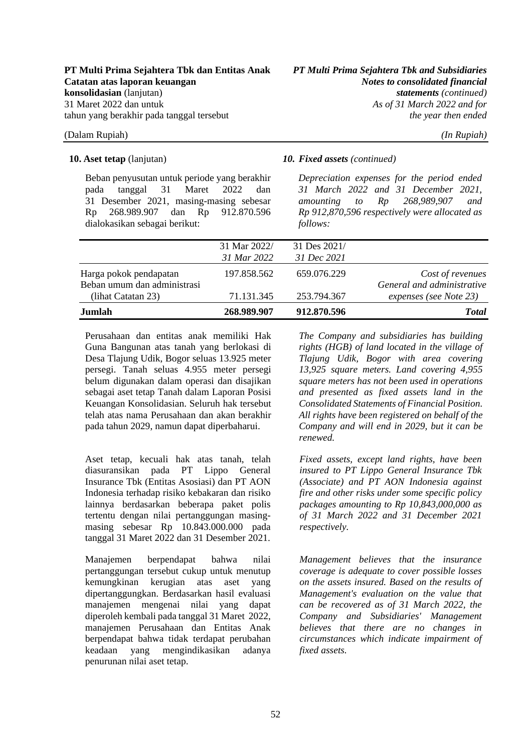**10. Aset tetap** (lanjutan)

***10. Fixed assets** (continued)*

Beban penyusutan untuk periode yang berakhir pada tanggal 31 Maret 2022 dan 31 Desember 2021, masing-masing sebesar Rp 268.989.907 dan Rp 912.870.596 dialokasikan sebagai berikut:

*Depreciation expenses for the period ended 31 March 2022 and 31 December 2021, amounting to Rp 268,989,907 and Rp 912,870,596 respectively were allocated as follows:*

| | 31 Mar 2022/ *31 Mar 2022* | 31 Des 2021/ *31 Dec 2021* | |
|---|---|---|---|
| Harga pokok pendapatan | 197.858.562 | 659.076.229 | *Cost of revenues* |
| Beban umum dan administrasi (lihat Catatan 23) | 71.131.345 | 253.794.367 | *General and administrative expenses (see Note 23)* |
| **Jumlah** | **268.989.907** | **912.870.596** | ***Total*** |

Perusahaan dan entitas anak memiliki Hak Guna Bangunan atas tanah yang berlokasi di Desa Tlajung Udik, Bogor seluas 13.925 meter persegi. Tanah seluas 4.955 meter persegi belum digunakan dalam operasi dan disajikan sebagai aset tetap Tanah dalam Laporan Posisi Keuangan Konsolidasian. Seluruh hak tersebut telah atas nama Perusahaan dan akan berakhir pada tahun 2029, namun dapat diperbaharui.

*The Company and subsidiaries has building rights (HGB) of land located in the village of Tlajung Udik, Bogor with area covering 13,925 square meters. Land covering 4,955 square meters has not been used in operations and presented as fixed assets land in the Consolidated Statements of Financial Position. All rights have been registered on behalf of the Company and will end in 2029, but it can be renewed.*

Aset tetap, kecuali hak atas tanah, telah diasuransikan pada PT Lippo General Insurance Tbk (Entitas Asosiasi) dan PT AON Indonesia terhadap risiko kebakaran dan risiko lainnya berdasarkan beberapa paket polis tertentu dengan nilai pertanggungan masing-masing sebesar Rp 10.843.000.000 pada tanggal 31 Maret 2022 dan 31 Desember 2021.

*Fixed assets, except land rights, have been insured to PT Lippo General Insurance Tbk (Associate) and PT AON Indonesia against fire and other risks under some specific policy packages amounting to Rp 10,843,000,000 as of 31 March 2022 and 31 December 2021 respectively.*

Manajemen berpendapat bahwa nilai pertanggungan tersebut cukup untuk menutup kemungkinan kerugian atas aset yang dipertanggungkan. Berdasarkan hasil evaluasi manajemen mengenai nilai yang dapat diperoleh kembali pada tanggal 31 Maret 2022, manajemen Perusahaan dan Entitas Anak berpendapat bahwa tidak terdapat perubahan keadaan yang mengindikasikan adanya penurunan nilai aset tetap.

*Management believes that the insurance coverage is adequate to cover possible losses on the assets insured. Based on the results of Management's evaluation on the value that can be recovered as of 31 March 2022, the Company and Subsidiaries' Management believes that there are no changes in circumstances which indicate impairment of fixed assets.*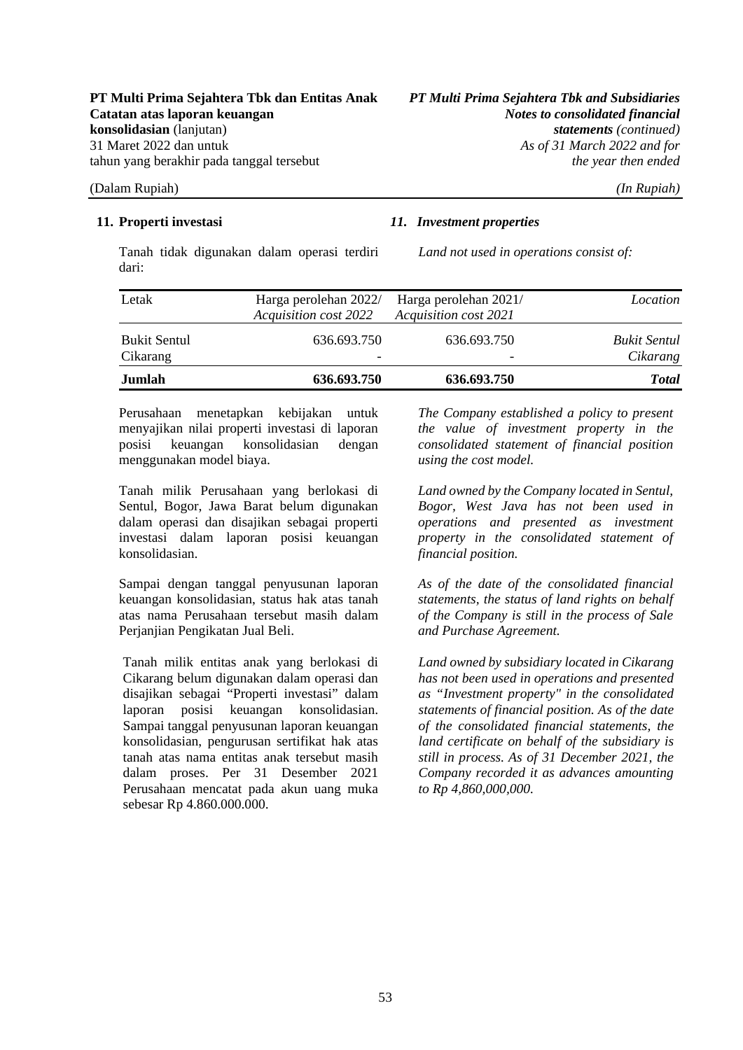## 11. Properti investasi

## *11. Investment properties*

Tanah tidak digunakan dalam operasi terdiri dari:

*Land not used in operations consist of:*

| Letak | Harga perolehan 2022/ *Acquisition cost 2022* | Harga perolehan 2021/ *Acquisition cost 2021* | *Location* |
|---|---|---|---|
| Bukit Sentul | 636.693.750 | 636.693.750 | *Bukit Sentul* |
| Cikarang | - | - | *Cikarang* |
| **Jumlah** | **636.693.750** | **636.693.750** | ***Total*** |

Perusahaan menetapkan kebijakan untuk menyajikan nilai properti investasi di laporan posisi keuangan konsolidasian dengan menggunakan model biaya.

*The Company established a policy to present the value of investment property in the consolidated statement of financial position using the cost model.*

Tanah milik Perusahaan yang berlokasi di Sentul, Bogor, Jawa Barat belum digunakan dalam operasi dan disajikan sebagai properti investasi dalam laporan posisi keuangan konsolidasian.

*Land owned by the Company located in Sentul, Bogor, West Java has not been used in operations and presented as investment property in the consolidated statement of financial position.*

Sampai dengan tanggal penyusunan laporan keuangan konsolidasian, status hak atas tanah atas nama Perusahaan tersebut masih dalam Perjanjian Pengikatan Jual Beli.

*As of the date of the consolidated financial statements, the status of land rights on behalf of the Company is still in the process of Sale and Purchase Agreement.*

Tanah milik entitas anak yang berlokasi di Cikarang belum digunakan dalam operasi dan disajikan sebagai "Properti investasi" dalam laporan posisi keuangan konsolidasian. Sampai tanggal penyusunan laporan keuangan konsolidasian, pengurusan sertifikat hak atas tanah atas nama entitas anak tersebut masih dalam proses. Per 31 Desember 2021 Perusahaan mencatat pada akun uang muka sebesar Rp 4.860.000.000.

*Land owned by subsidiary located in Cikarang has not been used in operations and presented as "Investment property" in the consolidated statements of financial position. As of the date of the consolidated financial statements, the land certificate on behalf of the subsidiary is still in process. As of 31 December 2021, the Company recorded it as advances amounting to Rp 4,860,000,000.*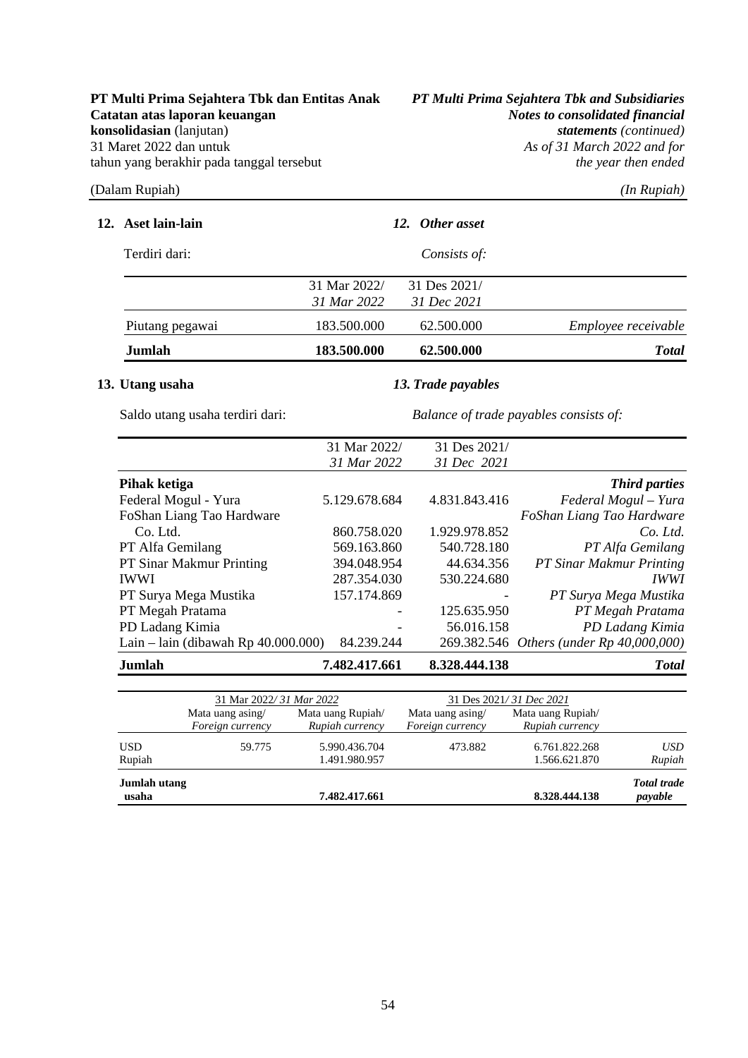## 12. Aset lain-lain

## *12. Other asset*

Terdiri dari:

*Consists of:*

| | 31 Mar 2022/ *31 Mar 2022* | 31 Des 2021/ *31 Dec 2021* | |
|---|---|---|---|
| Piutang pegawai | 183.500.000 | 62.500.000 | *Employee receivable* |
| **Jumlah** | **183.500.000** | **62.500.000** | ***Total*** |

## 13. Utang usaha

## *13. Trade payables*

Saldo utang usaha terdiri dari:

*Balance of trade payables consists of:*

| | 31 Mar 2022/ *31 Mar 2022* | 31 Des 2021/ *31 Dec 2021* | |
|---|---|---|---|
| **Pihak ketiga** | | | ***Third parties*** |
| Federal Mogul - Yura | 5.129.678.684 | 4.831.843.416 | *Federal Mogul – Yura* |
| FoShan Liang Tao Hardware Co. Ltd. | 860.758.020 | 1.929.978.852 | *FoShan Liang Tao Hardware Co. Ltd.* |
| PT Alfa Gemilang | 569.163.860 | 540.728.180 | *PT Alfa Gemilang* |
| PT Sinar Makmur Printing | 394.048.954 | 44.634.356 | *PT Sinar Makmur Printing* |
| IWWI | 287.354.030 | 530.224.680 | *IWWI* |
| PT Surya Mega Mustika | 157.174.869 | - | *PT Surya Mega Mustika* |
| PT Megah Pratama | - | 125.635.950 | *PT Megah Pratama* |
| PD Ladang Kimia | - | 56.016.158 | *PD Ladang Kimia* |
| Lain – lain (dibawah Rp 40.000.000) | 84.239.244 | 269.382.546 | *Others (under Rp 40,000,000)* |
| **Jumlah** | **7.482.417.661** | **8.328.444.138** | ***Total*** |

| | 31 Mar 2022/ *31 Mar 2022* | | 31 Des 2021/ *31 Dec 2021* | | |
|---|---|---|---|---|---|
| | Mata uang asing/ *Foreign currency* | Mata uang Rupiah/ *Rupiah currency* | Mata uang asing/ *Foreign currency* | Mata uang Rupiah/ *Rupiah currency* | |
| USD | 59.775 | 5.990.436.704 | 473.882 | 6.761.822.268 | *USD* |
| Rupiah | | 1.491.980.957 | | 1.566.621.870 | *Rupiah* |
| **Jumlah utang usaha** | | **7.482.417.661** | | **8.328.444.138** | ***Total trade payable*** |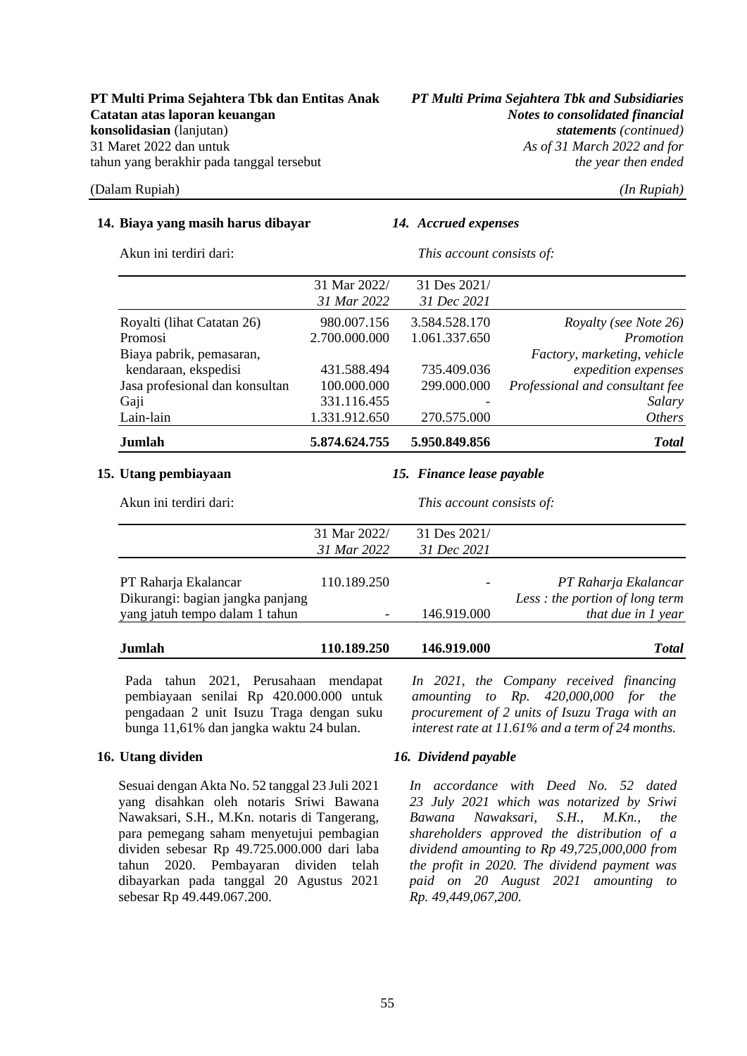## 14. Biaya yang masih harus dibayar / *14. Accrued expenses*

Akun ini terdiri dari: / *This account consists of:*

| | 31 Mar 2022/ *31 Mar 2022* | 31 Des 2021/ *31 Dec 2021* | |
|---|---|---|---|
| Royalti (lihat Catatan 26) | 980.007.156 | 3.584.528.170 | *Royalty (see Note 26)* |
| Promosi | 2.700.000.000 | 1.061.337.650 | *Promotion* |
| Biaya pabrik, pemasaran, kendaraan, ekspedisi | 431.588.494 | 735.409.036 | *Factory, marketing, vehicle expedition expenses* |
| Jasa profesional dan konsultan | 100.000.000 | 299.000.000 | *Professional and consultant fee* |
| Gaji | 331.116.455 | - | *Salary* |
| Lain-lain | 1.331.912.650 | 270.575.000 | *Others* |
| **Jumlah** | **5.874.624.755** | **5.950.849.856** | ***Total*** |

## 15. Utang pembiayaan / *15. Finance lease payable*

Akun ini terdiri dari: / *This account consists of:*

| | 31 Mar 2022/ *31 Mar 2022* | 31 Des 2021/ *31 Dec 2021* | |
|---|---|---|---|
| PT Raharja Ekalancar | 110.189.250 | - | *PT Raharja Ekalancar* |
| Dikurangi: bagian jangka panjang yang jatuh tempo dalam 1 tahun | - | 146.919.000 | *Less : the portion of long term that due in 1 year* |
| **Jumlah** | **110.189.250** | **146.919.000** | ***Total*** |

Pada tahun 2021, Perusahaan mendapat pembiayaan senilai Rp 420.000.000 untuk pengadaan 2 unit Isuzu Traga dengan suku bunga 11,61% dan jangka waktu 24 bulan.

*In 2021, the Company received financing amounting to Rp. 420,000,000 for the procurement of 2 units of Isuzu Traga with an interest rate at 11.61% and a term of 24 months.*

## 16. Utang dividen / *16. Dividend payable*

Sesuai dengan Akta No. 52 tanggal 23 Juli 2021 yang disahkan oleh notaris Sriwi Bawana Nawaksari, S.H., M.Kn. notaris di Tangerang, para pemegang saham menyetujui pembagian dividen sebesar Rp 49.725.000.000 dari laba tahun 2020. Pembayaran dividen telah dibayarkan pada tanggal 20 Agustus 2021 sebesar Rp 49.449.067.200.

*In accordance with Deed No. 52 dated 23 July 2021 which was notarized by Sriwi Bawana Nawaksari, S.H., M.Kn., the shareholders approved the distribution of a dividend amounting to Rp 49,725,000,000 from the profit in 2020. The dividend payment was paid on 20 August 2021 amounting to Rp. 49,449,067,200.*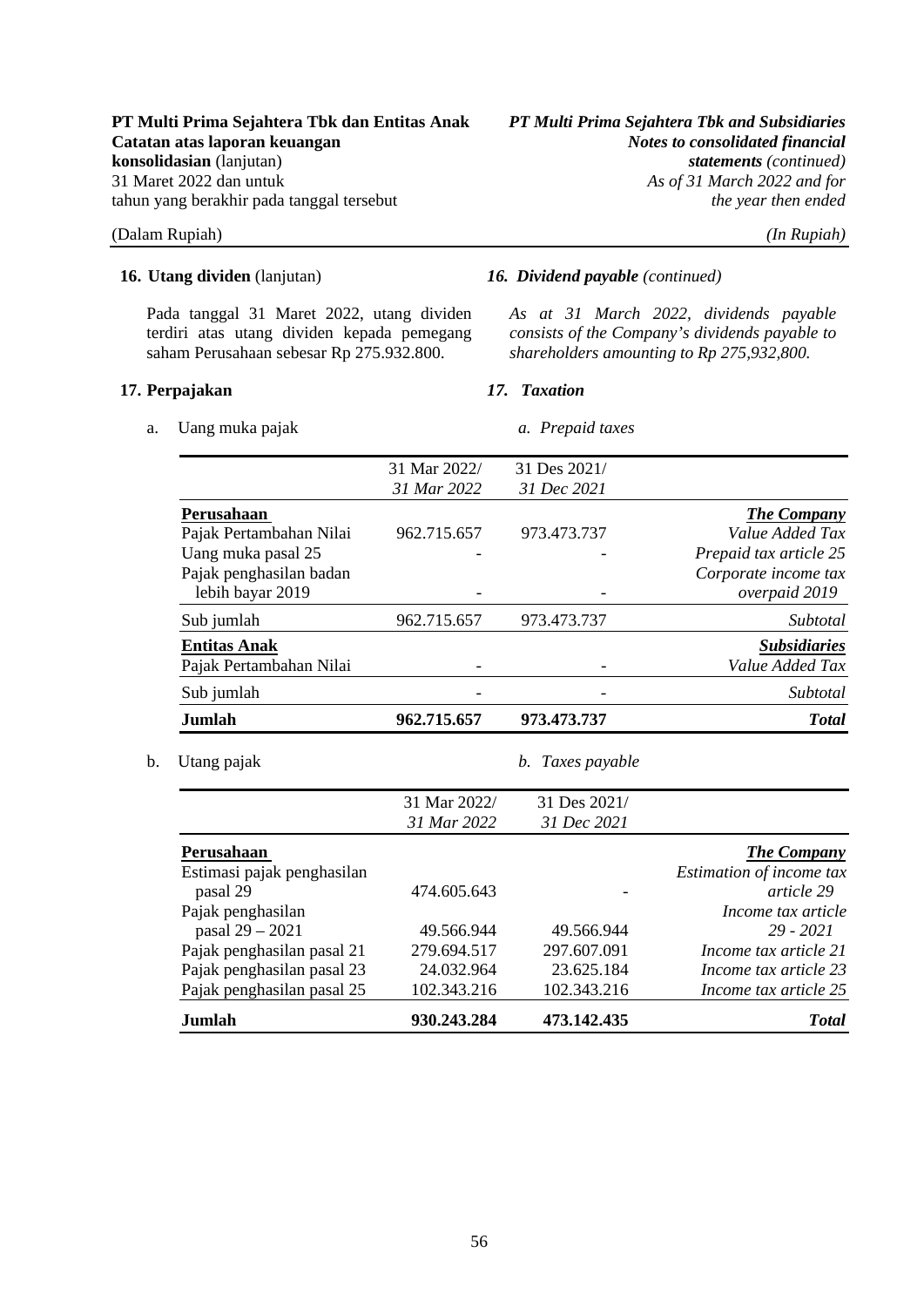**16. Utang dividen** (lanjutan)

*16. Dividend payable (continued)*

Pada tanggal 31 Maret 2022, utang dividen terdiri atas utang dividen kepada pemegang saham Perusahaan sebesar Rp 275.932.800.

*As at 31 March 2022, dividends payable consists of the Company's dividends payable to shareholders amounting to Rp 275,932,800.*

**17. Perpajakan**

*17. Taxation*

a. Uang muka pajak / *a. Prepaid taxes*

| | 31 Mar 2022/ *31 Mar 2022* | 31 Des 2021/ *31 Dec 2021* | |
|---|---|---|---|
| **Perusahaan** | | | ***The Company*** |
| Pajak Pertambahan Nilai | 962.715.657 | 973.473.737 | *Value Added Tax* |
| Uang muka pasal 25 | - | - | *Prepaid tax article 25* |
| Pajak penghasilan badan lebih bayar 2019 | - | - | *Corporate income tax overpaid 2019* |
| Sub jumlah | 962.715.657 | 973.473.737 | *Subtotal* |
| **Entitas Anak** | | | ***Subsidiaries*** |
| Pajak Pertambahan Nilai | - | - | *Value Added Tax* |
| Sub jumlah | - | - | *Subtotal* |
| **Jumlah** | **962.715.657** | **973.473.737** | ***Total*** |

b. Utang pajak / *b. Taxes payable*

| | 31 Mar 2022/ *31 Mar 2022* | 31 Des 2021/ *31 Dec 2021* | |
|---|---|---|---|
| **Perusahaan** | | | ***The Company*** |
| Estimasi pajak penghasilan pasal 29 | 474.605.643 | - | *Estimation of income tax article 29* |
| Pajak penghasilan pasal 29 – 2021 | 49.566.944 | 49.566.944 | *Income tax article 29 - 2021* |
| Pajak penghasilan pasal 21 | 279.694.517 | 297.607.091 | *Income tax article 21* |
| Pajak penghasilan pasal 23 | 24.032.964 | 23.625.184 | *Income tax article 23* |
| Pajak penghasilan pasal 25 | 102.343.216 | 102.343.216 | *Income tax article 25* |
| **Jumlah** | **930.243.284** | **473.142.435** | ***Total*** |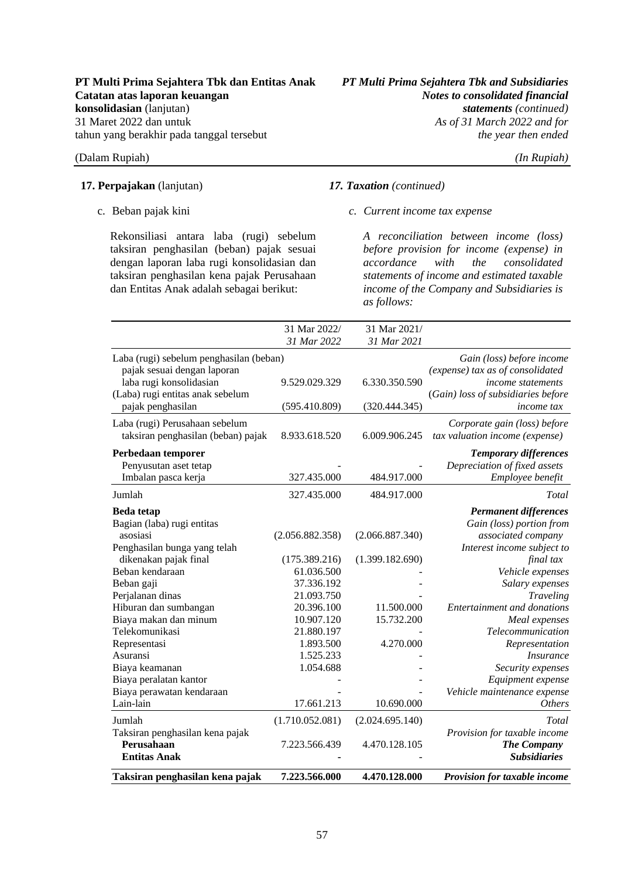**17. Perpajakan** (lanjutan) / ***17. Taxation** (continued)*

c. Beban pajak kini / *c. Current income tax expense*

Rekonsiliasi antara laba (rugi) sebelum taksiran penghasilan (beban) pajak sesuai dengan laporan laba rugi konsolidasian dan taksiran penghasilan kena pajak Perusahaan dan Entitas Anak adalah sebagai berikut:

*A reconciliation between income (loss) before provision for income (expense) in accordance with the consolidated statements of income and estimated taxable income of the Company and Subsidiaries is as follows:*

| | 31 Mar 2022/ *31 Mar 2022* | 31 Mar 2021/ *31 Mar 2021* | |
|---|---|---|---|
| Laba (rugi) sebelum penghasilan (beban) pajak sesuai dengan laporan laba rugi konsolidasian | 9.529.029.329 | 6.330.350.590 | *Gain (loss) before income (expense) tax as of consolidated income statements* |
| (Laba) rugi entitas anak sebelum pajak penghasilan | (595.410.809) | (320.444.345) | *(Gain) loss of subsidiaries before income tax* |
| Laba (rugi) Perusahaan sebelum taksiran penghasilan (beban) pajak | 8.933.618.520 | 6.009.906.245 | *Corporate gain (loss) before tax valuation income (expense)* |
| **Perbedaan temporer** | | | ***Temporary differences*** |
| Penyusutan aset tetap | - | - | *Depreciation of fixed assets* |
| Imbalan pasca kerja | 327.435.000 | 484.917.000 | *Employee benefit* |
| Jumlah | 327.435.000 | 484.917.000 | *Total* |
| **Beda tetap** | | | ***Permanent differences*** |
| Bagian (laba) rugi entitas asosiasi | (2.056.882.358) | (2.066.887.340) | *Gain (loss) portion from associated company* |
| Penghasilan bunga yang telah dikenakan pajak final | (175.389.216) | (1.399.182.690) | *Interest income subject to final tax* |
| Beban kendaraan | 61.036.500 | - | *Vehicle expenses* |
| Beban gaji | 37.336.192 | - | *Salary expenses* |
| Perjalanan dinas | 21.093.750 | - | *Traveling* |
| Hiburan dan sumbangan | 20.396.100 | 11.500.000 | *Entertainment and donations* |
| Biaya makan dan minum | 10.907.120 | 15.732.200 | *Meal expenses* |
| Telekomunikasi | 21.880.197 | - | *Telecommunication* |
| Representasi | 1.893.500 | 4.270.000 | *Representation* |
| Asuransi | 1.525.233 | - | *Insurance* |
| Biaya keamanan | 1.054.688 | - | *Security expenses* |
| Biaya peralatan kantor | - | - | *Equipment expense* |
| Biaya perawatan kendaraan | - | - | *Vehicle maintenance expense* |
| Lain-lain | 17.661.213 | 10.690.000 | *Others* |
| Jumlah | (1.710.052.081) | (2.024.695.140) | *Total* |
| Taksiran penghasilan kena pajak | | | *Provision for taxable income* |
| **Perusahaan** | 7.223.566.439 | 4.470.128.105 | ***The Company*** |
| **Entitas Anak** | - | - | ***Subsidiaries*** |
| **Taksiran penghasilan kena pajak** | **7.223.566.000** | **4.470.128.000** | ***Provision for taxable income*** |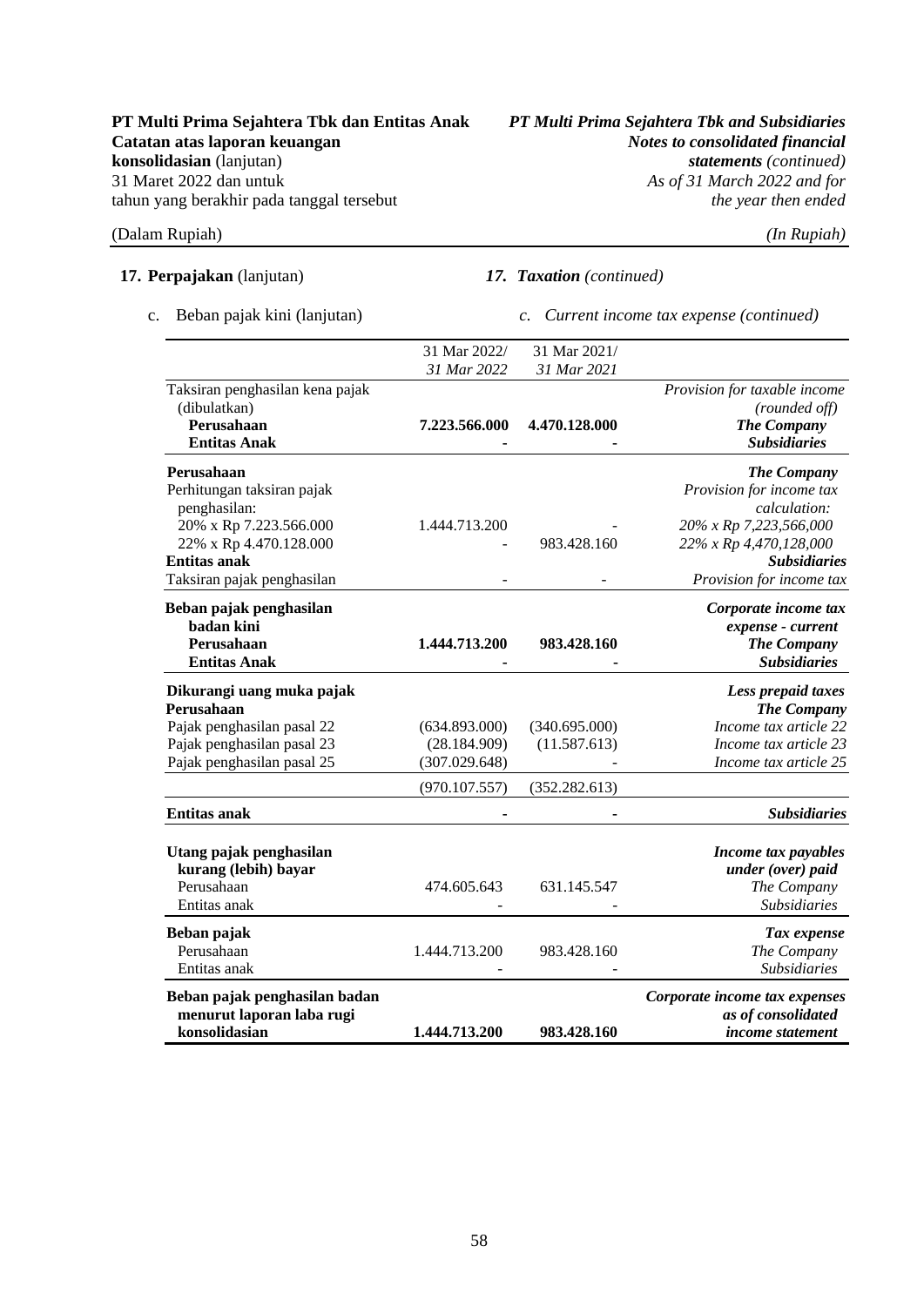## 17. Perpajakan (lanjutan) / *17. Taxation (continued)*

c. Beban pajak kini (lanjutan) / *c. Current income tax expense (continued)*

| | 31 Mar 2022/ *31 Mar 2022* | 31 Mar 2021/ *31 Mar 2021* | |
|---|---|---|---|
| Taksiran penghasilan kena pajak (dibulatkan) | | | *Provision for taxable income (rounded off)* |
| **Perusahaan** | **7.223.566.000** | **4.470.128.000** | ***The Company*** |
| **Entitas Anak** | **-** | **-** | ***Subsidiaries*** |
| **Perusahaan** | | | ***The Company*** |
| Perhitungan taksiran pajak penghasilan: | | | *Provision for income tax calculation:* |
| 20% x Rp 7.223.566.000 | 1.444.713.200 | - | *20% x Rp 7,223,566,000* |
| 22% x Rp 4.470.128.000 | - | 983.428.160 | *22% x Rp 4,470,128,000* |
| **Entitas anak** | | | ***Subsidiaries*** |
| Taksiran pajak penghasilan | - | - | *Provision for income tax* |
| **Beban pajak penghasilan badan kini** | | | ***Corporate income tax expense - current*** |
| **Perusahaan** | **1.444.713.200** | **983.428.160** | ***The Company*** |
| **Entitas Anak** | **-** | **-** | ***Subsidiaries*** |
| **Dikurangi uang muka pajak** | | | ***Less prepaid taxes*** |
| **Perusahaan** | | | ***The Company*** |
| Pajak penghasilan pasal 22 | (634.893.000) | (340.695.000) | *Income tax article 22* |
| Pajak penghasilan pasal 23 | (28.184.909) | (11.587.613) | *Income tax article 23* |
| Pajak penghasilan pasal 25 | (307.029.648) | - | *Income tax article 25* |
| | (970.107.557) | (352.282.613) | |
| **Entitas anak** | **-** | **-** | ***Subsidiaries*** |
| **Utang pajak penghasilan kurang (lebih) bayar** | | | ***Income tax payables under (over) paid*** |
| Perusahaan | 474.605.643 | 631.145.547 | *The Company* |
| Entitas anak | - | - | *Subsidiaries* |
| **Beban pajak** | | | ***Tax expense*** |
| Perusahaan | 1.444.713.200 | 983.428.160 | *The Company* |
| Entitas anak | - | - | *Subsidiaries* |
| **Beban pajak penghasilan badan menurut laporan laba rugi konsolidasian** | **1.444.713.200** | **983.428.160** | ***Corporate income tax expenses as of consolidated income statement*** |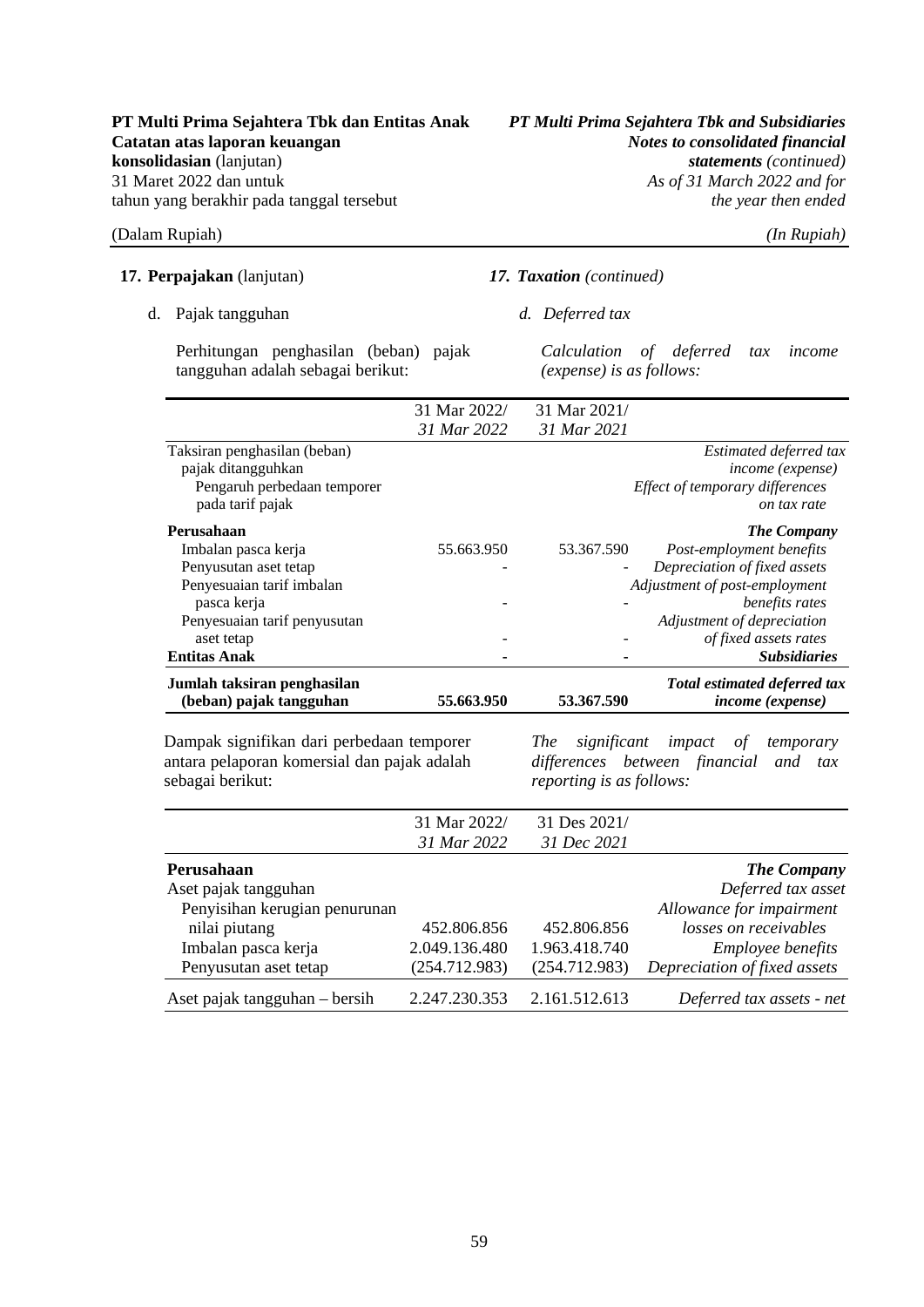**17. Perpajakan** (lanjutan) / ***17. Taxation** (continued)*

d. Pajak tangguhan / *d. Deferred tax*

Perhitungan penghasilan (beban) pajak tangguhan adalah sebagai berikut: / *Calculation of deferred tax income (expense) is as follows:*

| | 31 Mar 2022/ *31 Mar 2022* | 31 Mar 2021/ *31 Mar 2021* | |
|---|---|---|---|
| Taksiran penghasilan (beban) pajak ditangguhkan | | | *Estimated deferred tax income (expense)* |
| Pengaruh perbedaan temporer pada tarif pajak | | | *Effect of temporary differences on tax rate* |
| **Perusahaan** | | | ***The Company*** |
| Imbalan pasca kerja | 55.663.950 | 53.367.590 | *Post-employment benefits* |
| Penyusutan aset tetap | - | - | *Depreciation of fixed assets* |
| Penyesuaian tarif imbalan pasca kerja | - | - | *Adjustment of post-employment benefits rates* |
| Penyesuaian tarif penyusutan aset tetap | - | - | *Adjustment of depreciation of fixed assets rates* |
| **Entitas Anak** | **-** | **-** | ***Subsidiaries*** |
| **Jumlah taksiran penghasilan (beban) pajak tangguhan** | **55.663.950** | **53.367.590** | ***Total estimated deferred tax income (expense)*** |

Dampak signifikan dari perbedaan temporer antara pelaporan komersial dan pajak adalah sebagai berikut: / *The significant impact of temporary differences between financial and tax reporting is as follows:*

| | 31 Mar 2022/ *31 Mar 2022* | 31 Des 2021/ *31 Dec 2021* | |
|---|---|---|---|
| **Perusahaan** | | | ***The Company*** |
| Aset pajak tangguhan | | | *Deferred tax asset* |
| Penyisihan kerugian penurunan nilai piutang | 452.806.856 | 452.806.856 | *Allowance for impairment losses on receivables* |
| Imbalan pasca kerja | 2.049.136.480 | 1.963.418.740 | *Employee benefits* |
| Penyusutan aset tetap | (254.712.983) | (254.712.983) | *Depreciation of fixed assets* |
| Aset pajak tangguhan – bersih | 2.247.230.353 | 2.161.512.613 | *Deferred tax assets - net* |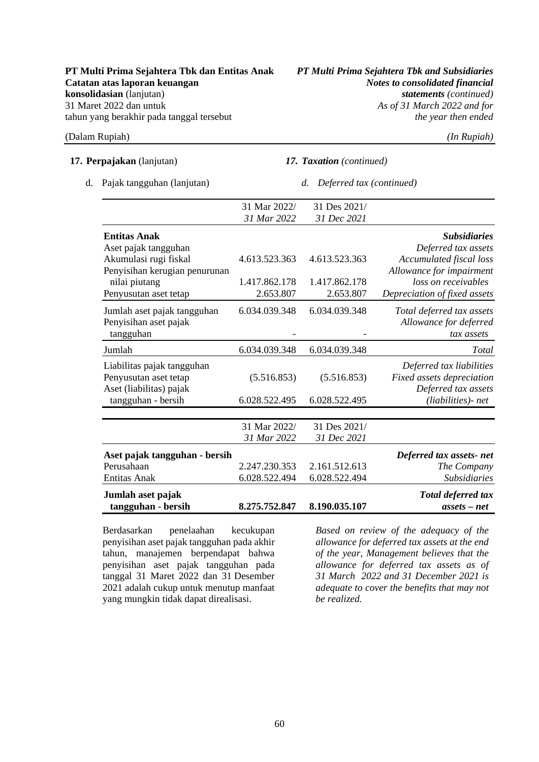**17. Perpajakan** (lanjutan) / ***17. Taxation** (continued)*

d. Pajak tangguhan (lanjutan) / *d. Deferred tax (continued)*

| | 31 Mar 2022/ *31 Mar 2022* | 31 Des 2021/ *31 Dec 2021* | |
|---|---|---|---|
| **Entitas Anak** | | | ***Subsidiaries*** |
| Aset pajak tangguhan | | | *Deferred tax assets* |
| Akumulasi rugi fiskal | 4.613.523.363 | 4.613.523.363 | *Accumulated fiscal loss* |
| Penyisihan kerugian penurunan nilai piutang | 1.417.862.178 | 1.417.862.178 | *Allowance for impairment loss on receivables* |
| Penyusutan aset tetap | 2.653.807 | 2.653.807 | *Depreciation of fixed assets* |
| Jumlah aset pajak tangguhan | 6.034.039.348 | 6.034.039.348 | *Total deferred tax assets* |
| Penyisihan aset pajak tangguhan | - | - | *Allowance for deferred tax assets* |
| Jumlah | 6.034.039.348 | 6.034.039.348 | *Total* |
| Liabilitas pajak tangguhan | | | *Deferred tax liabilities* |
| Penyusutan aset tetap | (5.516.853) | (5.516.853) | *Fixed assets depreciation* |
| Aset (liabilitas) pajak tangguhan - bersih | 6.028.522.495 | 6.028.522.495 | *Deferred tax assets (liabilities)- net* |

| | 31 Mar 2022/ *31 Mar 2022* | 31 Des 2021/ *31 Dec 2021* | |
|---|---|---|---|
| **Aset pajak tangguhan - bersih** | | | ***Deferred tax assets- net*** |
| Perusahaan | 2.247.230.353 | 2.161.512.613 | *The Company* |
| Entitas Anak | 6.028.522.494 | 6.028.522.494 | *Subsidiaries* |
| **Jumlah aset pajak tangguhan - bersih** | **8.275.752.847** | **8.190.035.107** | ***Total deferred tax assets – net*** |

Berdasarkan penelaahan kecukupan penyisihan aset pajak tangguhan pada akhir tahun, manajemen berpendapat bahwa penyisihan aset pajak tangguhan pada tanggal 31 Maret 2022 dan 31 Desember 2021 adalah cukup untuk menutup manfaat yang mungkin tidak dapat direalisasi.

*Based on review of the adequacy of the allowance for deferred tax assets at the end of the year, Management believes that the allowance for deferred tax assets as of 31 March 2022 and 31 December 2021 is adequate to cover the benefits that may not be realized.*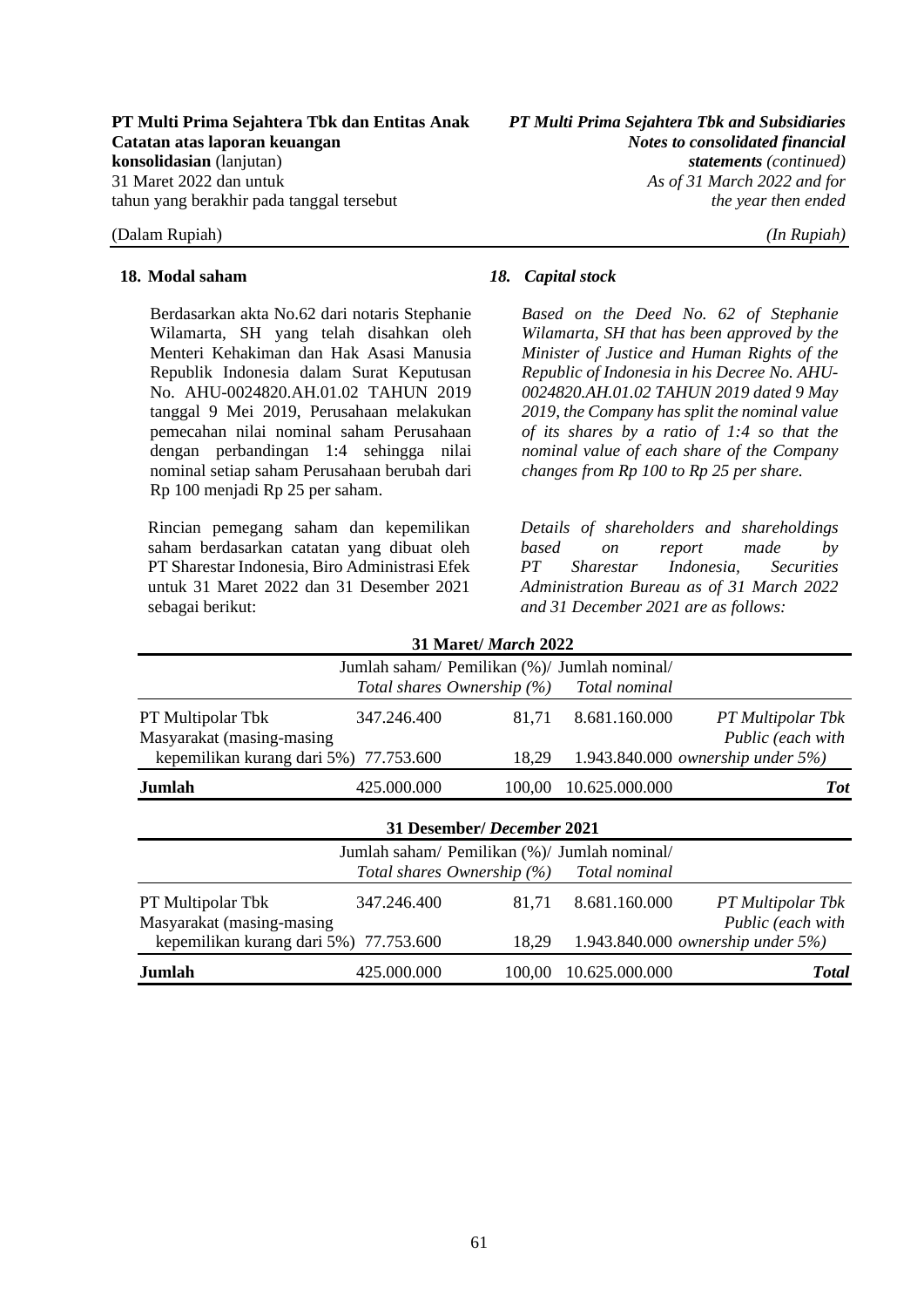## 18. Modal saham

## *18. Capital stock*

Berdasarkan akta No.62 dari notaris Stephanie Wilamarta, SH yang telah disahkan oleh Menteri Kehakiman dan Hak Asasi Manusia Republik Indonesia dalam Surat Keputusan No. AHU-0024820.AH.01.02 TAHUN 2019 tanggal 9 Mei 2019, Perusahaan melakukan pemecahan nilai nominal saham Perusahaan dengan perbandingan 1:4 sehingga nilai nominal setiap saham Perusahaan berubah dari Rp 100 menjadi Rp 25 per saham.

*Based on the Deed No. 62 of Stephanie Wilamarta, SH that has been approved by the Minister of Justice and Human Rights of the Republic of Indonesia in his Decree No. AHU-0024820.AH.01.02 TAHUN 2019 dated 9 May 2019, the Company has split the nominal value of its shares by a ratio of 1:4 so that the nominal value of each share of the Company changes from Rp 100 to Rp 25 per share.*

Rincian pemegang saham dan kepemilikan saham berdasarkan catatan yang dibuat oleh PT Sharestar Indonesia, Biro Administrasi Efek untuk 31 Maret 2022 dan 31 Desember 2021 sebagai berikut:

*Details of shareholders and shareholdings based on report made by PT Sharestar Indonesia, Securities Administration Bureau as of 31 March 2022 and 31 December 2021 are as follows:*

| 31 Maret/ *March* 2022 | | | | |
|---|---|---|---|---|
| | Jumlah saham/ *Total shares* | Pemilikan (%)/ *Ownership (%)* | Jumlah nominal/ *Total nominal* | |
| PT Multipolar Tbk | 347.246.400 | 81,71 | 8.681.160.000 | *PT Multipolar Tbk* |
| Masyarakat (masing-masing kepemilikan kurang dari 5%) | 77.753.600 | 18,29 | 1.943.840.000 | *Public (each with ownership under 5%)* |
| **Jumlah** | 425.000.000 | 100,00 | 10.625.000.000 | ***Tot*** |

| 31 Desember/ *December* 2021 | | | | |
|---|---|---|---|---|
| | Jumlah saham/ *Total shares* | Pemilikan (%)/ *Ownership (%)* | Jumlah nominal/ *Total nominal* | |
| PT Multipolar Tbk | 347.246.400 | 81,71 | 8.681.160.000 | *PT Multipolar Tbk* |
| Masyarakat (masing-masing kepemilikan kurang dari 5%) | 77.753.600 | 18,29 | 1.943.840.000 | *Public (each with ownership under 5%)* |
| **Jumlah** | 425.000.000 | 100,00 | 10.625.000.000 | ***Total*** |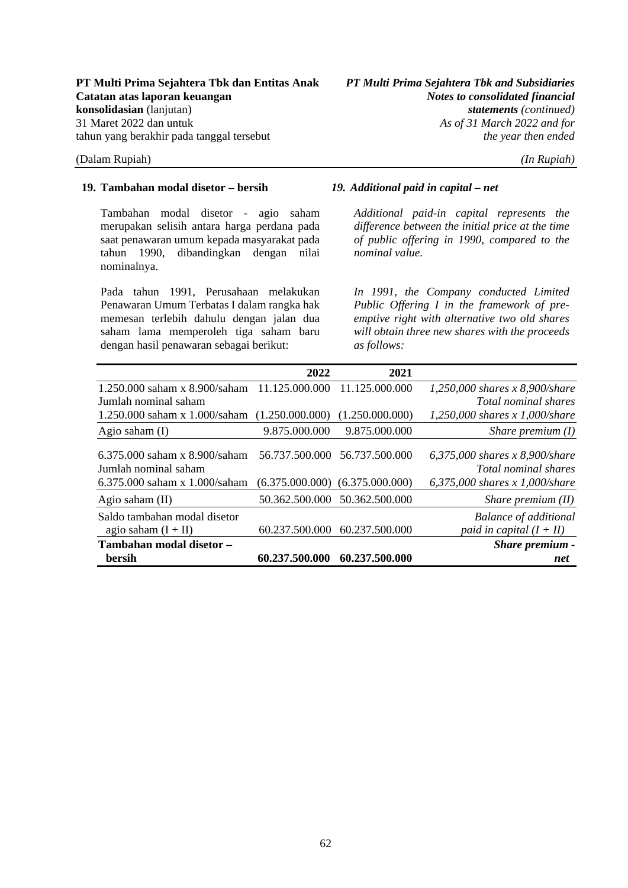## 19. Tambahan modal disetor – bersih

## *19. Additional paid in capital – net*

Tambahan modal disetor - agio saham merupakan selisih antara harga perdana pada saat penawaran umum kepada masyarakat pada tahun 1990, dibandingkan dengan nilai nominalnya.

*Additional paid-in capital represents the difference between the initial price at the time of public offering in 1990, compared to the nominal value.*

Pada tahun 1991, Perusahaan melakukan Penawaran Umum Terbatas I dalam rangka hak memesan terlebih dahulu dengan jalan dua saham lama memperoleh tiga saham baru dengan hasil penawaran sebagai berikut:

*In 1991, the Company conducted Limited Public Offering I in the framework of pre-emptive right with alternative two old shares will obtain three new shares with the proceeds as follows:*

| | 2022 | 2021 | |
|---|---|---|---|
| 1.250.000 saham x 8.900/saham | 11.125.000.000 | 11.125.000.000 | *1,250,000 shares x 8,900/share* |
| Jumlah nominal saham | | | *Total nominal shares* |
| 1.250.000 saham x 1.000/saham | (1.250.000.000) | (1.250.000.000) | *1,250,000 shares x 1,000/share* |
| Agio saham (I) | 9.875.000.000 | 9.875.000.000 | *Share premium (I)* |
| 6.375.000 saham x 8.900/saham | 56.737.500.000 | 56.737.500.000 | *6,375,000 shares x 8,900/share* |
| Jumlah nominal saham | | | *Total nominal shares* |
| 6.375.000 saham x 1.000/saham | (6.375.000.000) | (6.375.000.000) | *6,375,000 shares x 1,000/share* |
| Agio saham (II) | 50.362.500.000 | 50.362.500.000 | *Share premium (II)* |
| Saldo tambahan modal disetor agio saham (I + II) | 60.237.500.000 | 60.237.500.000 | *Balance of additional paid in capital (I + II)* |
| **Tambahan modal disetor – bersih** | **60.237.500.000** | **60.237.500.000** | ***Share premium - net*** |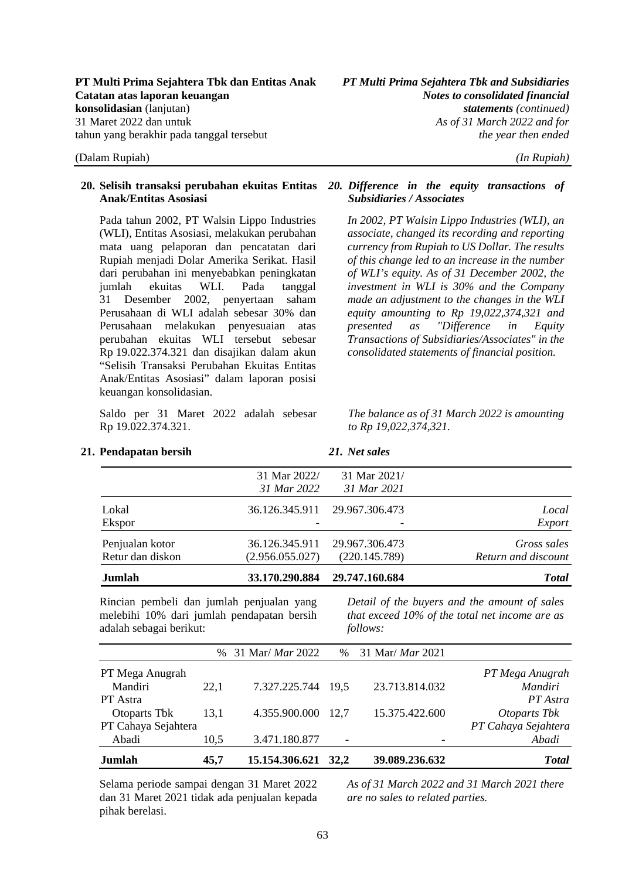## 20. Selisih transaksi perubahan ekuitas Entitas Anak/Entitas Asosiasi

## *20. Difference in the equity transactions of Subsidiaries / Associates*

Pada tahun 2002, PT Walsin Lippo Industries (WLI), Entitas Asosiasi, melakukan perubahan mata uang pelaporan dan pencatatan dari Rupiah menjadi Dolar Amerika Serikat. Hasil dari perubahan ini menyebabkan peningkatan jumlah ekuitas WLI. Pada tanggal 31 Desember 2002, penyertaan saham Perusahaan di WLI adalah sebesar 30% dan Perusahaan melakukan penyesuaian atas perubahan ekuitas WLI tersebut sebesar Rp 19.022.374.321 dan disajikan dalam akun "Selisih Transaksi Perubahan Ekuitas Entitas Anak/Entitas Asosiasi" dalam laporan posisi keuangan konsolidasian.

*In 2002, PT Walsin Lippo Industries (WLI), an associate, changed its recording and reporting currency from Rupiah to US Dollar. The results of this change led to an increase in the number of WLI's equity. As of 31 December 2002, the investment in WLI is 30% and the Company made an adjustment to the changes in the WLI equity amounting to Rp 19,022,374,321 and presented as "Difference in Equity Transactions of Subsidiaries/Associates" in the consolidated statements of financial position.*

Saldo per 31 Maret 2022 adalah sebesar Rp 19.022.374.321.

*The balance as of 31 March 2022 is amounting to Rp 19,022,374,321.*

## 21. Pendapatan bersih

## *21. Net sales*

| | 31 Mar 2022/ *31 Mar 2022* | 31 Mar 2021/ *31 Mar 2021* | |
|---|---|---|---|
| Lokal | 36.126.345.911 | 29.967.306.473 | *Local* |
| Ekspor | - | - | *Export* |
| Penjualan kotor | 36.126.345.911 | 29.967.306.473 | *Gross sales* |
| Retur dan diskon | (2.956.055.027) | (220.145.789) | *Return and discount* |
| **Jumlah** | **33.170.290.884** | **29.747.160.684** | ***Total*** |

Rincian pembeli dan jumlah penjualan yang melebihi 10% dari jumlah pendapatan bersih adalah sebagai berikut:

*Detail of the buyers and the amount of sales that exceed 10% of the total net income are as follows:*

| | % | 31 Mar/ *Mar* 2022 | % | 31 Mar/ *Mar* 2021 | |
|---|---|---|---|---|---|
| PT Mega Anugrah Mandiri | 22,1 | 7.327.225.744 | 19,5 | 23.713.814.032 | *PT Mega Anugrah Mandiri* |
| PT Astra Otoparts Tbk | 13,1 | 4.355.900.000 | 12,7 | 15.375.422.600 | *PT Astra Otoparts Tbk* |
| PT Cahaya Sejahtera Abadi | 10,5 | 3.471.180.877 | - | - | *PT Cahaya Sejahtera Abadi* |
| **Jumlah** | **45,7** | **15.154.306.621** | **32,2** | **39.089.236.632** | ***Total*** |

Selama periode sampai dengan 31 Maret 2022 dan 31 Maret 2021 tidak ada penjualan kepada pihak berelasi.

*As of 31 March 2022 and 31 March 2021 there are no sales to related parties.*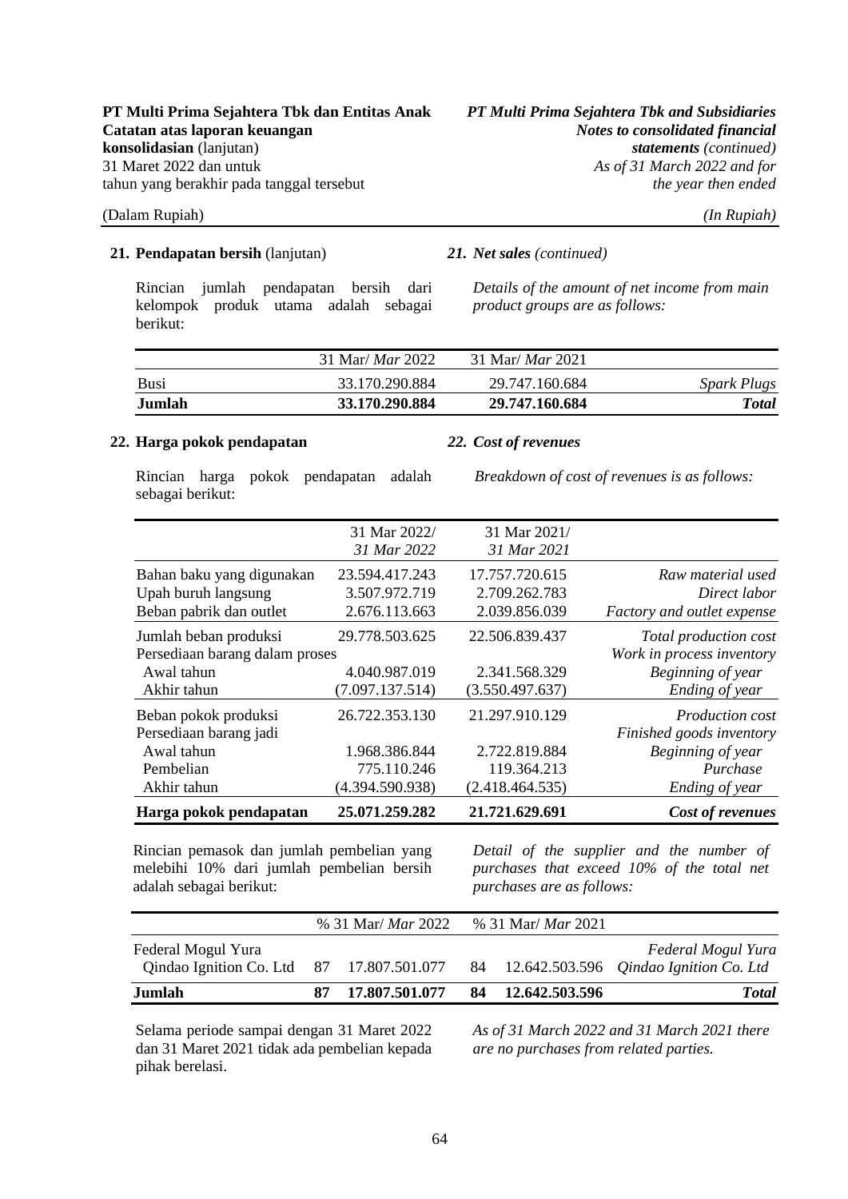## 21. Pendapatan bersih (lanjutan) / *21. Net sales (continued)*

Rincian jumlah pendapatan bersih dari kelompok produk utama adalah sebagai berikut:

*Details of the amount of net income from main product groups are as follows:*

| | 31 Mar/ *Mar* 2022 | 31 Mar/ *Mar* 2021 | |
|---|---|---|---|
| Busi | 33.170.290.884 | 29.747.160.684 | *Spark Plugs* |
| **Jumlah** | **33.170.290.884** | **29.747.160.684** | ***Total*** |

## 22. Harga pokok pendapatan / *22. Cost of revenues*

Rincian harga pokok pendapatan adalah sebagai berikut:

*Breakdown of cost of revenues is as follows:*

| | 31 Mar 2022/ *31 Mar 2022* | 31 Mar 2021/ *31 Mar 2021* | |
|---|---|---|---|
| Bahan baku yang digunakan | 23.594.417.243 | 17.757.720.615 | *Raw material used* |
| Upah buruh langsung | 3.507.972.719 | 2.709.262.783 | *Direct labor* |
| Beban pabrik dan outlet | 2.676.113.663 | 2.039.856.039 | *Factory and outlet expense* |
| Jumlah beban produksi | 29.778.503.625 | 22.506.839.437 | *Total production cost* |
| Persediaan barang dalam proses | | | *Work in process inventory* |
| Awal tahun | 4.040.987.019 | 2.341.568.329 | *Beginning of year* |
| Akhir tahun | (7.097.137.514) | (3.550.497.637) | *Ending of year* |
| Beban pokok produksi | 26.722.353.130 | 21.297.910.129 | *Production cost* |
| Persediaan barang jadi | | | *Finished goods inventory* |
| Awal tahun | 1.968.386.844 | 2.722.819.884 | *Beginning of year* |
| Pembelian | 775.110.246 | 119.364.213 | *Purchase* |
| Akhir tahun | (4.394.590.938) | (2.418.464.535) | *Ending of year* |
| **Harga pokok pendapatan** | **25.071.259.282** | **21.721.629.691** | ***Cost of revenues*** |

Rincian pemasok dan jumlah pembelian yang melebihi 10% dari jumlah pembelian bersih adalah sebagai berikut:

*Detail of the supplier and the number of purchases that exceed 10% of the total net purchases are as follows:*

| | % | 31 Mar/ *Mar* 2022 | % | 31 Mar/ *Mar* 2021 | |
|---|---|---|---|---|---|
| Federal Mogul Yura Qindao Ignition Co. Ltd | 87 | 17.807.501.077 | 84 | 12.642.503.596 | *Federal Mogul Yura Qindao Ignition Co. Ltd* |
| **Jumlah** | **87** | **17.807.501.077** | **84** | **12.642.503.596** | ***Total*** |

Selama periode sampai dengan 31 Maret 2022 dan 31 Maret 2021 tidak ada pembelian kepada pihak berelasi.

*As of 31 March 2022 and 31 March 2021 there are no purchases from related parties.*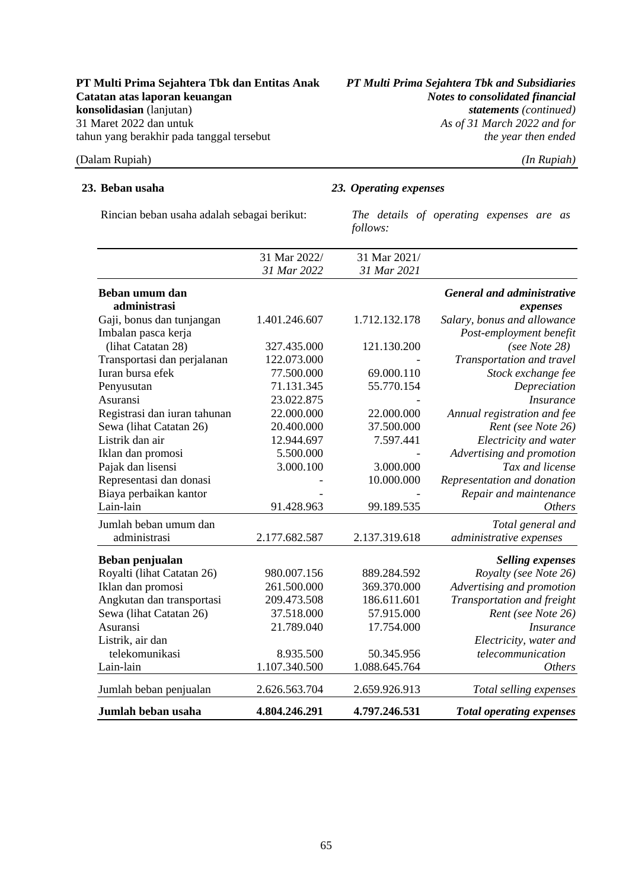## 23. Beban usaha

## *23. Operating expenses*

Rincian beban usaha adalah sebagai berikut:

*The details of operating expenses are as follows:*

| | 31 Mar 2022/ *31 Mar 2022* | 31 Mar 2021/ *31 Mar 2021* | |
|---|---|---|---|
| **Beban umum dan administrasi** | | | ***General and administrative expenses*** |
| Gaji, bonus dan tunjangan | 1.401.246.607 | 1.712.132.178 | *Salary, bonus and allowance* |
| Imbalan pasca kerja (lihat Catatan 28) | 327.435.000 | 121.130.200 | *Post-employment benefit (see Note 28)* |
| Transportasi dan perjalanan | 122.073.000 | - | *Transportation and travel* |
| Iuran bursa efek | 77.500.000 | 69.000.110 | *Stock exchange fee* |
| Penyusutan | 71.131.345 | 55.770.154 | *Depreciation* |
| Asuransi | 23.022.875 | - | *Insurance* |
| Registrasi dan iuran tahunan | 22.000.000 | 22.000.000 | *Annual registration and fee* |
| Sewa (lihat Catatan 26) | 20.400.000 | 37.500.000 | *Rent (see Note 26)* |
| Listrik dan air | 12.944.697 | 7.597.441 | *Electricity and water* |
| Iklan dan promosi | 5.500.000 | - | *Advertising and promotion* |
| Pajak dan lisensi | 3.000.100 | 3.000.000 | *Tax and license* |
| Representasi dan donasi | - | 10.000.000 | *Representation and donation* |
| Biaya perbaikan kantor | - | - | *Repair and maintenance* |
| Lain-lain | 91.428.963 | 99.189.535 | *Others* |
| Jumlah beban umum dan administrasi | 2.177.682.587 | 2.137.319.618 | *Total general and administrative expenses* |
| **Beban penjualan** | | | ***Selling expenses*** |
| Royalti (lihat Catatan 26) | 980.007.156 | 889.284.592 | *Royalty (see Note 26)* |
| Iklan dan promosi | 261.500.000 | 369.370.000 | *Advertising and promotion* |
| Angkutan dan transportasi | 209.473.508 | 186.611.601 | *Transportation and freight* |
| Sewa (lihat Catatan 26) | 37.518.000 | 57.915.000 | *Rent (see Note 26)* |
| Asuransi | 21.789.040 | 17.754.000 | *Insurance* |
| Listrik, air dan telekomunikasi | 8.935.500 | 50.345.956 | *Electricity, water and telecommunication* |
| Lain-lain | 1.107.340.500 | 1.088.645.764 | *Others* |
| Jumlah beban penjualan | 2.626.563.704 | 2.659.926.913 | *Total selling expenses* |
| **Jumlah beban usaha** | **4.804.246.291** | **4.797.246.531** | ***Total operating expenses*** |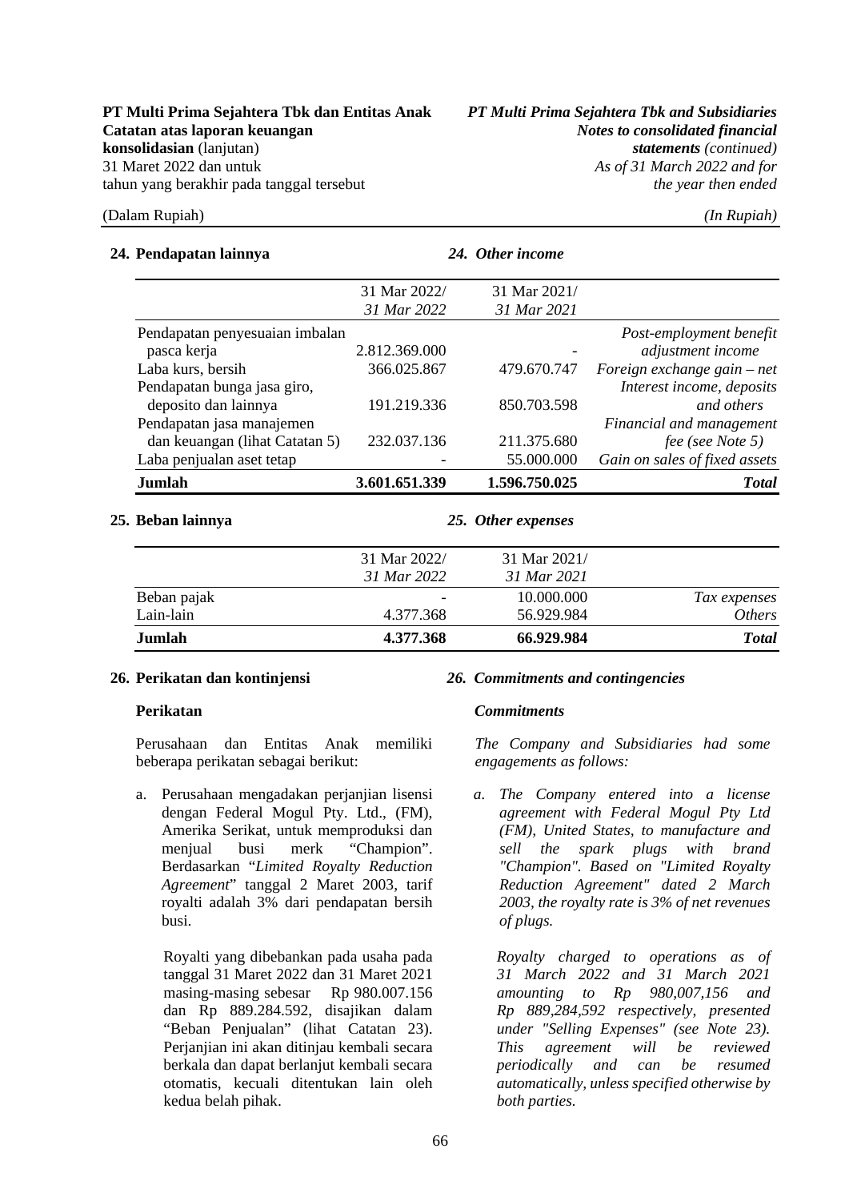## 24. Pendapatan lainnya / *24. Other income*

| | 31 Mar 2022/ *31 Mar 2022* | 31 Mar 2021/ *31 Mar 2021* | |
|---|---|---|---|
| Pendapatan penyesuaian imbalan pasca kerja | 2.812.369.000 | - | *Post-employment benefit adjustment income* |
| Laba kurs, bersih | 366.025.867 | 479.670.747 | *Foreign exchange gain – net* |
| Pendapatan bunga jasa giro, deposito dan lainnya | 191.219.336 | 850.703.598 | *Interest income, deposits and others* |
| Pendapatan jasa manajemen dan keuangan (lihat Catatan 5) | 232.037.136 | 211.375.680 | *Financial and management fee (see Note 5)* |
| Laba penjualan aset tetap | - | 55.000.000 | *Gain on sales of fixed assets* |
| **Jumlah** | **3.601.651.339** | **1.596.750.025** | ***Total*** |

## 25. Beban lainnya / *25. Other expenses*

| | 31 Mar 2022/ *31 Mar 2022* | 31 Mar 2021/ *31 Mar 2021* | |
|---|---|---|---|
| Beban pajak | - | 10.000.000 | *Tax expenses* |
| Lain-lain | 4.377.368 | 56.929.984 | *Others* |
| **Jumlah** | **4.377.368** | **66.929.984** | ***Total*** |

## 26. Perikatan dan kontinjensi / *26. Commitments and contingencies*

### Perikatan / *Commitments*

Perusahaan dan Entitas Anak memiliki beberapa perikatan sebagai berikut:

*The Company and Subsidiaries had some engagements as follows:*

a. Perusahaan mengadakan perjanjian lisensi dengan Federal Mogul Pty. Ltd., (FM), Amerika Serikat, untuk memproduksi dan menjual busi merk "Champion". Berdasarkan "*Limited Royalty Reduction Agreement*" tanggal 2 Maret 2003, tarif royalti adalah 3% dari pendapatan bersih busi.

   Royalti yang dibebankan pada usaha pada tanggal 31 Maret 2022 dan 31 Maret 2021 masing-masing sebesar Rp 980.007.156 dan Rp 889.284.592, disajikan dalam "Beban Penjualan" (lihat Catatan 23). Perjanjian ini akan ditinjau kembali secara berkala dan dapat berlanjut kembali secara otomatis, kecuali ditentukan lain oleh kedua belah pihak.

*a. The Company entered into a license agreement with Federal Mogul Pty Ltd (FM), United States, to manufacture and sell the spark plugs with brand "Champion". Based on "Limited Royalty Reduction Agreement" dated 2 March 2003, the royalty rate is 3% of net revenues of plugs.*

*Royalty charged to operations as of 31 March 2022 and 31 March 2021 amounting to Rp 980,007,156 and Rp 889,284,592 respectively, presented under "Selling Expenses" (see Note 23). This agreement will be reviewed periodically and can be resumed automatically, unless specified otherwise by both parties.*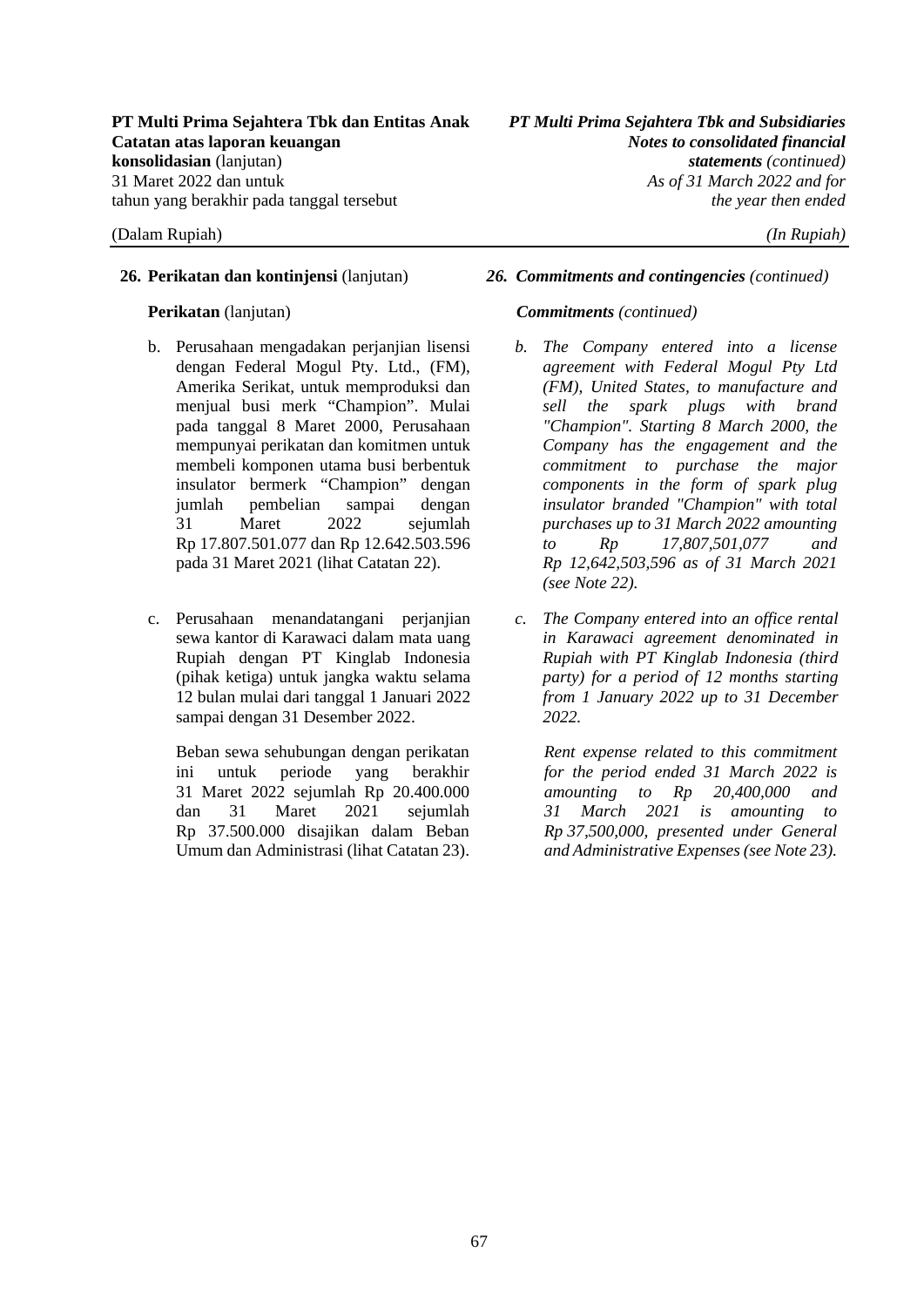**26. Perikatan dan kontinjensi** (lanjutan)

**Perikatan** (lanjutan)

b. Perusahaan mengadakan perjanjian lisensi dengan Federal Mogul Pty. Ltd., (FM), Amerika Serikat, untuk memproduksi dan menjual busi merk “Champion”. Mulai pada tanggal 8 Maret 2000, Perusahaan mempunyai perikatan dan komitmen untuk membeli komponen utama busi berbentuk insulator bermerk “Champion” dengan jumlah pembelian sampai dengan 31 Maret 2022 sejumlah Rp 17.807.501.077 dan Rp 12.642.503.596 pada 31 Maret 2021 (lihat Catatan 22).

c. Perusahaan menandatangani perjanjian sewa kantor di Karawaci dalam mata uang Rupiah dengan PT Kinglab Indonesia (pihak ketiga) untuk jangka waktu selama 12 bulan mulai dari tanggal 1 Januari 2022 sampai dengan 31 Desember 2022.

   Beban sewa sehubungan dengan perikatan ini untuk periode yang berakhir 31 Maret 2022 sejumlah Rp 20.400.000 dan 31 Maret 2021 sejumlah Rp 37.500.000 disajikan dalam Beban Umum dan Administrasi (lihat Catatan 23).

***26. Commitments and contingencies** (continued)*

***Commitments** (continued)*

*b. The Company entered into a license agreement with Federal Mogul Pty Ltd (FM), United States, to manufacture and sell the spark plugs with brand "Champion". Starting 8 March 2000, the Company has the engagement and the commitment to purchase the major components in the form of spark plug insulator branded "Champion" with total purchases up to 31 March 2022 amounting to Rp 17,807,501,077 and Rp 12,642,503,596 as of 31 March 2021 (see Note 22).*

*c. The Company entered into an office rental in Karawaci agreement denominated in Rupiah with PT Kinglab Indonesia (third party) for a period of 12 months starting from 1 January 2022 up to 31 December 2022.*

   *Rent expense related to this commitment for the period ended 31 March 2022 is amounting to Rp 20,400,000 and 31 March 2021 is amounting to Rp 37,500,000, presented under General and Administrative Expenses (see Note 23).*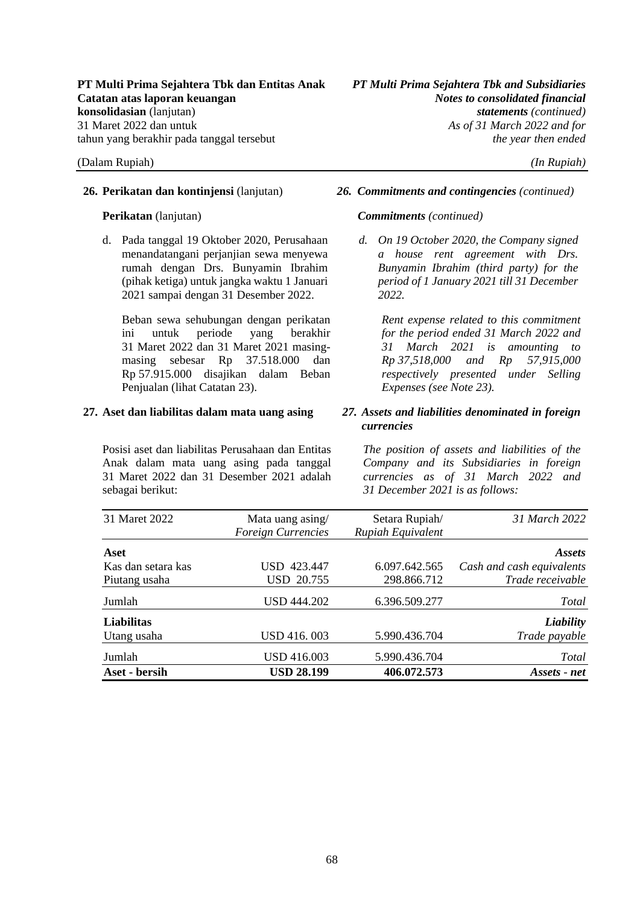**26. Perikatan dan kontinjensi** (lanjutan)

*26. Commitments and contingencies (continued)*

**Perikatan** (lanjutan)

***Commitments** (continued)*

d. Pada tanggal 19 Oktober 2020, Perusahaan menandatangani perjanjian sewa menyewa rumah dengan Drs. Bunyamin Ibrahim (pihak ketiga) untuk jangka waktu 1 Januari 2021 sampai dengan 31 Desember 2022.

Beban sewa sehubungan dengan perikatan ini untuk periode yang berakhir 31 Maret 2022 dan 31 Maret 2021 masing-masing sebesar Rp 37.518.000 dan Rp 57.915.000 disajikan dalam Beban Penjualan (lihat Catatan 23).

*d. On 19 October 2020, the Company signed a house rent agreement with Drs. Bunyamin Ibrahim (third party) for the period of 1 January 2021 till 31 December 2022.*

*Rent expense related to this commitment for the period ended 31 March 2022 and 31 March 2021 is amounting to Rp 37,518,000 and Rp 57,915,000 respectively presented under Selling Expenses (see Note 23).*

**27. Aset dan liabilitas dalam mata uang asing**

***27. Assets and liabilities denominated in foreign currencies***

Posisi aset dan liabilitas Perusahaan dan Entitas Anak dalam mata uang asing pada tanggal 31 Maret 2022 dan 31 Desember 2021 adalah sebagai berikut:

*The position of assets and liabilities of the Company and its Subsidiaries in foreign currencies as of 31 March 2022 and 31 December 2021 is as follows:*

| 31 Maret 2022 | Mata uang asing/ *Foreign Currencies* | Setara Rupiah/ *Rupiah Equivalent* | *31 March 2022* |
|---|---|---|---|
| **Aset** | | | ***Assets*** |
| Kas dan setara kas | USD 423.447 | 6.097.642.565 | *Cash and cash equivalents* |
| Piutang usaha | USD 20.755 | 298.866.712 | *Trade receivable* |
| Jumlah | USD 444.202 | 6.396.509.277 | *Total* |
| **Liabilitas** | | | ***Liability*** |
| Utang usaha | USD 416. 003 | 5.990.436.704 | *Trade payable* |
| Jumlah | USD 416.003 | 5.990.436.704 | *Total* |
| **Aset - bersih** | **USD 28.199** | **406.072.573** | ***Assets - net*** |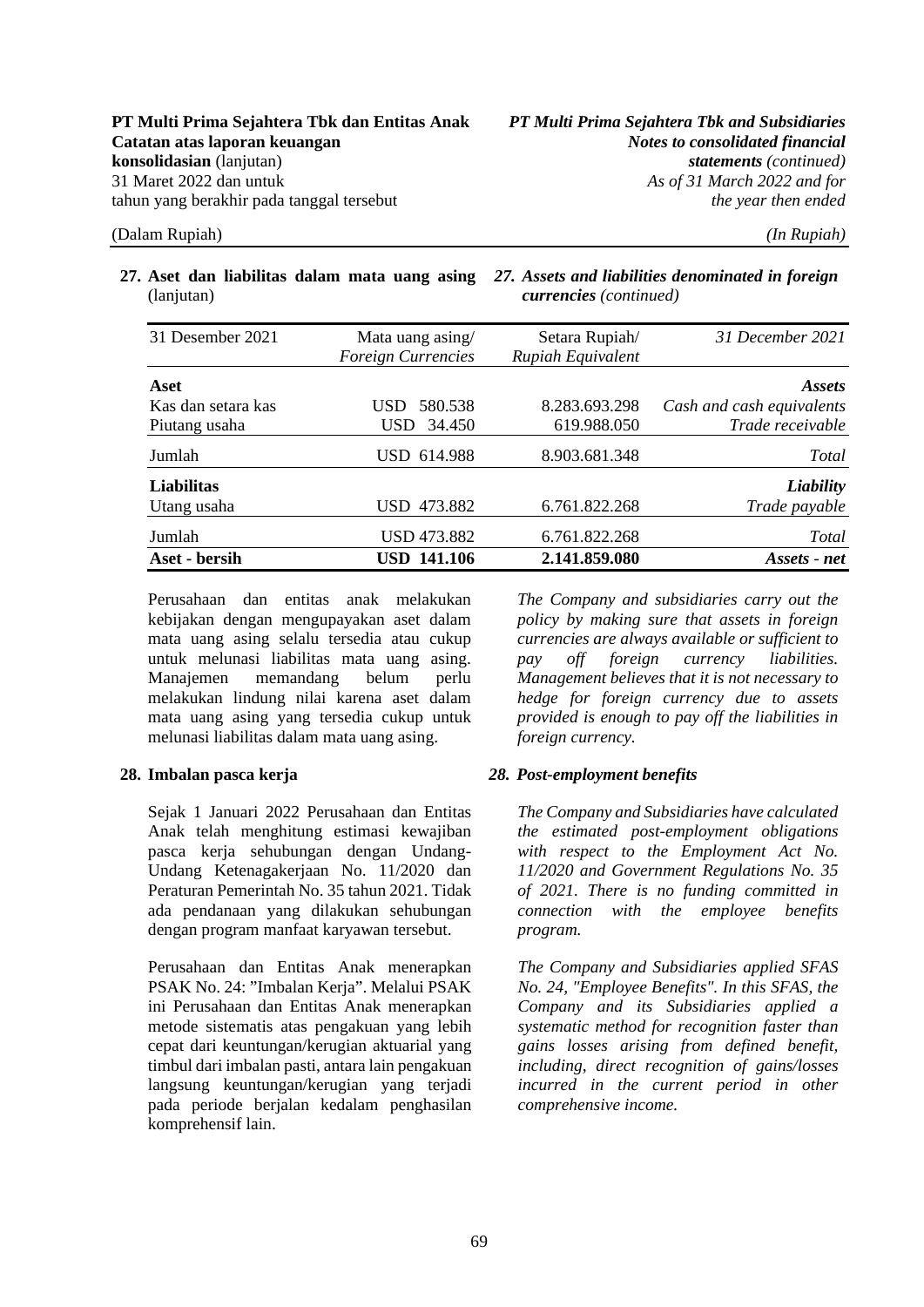**27. Aset dan liabilitas dalam mata uang asing** (lanjutan)

***27. Assets and liabilities denominated in foreign currencies** (continued)*

| 31 Desember 2021 | Mata uang asing/ *Foreign Currencies* | Setara Rupiah/ *Rupiah Equivalent* | *31 December 2021* |
|---|---|---|---|
| **Aset** | | | ***Assets*** |
| Kas dan setara kas | USD 580.538 | 8.283.693.298 | *Cash and cash equivalents* |
| Piutang usaha | USD 34.450 | 619.988.050 | *Trade receivable* |
| Jumlah | USD 614.988 | 8.903.681.348 | *Total* |
| **Liabilitas** | | | ***Liability*** |
| Utang usaha | USD 473.882 | 6.761.822.268 | *Trade payable* |
| Jumlah | USD 473.882 | 6.761.822.268 | *Total* |
| **Aset - bersih** | **USD 141.106** | **2.141.859.080** | ***Assets - net*** |

Perusahaan dan entitas anak melakukan kebijakan dengan mengupayakan aset dalam mata uang asing selalu tersedia atau cukup untuk melunasi liabilitas mata uang asing. Manajemen memandang belum perlu melakukan lindung nilai karena aset dalam mata uang asing yang tersedia cukup untuk melunasi liabilitas dalam mata uang asing.

*The Company and subsidiaries carry out the policy by making sure that assets in foreign currencies are always available or sufficient to pay off foreign currency liabilities. Management believes that it is not necessary to hedge for foreign currency due to assets provided is enough to pay off the liabilities in foreign currency.*

**28. Imbalan pasca kerja**

***28. Post-employment benefits***

Sejak 1 Januari 2022 Perusahaan dan Entitas Anak telah menghitung estimasi kewajiban pasca kerja sehubungan dengan Undang-Undang Ketenagakerjaan No. 11/2020 dan Peraturan Pemerintah No. 35 tahun 2021. Tidak ada pendanaan yang dilakukan sehubungan dengan program manfaat karyawan tersebut.

*The Company and Subsidiaries have calculated the estimated post-employment obligations with respect to the Employment Act No. 11/2020 and Government Regulations No. 35 of 2021. There is no funding committed in connection with the employee benefits program.*

Perusahaan dan Entitas Anak menerapkan PSAK No. 24: "Imbalan Kerja". Melalui PSAK ini Perusahaan dan Entitas Anak menerapkan metode sistematis atas pengakuan yang lebih cepat dari keuntungan/kerugian aktuarial yang timbul dari imbalan pasti, antara lain pengakuan langsung keuntungan/kerugian yang terjadi pada periode berjalan kedalam penghasilan komprehensif lain.

*The Company and Subsidiaries applied SFAS No. 24, "Employee Benefits". In this SFAS, the Company and its Subsidiaries applied a systematic method for recognition faster than gains losses arising from defined benefit, including, direct recognition of gains/losses incurred in the current period in other comprehensive income.*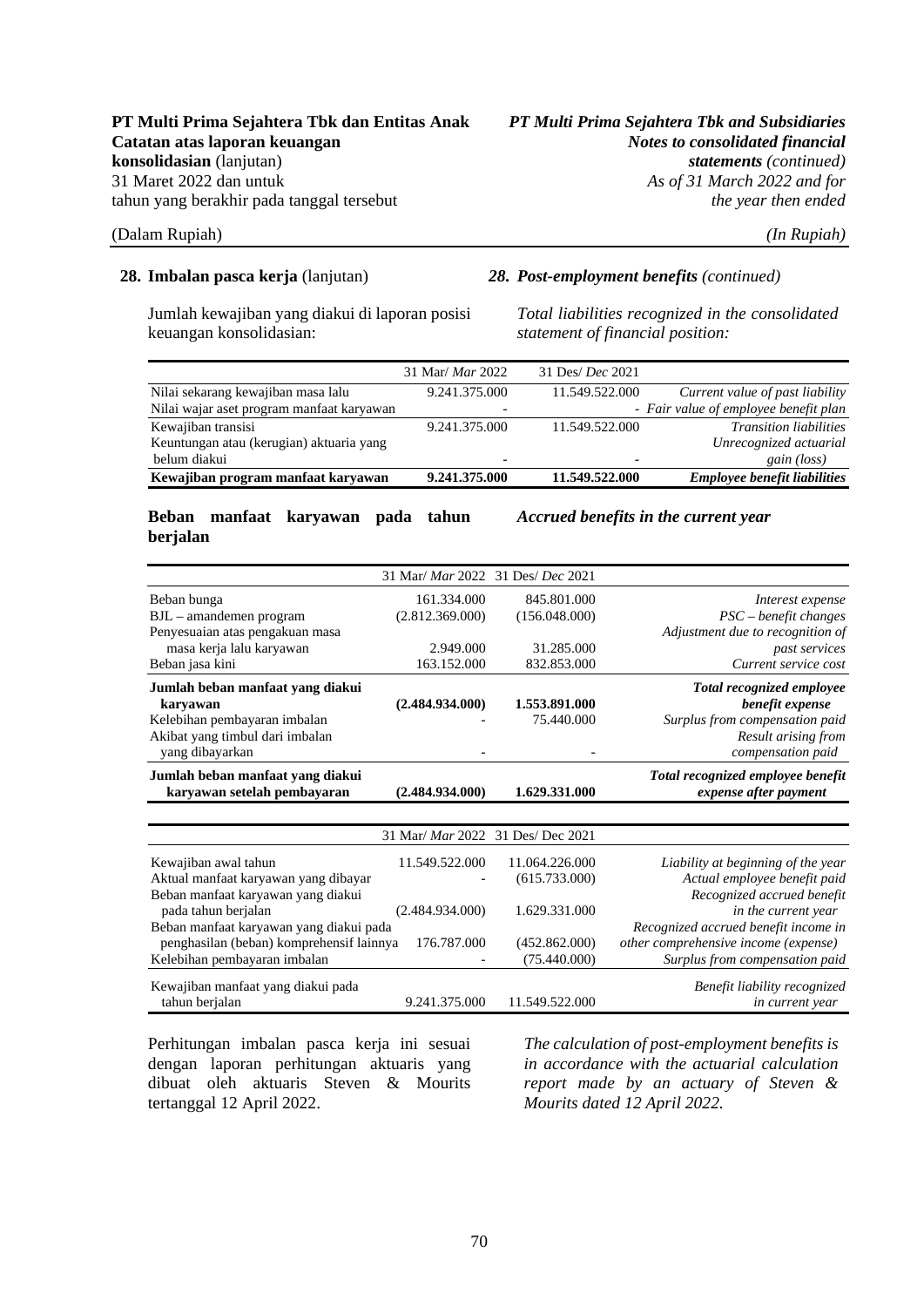### 28. Imbalan pasca kerja (lanjutan) / *28. Post-employment benefits (continued)*

Jumlah kewajiban yang diakui di laporan posisi keuangan konsolidasian:

*Total liabilities recognized in the consolidated statement of financial position:*

| | 31 Mar/ *Mar* 2022 | 31 Des/ *Dec* 2021 | |
|---|---|---|---|
| Nilai sekarang kewajiban masa lalu | 9.241.375.000 | 11.549.522.000 | *Current value of past liability* |
| Nilai wajar aset program manfaat karyawan | - | - | *Fair value of employee benefit plan* |
| Kewajiban transisi | 9.241.375.000 | 11.549.522.000 | *Transition liabilities* |
| Keuntungan atau (kerugian) aktuaria yang belum diakui | - | - | *Unrecognized actuarial gain (loss)* |
| **Kewajiban program manfaat karyawan** | **9.241.375.000** | **11.549.522.000** | ***Employee benefit liabilities*** |

**Beban manfaat karyawan pada tahun berjalan** / ***Accrued benefits in the current year***

| | 31 Mar/ *Mar* 2022 | 31 Des/ *Dec* 2021 | |
|---|---|---|---|
| Beban bunga | 161.334.000 | 845.801.000 | *Interest expense* |
| BJL – amandemen program | (2.812.369.000) | (156.048.000) | *PSC – benefit changes* |
| Penyesuaian atas pengakuan masa masa kerja lalu karyawan | 2.949.000 | 31.285.000 | *Adjustment due to recognition of past services* |
| Beban jasa kini | 163.152.000 | 832.853.000 | *Current service cost* |
| **Jumlah beban manfaat yang diakui karyawan** | **(2.484.934.000)** | **1.553.891.000** | ***Total recognized employee benefit expense*** |
| Kelebihan pembayaran imbalan | - | 75.440.000 | *Surplus from compensation paid* |
| Akibat yang timbul dari imbalan yang dibayarkan | - | - | *Result arising from compensation paid* |
| **Jumlah beban manfaat yang diakui karyawan setelah pembayaran** | **(2.484.934.000)** | **1.629.331.000** | ***Total recognized employee benefit expense after payment*** |

| | 31 Mar/ *Mar* 2022 | 31 Des/ Dec 2021 | |
|---|---|---|---|
| Kewajiban awal tahun | 11.549.522.000 | 11.064.226.000 | *Liability at beginning of the year* |
| Aktual manfaat karyawan yang dibayar | - | (615.733.000) | *Actual employee benefit paid* |
| Beban manfaat karyawan yang diakui pada tahun berjalan | (2.484.934.000) | 1.629.331.000 | *Recognized accrued benefit in the current year* |
| Beban manfaat karyawan yang diakui pada penghasilan (beban) komprehensif lainnya | 176.787.000 | (452.862.000) | *Recognized accrued benefit income in other comprehensive income (expense)* |
| Kelebihan pembayaran imbalan | - | (75.440.000) | *Surplus from compensation paid* |
| Kewajiban manfaat yang diakui pada tahun berjalan | 9.241.375.000 | 11.549.522.000 | *Benefit liability recognized in current year* |

Perhitungan imbalan pasca kerja ini sesuai dengan laporan perhitungan aktuaris yang dibuat oleh aktuaris Steven & Mourits tertanggal 12 April 2022.

*The calculation of post-employment benefits is in accordance with the actuarial calculation report made by an actuary of Steven & Mourits dated 12 April 2022.*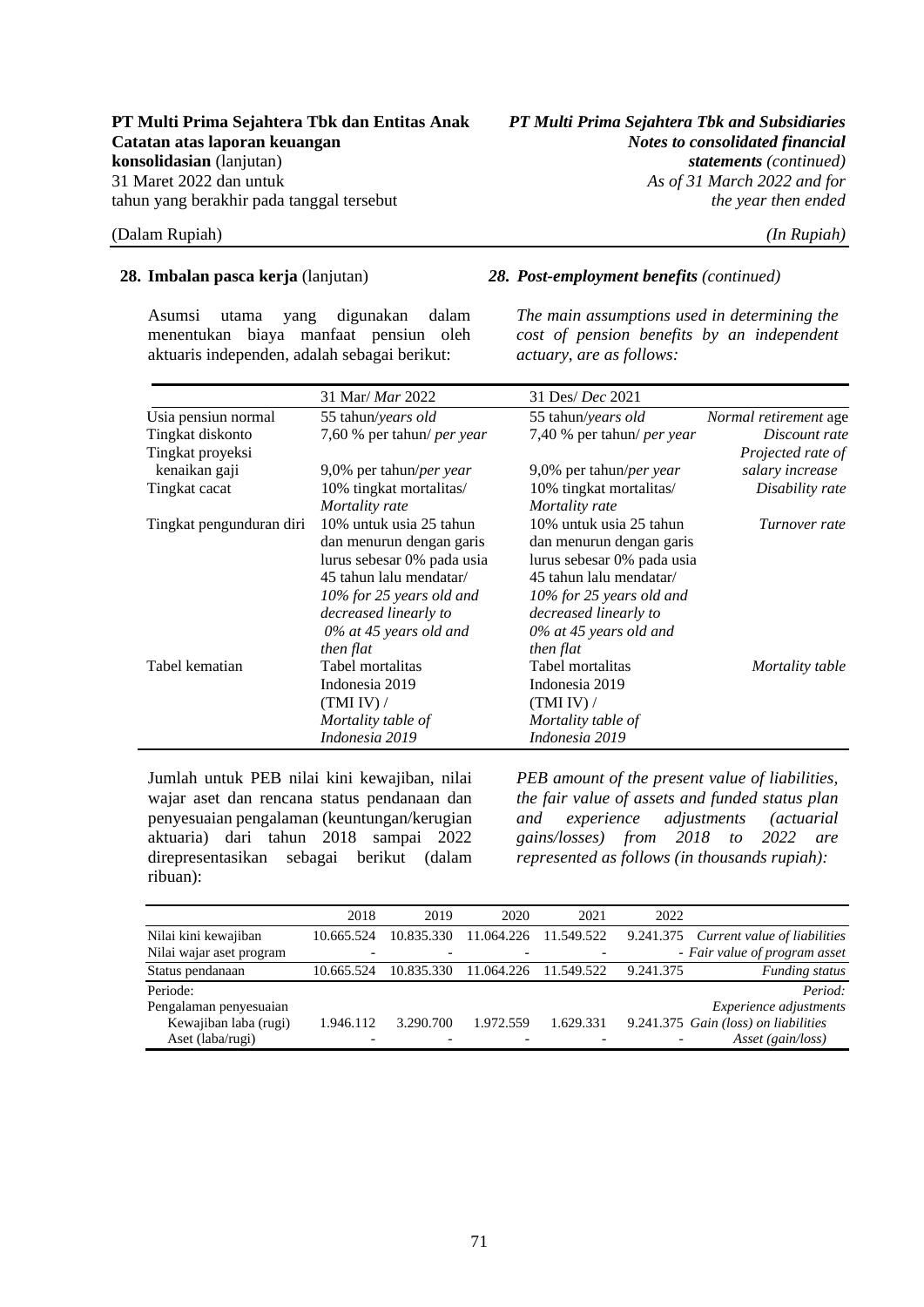**28. Imbalan pasca kerja** (lanjutan)

*28. Post-employment benefits (continued)*

Asumsi utama yang digunakan dalam menentukan biaya manfaat pensiun oleh aktuaris independen, adalah sebagai berikut:

*The main assumptions used in determining the cost of pension benefits by an independent actuary, are as follows:*

| | 31 Mar/ *Mar* 2022 | 31 Des/ *Dec* 2021 | |
|---|---|---|---|
| Usia pensiun normal | 55 tahun/*years old* | 55 tahun/*years old* | *Normal retirement* age |
| Tingkat diskonto | 7,60 % per tahun/ *per year* | 7,40 % per tahun/ *per year* | *Discount rate* |
| Tingkat proyeksi kenaikan gaji | 9,0% per tahun/*per year* | 9,0% per tahun/*per year* | *Projected rate of salary increase* |
| Tingkat cacat | 10% tingkat mortalitas/ *Mortality rate* | 10% tingkat mortalitas/ *Mortality rate* | *Disability rate* |
| Tingkat pengunduran diri | 10% untuk usia 25 tahun dan menurun dengan garis lurus sebesar 0% pada usia 45 tahun lalu mendatar/ *10% for 25 years old and decreased linearly to 0% at 45 years old and then flat* | 10% untuk usia 25 tahun dan menurun dengan garis lurus sebesar 0% pada usia 45 tahun lalu mendatar/ *10% for 25 years old and decreased linearly to 0% at 45 years old and then flat* | *Turnover rate* |
| Tabel kematian | Tabel mortalitas Indonesia 2019 (TMI IV) / *Mortality table of Indonesia 2019* | Tabel mortalitas Indonesia 2019 (TMI IV) / *Mortality table of Indonesia 2019* | *Mortality table* |

Jumlah untuk PEB nilai kini kewajiban, nilai wajar aset dan rencana status pendanaan dan penyesuaian pengalaman (keuntungan/kerugian aktuaria) dari tahun 2018 sampai 2022 direpresentasikan sebagai berikut (dalam ribuan):

*PEB amount of the present value of liabilities, the fair value of assets and funded status plan and experience adjustments (actuarial gains/losses) from 2018 to 2022 are represented as follows (in thousands rupiah):*

| | 2018 | 2019 | 2020 | 2021 | 2022 | |
|---|---|---|---|---|---|---|
| Nilai kini kewajiban | 10.665.524 | 10.835.330 | 11.064.226 | 11.549.522 | 9.241.375 | *Current value of liabilities* |
| Nilai wajar aset program | - | - | - | - | - | *Fair value of program asset* |
| Status pendanaan | 10.665.524 | 10.835.330 | 11.064.226 | 11.549.522 | 9.241.375 | *Funding status* |
| Periode: | | | | | | *Period:* |
| Pengalaman penyesuaian | | | | | | *Experience adjustments* |
| Kewajiban laba (rugi) | 1.946.112 | 3.290.700 | 1.972.559 | 1.629.331 | 9.241.375 | *Gain (loss) on liabilities* |
| Aset (laba/rugi) | - | - | - | - | - | *Asset (gain/loss)* |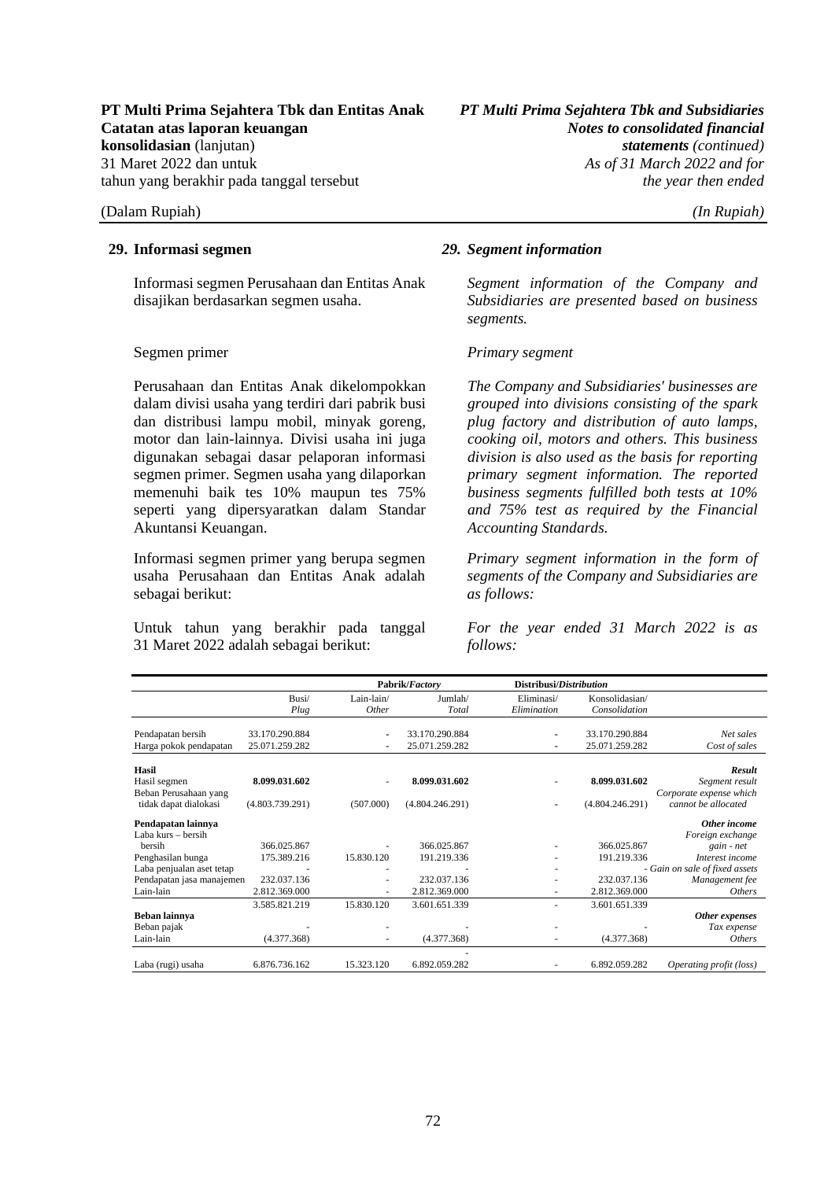## 29. Informasi segmen

*29. Segment information*

Informasi segmen Perusahaan dan Entitas Anak disajikan berdasarkan segmen usaha.

*Segment information of the Company and Subsidiaries are presented based on business segments.*

Segmen primer

*Primary segment*

Perusahaan dan Entitas Anak dikelompokkan dalam divisi usaha yang terdiri dari pabrik busi dan distribusi lampu mobil, minyak goreng, motor dan lain-lainnya. Divisi usaha ini juga digunakan sebagai dasar pelaporan informasi segmen primer. Segmen usaha yang dilaporkan memenuhi baik tes 10% maupun tes 75% seperti yang dipersyaratkan dalam Standar Akuntansi Keuangan.

*The Company and Subsidiaries' businesses are grouped into divisions consisting of the spark plug factory and distribution of auto lamps, cooking oil, motors and others. This business division is also used as the basis for reporting primary segment information. The reported business segments fulfilled both tests at 10% and 75% test as required by the Financial Accounting Standards.*

Informasi segmen primer yang berupa segmen usaha Perusahaan dan Entitas Anak adalah sebagai berikut:

*Primary segment information in the form of segments of the Company and Subsidiaries are as follows:*

Untuk tahun yang berakhir pada tanggal 31 Maret 2022 adalah sebagai berikut:

*For the year ended 31 March 2022 is as follows:*

| | Pabrik/*Factory* | | | Distribusi/*Distribution* | | |
|---|---|---|---|---|---|---|
| | Busi/ *Plug* | Lain-lain/ *Other* | Jumlah/ *Total* | Eliminasi/ *Elimination* | Konsolidasian/ *Consolidation* | |
| Pendapatan bersih | 33.170.290.884 | - | 33.170.290.884 | - | 33.170.290.884 | *Net sales* |
| Harga pokok pendapatan | 25.071.259.282 | - | 25.071.259.282 | - | 25.071.259.282 | *Cost of sales* |
| **Hasil** | | | | | | ***Result*** |
| Hasil segmen | **8.099.031.602** | - | **8.099.031.602** | - | **8.099.031.602** | *Segment result* |
| Beban Perusahaan yang tidak dapat dialokasi | (4.803.739.291) | (507.000) | (4.804.246.291) | - | (4.804.246.291) | *Corporate expense which cannot be allocated* |
| **Pendapatan lainnya** | | | | | | ***Other income*** |
| Laba kurs – bersih | 366.025.867 | - | 366.025.867 | - | 366.025.867 | *Foreign exchange gain - net* |
| Penghasilan bunga | 175.389.216 | 15.830.120 | 191.219.336 | - | 191.219.336 | *Interest income* |
| Laba penjualan aset tetap | - | - | - | - | - | *Gain on sale of fixed assets* |
| Pendapatan jasa manajemen | 232.037.136 | - | 232.037.136 | - | 232.037.136 | *Management fee* |
| Lain-lain | 2.812.369.000 | - | 2.812.369.000 | - | 2.812.369.000 | *Others* |
| | 3.585.821.219 | 15.830.120 | 3.601.651.339 | - | 3.601.651.339 | |
| **Beban lainnya** | | | | | | ***Other expenses*** |
| Beban pajak | - | - | - | - | - | *Tax expense* |
| Lain-lain | (4.377.368) | - | (4.377.368) | - | (4.377.368) | *Others* |
| | | | - | | | |
| Laba (rugi) usaha | 6.876.736.162 | 15.323.120 | 6.892.059.282 | - | 6.892.059.282 | *Operating profit (loss)* |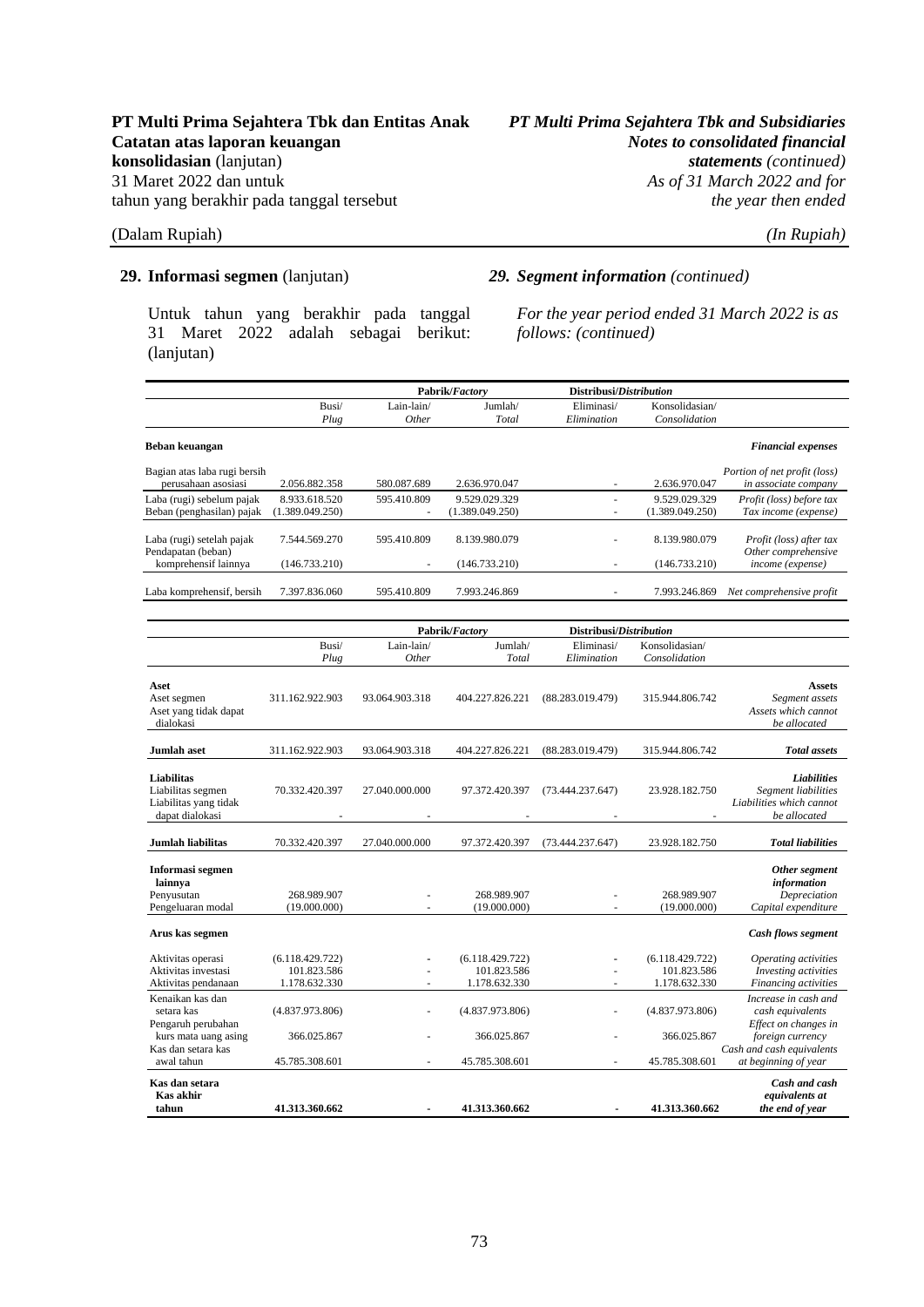PT Multi Prima Sejahtera Tbk dan Entitas Anak
Catatan atas laporan keuangan konsolidasian (lanjutan)
31 Maret 2022 dan untuk tahun yang berakhir pada tanggal tersebut

*PT Multi Prima Sejahtera Tbk and Subsidiaries*
*Notes to consolidated financial statements (continued)*
*As of 31 March 2022 and for the year then ended*

(Dalam Rupiah) *(In Rupiah)*

## 29. Informasi segmen (lanjutan) / *29. Segment information (continued)*

Untuk tahun yang berakhir pada tanggal 31 Maret 2022 adalah sebagai berikut: (lanjutan)

*For the year period ended 31 March 2022 is as follows: (continued)*

| | Pabrik/*Factory* | | | Distribusi/*Distribution* | | |
|---|---|---|---|---|---|---|
| | Busi/ *Plug* | Lain-lain/ *Other* | Jumlah/ *Total* | Eliminasi/ *Elimination* | Konsolidasian/ *Consolidation* | |
| **Beban keuangan** | | | | | | ***Financial expenses*** |
| Bagian atas laba rugi bersih perusahaan asosiasi | 2.056.882.358 | 580.087.689 | 2.636.970.047 | - | 2.636.970.047 | *Portion of net profit (loss) in associate company* |
| Laba (rugi) sebelum pajak | 8.933.618.520 | 595.410.809 | 9.529.029.329 | - | 9.529.029.329 | *Profit (loss) before tax* |
| Beban (penghasilan) pajak | (1.389.049.250) | - | (1.389.049.250) | - | (1.389.049.250) | *Tax income (expense)* |
| Laba (rugi) setelah pajak | 7.544.569.270 | 595.410.809 | 8.139.980.079 | - | 8.139.980.079 | *Profit (loss) after tax* |
| Pendapatan (beban) komprehensif lainnya | (146.733.210) | - | (146.733.210) | - | (146.733.210) | *Other comprehensive income (expense)* |
| Laba komprehensif, bersih | 7.397.836.060 | 595.410.809 | 7.993.246.869 | - | 7.993.246.869 | *Net comprehensive profit* |

| | Pabrik/*Factory* | | | Distribusi/*Distribution* | | |
|---|---|---|---|---|---|---|
| | Busi/ *Plug* | Lain-lain/ *Other* | Jumlah/ *Total* | Eliminasi/ *Elimination* | Konsolidasian/ *Consolidation* | |
| **Aset** | | | | | | ***Assets*** |
| Aset segmen | 311.162.922.903 | 93.064.903.318 | 404.227.826.221 | (88.283.019.479) | 315.944.806.742 | *Segment assets* |
| Aset yang tidak dapat dialokasi | | | | | | *Assets which cannot be allocated* |
| **Jumlah aset** | 311.162.922.903 | 93.064.903.318 | 404.227.826.221 | (88.283.019.479) | 315.944.806.742 | ***Total assets*** |
| **Liabilitas** | | | | | | ***Liabilities*** |
| Liabilitas segmen | 70.332.420.397 | 27.040.000.000 | 97.372.420.397 | (73.444.237.647) | 23.928.182.750 | *Segment liabilities* |
| Liabilitas yang tidak dapat dialokasi | - | - | - | - | - | *Liabilities which cannot be allocated* |
| **Jumlah liabilitas** | 70.332.420.397 | 27.040.000.000 | 97.372.420.397 | (73.444.237.647) | 23.928.182.750 | ***Total liabilities*** |
| **Informasi segmen lainnya** | | | | | | ***Other segment information*** |
| Penyusutan | 268.989.907 | - | 268.989.907 | - | 268.989.907 | *Depreciation* |
| Pengeluaran modal | (19.000.000) | - | (19.000.000) | - | (19.000.000) | *Capital expenditure* |
| **Arus kas segmen** | | | | | | ***Cash flows segment*** |
| Aktivitas operasi | (6.118.429.722) | - | (6.118.429.722) | - | (6.118.429.722) | *Operating activities* |
| Aktivitas investasi | 101.823.586 | - | 101.823.586 | - | 101.823.586 | *Investing activities* |
| Aktivitas pendanaan | 1.178.632.330 | - | 1.178.632.330 | - | 1.178.632.330 | *Financing activities* |
| Kenaikan kas dan setara kas | (4.837.973.806) | - | (4.837.973.806) | - | (4.837.973.806) | *Increase in cash and cash equivalents* |
| Pengaruh perubahan kurs mata uang asing | 366.025.867 | - | 366.025.867 | - | 366.025.867 | *Effect on changes in foreign currency* |
| Kas dan setara kas awal tahun | 45.785.308.601 | - | 45.785.308.601 | - | 45.785.308.601 | *Cash and cash equivalents at beginning of year* |
| **Kas dan setara Kas akhir tahun** | **41.313.360.662** | **-** | **41.313.360.662** | **-** | **41.313.360.662** | ***Cash and cash equivalents at the end of year*** |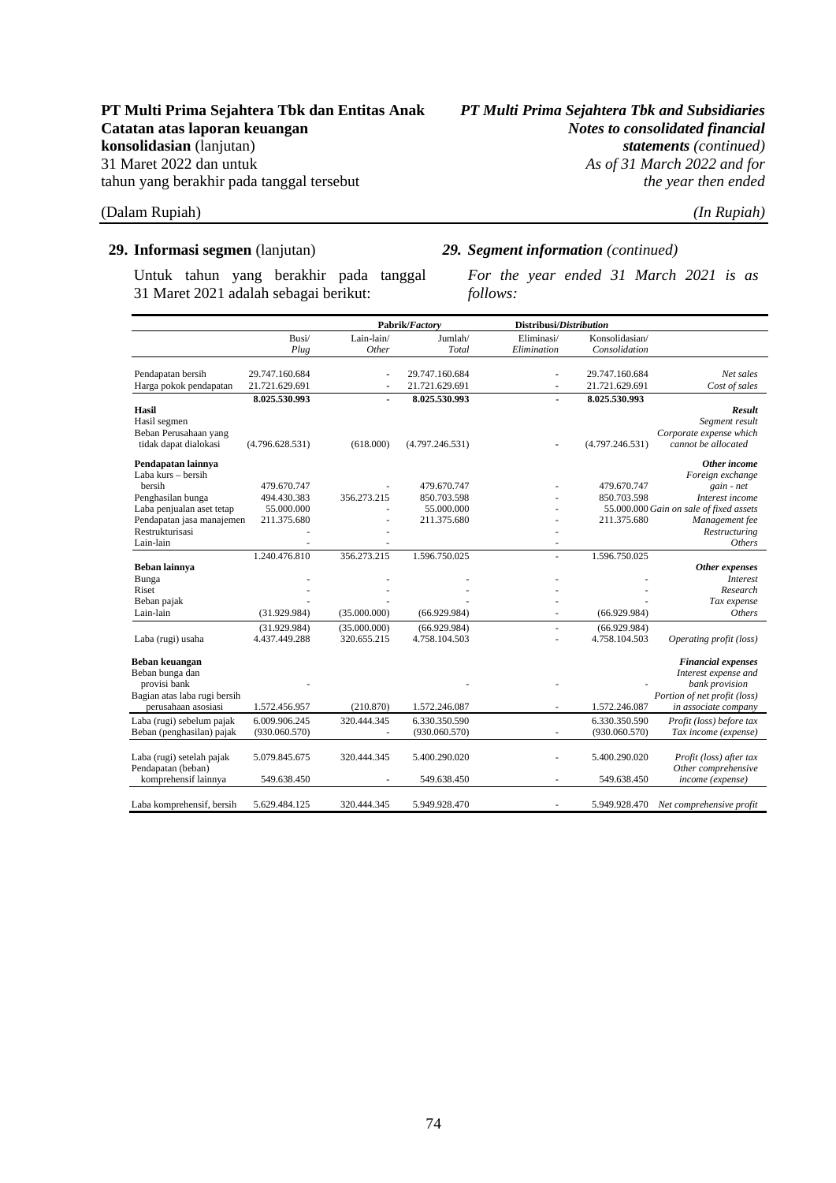**29. Informasi segmen** (lanjutan)

*29. Segment information (continued)*

Untuk tahun yang berakhir pada tanggal 31 Maret 2021 adalah sebagai berikut:

*For the year ended 31 March 2021 is as follows:*

| | Pabrik/*Factory* | | | Distribusi/*Distribution* | | |
|---|---|---|---|---|---|---|
| | Busi/ *Plug* | Lain-lain/ *Other* | Jumlah/ *Total* | Eliminasi/ *Elimination* | Konsolidasian/ *Consolidation* | |
| Pendapatan bersih | 29.747.160.684 | - | 29.747.160.684 | - | 29.747.160.684 | *Net sales* |
| Harga pokok pendapatan | 21.721.629.691 | - | 21.721.629.691 | - | 21.721.629.691 | *Cost of sales* |
| | **8.025.530.993** | **-** | **8.025.530.993** | **-** | **8.025.530.993** | |
| **Hasil** | | | | | | ***Result*** |
| Hasil segmen | | | | | | *Segment result* |
| Beban Perusahaan yang tidak dapat dialokasi | (4.796.628.531) | (618.000) | (4.797.246.531) | - | (4.797.246.531) | *Corporate expense which cannot be allocated* |
| **Pendapatan lainnya** | | | | | | ***Other income*** |
| Laba kurs – bersih | 479.670.747 | - | 479.670.747 | - | 479.670.747 | *Foreign exchange gain - net* |
| Penghasilan bunga | 494.430.383 | 356.273.215 | 850.703.598 | - | 850.703.598 | *Interest income* |
| Laba penjualan aset tetap | 55.000.000 | - | 55.000.000 | - | 55.000.000 | *Gain on sale of fixed assets* |
| Pendapatan jasa manajemen | 211.375.680 | - | 211.375.680 | - | 211.375.680 | *Management fee* |
| Restrukturisasi | - | - | - | - | | *Restructuring* |
| Lain-lain | - | - | - | - | | *Others* |
| | 1.240.476.810 | 356.273.215 | 1.596.750.025 | - | 1.596.750.025 | |
| **Beban lainnya** | | | | | | ***Other expenses*** |
| Bunga | - | - | - | - | - | *Interest* |
| Riset | - | - | - | - | - | *Research* |
| Beban pajak | - | - | - | - | - | *Tax expense* |
| Lain-lain | (31.929.984) | (35.000.000) | (66.929.984) | - | (66.929.984) | *Others* |
| | (31.929.984) | (35.000.000) | (66.929.984) | - | (66.929.984) | |
| Laba (rugi) usaha | 4.437.449.288 | 320.655.215 | 4.758.104.503 | - | 4.758.104.503 | *Operating profit (loss)* |
| **Beban keuangan** | | | | | | ***Financial expenses*** |
| Beban bunga dan provisi bank | - | | - | - | - | *Interest expense and bank provision* |
| Bagian atas laba rugi bersih perusahaan asosiasi | 1.572.456.957 | (210.870) | 1.572.246.087 | - | 1.572.246.087 | *Portion of net profit (loss) in associate company* |
| Laba (rugi) sebelum pajak | 6.009.906.245 | 320.444.345 | 6.330.350.590 | | 6.330.350.590 | *Profit (loss) before tax* |
| Beban (penghasilan) pajak | (930.060.570) | - | (930.060.570) | - | (930.060.570) | *Tax income (expense)* |
| Laba (rugi) setelah pajak | 5.079.845.675 | 320.444.345 | 5.400.290.020 | - | 5.400.290.020 | *Profit (loss) after tax* |
| Pendapatan (beban) komprehensif lainnya | 549.638.450 | - | 549.638.450 | - | 549.638.450 | *Other comprehensive income (expense)* |
| Laba komprehensif, bersih | 5.629.484.125 | 320.444.345 | 5.949.928.470 | - | 5.949.928.470 | *Net comprehensive profit* |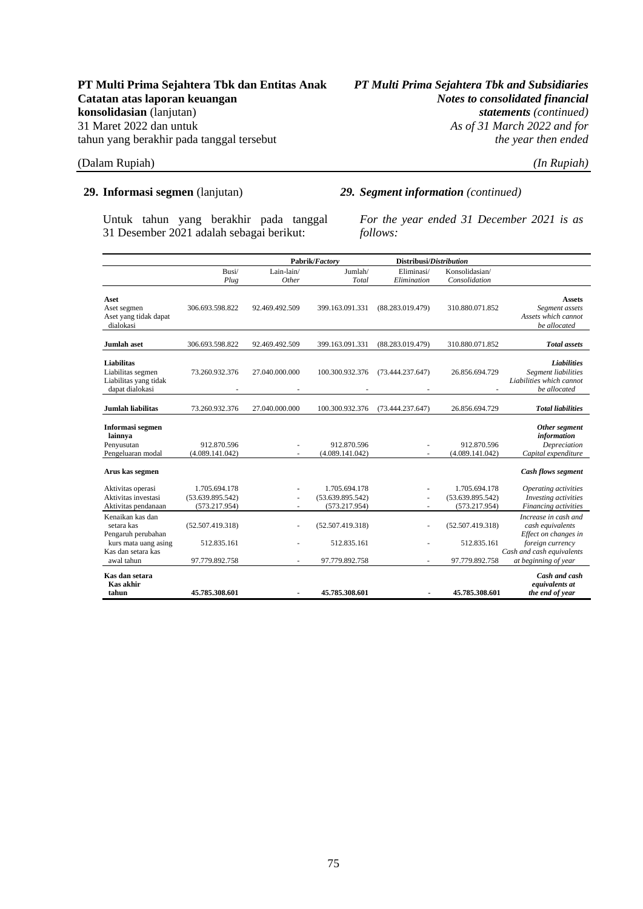## 29. Informasi segmen (lanjutan) / *29. Segment information (continued)*

Untuk tahun yang berakhir pada tanggal 31 Desember 2021 adalah sebagai berikut:

*For the year ended 31 December 2021 is as follows:*

| | Pabrik/*Factory* | | | Distribusi/*Distribution* | | |
|---|---|---|---|---|---|---|
| | Busi/ *Plug* | Lain-lain/ *Other* | Jumlah/ *Total* | Eliminasi/ *Elimination* | Konsolidasian/ *Consolidation* | |
| **Aset** | | | | | | ***Assets*** |
| Aset segmen | 306.693.598.822 | 92.469.492.509 | 399.163.091.331 | (88.283.019.479) | 310.880.071.852 | *Segment assets* |
| Aset yang tidak dapat dialokasi | | | | | | *Assets which cannot be allocated* |
| **Jumlah aset** | 306.693.598.822 | 92.469.492.509 | 399.163.091.331 | (88.283.019.479) | 310.880.071.852 | ***Total assets*** |
| **Liabilitas** | | | | | | ***Liabilities*** |
| Liabilitas segmen | 73.260.932.376 | 27.040.000.000 | 100.300.932.376 | (73.444.237.647) | 26.856.694.729 | *Segment liabilities* |
| Liabilitas yang tidak dapat dialokasi | - | - | - | - | - | *Liabilities which cannot be allocated* |
| **Jumlah liabilitas** | 73.260.932.376 | 27.040.000.000 | 100.300.932.376 | (73.444.237.647) | 26.856.694.729 | ***Total liabilities*** |
| **Informasi segmen lainnya** | | | | | | ***Other segment information*** |
| Penyusutan | 912.870.596 | - | 912.870.596 | - | 912.870.596 | *Depreciation* |
| Pengeluaran modal | (4.089.141.042) | - | (4.089.141.042) | - | (4.089.141.042) | *Capital expenditure* |
| **Arus kas segmen** | | | | | | ***Cash flows segment*** |
| Aktivitas operasi | 1.705.694.178 | - | 1.705.694.178 | - | 1.705.694.178 | *Operating activities* |
| Aktivitas investasi | (53.639.895.542) | - | (53.639.895.542) | - | (53.639.895.542) | *Investing activities* |
| Aktivitas pendanaan | (573.217.954) | - | (573.217.954) | - | (573.217.954) | *Financing activities* |
| Kenaikan kas dan setara kas | (52.507.419.318) | - | (52.507.419.318) | - | (52.507.419.318) | *Increase in cash and cash equivalents* |
| Pengaruh perubahan kurs mata uang asing | 512.835.161 | - | 512.835.161 | - | 512.835.161 | *Effect on changes in foreign currency* |
| Kas dan setara kas awal tahun | 97.779.892.758 | - | 97.779.892.758 | - | 97.779.892.758 | *Cash and cash equivalents at beginning of year* |
| **Kas dan setara Kas akhir tahun** | **45.785.308.601** | **-** | **45.785.308.601** | **-** | **45.785.308.601** | ***Cash and cash equivalents at the end of year*** |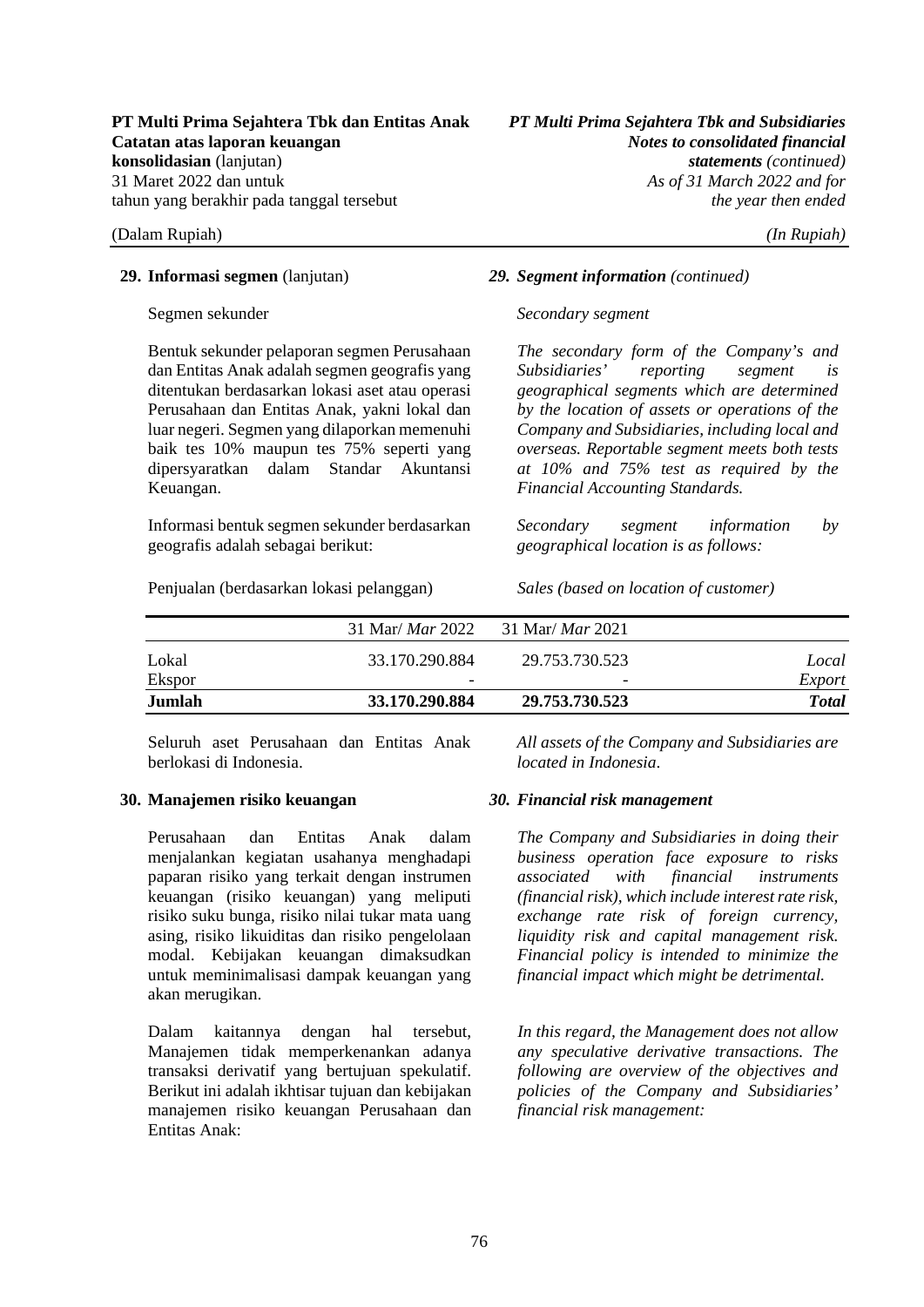**29. Informasi segmen** (lanjutan)

*29. Segment information (continued)*

Segmen sekunder

*Secondary segment*

Bentuk sekunder pelaporan segmen Perusahaan dan Entitas Anak adalah segmen geografis yang ditentukan berdasarkan lokasi aset atau operasi Perusahaan dan Entitas Anak, yakni lokal dan luar negeri. Segmen yang dilaporkan memenuhi baik tes 10% maupun tes 75% seperti yang dipersyaratkan dalam Standar Akuntansi Keuangan.

*The secondary form of the Company's and Subsidiaries' reporting segment is geographical segments which are determined by the location of assets or operations of the Company and Subsidiaries, including local and overseas. Reportable segment meets both tests at 10% and 75% test as required by the Financial Accounting Standards.*

Informasi bentuk segmen sekunder berdasarkan geografis adalah sebagai berikut:

*Secondary segment information by geographical location is as follows:*

Penjualan (berdasarkan lokasi pelanggan)

*Sales (based on location of customer)*

| | 31 Mar/ *Mar* 2022 | 31 Mar/ *Mar* 2021 | |
|---|---|---|---|
| Lokal | 33.170.290.884 | 29.753.730.523 | *Local* |
| Ekspor | - | - | *Export* |
| **Jumlah** | **33.170.290.884** | **29.753.730.523** | ***Total*** |

Seluruh aset Perusahaan dan Entitas Anak berlokasi di Indonesia.

*All assets of the Company and Subsidiaries are located in Indonesia.*

**30. Manajemen risiko keuangan**

***30. Financial risk management***

Perusahaan dan Entitas Anak dalam menjalankan kegiatan usahanya menghadapi paparan risiko yang terkait dengan instrumen keuangan (risiko keuangan) yang meliputi risiko suku bunga, risiko nilai tukar mata uang asing, risiko likuiditas dan risiko pengelolaan modal. Kebijakan keuangan dimaksudkan untuk meminimalisasi dampak keuangan yang akan merugikan.

*The Company and Subsidiaries in doing their business operation face exposure to risks associated with financial instruments (financial risk), which include interest rate risk, exchange rate risk of foreign currency, liquidity risk and capital management risk. Financial policy is intended to minimize the financial impact which might be detrimental.*

Dalam kaitannya dengan hal tersebut, Manajemen tidak memperkenankan adanya transaksi derivatif yang bertujuan spekulatif. Berikut ini adalah ikhtisar tujuan dan kebijakan manajemen risiko keuangan Perusahaan dan Entitas Anak:

*In this regard, the Management does not allow any speculative derivative transactions. The following are overview of the objectives and policies of the Company and Subsidiaries' financial risk management:*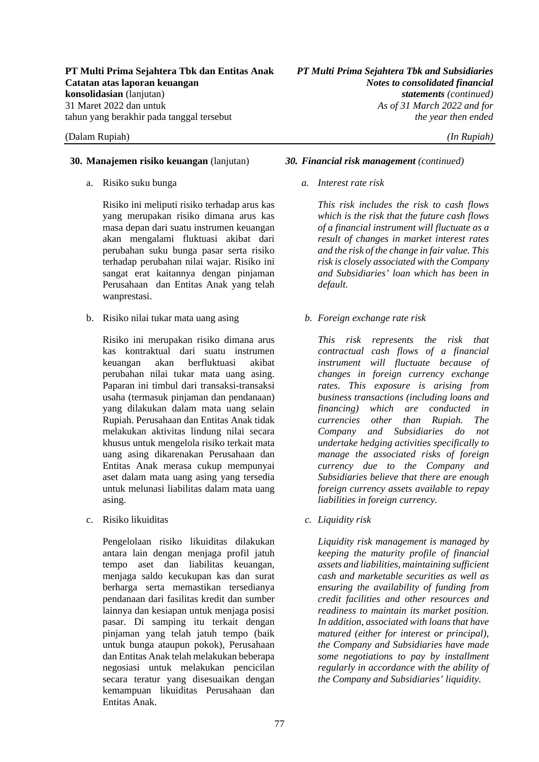## 30. Manajemen risiko keuangan (lanjutan)

a. Risiko suku bunga

Risiko ini meliputi risiko terhadap arus kas yang merupakan risiko dimana arus kas masa depan dari suatu instrumen keuangan akan mengalami fluktuasi akibat dari perubahan suku bunga pasar serta risiko terhadap perubahan nilai wajar. Risiko ini sangat erat kaitannya dengan pinjaman Perusahaan dan Entitas Anak yang telah wanprestasi.

b. Risiko nilai tukar mata uang asing

Risiko ini merupakan risiko dimana arus kas kontraktual dari suatu instrumen keuangan akan berfluktuasi akibat perubahan nilai tukar mata uang asing. Paparan ini timbul dari transaksi-transaksi usaha (termasuk pinjaman dan pendanaan) yang dilakukan dalam mata uang selain Rupiah. Perusahaan dan Entitas Anak tidak melakukan aktivitas lindung nilai secara khusus untuk mengelola risiko terkait mata uang asing dikarenakan Perusahaan dan Entitas Anak merasa cukup mempunyai aset dalam mata uang asing yang tersedia untuk melunasi liabilitas dalam mata uang asing.

c. Risiko likuiditas

Pengelolaan risiko likuiditas dilakukan antara lain dengan menjaga profil jatuh tempo aset dan liabilitas keuangan, menjaga saldo kecukupan kas dan surat berharga serta memastikan tersedianya pendanaan dari fasilitas kredit dan sumber lainnya dan kesiapan untuk menjaga posisi pasar. Di samping itu terkait dengan pinjaman yang telah jatuh tempo (baik untuk bunga ataupun pokok), Perusahaan dan Entitas Anak telah melakukan beberapa negosiasi untuk melakukan pencicilan secara teratur yang disesuaikan dengan kemampuan likuiditas Perusahaan dan Entitas Anak.

## *30. Financial risk management (continued)*

*a. Interest rate risk*

*This risk includes the risk to cash flows which is the risk that the future cash flows of a financial instrument will fluctuate as a result of changes in market interest rates and the risk of the change in fair value. This risk is closely associated with the Company and Subsidiaries' loan which has been in default.*

*b. Foreign exchange rate risk*

*This risk represents the risk that contractual cash flows of a financial instrument will fluctuate because of changes in foreign currency exchange rates. This exposure is arising from business transactions (including loans and financing) which are conducted in currencies other than Rupiah. The Company and Subsidiaries do not undertake hedging activities specifically to manage the associated risks of foreign currency due to the Company and Subsidiaries believe that there are enough foreign currency assets available to repay liabilities in foreign currency.*

*c. Liquidity risk*

*Liquidity risk management is managed by keeping the maturity profile of financial assets and liabilities, maintaining sufficient cash and marketable securities as well as ensuring the availability of funding from credit facilities and other resources and readiness to maintain its market position. In addition, associated with loans that have matured (either for interest or principal), the Company and Subsidiaries have made some negotiations to pay by installment regularly in accordance with the ability of the Company and Subsidiaries' liquidity.*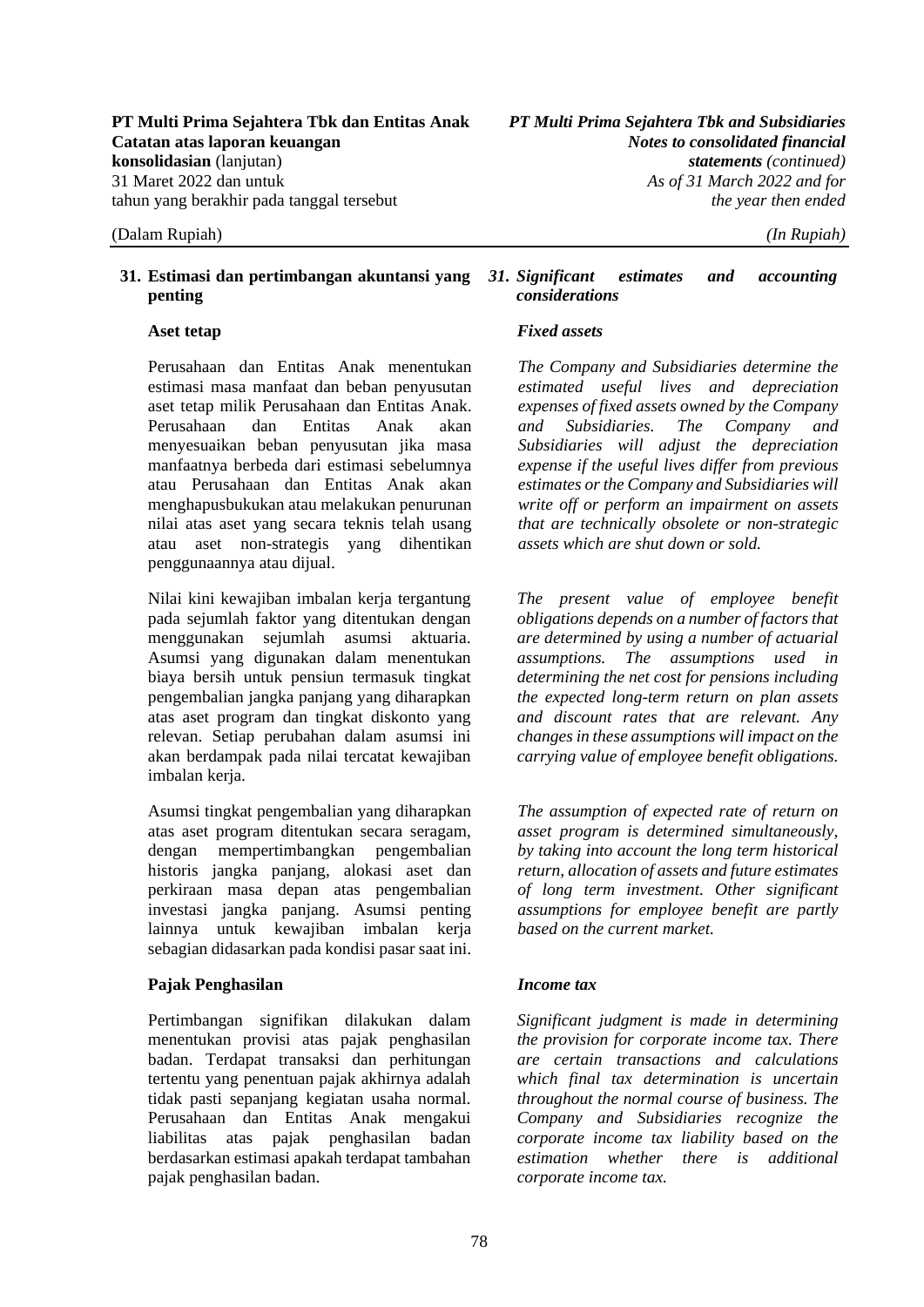## 31. Estimasi dan pertimbangan akuntansi yang penting

### Aset tetap

Perusahaan dan Entitas Anak menentukan estimasi masa manfaat dan beban penyusutan aset tetap milik Perusahaan dan Entitas Anak. Perusahaan dan Entitas Anak akan menyesuaikan beban penyusutan jika masa manfaatnya berbeda dari estimasi sebelumnya atau Perusahaan dan Entitas Anak akan menghapusbukukan atau melakukan penurunan nilai atas aset yang secara teknis telah usang atau aset non-strategis yang dihentikan penggunaannya atau dijual.

Nilai kini kewajiban imbalan kerja tergantung pada sejumlah faktor yang ditentukan dengan menggunakan sejumlah asumsi aktuaria. Asumsi yang digunakan dalam menentukan biaya bersih untuk pensiun termasuk tingkat pengembalian jangka panjang yang diharapkan atas aset program dan tingkat diskonto yang relevan. Setiap perubahan dalam asumsi ini akan berdampak pada nilai tercatat kewajiban imbalan kerja.

Asumsi tingkat pengembalian yang diharapkan atas aset program ditentukan secara seragam, dengan mempertimbangkan pengembalian historis jangka panjang, alokasi aset dan perkiraan masa depan atas pengembalian investasi jangka panjang. Asumsi penting lainnya untuk kewajiban imbalan kerja sebagian didasarkan pada kondisi pasar saat ini.

### Pajak Penghasilan

Pertimbangan signifikan dilakukan dalam menentukan provisi atas pajak penghasilan badan. Terdapat transaksi dan perhitungan tertentu yang penentuan pajak akhirnya adalah tidak pasti sepanjang kegiatan usaha normal. Perusahaan dan Entitas Anak mengakui liabilitas atas pajak penghasilan badan berdasarkan estimasi apakah terdapat tambahan pajak penghasilan badan.

## *31. Significant estimates and accounting considerations*

### *Fixed assets*

*The Company and Subsidiaries determine the estimated useful lives and depreciation expenses of fixed assets owned by the Company and Subsidiaries. The Company and Subsidiaries will adjust the depreciation expense if the useful lives differ from previous estimates or the Company and Subsidiaries will write off or perform an impairment on assets that are technically obsolete or non-strategic assets which are shut down or sold.*

*The present value of employee benefit obligations depends on a number of factors that are determined by using a number of actuarial assumptions. The assumptions used in determining the net cost for pensions including the expected long-term return on plan assets and discount rates that are relevant. Any changes in these assumptions will impact on the carrying value of employee benefit obligations.*

*The assumption of expected rate of return on asset program is determined simultaneously, by taking into account the long term historical return, allocation of assets and future estimates of long term investment. Other significant assumptions for employee benefit are partly based on the current market.*

### *Income tax*

*Significant judgment is made in determining the provision for corporate income tax. There are certain transactions and calculations which final tax determination is uncertain throughout the normal course of business. The Company and Subsidiaries recognize the corporate income tax liability based on the estimation whether there is additional corporate income tax.*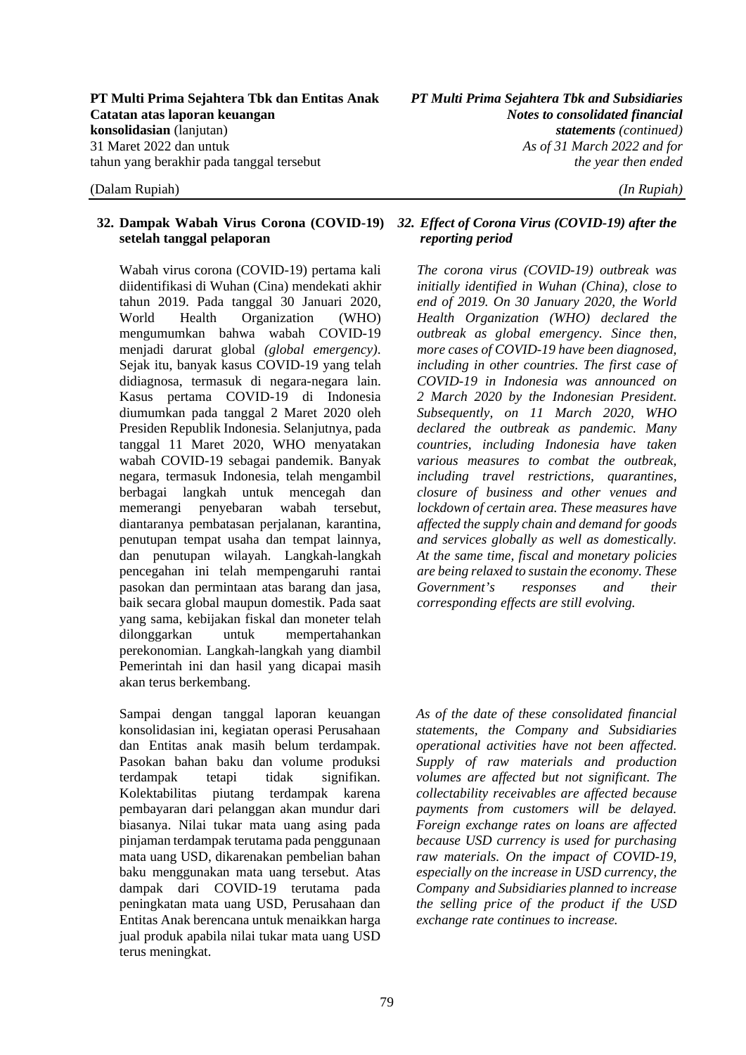## 32. Dampak Wabah Virus Corona (COVID-19) setelah tanggal pelaporan

Wabah virus corona (COVID-19) pertama kali diidentifikasi di Wuhan (Cina) mendekati akhir tahun 2019. Pada tanggal 30 Januari 2020, World Health Organization (WHO) mengumumkan bahwa wabah COVID-19 menjadi darurat global *(global emergency)*. Sejak itu, banyak kasus COVID-19 yang telah didiagnosa, termasuk di negara-negara lain. Kasus pertama COVID-19 di Indonesia diumumkan pada tanggal 2 Maret 2020 oleh Presiden Republik Indonesia. Selanjutnya, pada tanggal 11 Maret 2020, WHO menyatakan wabah COVID-19 sebagai pandemik. Banyak negara, termasuk Indonesia, telah mengambil berbagai langkah untuk mencegah dan memerangi penyebaran wabah tersebut, diantaranya pembatasan perjalanan, karantina, penutupan tempat usaha dan tempat lainnya, dan penutupan wilayah. Langkah-langkah pencegahan ini telah mempengaruhi rantai pasokan dan permintaan atas barang dan jasa, baik secara global maupun domestik. Pada saat yang sama, kebijakan fiskal dan moneter telah dilonggarkan untuk mempertahankan perekonomian. Langkah-langkah yang diambil Pemerintah ini dan hasil yang dicapai masih akan terus berkembang.

Sampai dengan tanggal laporan keuangan konsolidasian ini, kegiatan operasi Perusahaan dan Entitas anak masih belum terdampak. Pasokan bahan baku dan volume produksi terdampak tetapi tidak signifikan. Kolektabilitas piutang terdampak karena pembayaran dari pelanggan akan mundur dari biasanya. Nilai tukar mata uang asing pada pinjaman terdampak terutama pada penggunaan mata uang USD, dikarenakan pembelian bahan baku menggunakan mata uang tersebut. Atas dampak dari COVID-19 terutama pada peningkatan mata uang USD, Perusahaan dan Entitas Anak berencana untuk menaikkan harga jual produk apabila nilai tukar mata uang USD terus meningkat.

## *32. Effect of Corona Virus (COVID-19) after the reporting period*

*The corona virus (COVID-19) outbreak was initially identified in Wuhan (China), close to end of 2019. On 30 January 2020, the World Health Organization (WHO) declared the outbreak as global emergency. Since then, more cases of COVID-19 have been diagnosed, including in other countries. The first case of COVID-19 in Indonesia was announced on 2 March 2020 by the Indonesian President. Subsequently, on 11 March 2020, WHO declared the outbreak as pandemic. Many countries, including Indonesia have taken various measures to combat the outbreak, including travel restrictions, quarantines, closure of business and other venues and lockdown of certain area. These measures have affected the supply chain and demand for goods and services globally as well as domestically. At the same time, fiscal and monetary policies are being relaxed to sustain the economy. These Government's responses and their corresponding effects are still evolving.*

*As of the date of these consolidated financial statements, the Company and Subsidiaries operational activities have not been affected. Supply of raw materials and production volumes are affected but not significant. The collectability receivables are affected because payments from customers will be delayed. Foreign exchange rates on loans are affected because USD currency is used for purchasing raw materials. On the impact of COVID-19, especially on the increase in USD currency, the Company and Subsidiaries planned to increase the selling price of the product if the USD exchange rate continues to increase.*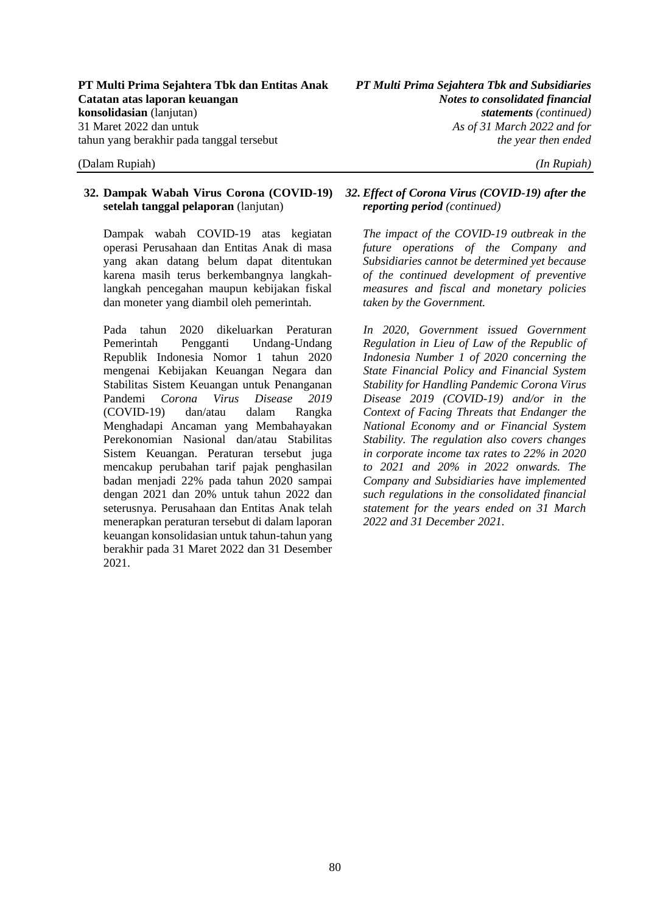**32. Dampak Wabah Virus Corona (COVID-19) setelah tanggal pelaporan** (lanjutan)

Dampak wabah COVID-19 atas kegiatan operasi Perusahaan dan Entitas Anak di masa yang akan datang belum dapat ditentukan karena masih terus berkembangnya langkah-langkah pencegahan maupun kebijakan fiskal dan moneter yang diambil oleh pemerintah.

Pada tahun 2020 dikeluarkan Peraturan Pemerintah Pengganti Undang-Undang Republik Indonesia Nomor 1 tahun 2020 mengenai Kebijakan Keuangan Negara dan Stabilitas Sistem Keuangan untuk Penanganan Pandemi *Corona Virus Disease 2019* (COVID-19) dan/atau dalam Rangka Menghadapi Ancaman yang Membahayakan Perekonomian Nasional dan/atau Stabilitas Sistem Keuangan. Peraturan tersebut juga mencakup perubahan tarif pajak penghasilan badan menjadi 22% pada tahun 2020 sampai dengan 2021 dan 20% untuk tahun 2022 dan seterusnya. Perusahaan dan Entitas Anak telah menerapkan peraturan tersebut di dalam laporan keuangan konsolidasian untuk tahun-tahun yang berakhir pada 31 Maret 2022 dan 31 Desember 2021.

***32. Effect of Corona Virus (COVID-19) after the reporting period*** *(continued)*

*The impact of the COVID-19 outbreak in the future operations of the Company and Subsidiaries cannot be determined yet because of the continued development of preventive measures and fiscal and monetary policies taken by the Government.*

*In 2020, Government issued Government Regulation in Lieu of Law of the Republic of Indonesia Number 1 of 2020 concerning the State Financial Policy and Financial System Stability for Handling Pandemic Corona Virus Disease 2019 (COVID-19) and/or in the Context of Facing Threats that Endanger the National Economy and or Financial System Stability. The regulation also covers changes in corporate income tax rates to 22% in 2020 to 2021 and 20% in 2022 onwards. The Company and Subsidiaries have implemented such regulations in the consolidated financial statement for the years ended on 31 March 2022 and 31 December 2021.*